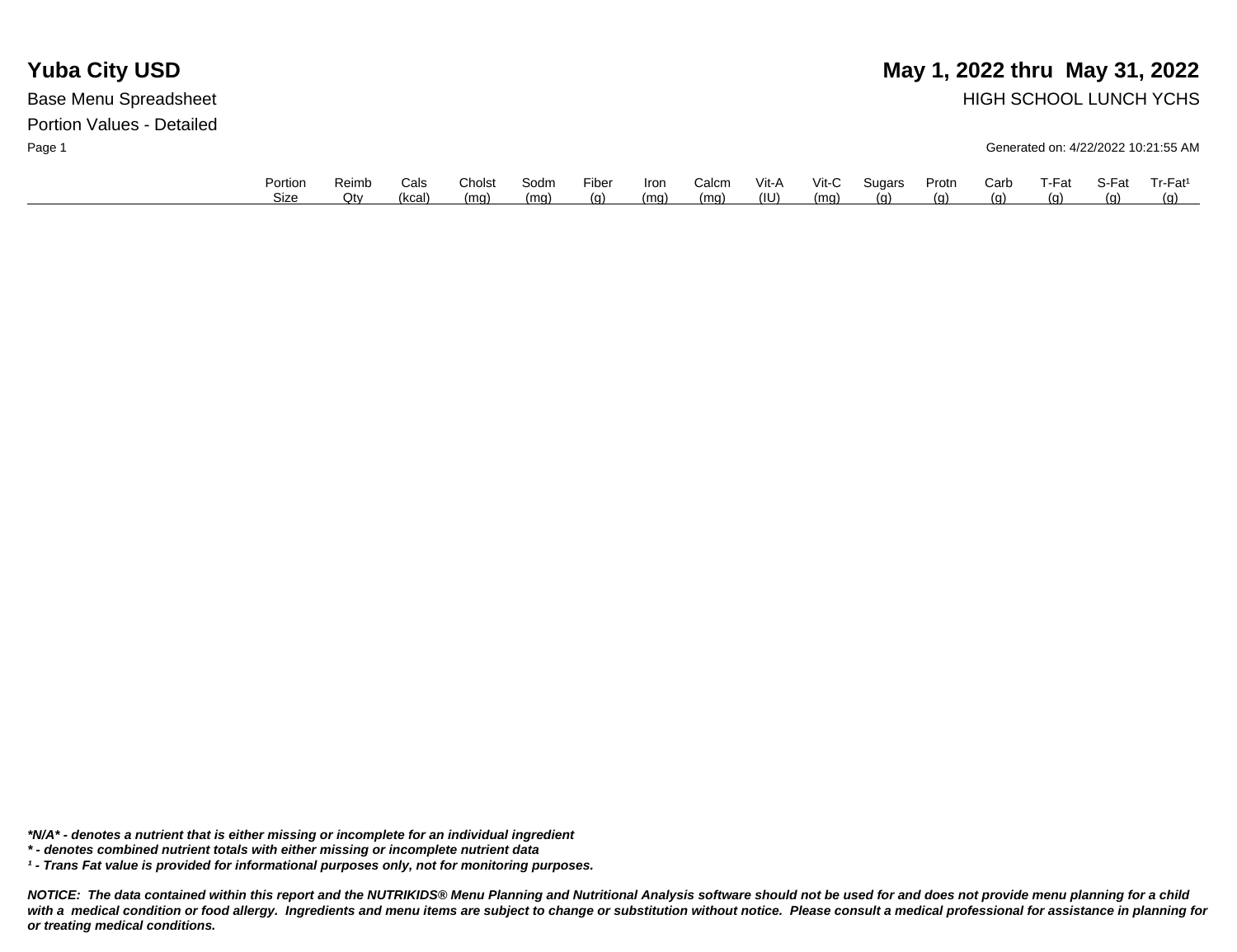# Yuba City USD

**May 1, 2022 thru May 31, 2022**

Base Menu Spreadsheet

HIGH SCHOOL LUNCH YCHS

Portion Values - Detailed

Generated on: 4/22/2022 10:21:55 AM

| | Portion Size | Reimb Qty | Cals (kcal) | Cholst (mg) | Sodm (mg) | Fiber (g) | Iron (mg) | Calcm (mg) | Vit-A (IU) | Vit-C (mg) | Sugars (g) | Protn (g) | Carb (g) | T-Fat (g) | S-Fat (g) | Tr-Fat[1] (g) |
|---|---|---|---|---|---|---|---|---|---|---|---|---|---|---|---|---|

***N/A* - denotes a nutrient that is either missing or incomplete for an individual ingredient**

*** - denotes combined nutrient totals with either missing or incomplete nutrient data**

***[1] - Trans Fat value is provided for informational purposes only, not for monitoring purposes.***

***NOTICE: The data contained within this report and the NUTRIKIDS® Menu Planning and Nutritional Analysis software should not be used for and does not provide menu planning for a child with a medical condition or food allergy. Ingredients and menu items are subject to change or substitution without notice. Please consult a medical professional for assistance in planning for or treating medical conditions.***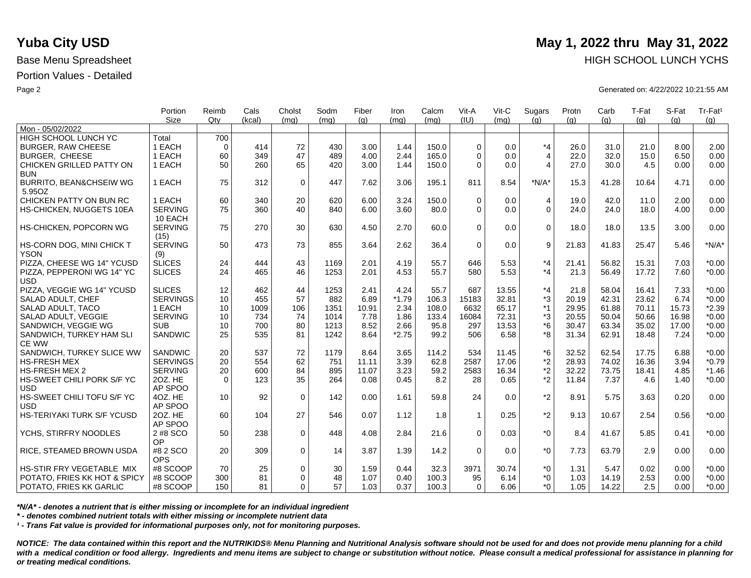# Yuba City USD

**May 1, 2022 thru May 31, 2022**

Base Menu Spreadsheet

HIGH SCHOOL LUNCH YCHS

Portion Values - Detailed

Generated on: 4/22/2022 10:21:55 AM

| | Portion Size | Reimb Qty | Cals (kcal) | Cholst (mg) | Sodm (mg) | Fiber (g) | Iron (mg) | Calcm (mg) | Vit-A (IU) | Vit-C (mg) | Sugars (g) | Protn (g) | Carb (g) | T-Fat (g) | S-Fat (g) | Tr-Fat¹ (g) |
|---|---|---|---|---|---|---|---|---|---|---|---|---|---|---|---|---|
| Mon - 05/02/2022 | | | | | | | | | | | | | | | | |
| HIGH SCHOOL LUNCH YC | Total | 700 | | | | | | | | | | | | | | |
| BURGER, RAW CHEESE | 1 EACH | 0 | 414 | 72 | 430 | 3.00 | 1.44 | 150.0 | 0 | 0.0 | *4 | 26.0 | 31.0 | 21.0 | 8.00 | 2.00 |
| BURGER, CHEESE | 1 EACH | 60 | 349 | 47 | 489 | 4.00 | 2.44 | 165.0 | 0 | 0.0 | 4 | 22.0 | 32.0 | 15.0 | 6.50 | 0.00 |
| CHICKEN GRILLED PATTY ON BUN | 1 EACH | 50 | 260 | 65 | 420 | 3.00 | 1.44 | 150.0 | 0 | 0.0 | 4 | 27.0 | 30.0 | 4.5 | 0.00 | 0.00 |
| BURRITO, BEAN&CHSEIW WG 5.95OZ | 1 EACH | 75 | 312 | 0 | 447 | 7.62 | 3.06 | 195.1 | 811 | 8.54 | *N/A* | 15.3 | 41.28 | 10.64 | 4.71 | 0.00 |
| CHICKEN PATTY ON BUN RC | 1 EACH | 60 | 340 | 20 | 620 | 6.00 | 3.24 | 150.0 | 0 | 0.0 | 4 | 19.0 | 42.0 | 11.0 | 2.00 | 0.00 |
| HS-CHICKEN, NUGGETS 10EA | SERVING 10 EACH | 75 | 360 | 40 | 840 | 6.00 | 3.60 | 80.0 | 0 | 0.0 | 0 | 24.0 | 24.0 | 18.0 | 4.00 | 0.00 |
| HS-CHICKEN, POPCORN WG | SERVING (15) | 75 | 270 | 30 | 630 | 4.50 | 2.70 | 60.0 | 0 | 0.0 | 0 | 18.0 | 18.0 | 13.5 | 3.00 | 0.00 |
| HS-CORN DOG, MINI CHICK T YSON | SERVING (9) | 50 | 473 | 73 | 855 | 3.64 | 2.62 | 36.4 | 0 | 0.0 | 9 | 21.83 | 41.83 | 25.47 | 5.46 | *N/A* |
| PIZZA, CHEESE WG 14" YCUSD | SLICES | 24 | 444 | 43 | 1169 | 2.01 | 4.19 | 55.7 | 646 | 5.53 | *4 | 21.41 | 56.82 | 15.31 | 7.03 | *0.00 |
| PIZZA, PEPPERONI WG 14" YC USD | SLICES | 24 | 465 | 46 | 1253 | 2.01 | 4.53 | 55.7 | 580 | 5.53 | *4 | 21.3 | 56.49 | 17.72 | 7.60 | *0.00 |
| PIZZA, VEGGIE WG 14" YCUSD | SLICES | 12 | 462 | 44 | 1253 | 2.41 | 4.24 | 55.7 | 687 | 13.55 | *4 | 21.8 | 58.04 | 16.41 | 7.33 | *0.00 |
| SALAD ADULT, CHEF | SERVINGS | 10 | 455 | 57 | 882 | 6.89 | *1.79 | 106.3 | 15183 | 32.81 | *3 | 20.19 | 42.31 | 23.62 | 6.74 | *0.00 |
| SALAD ADULT, TACO | 1 EACH | 10 | 1009 | 106 | 1351 | 10.91 | 2.34 | 108.0 | 6632 | 65.17 | *1 | 29.95 | 61.88 | 70.11 | 15.73 | *2.39 |
| SALAD ADULT, VEGGIE | SERVING | 10 | 734 | 74 | 1014 | 7.78 | 1.86 | 133.4 | 16084 | 72.31 | *3 | 20.55 | 50.04 | 50.66 | 16.98 | *0.00 |
| SANDWICH, VEGGIE WG | SUB | 10 | 700 | 80 | 1213 | 8.52 | 2.66 | 95.8 | 297 | 13.53 | *6 | 30.47 | 63.34 | 35.02 | 17.00 | *0.00 |
| SANDWICH, TURKEY HAM SLI CE WW | SANDWIC | 25 | 535 | 81 | 1242 | 8.64 | *2.75 | 99.2 | 506 | 6.58 | *8 | 31.34 | 62.91 | 18.48 | 7.24 | *0.00 |
| SANDWICH, TURKEY SLICE WW | SANDWIC | 20 | 537 | 72 | 1179 | 8.64 | 3.65 | 114.2 | 534 | 11.45 | *6 | 32.52 | 62.54 | 17.75 | 6.88 | *0.00 |
| HS-FRESH MEX | SERVINGS | 20 | 554 | 62 | 751 | 11.11 | 3.39 | 62.8 | 2587 | 17.06 | *2 | 28.93 | 74.02 | 16.36 | 3.94 | *0.79 |
| HS-FRESH MEX 2 | SERVING | 20 | 600 | 84 | 895 | 11.07 | 3.23 | 59.2 | 2583 | 16.34 | *2 | 32.22 | 73.75 | 18.41 | 4.85 | *1.46 |
| HS-SWEET CHILI PORK S/F YC USD | 2OZ. HE AP SPOO | 0 | 123 | 35 | 264 | 0.08 | 0.45 | 8.2 | 28 | 0.65 | *2 | 11.84 | 7.37 | 4.6 | 1.40 | *0.00 |
| HS-SWEET CHILI TOFU S/F YC USD | 4OZ. HE AP SPOO | 10 | 92 | 0 | 142 | 0.00 | 1.61 | 59.8 | 24 | 0.0 | *2 | 8.91 | 5.75 | 3.63 | 0.20 | 0.00 |
| HS-TERIYAKI TURK S/F YCUSD | 2OZ. HE AP SPOO | 60 | 104 | 27 | 546 | 0.07 | 1.12 | 1.8 | 1 | 0.25 | *2 | 9.13 | 10.67 | 2.54 | 0.56 | *0.00 |
| YCHS, STIRFRY NOODLES | 2 #8 SCO OP | 50 | 238 | 0 | 448 | 4.08 | 2.84 | 21.6 | 0 | 0.03 | *0 | 8.4 | 41.67 | 5.85 | 0.41 | *0.00 |
| RICE, STEAMED BROWN USDA | #8 2 SCO OPS | 20 | 309 | 0 | 14 | 3.87 | 1.39 | 14.2 | 0 | 0.0 | *0 | 7.73 | 63.79 | 2.9 | 0.00 | 0.00 |
| HS-STIR FRY VEGETABLE MIX | #8 SCOOP | 70 | 25 | 0 | 30 | 1.59 | 0.44 | 32.3 | 3971 | 30.74 | *0 | 1.31 | 5.47 | 0.02 | 0.00 | *0.00 |
| POTATO, FRIES KK HOT & SPICY | #8 SCOOP | 300 | 81 | 0 | 48 | 1.07 | 0.40 | 100.3 | 95 | 6.14 | *0 | 1.03 | 14.19 | 2.53 | 0.00 | *0.00 |
| POTATO, FRIES KK GARLIC | #8 SCOOP | 150 | 81 | 0 | 57 | 1.03 | 0.37 | 100.3 | 0 | 6.06 | *0 | 1.05 | 14.22 | 2.5 | 0.00 | *0.00 |

***N/A* - denotes a nutrient that is either missing or incomplete for an individual ingredient***

***\* - denotes combined nutrient totals with either missing or incomplete nutrient data***

***¹ - Trans Fat value is provided for informational purposes only, not for monitoring purposes.***

***NOTICE: The data contained within this report and the NUTRIKIDS® Menu Planning and Nutritional Analysis software should not be used for and does not provide menu planning for a child with a medical condition or food allergy. Ingredients and menu items are subject to change or substitution without notice. Please consult a medical professional for assistance in planning for or treating medical conditions.***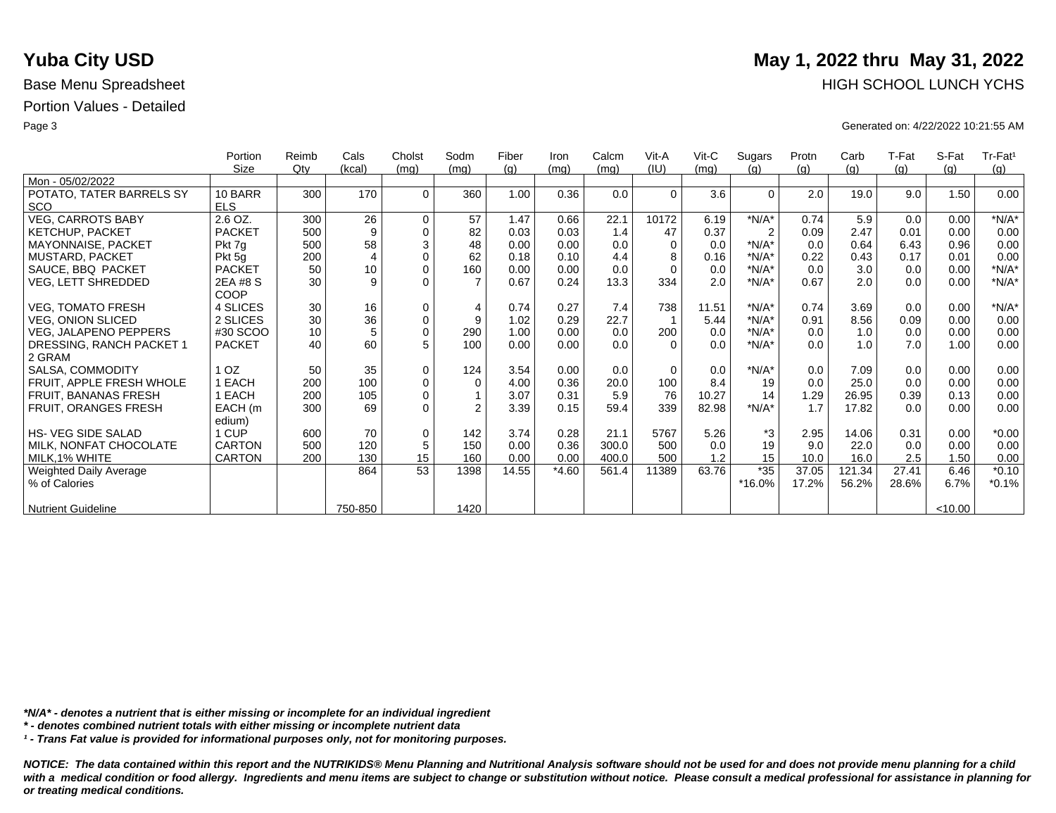# Yuba City USD

# May 1, 2022 thru May 31, 2022

Base Menu Spreadsheet

HIGH SCHOOL LUNCH YCHS

Portion Values - Detailed

Generated on: 4/22/2022 10:21:55 AM

| | Portion Size | Reimb Qty | Cals (kcal) | Cholst (mg) | Sodm (mg) | Fiber (g) | Iron (mg) | Calcm (mg) | Vit-A (IU) | Vit-C (mg) | Sugars (g) | Protn (g) | Carb (g) | T-Fat (g) | S-Fat (g) | Tr-Fat¹ (g) |
|---|---|---|---|---|---|---|---|---|---|---|---|---|---|---|---|---|
| Mon - 05/02/2022 | | | | | | | | | | | | | | | | |
| POTATO, TATER BARRELS SY SCO | 10 BARR ELS | 300 | 170 | 0 | 360 | 1.00 | 0.36 | 0.0 | 0 | 3.6 | 0 | 2.0 | 19.0 | 9.0 | 1.50 | 0.00 |
| VEG, CARROTS BABY | 2.6 OZ. | 300 | 26 | 0 | 57 | 1.47 | 0.66 | 22.1 | 10172 | 6.19 | *N/A* | 0.74 | 5.9 | 0.0 | 0.00 | *N/A* |
| KETCHUP, PACKET | PACKET | 500 | 9 | 0 | 82 | 0.03 | 0.03 | 1.4 | 47 | 0.37 | 2 | 0.09 | 2.47 | 0.01 | 0.00 | 0.00 |
| MAYONNAISE, PACKET | Pkt 7g | 500 | 58 | 3 | 48 | 0.00 | 0.00 | 0.0 | 0 | 0.0 | *N/A* | 0.0 | 0.64 | 6.43 | 0.96 | 0.00 |
| MUSTARD, PACKET | Pkt 5g | 200 | 4 | 0 | 62 | 0.18 | 0.10 | 4.4 | 8 | 0.16 | *N/A* | 0.22 | 0.43 | 0.17 | 0.01 | 0.00 |
| SAUCE, BBQ PACKET | PACKET | 50 | 10 | 0 | 160 | 0.00 | 0.00 | 0.0 | 0 | 0.0 | *N/A* | 0.0 | 3.0 | 0.0 | 0.00 | *N/A* |
| VEG, LETT SHREDDED | 2EA #8 S COOP | 30 | 9 | 0 | 7 | 0.67 | 0.24 | 13.3 | 334 | 2.0 | *N/A* | 0.67 | 2.0 | 0.0 | 0.00 | *N/A* |
| VEG, TOMATO FRESH | 4 SLICES | 30 | 16 | 0 | 4 | 0.74 | 0.27 | 7.4 | 738 | 11.51 | *N/A* | 0.74 | 3.69 | 0.0 | 0.00 | *N/A* |
| VEG, ONION SLICED | 2 SLICES | 30 | 36 | 0 | 9 | 1.02 | 0.29 | 22.7 | 1 | 5.44 | *N/A* | 0.91 | 8.56 | 0.09 | 0.00 | 0.00 |
| VEG, JALAPENO PEPPERS | #30 SCOO | 10 | 5 | 0 | 290 | 1.00 | 0.00 | 0.0 | 200 | 0.0 | *N/A* | 0.0 | 1.0 | 0.0 | 0.00 | 0.00 |
| DRESSING, RANCH PACKET 1 2 GRAM | PACKET | 40 | 60 | 5 | 100 | 0.00 | 0.00 | 0.0 | 0 | 0.0 | *N/A* | 0.0 | 1.0 | 7.0 | 1.00 | 0.00 |
| SALSA, COMMODITY | 1 OZ | 50 | 35 | 0 | 124 | 3.54 | 0.00 | 0.0 | 0 | 0.0 | *N/A* | 0.0 | 7.09 | 0.0 | 0.00 | 0.00 |
| FRUIT, APPLE FRESH WHOLE | 1 EACH | 200 | 100 | 0 | 0 | 4.00 | 0.36 | 20.0 | 100 | 8.4 | 19 | 0.0 | 25.0 | 0.0 | 0.00 | 0.00 |
| FRUIT, BANANAS FRESH | 1 EACH | 200 | 105 | 0 | 1 | 3.07 | 0.31 | 5.9 | 76 | 10.27 | 14 | 1.29 | 26.95 | 0.39 | 0.13 | 0.00 |
| FRUIT, ORANGES FRESH | EACH (medium) | 300 | 69 | 0 | 2 | 3.39 | 0.15 | 59.4 | 339 | 82.98 | *N/A* | 1.7 | 17.82 | 0.0 | 0.00 | 0.00 |
| HS- VEG SIDE SALAD | 1 CUP | 600 | 70 | 0 | 142 | 3.74 | 0.28 | 21.1 | 5767 | 5.26 | *3 | 2.95 | 14.06 | 0.31 | 0.00 | *0.00 |
| MILK, NONFAT CHOCOLATE | CARTON | 500 | 120 | 5 | 150 | 0.00 | 0.36 | 300.0 | 500 | 0.0 | 19 | 9.0 | 22.0 | 0.0 | 0.00 | 0.00 |
| MILK,1% WHITE | CARTON | 200 | 130 | 15 | 160 | 0.00 | 0.00 | 400.0 | 500 | 1.2 | 15 | 10.0 | 16.0 | 2.5 | 1.50 | 0.00 |
| Weighted Daily Average | | | 864 | 53 | 1398 | 14.55 | *4.60 | 561.4 | 11389 | 63.76 | *35 | 37.05 | 121.34 | 27.41 | 6.46 | *0.10 |
| % of Calories | | | | | | | | | | | *16.0% | 17.2% | 56.2% | 28.6% | 6.7% | *0.1% |
| Nutrient Guideline | | | 750-850 | | 1420 | | | | | | | | | | <10.00 | |

***N/A* - denotes a nutrient that is either missing or incomplete for an individual ingredient**

***\* - denotes combined nutrient totals with either missing or incomplete nutrient data***

***¹ - Trans Fat value is provided for informational purposes only, not for monitoring purposes.***

***NOTICE: The data contained within this report and the NUTRIKIDS® Menu Planning and Nutritional Analysis software should not be used for and does not provide menu planning for a child with a medical condition or food allergy. Ingredients and menu items are subject to change or substitution without notice. Please consult a medical professional for assistance in planning for or treating medical conditions.***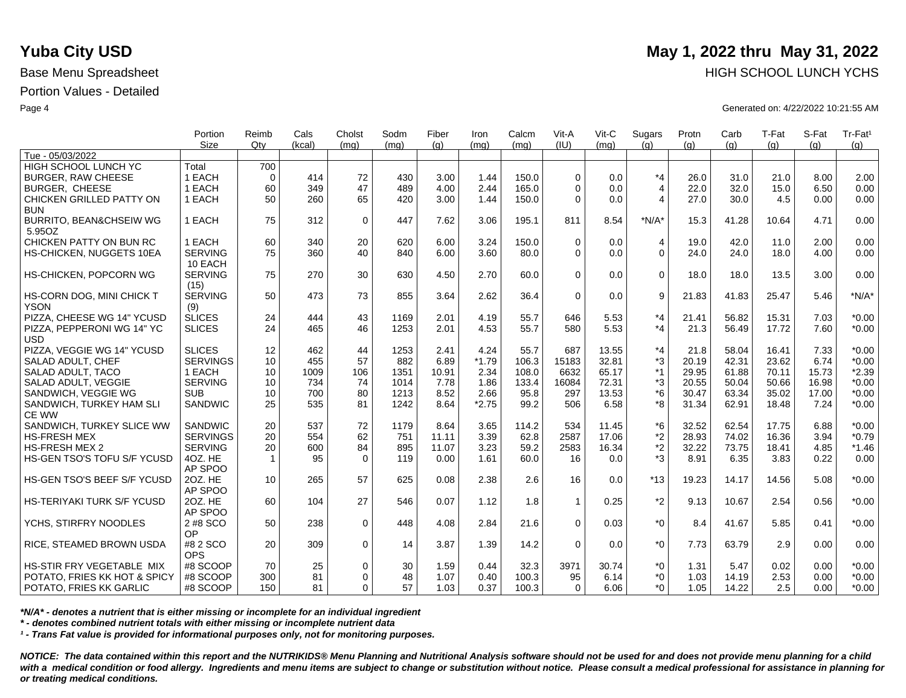# Yuba City USD

**May 1, 2022 thru May 31, 2022**

Base Menu Spreadsheet

HIGH SCHOOL LUNCH YCHS

Portion Values - Detailed

Generated on: 4/22/2022 10:21:55 AM

| | Portion Size | Reimb Qty | Cals (kcal) | Cholst (mg) | Sodm (mg) | Fiber (g) | Iron (mg) | Calcm (mg) | Vit-A (IU) | Vit-C (mg) | Sugars (g) | Protn (g) | Carb (g) | T-Fat (g) | S-Fat (g) | Tr-Fat¹ (g) |
|---|---|---|---|---|---|---|---|---|---|---|---|---|---|---|---|---|
| Tue - 05/03/2022 | | | | | | | | | | | | | | | | |
| HIGH SCHOOL LUNCH YC | Total | 700 | | | | | | | | | | | | | | |
| BURGER, RAW CHEESE | 1 EACH | 0 | 414 | 72 | 430 | 3.00 | 1.44 | 150.0 | 0 | 0.0 | *4 | 26.0 | 31.0 | 21.0 | 8.00 | 2.00 |
| BURGER, CHEESE | 1 EACH | 60 | 349 | 47 | 489 | 4.00 | 2.44 | 165.0 | 0 | 0.0 | 4 | 22.0 | 32.0 | 15.0 | 6.50 | 0.00 |
| CHICKEN GRILLED PATTY ON BUN | 1 EACH | 50 | 260 | 65 | 420 | 3.00 | 1.44 | 150.0 | 0 | 0.0 | 4 | 27.0 | 30.0 | 4.5 | 0.00 | 0.00 |
| BURRITO, BEAN&CHSEIW WG 5.95OZ | 1 EACH | 75 | 312 | 0 | 447 | 7.62 | 3.06 | 195.1 | 811 | 8.54 | *N/A* | 15.3 | 41.28 | 10.64 | 4.71 | 0.00 |
| CHICKEN PATTY ON BUN RC | 1 EACH | 60 | 340 | 20 | 620 | 6.00 | 3.24 | 150.0 | 0 | 0.0 | 4 | 19.0 | 42.0 | 11.0 | 2.00 | 0.00 |
| HS-CHICKEN, NUGGETS 10EA | SERVING 10 EACH | 75 | 360 | 40 | 840 | 6.00 | 3.60 | 80.0 | 0 | 0.0 | 0 | 24.0 | 24.0 | 18.0 | 4.00 | 0.00 |
| HS-CHICKEN, POPCORN WG | SERVING (15) | 75 | 270 | 30 | 630 | 4.50 | 2.70 | 60.0 | 0 | 0.0 | 0 | 18.0 | 18.0 | 13.5 | 3.00 | 0.00 |
| HS-CORN DOG, MINI CHICK T YSON | SERVING (9) | 50 | 473 | 73 | 855 | 3.64 | 2.62 | 36.4 | 0 | 0.0 | 9 | 21.83 | 41.83 | 25.47 | 5.46 | *N/A* |
| PIZZA, CHEESE WG 14" YCUSD | SLICES | 24 | 444 | 43 | 1169 | 2.01 | 4.19 | 55.7 | 646 | 5.53 | *4 | 21.41 | 56.82 | 15.31 | 7.03 | *0.00 |
| PIZZA, PEPPERONI WG 14" YC USD | SLICES | 24 | 465 | 46 | 1253 | 2.01 | 4.53 | 55.7 | 580 | 5.53 | *4 | 21.3 | 56.49 | 17.72 | 7.60 | *0.00 |
| PIZZA, VEGGIE WG 14" YCUSD | SLICES | 12 | 462 | 44 | 1253 | 2.41 | 4.24 | 55.7 | 687 | 13.55 | *4 | 21.8 | 58.04 | 16.41 | 7.33 | *0.00 |
| SALAD ADULT, CHEF | SERVINGS | 10 | 455 | 57 | 882 | 6.89 | *1.79 | 106.3 | 15183 | 32.81 | *3 | 20.19 | 42.31 | 23.62 | 6.74 | *0.00 |
| SALAD ADULT, TACO | 1 EACH | 10 | 1009 | 106 | 1351 | 10.91 | 2.34 | 108.0 | 6632 | 65.17 | *1 | 29.95 | 61.88 | 70.11 | 15.73 | *2.39 |
| SALAD ADULT, VEGGIE | SERVING | 10 | 734 | 74 | 1014 | 7.78 | 1.86 | 133.4 | 16084 | 72.31 | *3 | 20.55 | 50.04 | 50.66 | 16.98 | *0.00 |
| SANDWICH, VEGGIE WG | SUB | 10 | 700 | 80 | 1213 | 8.52 | 2.66 | 95.8 | 297 | 13.53 | *6 | 30.47 | 63.34 | 35.02 | 17.00 | *0.00 |
| SANDWICH, TURKEY HAM SLI CE WW | SANDWIC | 25 | 535 | 81 | 1242 | 8.64 | *2.75 | 99.2 | 506 | 6.58 | *8 | 31.34 | 62.91 | 18.48 | 7.24 | *0.00 |
| SANDWICH, TURKEY SLICE WW | SANDWIC | 20 | 537 | 72 | 1179 | 8.64 | 3.65 | 114.2 | 534 | 11.45 | *6 | 32.52 | 62.54 | 17.75 | 6.88 | *0.00 |
| HS-FRESH MEX | SERVINGS | 20 | 554 | 62 | 751 | 11.11 | 3.39 | 62.8 | 2587 | 17.06 | *2 | 28.93 | 74.02 | 16.36 | 3.94 | *0.79 |
| HS-FRESH MEX 2 | SERVING | 20 | 600 | 84 | 895 | 11.07 | 3.23 | 59.2 | 2583 | 16.34 | *2 | 32.22 | 73.75 | 18.41 | 4.85 | *1.46 |
| HS-GEN TSO'S TOFU S/F YCUSD | 4OZ. HE AP SPOO | 1 | 95 | 0 | 119 | 0.00 | 1.61 | 60.0 | 16 | 0.0 | *3 | 8.91 | 6.35 | 3.83 | 0.22 | 0.00 |
| HS-GEN TSO'S BEEF S/F YCUSD | 2OZ. HE AP SPOO | 10 | 265 | 57 | 625 | 0.08 | 2.38 | 2.6 | 16 | 0.0 | *13 | 19.23 | 14.17 | 14.56 | 5.08 | *0.00 |
| HS-TERIYAKI TURK S/F YCUSD | 2OZ. HE AP SPOO | 60 | 104 | 27 | 546 | 0.07 | 1.12 | 1.8 | 1 | 0.25 | *2 | 9.13 | 10.67 | 2.54 | 0.56 | *0.00 |
| YCHS, STIRFRY NOODLES | 2 #8 SCO OP | 50 | 238 | 0 | 448 | 4.08 | 2.84 | 21.6 | 0 | 0.03 | *0 | 8.4 | 41.67 | 5.85 | 0.41 | *0.00 |
| RICE, STEAMED BROWN USDA | #8 2 SCO OPS | 20 | 309 | 0 | 14 | 3.87 | 1.39 | 14.2 | 0 | 0.0 | *0 | 7.73 | 63.79 | 2.9 | 0.00 | 0.00 |
| HS-STIR FRY VEGETABLE MIX | #8 SCOOP | 70 | 25 | 0 | 30 | 1.59 | 0.44 | 32.3 | 3971 | 30.74 | *0 | 1.31 | 5.47 | 0.02 | 0.00 | *0.00 |
| POTATO, FRIES KK HOT & SPICY | #8 SCOOP | 300 | 81 | 0 | 48 | 1.07 | 0.40 | 100.3 | 95 | 6.14 | *0 | 1.03 | 14.19 | 2.53 | 0.00 | *0.00 |
| POTATO, FRIES KK GARLIC | #8 SCOOP | 150 | 81 | 0 | 57 | 1.03 | 0.37 | 100.3 | 0 | 6.06 | *0 | 1.05 | 14.22 | 2.5 | 0.00 | *0.00 |

*\*N/A\* - denotes a nutrient that is either missing or incomplete for an individual ingredient*

*\* - denotes combined nutrient totals with either missing or incomplete nutrient data*

*¹ - Trans Fat value is provided for informational purposes only, not for monitoring purposes.*

***NOTICE: The data contained within this report and the NUTRIKIDS® Menu Planning and Nutritional Analysis software should not be used for and does not provide menu planning for a child with a medical condition or food allergy. Ingredients and menu items are subject to change or substitution without notice. Please consult a medical professional for assistance in planning for or treating medical conditions.***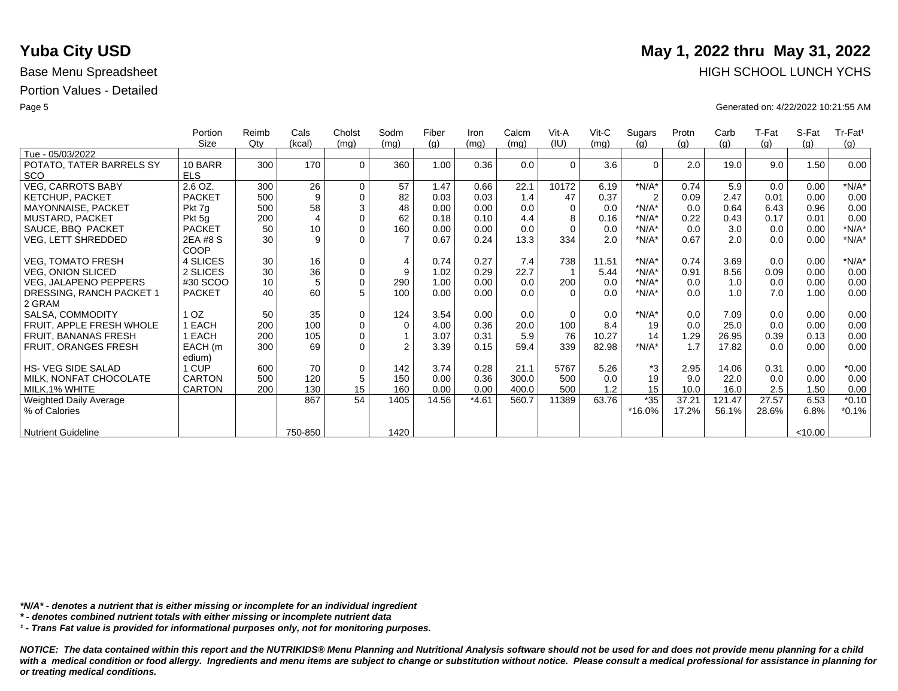# Yuba City USD

# May 1, 2022 thru May 31, 2022

Base Menu Spreadsheet

HIGH SCHOOL LUNCH YCHS

Portion Values - Detailed

Generated on: 4/22/2022 10:21:55 AM

| | Portion Size | Reimb Qty | Cals (kcal) | Cholst (mg) | Sodm (mg) | Fiber (g) | Iron (mg) | Calcm (mg) | Vit-A (IU) | Vit-C (mg) | Sugars (g) | Protn (g) | Carb (g) | T-Fat (g) | S-Fat (g) | Tr-Fat¹ (g) |
|---|---|---|---|---|---|---|---|---|---|---|---|---|---|---|---|---|
| Tue - 05/03/2022 | | | | | | | | | | | | | | | | |
| POTATO, TATER BARRELS SY SCO | 10 BARR ELS | 300 | 170 | 0 | 360 | 1.00 | 0.36 | 0.0 | 0 | 3.6 | 0 | 2.0 | 19.0 | 9.0 | 1.50 | 0.00 |
| VEG, CARROTS BABY | 2.6 OZ. | 300 | 26 | 0 | 57 | 1.47 | 0.66 | 22.1 | 10172 | 6.19 | *N/A* | 0.74 | 5.9 | 0.0 | 0.00 | *N/A* |
| KETCHUP, PACKET | PACKET | 500 | 9 | 0 | 82 | 0.03 | 0.03 | 1.4 | 47 | 0.37 | 2 | 0.09 | 2.47 | 0.01 | 0.00 | 0.00 |
| MAYONNAISE, PACKET | Pkt 7g | 500 | 58 | 3 | 48 | 0.00 | 0.00 | 0.0 | 0 | 0.0 | *N/A* | 0.0 | 0.64 | 6.43 | 0.96 | 0.00 |
| MUSTARD, PACKET | Pkt 5g | 200 | 4 | 0 | 62 | 0.18 | 0.10 | 4.4 | 8 | 0.16 | *N/A* | 0.22 | 0.43 | 0.17 | 0.01 | 0.00 |
| SAUCE, BBQ PACKET | PACKET | 50 | 10 | 0 | 160 | 0.00 | 0.00 | 0.0 | 0 | 0.0 | *N/A* | 0.0 | 3.0 | 0.0 | 0.00 | *N/A* |
| VEG, LETT SHREDDED | 2EA #8 S COOP | 30 | 9 | 0 | 7 | 0.67 | 0.24 | 13.3 | 334 | 2.0 | *N/A* | 0.67 | 2.0 | 0.0 | 0.00 | *N/A* |
| VEG, TOMATO FRESH | 4 SLICES | 30 | 16 | 0 | 4 | 0.74 | 0.27 | 7.4 | 738 | 11.51 | *N/A* | 0.74 | 3.69 | 0.0 | 0.00 | *N/A* |
| VEG, ONION SLICED | 2 SLICES | 30 | 36 | 0 | 9 | 1.02 | 0.29 | 22.7 | 1 | 5.44 | *N/A* | 0.91 | 8.56 | 0.09 | 0.00 | 0.00 |
| VEG, JALAPENO PEPPERS | #30 SCOO | 10 | 5 | 0 | 290 | 1.00 | 0.00 | 0.0 | 200 | 0.0 | *N/A* | 0.0 | 1.0 | 0.0 | 0.00 | 0.00 |
| DRESSING, RANCH PACKET 1 2 GRAM | PACKET | 40 | 60 | 5 | 100 | 0.00 | 0.00 | 0.0 | 0 | 0.0 | *N/A* | 0.0 | 1.0 | 7.0 | 1.00 | 0.00 |
| SALSA, COMMODITY | 1 OZ | 50 | 35 | 0 | 124 | 3.54 | 0.00 | 0.0 | 0 | 0.0 | *N/A* | 0.0 | 7.09 | 0.0 | 0.00 | 0.00 |
| FRUIT, APPLE FRESH WHOLE | 1 EACH | 200 | 100 | 0 | 0 | 4.00 | 0.36 | 20.0 | 100 | 8.4 | 19 | 0.0 | 25.0 | 0.0 | 0.00 | 0.00 |
| FRUIT, BANANAS FRESH | 1 EACH | 200 | 105 | 0 | 1 | 3.07 | 0.31 | 5.9 | 76 | 10.27 | 14 | 1.29 | 26.95 | 0.39 | 0.13 | 0.00 |
| FRUIT, ORANGES FRESH | EACH (m edium) | 300 | 69 | 0 | 2 | 3.39 | 0.15 | 59.4 | 339 | 82.98 | *N/A* | 1.7 | 17.82 | 0.0 | 0.00 | 0.00 |
| HS- VEG SIDE SALAD | 1 CUP | 600 | 70 | 0 | 142 | 3.74 | 0.28 | 21.1 | 5767 | 5.26 | *3 | 2.95 | 14.06 | 0.31 | 0.00 | *0.00 |
| MILK, NONFAT CHOCOLATE | CARTON | 500 | 120 | 5 | 150 | 0.00 | 0.36 | 300.0 | 500 | 0.0 | 19 | 9.0 | 22.0 | 0.0 | 0.00 | 0.00 |
| MILK,1% WHITE | CARTON | 200 | 130 | 15 | 160 | 0.00 | 0.00 | 400.0 | 500 | 1.2 | 15 | 10.0 | 16.0 | 2.5 | 1.50 | 0.00 |
| Weighted Daily Average | | | 867 | 54 | 1405 | 14.56 | *4.61 | 560.7 | 11389 | 63.76 | *35 | 37.21 | 121.47 | 27.57 | 6.53 | *0.10 |
| % of Calories | | | | | | | | | | | *16.0% | 17.2% | 56.1% | 28.6% | 6.8% | *0.1% |
| Nutrient Guideline | | | 750-850 | | 1420 | | | | | | | | | | <10.00 | |

***N/A* - denotes a nutrient that is either missing or incomplete for an individual ingredient***

***\* - denotes combined nutrient totals with either missing or incomplete nutrient data***

***¹ - Trans Fat value is provided for informational purposes only, not for monitoring purposes.***

***NOTICE: The data contained within this report and the NUTRIKIDS® Menu Planning and Nutritional Analysis software should not be used for and does not provide menu planning for a child with a medical condition or food allergy. Ingredients and menu items are subject to change or substitution without notice. Please consult a medical professional for assistance in planning for or treating medical conditions.***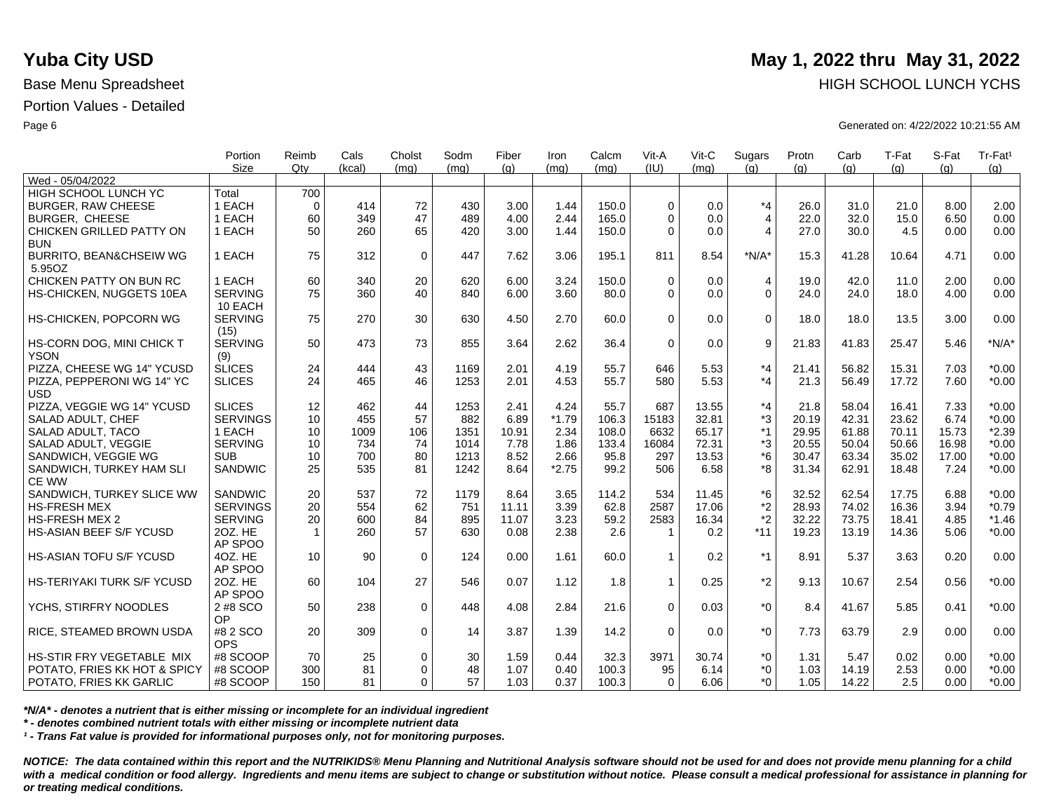# Yuba City USD

## May 1, 2022 thru May 31, 2022

Base Menu Spreadsheet

HIGH SCHOOL LUNCH YCHS

Portion Values - Detailed

Generated on: 4/22/2022 10:21:55 AM

| | Portion Size | Reimb Qty | Cals (kcal) | Cholst (mg) | Sodm (mg) | Fiber (g) | Iron (mg) | Calcm (mg) | Vit-A (IU) | Vit-C (mg) | Sugars (g) | Protn (g) | Carb (g) | T-Fat (g) | S-Fat (g) | Tr-Fat¹ (g) |
|---|---|---|---|---|---|---|---|---|---|---|---|---|---|---|---|---|
| Wed - 05/04/2022 | | | | | | | | | | | | | | | | |
| HIGH SCHOOL LUNCH YC | Total | 700 | | | | | | | | | | | | | | |
| BURGER, RAW CHEESE | 1 EACH | 0 | 414 | 72 | 430 | 3.00 | 1.44 | 150.0 | 0 | 0.0 | *4 | 26.0 | 31.0 | 21.0 | 8.00 | 2.00 |
| BURGER, CHEESE | 1 EACH | 60 | 349 | 47 | 489 | 4.00 | 2.44 | 165.0 | 0 | 0.0 | 4 | 22.0 | 32.0 | 15.0 | 6.50 | 0.00 |
| CHICKEN GRILLED PATTY ON BUN | 1 EACH | 50 | 260 | 65 | 420 | 3.00 | 1.44 | 150.0 | 0 | 0.0 | 4 | 27.0 | 30.0 | 4.5 | 0.00 | 0.00 |
| BURRITO, BEAN&CHSEIW WG 5.95OZ | 1 EACH | 75 | 312 | 0 | 447 | 7.62 | 3.06 | 195.1 | 811 | 8.54 | *N/A* | 15.3 | 41.28 | 10.64 | 4.71 | 0.00 |
| CHICKEN PATTY ON BUN RC | 1 EACH | 60 | 340 | 20 | 620 | 6.00 | 3.24 | 150.0 | 0 | 0.0 | 4 | 19.0 | 42.0 | 11.0 | 2.00 | 0.00 |
| HS-CHICKEN, NUGGETS 10EA | SERVING 10 EACH | 75 | 360 | 40 | 840 | 6.00 | 3.60 | 80.0 | 0 | 0.0 | 0 | 24.0 | 24.0 | 18.0 | 4.00 | 0.00 |
| HS-CHICKEN, POPCORN WG | SERVING (15) | 75 | 270 | 30 | 630 | 4.50 | 2.70 | 60.0 | 0 | 0.0 | 0 | 18.0 | 18.0 | 13.5 | 3.00 | 0.00 |
| HS-CORN DOG, MINI CHICK T YSON | SERVING (9) | 50 | 473 | 73 | 855 | 3.64 | 2.62 | 36.4 | 0 | 0.0 | 9 | 21.83 | 41.83 | 25.47 | 5.46 | *N/A* |
| PIZZA, CHEESE WG 14" YCUSD | SLICES | 24 | 444 | 43 | 1169 | 2.01 | 4.19 | 55.7 | 646 | 5.53 | *4 | 21.41 | 56.82 | 15.31 | 7.03 | *0.00 |
| PIZZA, PEPPERONI WG 14" YC USD | SLICES | 24 | 465 | 46 | 1253 | 2.01 | 4.53 | 55.7 | 580 | 5.53 | *4 | 21.3 | 56.49 | 17.72 | 7.60 | *0.00 |
| PIZZA, VEGGIE WG 14" YCUSD | SLICES | 12 | 462 | 44 | 1253 | 2.41 | 4.24 | 55.7 | 687 | 13.55 | *4 | 21.8 | 58.04 | 16.41 | 7.33 | *0.00 |
| SALAD ADULT, CHEF | SERVINGS | 10 | 455 | 57 | 882 | 6.89 | *1.79 | 106.3 | 15183 | 32.81 | *3 | 20.19 | 42.31 | 23.62 | 6.74 | *0.00 |
| SALAD ADULT, TACO | 1 EACH | 10 | 1009 | 106 | 1351 | 10.91 | 2.34 | 108.0 | 6632 | 65.17 | *1 | 29.95 | 61.88 | 70.11 | 15.73 | *2.39 |
| SALAD ADULT, VEGGIE | SERVING | 10 | 734 | 74 | 1014 | 7.78 | 1.86 | 133.4 | 16084 | 72.31 | *3 | 20.55 | 50.04 | 50.66 | 16.98 | *0.00 |
| SANDWICH, VEGGIE WG | SUB | 10 | 700 | 80 | 1213 | 8.52 | 2.66 | 95.8 | 297 | 13.53 | *6 | 30.47 | 63.34 | 35.02 | 17.00 | *0.00 |
| SANDWICH, TURKEY HAM SLI CE WW | SANDWIC | 25 | 535 | 81 | 1242 | 8.64 | *2.75 | 99.2 | 506 | 6.58 | *8 | 31.34 | 62.91 | 18.48 | 7.24 | *0.00 |
| SANDWICH, TURKEY SLICE WW | SANDWIC | 20 | 537 | 72 | 1179 | 8.64 | 3.65 | 114.2 | 534 | 11.45 | *6 | 32.52 | 62.54 | 17.75 | 6.88 | *0.00 |
| HS-FRESH MEX | SERVINGS | 20 | 554 | 62 | 751 | 11.11 | 3.39 | 62.8 | 2587 | 17.06 | *2 | 28.93 | 74.02 | 16.36 | 3.94 | *0.79 |
| HS-FRESH MEX 2 | SERVING | 20 | 600 | 84 | 895 | 11.07 | 3.23 | 59.2 | 2583 | 16.34 | *2 | 32.22 | 73.75 | 18.41 | 4.85 | *1.46 |
| HS-ASIAN BEEF S/F YCUSD | 2OZ. HE AP SPOO | 1 | 260 | 57 | 630 | 0.08 | 2.38 | 2.6 | 1 | 0.2 | *11 | 19.23 | 13.19 | 14.36 | 5.06 | *0.00 |
| HS-ASIAN TOFU S/F YCUSD | 4OZ. HE AP SPOO | 10 | 90 | 0 | 124 | 0.00 | 1.61 | 60.0 | 1 | 0.2 | *1 | 8.91 | 5.37 | 3.63 | 0.20 | 0.00 |
| HS-TERIYAKI TURK S/F YCUSD | 2OZ. HE AP SPOO | 60 | 104 | 27 | 546 | 0.07 | 1.12 | 1.8 | 1 | 0.25 | *2 | 9.13 | 10.67 | 2.54 | 0.56 | *0.00 |
| YCHS, STIRFRY NOODLES | 2 #8 SCO OP | 50 | 238 | 0 | 448 | 4.08 | 2.84 | 21.6 | 0 | 0.03 | *0 | 8.4 | 41.67 | 5.85 | 0.41 | *0.00 |
| RICE, STEAMED BROWN USDA | #8 2 SCO OPS | 20 | 309 | 0 | 14 | 3.87 | 1.39 | 14.2 | 0 | 0.0 | *0 | 7.73 | 63.79 | 2.9 | 0.00 | 0.00 |
| HS-STIR FRY VEGETABLE MIX | #8 SCOOP | 70 | 25 | 0 | 30 | 1.59 | 0.44 | 32.3 | 3971 | 30.74 | *0 | 1.31 | 5.47 | 0.02 | 0.00 | *0.00 |
| POTATO, FRIES KK HOT & SPICY | #8 SCOOP | 300 | 81 | 0 | 48 | 1.07 | 0.40 | 100.3 | 95 | 6.14 | *0 | 1.03 | 14.19 | 2.53 | 0.00 | *0.00 |
| POTATO, FRIES KK GARLIC | #8 SCOOP | 150 | 81 | 0 | 57 | 1.03 | 0.37 | 100.3 | 0 | 6.06 | *0 | 1.05 | 14.22 | 2.5 | 0.00 | *0.00 |

***N/A* - denotes a nutrient that is either missing or incomplete for an individual ingredient***

***\* - denotes combined nutrient totals with either missing or incomplete nutrient data***

***¹ - Trans Fat value is provided for informational purposes only, not for monitoring purposes.***

***NOTICE: The data contained within this report and the NUTRIKIDS® Menu Planning and Nutritional Analysis software should not be used for and does not provide menu planning for a child with a medical condition or food allergy. Ingredients and menu items are subject to change or substitution without notice. Please consult a medical professional for assistance in planning for or treating medical conditions.***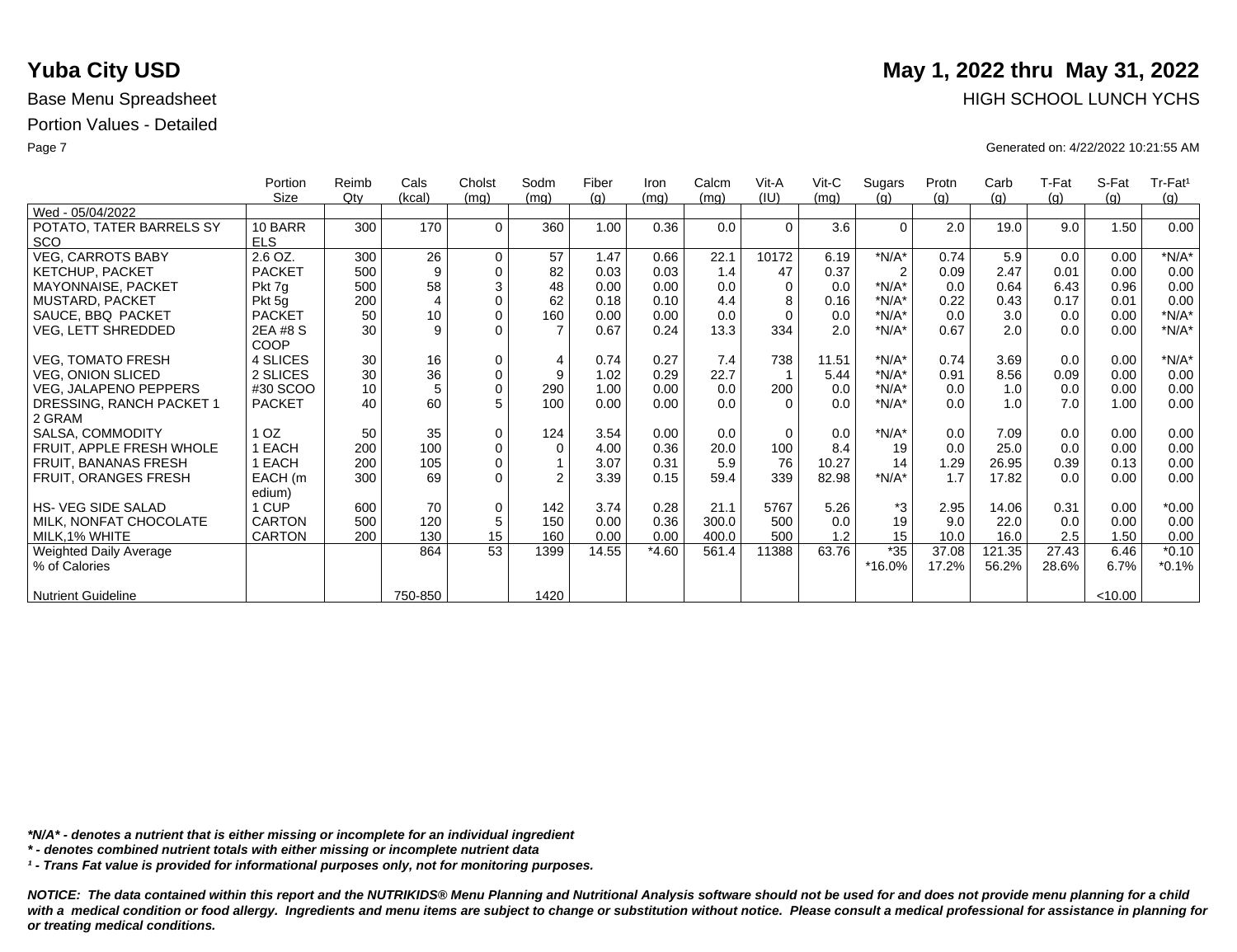# Yuba City USD

**May 1, 2022 thru May 31, 2022**

Base Menu Spreadsheet

HIGH SCHOOL LUNCH YCHS

Portion Values - Detailed

Generated on: 4/22/2022 10:21:55 AM

| | Portion Size | Reimb Qty | Cals (kcal) | Cholst (mg) | Sodm (mg) | Fiber (g) | Iron (mg) | Calcm (mg) | Vit-A (IU) | Vit-C (mg) | Sugars (g) | Protn (g) | Carb (g) | T-Fat (g) | S-Fat (g) | Tr-Fat¹ (g) |
|---|---|---|---|---|---|---|---|---|---|---|---|---|---|---|---|---|
| Wed - 05/04/2022 | | | | | | | | | | | | | | | | |
| POTATO, TATER BARRELS SY SCO | 10 BARR ELS | 300 | 170 | 0 | 360 | 1.00 | 0.36 | 0.0 | 0 | 3.6 | 0 | 2.0 | 19.0 | 9.0 | 1.50 | 0.00 |
| VEG, CARROTS BABY | 2.6 OZ. | 300 | 26 | 0 | 57 | 1.47 | 0.66 | 22.1 | 10172 | 6.19 | *N/A* | 0.74 | 5.9 | 0.0 | 0.00 | *N/A* |
| KETCHUP, PACKET | PACKET | 500 | 9 | 0 | 82 | 0.03 | 0.03 | 1.4 | 47 | 0.37 | 2 | 0.09 | 2.47 | 0.01 | 0.00 | 0.00 |
| MAYONNAISE, PACKET | Pkt 7g | 500 | 58 | 3 | 48 | 0.00 | 0.00 | 0.0 | 0 | 0.0 | *N/A* | 0.0 | 0.64 | 6.43 | 0.96 | 0.00 |
| MUSTARD, PACKET | Pkt 5g | 200 | 4 | 0 | 62 | 0.18 | 0.10 | 4.4 | 8 | 0.16 | *N/A* | 0.22 | 0.43 | 0.17 | 0.01 | 0.00 |
| SAUCE, BBQ PACKET | PACKET | 50 | 10 | 0 | 160 | 0.00 | 0.00 | 0.0 | 0 | 0.0 | *N/A* | 0.0 | 3.0 | 0.0 | 0.00 | *N/A* |
| VEG, LETT SHREDDED | 2EA #8 S COOP | 30 | 9 | 0 | 7 | 0.67 | 0.24 | 13.3 | 334 | 2.0 | *N/A* | 0.67 | 2.0 | 0.0 | 0.00 | *N/A* |
| VEG, TOMATO FRESH | 4 SLICES | 30 | 16 | 0 | 4 | 0.74 | 0.27 | 7.4 | 738 | 11.51 | *N/A* | 0.74 | 3.69 | 0.0 | 0.00 | *N/A* |
| VEG, ONION SLICED | 2 SLICES | 30 | 36 | 0 | 9 | 1.02 | 0.29 | 22.7 | 1 | 5.44 | *N/A* | 0.91 | 8.56 | 0.09 | 0.00 | 0.00 |
| VEG, JALAPENO PEPPERS | #30 SCOO | 10 | 5 | 0 | 290 | 1.00 | 0.00 | 0.0 | 200 | 0.0 | *N/A* | 0.0 | 1.0 | 0.0 | 0.00 | 0.00 |
| DRESSING, RANCH PACKET 1 2 GRAM | PACKET | 40 | 60 | 5 | 100 | 0.00 | 0.00 | 0.0 | 0 | 0.0 | *N/A* | 0.0 | 1.0 | 7.0 | 1.00 | 0.00 |
| SALSA, COMMODITY | 1 OZ | 50 | 35 | 0 | 124 | 3.54 | 0.00 | 0.0 | 0 | 0.0 | *N/A* | 0.0 | 7.09 | 0.0 | 0.00 | 0.00 |
| FRUIT, APPLE FRESH WHOLE | 1 EACH | 200 | 100 | 0 | 0 | 4.00 | 0.36 | 20.0 | 100 | 8.4 | 19 | 0.0 | 25.0 | 0.0 | 0.00 | 0.00 |
| FRUIT, BANANAS FRESH | 1 EACH | 200 | 105 | 0 | 1 | 3.07 | 0.31 | 5.9 | 76 | 10.27 | 14 | 1.29 | 26.95 | 0.39 | 0.13 | 0.00 |
| FRUIT, ORANGES FRESH | EACH (m edium) | 300 | 69 | 0 | 2 | 3.39 | 0.15 | 59.4 | 339 | 82.98 | *N/A* | 1.7 | 17.82 | 0.0 | 0.00 | 0.00 |
| HS- VEG SIDE SALAD | 1 CUP | 600 | 70 | 0 | 142 | 3.74 | 0.28 | 21.1 | 5767 | 5.26 | *3 | 2.95 | 14.06 | 0.31 | 0.00 | *0.00 |
| MILK, NONFAT CHOCOLATE | CARTON | 500 | 120 | 5 | 150 | 0.00 | 0.36 | 300.0 | 500 | 0.0 | 19 | 9.0 | 22.0 | 0.0 | 0.00 | 0.00 |
| MILK,1% WHITE | CARTON | 200 | 130 | 15 | 160 | 0.00 | 0.00 | 400.0 | 500 | 1.2 | 15 | 10.0 | 16.0 | 2.5 | 1.50 | 0.00 |
| Weighted Daily Average | | | 864 | 53 | 1399 | 14.55 | *4.60 | 561.4 | 11388 | 63.76 | *35 | 37.08 | 121.35 | 27.43 | 6.46 | *0.10 |
| % of Calories | | | | | | | | | | | *16.0% | 17.2% | 56.2% | 28.6% | 6.7% | *0.1% |
| Nutrient Guideline | | | 750-850 | | 1420 | | | | | | | | | | <10.00 | |

***N/A* - denotes a nutrient that is either missing or incomplete for an individual ingredient***

***\* - denotes combined nutrient totals with either missing or incomplete nutrient data***

***¹ - Trans Fat value is provided for informational purposes only, not for monitoring purposes.***

***NOTICE: The data contained within this report and the NUTRIKIDS® Menu Planning and Nutritional Analysis software should not be used for and does not provide menu planning for a child with a medical condition or food allergy. Ingredients and menu items are subject to change or substitution without notice. Please consult a medical professional for assistance in planning for or treating medical conditions.***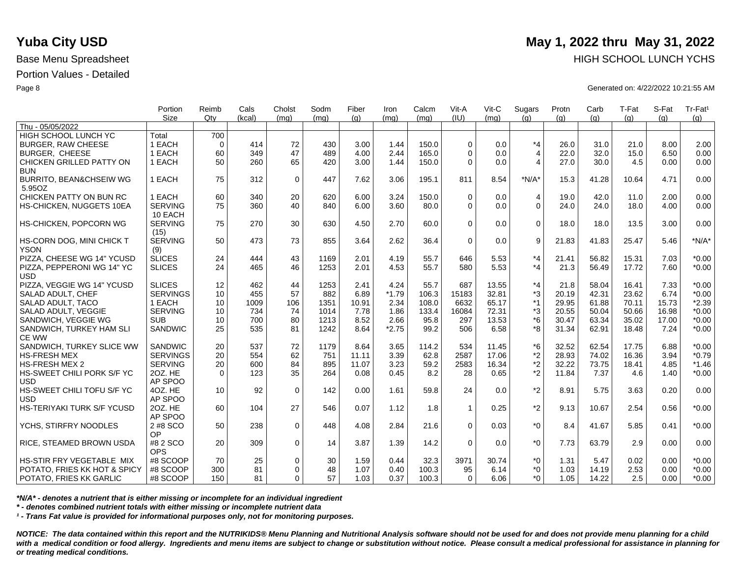# Yuba City USD

## May 1, 2022 thru May 31, 2022

Base Menu Spreadsheet

HIGH SCHOOL LUNCH YCHS

Portion Values - Detailed

Generated on: 4/22/2022 10:21:55 AM

| | Portion Size | Reimb Qty | Cals (kcal) | Cholst (mg) | Sodm (mg) | Fiber (g) | Iron (mg) | Calcm (mg) | Vit-A (IU) | Vit-C (mg) | Sugars (g) | Protn (g) | Carb (g) | T-Fat (g) | S-Fat (g) | Tr-Fat¹ (g) |
|---|---|---|---|---|---|---|---|---|---|---|---|---|---|---|---|---|
| Thu - 05/05/2022 | | | | | | | | | | | | | | | | |
| HIGH SCHOOL LUNCH YC | Total | 700 | | | | | | | | | | | | | | |
| BURGER, RAW CHEESE | 1 EACH | 0 | 414 | 72 | 430 | 3.00 | 1.44 | 150.0 | 0 | 0.0 | *4 | 26.0 | 31.0 | 21.0 | 8.00 | 2.00 |
| BURGER, CHEESE | 1 EACH | 60 | 349 | 47 | 489 | 4.00 | 2.44 | 165.0 | 0 | 0.0 | 4 | 22.0 | 32.0 | 15.0 | 6.50 | 0.00 |
| CHICKEN GRILLED PATTY ON BUN | 1 EACH | 50 | 260 | 65 | 420 | 3.00 | 1.44 | 150.0 | 0 | 0.0 | 4 | 27.0 | 30.0 | 4.5 | 0.00 | 0.00 |
| BURRITO, BEAN&CHSEIW WG 5.95OZ | 1 EACH | 75 | 312 | 0 | 447 | 7.62 | 3.06 | 195.1 | 811 | 8.54 | *N/A* | 15.3 | 41.28 | 10.64 | 4.71 | 0.00 |
| CHICKEN PATTY ON BUN RC | 1 EACH | 60 | 340 | 20 | 620 | 6.00 | 3.24 | 150.0 | 0 | 0.0 | 4 | 19.0 | 42.0 | 11.0 | 2.00 | 0.00 |
| HS-CHICKEN, NUGGETS 10EA | SERVING 10 EACH | 75 | 360 | 40 | 840 | 6.00 | 3.60 | 80.0 | 0 | 0.0 | 0 | 24.0 | 24.0 | 18.0 | 4.00 | 0.00 |
| HS-CHICKEN, POPCORN WG | SERVING (15) | 75 | 270 | 30 | 630 | 4.50 | 2.70 | 60.0 | 0 | 0.0 | 0 | 18.0 | 18.0 | 13.5 | 3.00 | 0.00 |
| HS-CORN DOG, MINI CHICK T YSON | SERVING (9) | 50 | 473 | 73 | 855 | 3.64 | 2.62 | 36.4 | 0 | 0.0 | 9 | 21.83 | 41.83 | 25.47 | 5.46 | *N/A* |
| PIZZA, CHEESE WG 14" YCUSD | SLICES | 24 | 444 | 43 | 1169 | 2.01 | 4.19 | 55.7 | 646 | 5.53 | *4 | 21.41 | 56.82 | 15.31 | 7.03 | *0.00 |
| PIZZA, PEPPERONI WG 14" YC USD | SLICES | 24 | 465 | 46 | 1253 | 2.01 | 4.53 | 55.7 | 580 | 5.53 | *4 | 21.3 | 56.49 | 17.72 | 7.60 | *0.00 |
| PIZZA, VEGGIE WG 14" YCUSD | SLICES | 12 | 462 | 44 | 1253 | 2.41 | 4.24 | 55.7 | 687 | 13.55 | *4 | 21.8 | 58.04 | 16.41 | 7.33 | *0.00 |
| SALAD ADULT, CHEF | SERVINGS | 10 | 455 | 57 | 882 | 6.89 | *1.79 | 106.3 | 15183 | 32.81 | *3 | 20.19 | 42.31 | 23.62 | 6.74 | *0.00 |
| SALAD ADULT, TACO | 1 EACH | 10 | 1009 | 106 | 1351 | 10.91 | 2.34 | 108.0 | 6632 | 65.17 | *1 | 29.95 | 61.88 | 70.11 | 15.73 | *2.39 |
| SALAD ADULT, VEGGIE | SERVING | 10 | 734 | 74 | 1014 | 7.78 | 1.86 | 133.4 | 16084 | 72.31 | *3 | 20.55 | 50.04 | 50.66 | 16.98 | *0.00 |
| SANDWICH, VEGGIE WG | SUB | 10 | 700 | 80 | 1213 | 8.52 | 2.66 | 95.8 | 297 | 13.53 | *6 | 30.47 | 63.34 | 35.02 | 17.00 | *0.00 |
| SANDWICH, TURKEY HAM SLI CE WW | SANDWIC | 25 | 535 | 81 | 1242 | 8.64 | *2.75 | 99.2 | 506 | 6.58 | *8 | 31.34 | 62.91 | 18.48 | 7.24 | *0.00 |
| SANDWICH, TURKEY SLICE WW | SANDWIC | 20 | 537 | 72 | 1179 | 8.64 | 3.65 | 114.2 | 534 | 11.45 | *6 | 32.52 | 62.54 | 17.75 | 6.88 | *0.00 |
| HS-FRESH MEX | SERVINGS | 20 | 554 | 62 | 751 | 11.11 | 3.39 | 62.8 | 2587 | 17.06 | *2 | 28.93 | 74.02 | 16.36 | 3.94 | *0.79 |
| HS-FRESH MEX 2 | SERVING | 20 | 600 | 84 | 895 | 11.07 | 3.23 | 59.2 | 2583 | 16.34 | *2 | 32.22 | 73.75 | 18.41 | 4.85 | *1.46 |
| HS-SWEET CHILI PORK S/F YC USD | 2OZ. HE AP SPOO | 0 | 123 | 35 | 264 | 0.08 | 0.45 | 8.2 | 28 | 0.65 | *2 | 11.84 | 7.37 | 4.6 | 1.40 | *0.00 |
| HS-SWEET CHILI TOFU S/F YC USD | 4OZ. HE AP SPOO | 10 | 92 | 0 | 142 | 0.00 | 1.61 | 59.8 | 24 | 0.0 | *2 | 8.91 | 5.75 | 3.63 | 0.20 | 0.00 |
| HS-TERIYAKI TURK S/F YCUSD | 2OZ. HE AP SPOO | 60 | 104 | 27 | 546 | 0.07 | 1.12 | 1.8 | 1 | 0.25 | *2 | 9.13 | 10.67 | 2.54 | 0.56 | *0.00 |
| YCHS, STIRFRY NOODLES | 2 #8 SCO OP | 50 | 238 | 0 | 448 | 4.08 | 2.84 | 21.6 | 0 | 0.03 | *0 | 8.4 | 41.67 | 5.85 | 0.41 | *0.00 |
| RICE, STEAMED BROWN USDA | #8 2 SCO OPS | 20 | 309 | 0 | 14 | 3.87 | 1.39 | 14.2 | 0 | 0.0 | *0 | 7.73 | 63.79 | 2.9 | 0.00 | 0.00 |
| HS-STIR FRY VEGETABLE MIX | #8 SCOOP | 70 | 25 | 0 | 30 | 1.59 | 0.44 | 32.3 | 3971 | 30.74 | *0 | 1.31 | 5.47 | 0.02 | 0.00 | *0.00 |
| POTATO, FRIES KK HOT & SPICY | #8 SCOOP | 300 | 81 | 0 | 48 | 1.07 | 0.40 | 100.3 | 95 | 6.14 | *0 | 1.03 | 14.19 | 2.53 | 0.00 | *0.00 |
| POTATO, FRIES KK GARLIC | #8 SCOOP | 150 | 81 | 0 | 57 | 1.03 | 0.37 | 100.3 | 0 | 6.06 | *0 | 1.05 | 14.22 | 2.5 | 0.00 | *0.00 |

*\*N/A\* - denotes a nutrient that is either missing or incomplete for an individual ingredient*

*\* - denotes combined nutrient totals with either missing or incomplete nutrient data*

*¹ - Trans Fat value is provided for informational purposes only, not for monitoring purposes.*

***NOTICE: The data contained within this report and the NUTRIKIDS® Menu Planning and Nutritional Analysis software should not be used for and does not provide menu planning for a child with a medical condition or food allergy. Ingredients and menu items are subject to change or substitution without notice. Please consult a medical professional for assistance in planning for or treating medical conditions.***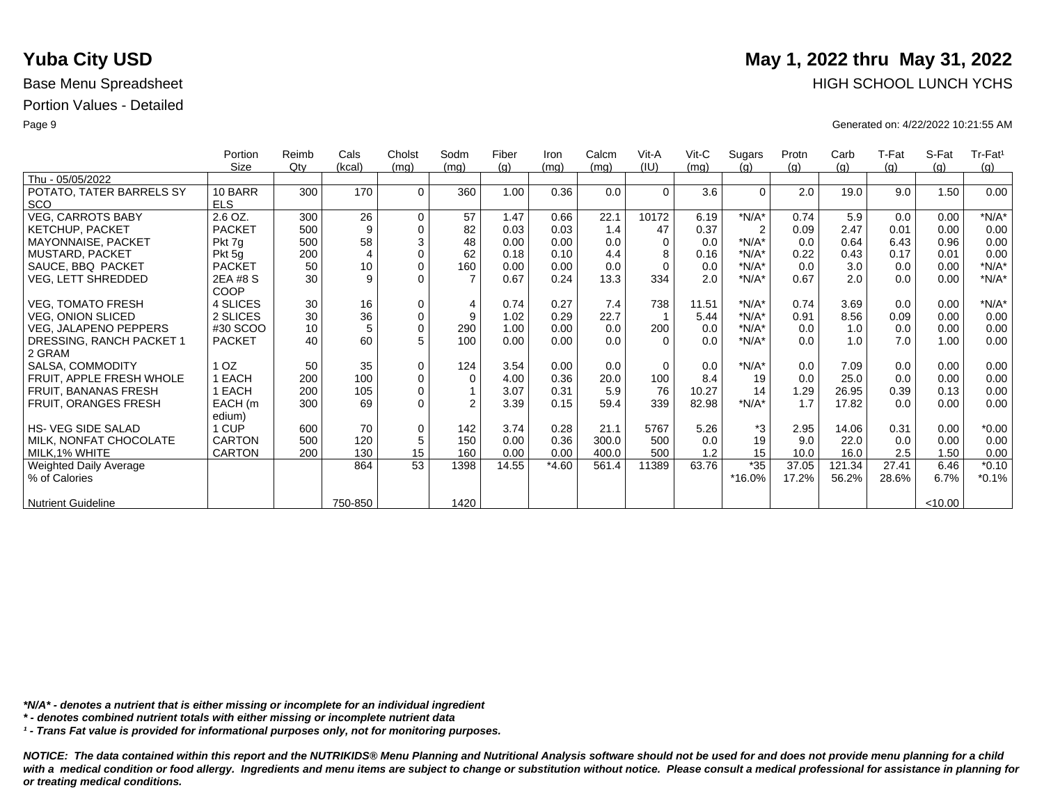# Yuba City USD

**May 1, 2022 thru May 31, 2022**

Base Menu Spreadsheet

HIGH SCHOOL LUNCH YCHS

Portion Values - Detailed

Generated on: 4/22/2022 10:21:55 AM

| | Portion Size | Reimb Qty | Cals (kcal) | Cholst (mg) | Sodm (mg) | Fiber (g) | Iron (mg) | Calcm (mg) | Vit-A (IU) | Vit-C (mg) | Sugars (g) | Protn (g) | Carb (g) | T-Fat (g) | S-Fat (g) | Tr-Fat¹ (g) |
|---|---|---|---|---|---|---|---|---|---|---|---|---|---|---|---|---|
| Thu - 05/05/2022 | | | | | | | | | | | | | | | | |
| POTATO, TATER BARRELS SY SCO | 10 BARRELS | 300 | 170 | 0 | 360 | 1.00 | 0.36 | 0.0 | 0 | 3.6 | 0 | 2.0 | 19.0 | 9.0 | 1.50 | 0.00 |
| VEG, CARROTS BABY | 2.6 OZ. | 300 | 26 | 0 | 57 | 1.47 | 0.66 | 22.1 | 10172 | 6.19 | *N/A* | 0.74 | 5.9 | 0.0 | 0.00 | *N/A* |
| KETCHUP, PACKET | PACKET | 500 | 9 | 0 | 82 | 0.03 | 0.03 | 1.4 | 47 | 0.37 | 2 | 0.09 | 2.47 | 0.01 | 0.00 | 0.00 |
| MAYONNAISE, PACKET | Pkt 7g | 500 | 58 | 3 | 48 | 0.00 | 0.00 | 0.0 | 0 | 0.0 | *N/A* | 0.0 | 0.64 | 6.43 | 0.96 | 0.00 |
| MUSTARD, PACKET | Pkt 5g | 200 | 4 | 0 | 62 | 0.18 | 0.10 | 4.4 | 8 | 0.16 | *N/A* | 0.22 | 0.43 | 0.17 | 0.01 | 0.00 |
| SAUCE, BBQ PACKET | PACKET | 50 | 10 | 0 | 160 | 0.00 | 0.00 | 0.0 | 0 | 0.0 | *N/A* | 0.0 | 3.0 | 0.0 | 0.00 | *N/A* |
| VEG, LETT SHREDDED | 2EA #8 SCOOP | 30 | 9 | 0 | 7 | 0.67 | 0.24 | 13.3 | 334 | 2.0 | *N/A* | 0.67 | 2.0 | 0.0 | 0.00 | *N/A* |
| VEG, TOMATO FRESH | 4 SLICES | 30 | 16 | 0 | 4 | 0.74 | 0.27 | 7.4 | 738 | 11.51 | *N/A* | 0.74 | 3.69 | 0.0 | 0.00 | *N/A* |
| VEG, ONION SLICED | 2 SLICES | 30 | 36 | 0 | 9 | 1.02 | 0.29 | 22.7 | 1 | 5.44 | *N/A* | 0.91 | 8.56 | 0.09 | 0.00 | 0.00 |
| VEG, JALAPENO PEPPERS | #30 SCOO | 10 | 5 | 0 | 290 | 1.00 | 0.00 | 0.0 | 200 | 0.0 | *N/A* | 0.0 | 1.0 | 0.0 | 0.00 | 0.00 |
| DRESSING, RANCH PACKET 1 2 GRAM | PACKET | 40 | 60 | 5 | 100 | 0.00 | 0.00 | 0.0 | 0 | 0.0 | *N/A* | 0.0 | 1.0 | 7.0 | 1.00 | 0.00 |
| SALSA, COMMODITY | 1 OZ | 50 | 35 | 0 | 124 | 3.54 | 0.00 | 0.0 | 0 | 0.0 | *N/A* | 0.0 | 7.09 | 0.0 | 0.00 | 0.00 |
| FRUIT, APPLE FRESH WHOLE | 1 EACH | 200 | 100 | 0 | 0 | 4.00 | 0.36 | 20.0 | 100 | 8.4 | 19 | 0.0 | 25.0 | 0.0 | 0.00 | 0.00 |
| FRUIT, BANANAS FRESH | 1 EACH | 200 | 105 | 0 | 1 | 3.07 | 0.31 | 5.9 | 76 | 10.27 | 14 | 1.29 | 26.95 | 0.39 | 0.13 | 0.00 |
| FRUIT, ORANGES FRESH | EACH (medium) | 300 | 69 | 0 | 2 | 3.39 | 0.15 | 59.4 | 339 | 82.98 | *N/A* | 1.7 | 17.82 | 0.0 | 0.00 | 0.00 |
| HS- VEG SIDE SALAD | 1 CUP | 600 | 70 | 0 | 142 | 3.74 | 0.28 | 21.1 | 5767 | 5.26 | *3 | 2.95 | 14.06 | 0.31 | 0.00 | *0.00 |
| MILK, NONFAT CHOCOLATE | CARTON | 500 | 120 | 5 | 150 | 0.00 | 0.36 | 300.0 | 500 | 0.0 | 19 | 9.0 | 22.0 | 0.0 | 0.00 | 0.00 |
| MILK,1% WHITE | CARTON | 200 | 130 | 15 | 160 | 0.00 | 0.00 | 400.0 | 500 | 1.2 | 15 | 10.0 | 16.0 | 2.5 | 1.50 | 0.00 |
| Weighted Daily Average | | | 864 | 53 | 1398 | 14.55 | *4.60 | 561.4 | 11389 | 63.76 | *35 | 37.05 | 121.34 | 27.41 | 6.46 | *0.10 |
| % of Calories | | | | | | | | | | | *16.0% | 17.2% | 56.2% | 28.6% | 6.7% | *0.1% |
| Nutrient Guideline | | | 750-850 | | 1420 | | | | | | | | | | <10.00 | |

*\*N/A\* - denotes a nutrient that is either missing or incomplete for an individual ingredient*

*\* - denotes combined nutrient totals with either missing or incomplete nutrient data*

*¹ - Trans Fat value is provided for informational purposes only, not for monitoring purposes.*

***NOTICE: The data contained within this report and the NUTRIKIDS® Menu Planning and Nutritional Analysis software should not be used for and does not provide menu planning for a child with a medical condition or food allergy. Ingredients and menu items are subject to change or substitution without notice. Please consult a medical professional for assistance in planning for or treating medical conditions.***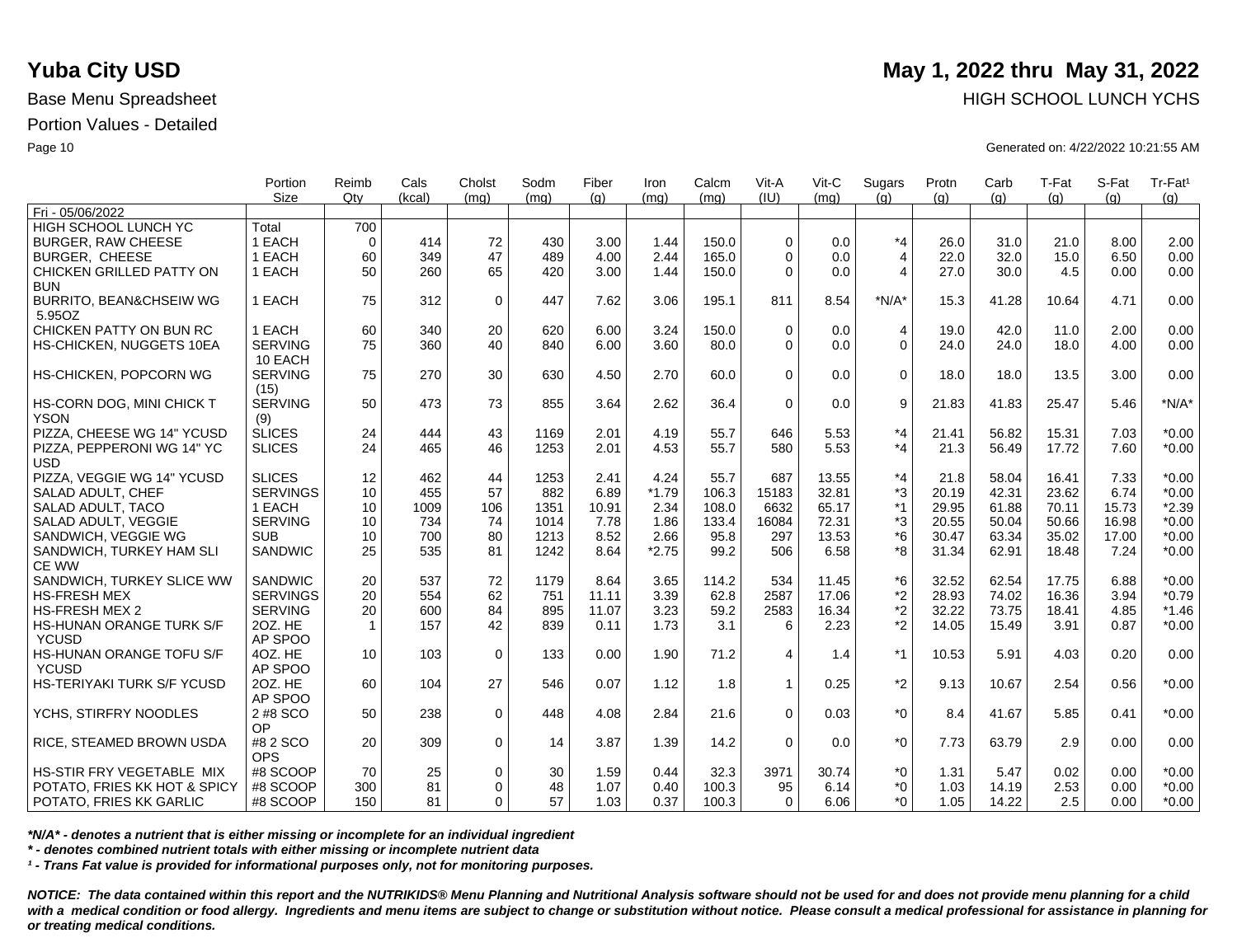# Yuba City USD

**May 1, 2022 thru May 31, 2022**

Base Menu Spreadsheet

HIGH SCHOOL LUNCH YCHS

Portion Values - Detailed

Generated on: 4/22/2022 10:21:55 AM

| | Portion Size | Reimb Qty | Cals (kcal) | Cholst (mg) | Sodm (mg) | Fiber (g) | Iron (mg) | Calcm (mg) | Vit-A (IU) | Vit-C (mg) | Sugars (g) | Protn (g) | Carb (g) | T-Fat (g) | S-Fat (g) | Tr-Fat¹ (g) |
|---|---|---|---|---|---|---|---|---|---|---|---|---|---|---|---|---|
| Fri - 05/06/2022 | | | | | | | | | | | | | | | | |
| HIGH SCHOOL LUNCH YC | Total | 700 | | | | | | | | | | | | | | |
| BURGER, RAW CHEESE | 1 EACH | 0 | 414 | 72 | 430 | 3.00 | 1.44 | 150.0 | 0 | 0.0 | *4 | 26.0 | 31.0 | 21.0 | 8.00 | 2.00 |
| BURGER, CHEESE | 1 EACH | 60 | 349 | 47 | 489 | 4.00 | 2.44 | 165.0 | 0 | 0.0 | 4 | 22.0 | 32.0 | 15.0 | 6.50 | 0.00 |
| CHICKEN GRILLED PATTY ON BUN | 1 EACH | 50 | 260 | 65 | 420 | 3.00 | 1.44 | 150.0 | 0 | 0.0 | 4 | 27.0 | 30.0 | 4.5 | 0.00 | 0.00 |
| BURRITO, BEAN&CHSEIW WG 5.95OZ | 1 EACH | 75 | 312 | 0 | 447 | 7.62 | 3.06 | 195.1 | 811 | 8.54 | *N/A* | 15.3 | 41.28 | 10.64 | 4.71 | 0.00 |
| CHICKEN PATTY ON BUN RC | 1 EACH | 60 | 340 | 20 | 620 | 6.00 | 3.24 | 150.0 | 0 | 0.0 | 4 | 19.0 | 42.0 | 11.0 | 2.00 | 0.00 |
| HS-CHICKEN, NUGGETS 10EA | SERVING 10 EACH | 75 | 360 | 40 | 840 | 6.00 | 3.60 | 80.0 | 0 | 0.0 | 0 | 24.0 | 24.0 | 18.0 | 4.00 | 0.00 |
| HS-CHICKEN, POPCORN WG | SERVING (15) | 75 | 270 | 30 | 630 | 4.50 | 2.70 | 60.0 | 0 | 0.0 | 0 | 18.0 | 18.0 | 13.5 | 3.00 | 0.00 |
| HS-CORN DOG, MINI CHICK T YSON | SERVING (9) | 50 | 473 | 73 | 855 | 3.64 | 2.62 | 36.4 | 0 | 0.0 | 9 | 21.83 | 41.83 | 25.47 | 5.46 | *N/A* |
| PIZZA, CHEESE WG 14" YCUSD | SLICES | 24 | 444 | 43 | 1169 | 2.01 | 4.19 | 55.7 | 646 | 5.53 | *4 | 21.41 | 56.82 | 15.31 | 7.03 | *0.00 |
| PIZZA, PEPPERONI WG 14" YC USD | SLICES | 24 | 465 | 46 | 1253 | 2.01 | 4.53 | 55.7 | 580 | 5.53 | *4 | 21.3 | 56.49 | 17.72 | 7.60 | *0.00 |
| PIZZA, VEGGIE WG 14" YCUSD | SLICES | 12 | 462 | 44 | 1253 | 2.41 | 4.24 | 55.7 | 687 | 13.55 | *4 | 21.8 | 58.04 | 16.41 | 7.33 | *0.00 |
| SALAD ADULT, CHEF | SERVINGS | 10 | 455 | 57 | 882 | 6.89 | *1.79 | 106.3 | 15183 | 32.81 | *3 | 20.19 | 42.31 | 23.62 | 6.74 | *0.00 |
| SALAD ADULT, TACO | 1 EACH | 10 | 1009 | 106 | 1351 | 10.91 | 2.34 | 108.0 | 6632 | 65.17 | *1 | 29.95 | 61.88 | 70.11 | 15.73 | *2.39 |
| SALAD ADULT, VEGGIE | SERVING | 10 | 734 | 74 | 1014 | 7.78 | 1.86 | 133.4 | 16084 | 72.31 | *3 | 20.55 | 50.04 | 50.66 | 16.98 | *0.00 |
| SANDWICH, VEGGIE WG | SUB | 10 | 700 | 80 | 1213 | 8.52 | 2.66 | 95.8 | 297 | 13.53 | *6 | 30.47 | 63.34 | 35.02 | 17.00 | *0.00 |
| SANDWICH, TURKEY HAM SLI CE WW | SANDWIC | 25 | 535 | 81 | 1242 | 8.64 | *2.75 | 99.2 | 506 | 6.58 | *8 | 31.34 | 62.91 | 18.48 | 7.24 | *0.00 |
| SANDWICH, TURKEY SLICE WW | SANDWIC | 20 | 537 | 72 | 1179 | 8.64 | 3.65 | 114.2 | 534 | 11.45 | *6 | 32.52 | 62.54 | 17.75 | 6.88 | *0.00 |
| HS-FRESH MEX | SERVINGS | 20 | 554 | 62 | 751 | 11.11 | 3.39 | 62.8 | 2587 | 17.06 | *2 | 28.93 | 74.02 | 16.36 | 3.94 | *0.79 |
| HS-FRESH MEX 2 | SERVING | 20 | 600 | 84 | 895 | 11.07 | 3.23 | 59.2 | 2583 | 16.34 | *2 | 32.22 | 73.75 | 18.41 | 4.85 | *1.46 |
| HS-HUNAN ORANGE TURK S/F YCUSD | 2OZ. HE AP SPOO | 1 | 157 | 42 | 839 | 0.11 | 1.73 | 3.1 | 6 | 2.23 | *2 | 14.05 | 15.49 | 3.91 | 0.87 | *0.00 |
| HS-HUNAN ORANGE TOFU S/F YCUSD | 4OZ. HE AP SPOO | 10 | 103 | 0 | 133 | 0.00 | 1.90 | 71.2 | 4 | 1.4 | *1 | 10.53 | 5.91 | 4.03 | 0.20 | 0.00 |
| HS-TERIYAKI TURK S/F YCUSD | 2OZ. HE AP SPOO | 60 | 104 | 27 | 546 | 0.07 | 1.12 | 1.8 | 1 | 0.25 | *2 | 9.13 | 10.67 | 2.54 | 0.56 | *0.00 |
| YCHS, STIRFRY NOODLES | 2 #8 SCO OP | 50 | 238 | 0 | 448 | 4.08 | 2.84 | 21.6 | 0 | 0.03 | *0 | 8.4 | 41.67 | 5.85 | 0.41 | *0.00 |
| RICE, STEAMED BROWN USDA | #8 2 SCO OPS | 20 | 309 | 0 | 14 | 3.87 | 1.39 | 14.2 | 0 | 0.0 | *0 | 7.73 | 63.79 | 2.9 | 0.00 | 0.00 |
| HS-STIR FRY VEGETABLE MIX | #8 SCOOP | 70 | 25 | 0 | 30 | 1.59 | 0.44 | 32.3 | 3971 | 30.74 | *0 | 1.31 | 5.47 | 0.02 | 0.00 | *0.00 |
| POTATO, FRIES KK HOT & SPICY | #8 SCOOP | 300 | 81 | 0 | 48 | 1.07 | 0.40 | 100.3 | 95 | 6.14 | *0 | 1.03 | 14.19 | 2.53 | 0.00 | *0.00 |
| POTATO, FRIES KK GARLIC | #8 SCOOP | 150 | 81 | 0 | 57 | 1.03 | 0.37 | 100.3 | 0 | 6.06 | *0 | 1.05 | 14.22 | 2.5 | 0.00 | *0.00 |

*\*N/A\* - denotes a nutrient that is either missing or incomplete for an individual ingredient*

*\* - denotes combined nutrient totals with either missing or incomplete nutrient data*

*¹ - Trans Fat value is provided for informational purposes only, not for monitoring purposes.*

***NOTICE: The data contained within this report and the NUTRIKIDS® Menu Planning and Nutritional Analysis software should not be used for and does not provide menu planning for a child with a medical condition or food allergy. Ingredients and menu items are subject to change or substitution without notice. Please consult a medical professional for assistance in planning for or treating medical conditions.***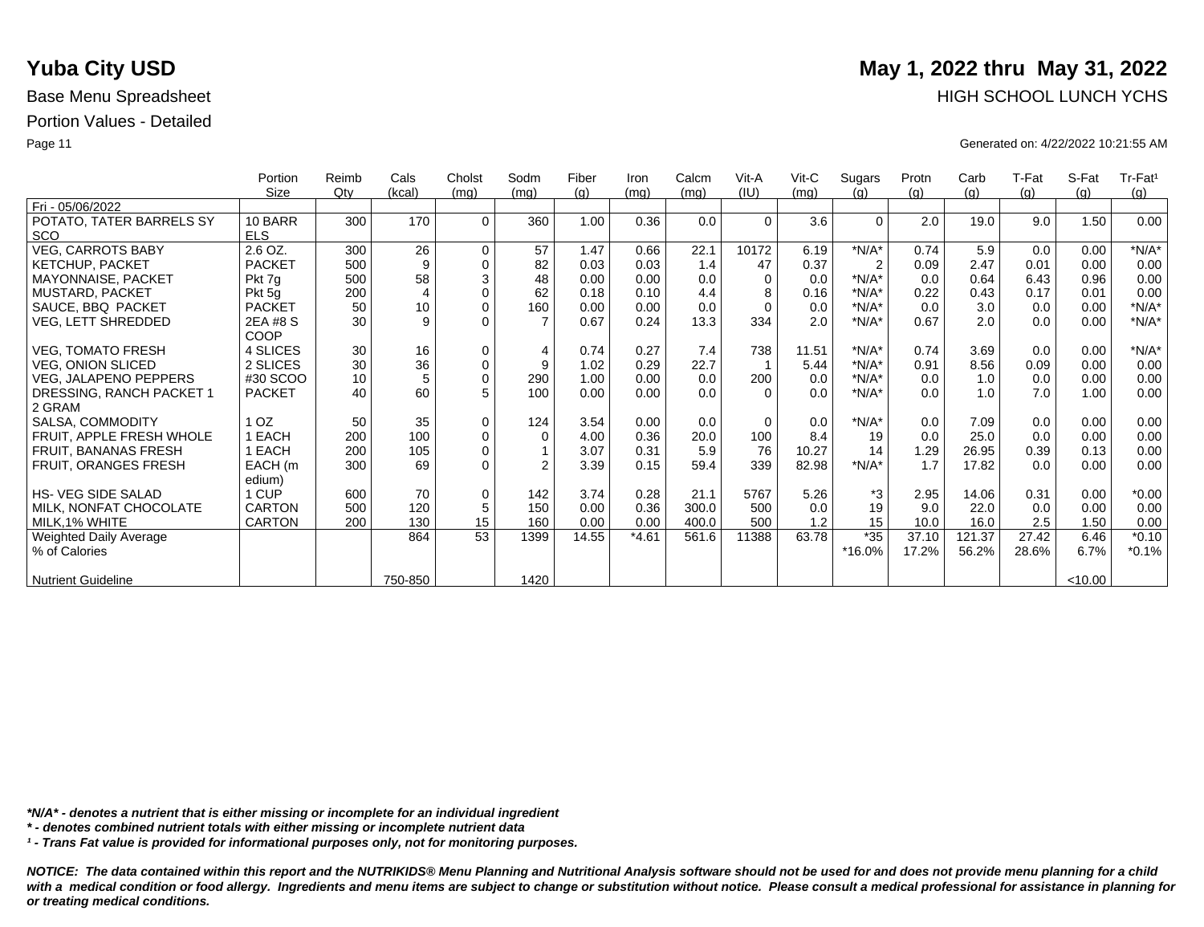# Yuba City USD

## May 1, 2022 thru May 31, 2022

Base Menu Spreadsheet

HIGH SCHOOL LUNCH YCHS

Portion Values - Detailed

Generated on: 4/22/2022 10:21:55 AM

| | Portion Size | Reimb Qty | Cals (kcal) | Cholst (mg) | Sodm (mg) | Fiber (g) | Iron (mg) | Calcm (mg) | Vit-A (IU) | Vit-C (mg) | Sugars (g) | Protn (g) | Carb (g) | T-Fat (g) | S-Fat (g) | Tr-Fat¹ (g) |
|---|---|---|---|---|---|---|---|---|---|---|---|---|---|---|---|---|
| Fri - 05/06/2022 | | | | | | | | | | | | | | | | |
| POTATO, TATER BARRELS SY SCO | 10 BARR ELS | 300 | 170 | 0 | 360 | 1.00 | 0.36 | 0.0 | 0 | 3.6 | 0 | 2.0 | 19.0 | 9.0 | 1.50 | 0.00 |
| VEG, CARROTS BABY | 2.6 OZ. | 300 | 26 | 0 | 57 | 1.47 | 0.66 | 22.1 | 10172 | 6.19 | *N/A* | 0.74 | 5.9 | 0.0 | 0.00 | *N/A* |
| KETCHUP, PACKET | PACKET | 500 | 9 | 0 | 82 | 0.03 | 0.03 | 1.4 | 47 | 0.37 | 2 | 0.09 | 2.47 | 0.01 | 0.00 | 0.00 |
| MAYONNAISE, PACKET | Pkt 7g | 500 | 58 | 3 | 48 | 0.00 | 0.00 | 0.0 | 0 | 0.0 | *N/A* | 0.0 | 0.64 | 6.43 | 0.96 | 0.00 |
| MUSTARD, PACKET | Pkt 5g | 200 | 4 | 0 | 62 | 0.18 | 0.10 | 4.4 | 8 | 0.16 | *N/A* | 0.22 | 0.43 | 0.17 | 0.01 | 0.00 |
| SAUCE, BBQ PACKET | PACKET | 50 | 10 | 0 | 160 | 0.00 | 0.00 | 0.0 | 0 | 0.0 | *N/A* | 0.0 | 3.0 | 0.0 | 0.00 | *N/A* |
| VEG, LETT SHREDDED | 2EA #8 S COOP | 30 | 9 | 0 | 7 | 0.67 | 0.24 | 13.3 | 334 | 2.0 | *N/A* | 0.67 | 2.0 | 0.0 | 0.00 | *N/A* |
| VEG, TOMATO FRESH | 4 SLICES | 30 | 16 | 0 | 4 | 0.74 | 0.27 | 7.4 | 738 | 11.51 | *N/A* | 0.74 | 3.69 | 0.0 | 0.00 | *N/A* |
| VEG, ONION SLICED | 2 SLICES | 30 | 36 | 0 | 9 | 1.02 | 0.29 | 22.7 | 1 | 5.44 | *N/A* | 0.91 | 8.56 | 0.09 | 0.00 | 0.00 |
| VEG, JALAPENO PEPPERS | #30 SCOO | 10 | 5 | 0 | 290 | 1.00 | 0.00 | 0.0 | 200 | 0.0 | *N/A* | 0.0 | 1.0 | 0.0 | 0.00 | 0.00 |
| DRESSING, RANCH PACKET 1 2 GRAM | PACKET | 40 | 60 | 5 | 100 | 0.00 | 0.00 | 0.0 | 0 | 0.0 | *N/A* | 0.0 | 1.0 | 7.0 | 1.00 | 0.00 |
| SALSA, COMMODITY | 1 OZ | 50 | 35 | 0 | 124 | 3.54 | 0.00 | 0.0 | 0 | 0.0 | *N/A* | 0.0 | 7.09 | 0.0 | 0.00 | 0.00 |
| FRUIT, APPLE FRESH WHOLE | 1 EACH | 200 | 100 | 0 | 0 | 4.00 | 0.36 | 20.0 | 100 | 8.4 | 19 | 0.0 | 25.0 | 0.0 | 0.00 | 0.00 |
| FRUIT, BANANAS FRESH | 1 EACH | 200 | 105 | 0 | 1 | 3.07 | 0.31 | 5.9 | 76 | 10.27 | 14 | 1.29 | 26.95 | 0.39 | 0.13 | 0.00 |
| FRUIT, ORANGES FRESH | EACH (m edium) | 300 | 69 | 0 | 2 | 3.39 | 0.15 | 59.4 | 339 | 82.98 | *N/A* | 1.7 | 17.82 | 0.0 | 0.00 | 0.00 |
| HS- VEG SIDE SALAD | 1 CUP | 600 | 70 | 0 | 142 | 3.74 | 0.28 | 21.1 | 5767 | 5.26 | *3 | 2.95 | 14.06 | 0.31 | 0.00 | *0.00 |
| MILK, NONFAT CHOCOLATE | CARTON | 500 | 120 | 5 | 150 | 0.00 | 0.36 | 300.0 | 500 | 0.0 | 19 | 9.0 | 22.0 | 0.0 | 0.00 | 0.00 |
| MILK,1% WHITE | CARTON | 200 | 130 | 15 | 160 | 0.00 | 0.00 | 400.0 | 500 | 1.2 | 15 | 10.0 | 16.0 | 2.5 | 1.50 | 0.00 |
| Weighted Daily Average | | | 864 | 53 | 1399 | 14.55 | *4.61 | 561.6 | 11388 | 63.78 | *35 | 37.10 | 121.37 | 27.42 | 6.46 | *0.10 |
| % of Calories | | | | | | | | | | | *16.0% | 17.2% | 56.2% | 28.6% | 6.7% | *0.1% |
| Nutrient Guideline | | | 750-850 | | 1420 | | | | | | | | | | <10.00 | |

***N/A* - denotes a nutrient that is either missing or incomplete for an individual ingredient***

***\* - denotes combined nutrient totals with either missing or incomplete nutrient data***

***¹ - Trans Fat value is provided for informational purposes only, not for monitoring purposes.***

***NOTICE: The data contained within this report and the NUTRIKIDS® Menu Planning and Nutritional Analysis software should not be used for and does not provide menu planning for a child with a medical condition or food allergy. Ingredients and menu items are subject to change or substitution without notice. Please consult a medical professional for assistance in planning for or treating medical conditions.***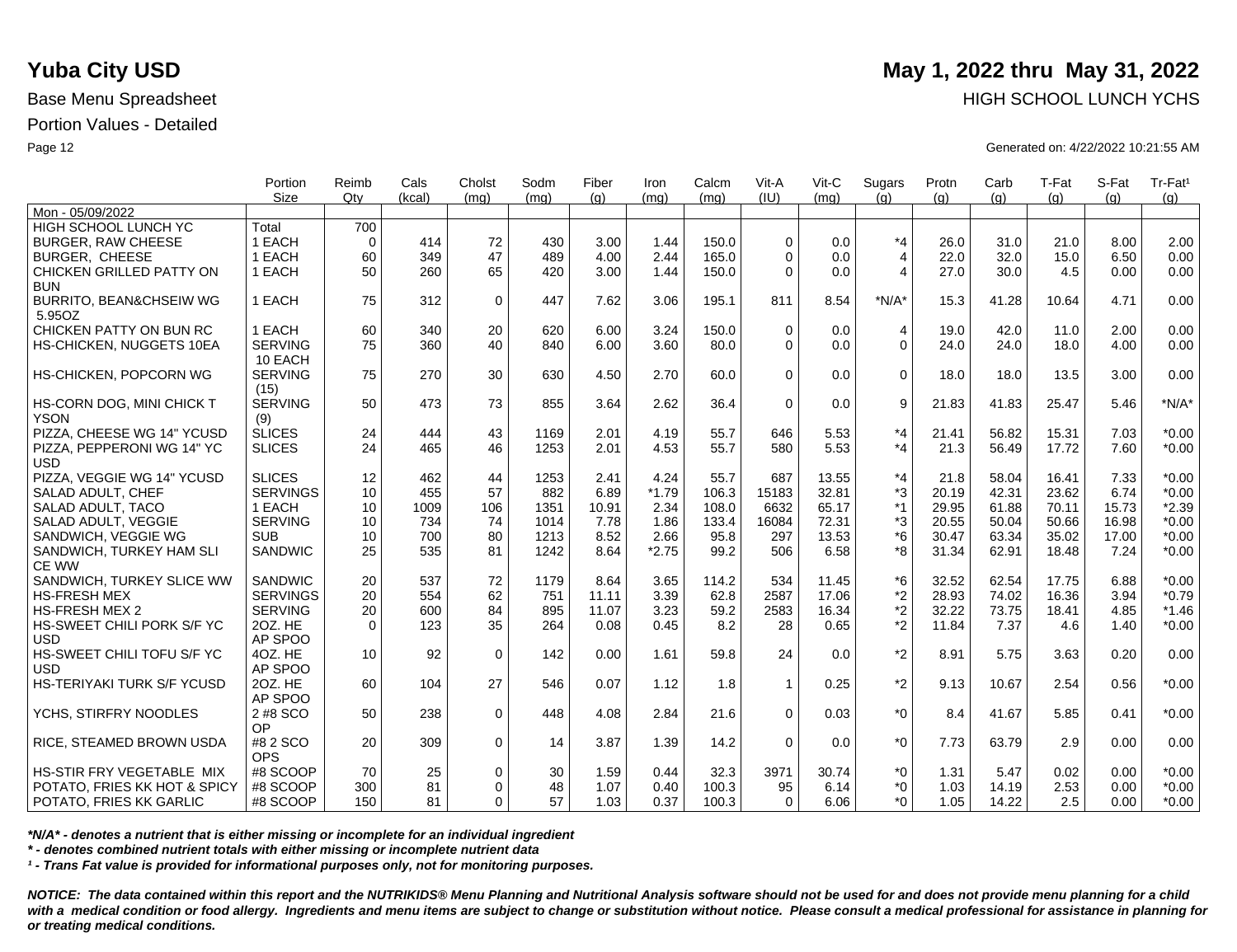# Yuba City USD

**May 1, 2022 thru May 31, 2022**

Base Menu Spreadsheet

HIGH SCHOOL LUNCH YCHS

Portion Values - Detailed

Generated on: 4/22/2022 10:21:55 AM

| | Portion Size | Reimb Qty | Cals (kcal) | Cholst (mg) | Sodm (mg) | Fiber (g) | Iron (mg) | Calcm (mg) | Vit-A (IU) | Vit-C (mg) | Sugars (g) | Protn (g) | Carb (g) | T-Fat (g) | S-Fat (g) | Tr-Fat¹ (g) |
|---|---|---|---|---|---|---|---|---|---|---|---|---|---|---|---|---|
| Mon - 05/09/2022 | | | | | | | | | | | | | | | | |
| HIGH SCHOOL LUNCH YC | Total | 700 | | | | | | | | | | | | | | |
| BURGER, RAW CHEESE | 1 EACH | 0 | 414 | 72 | 430 | 3.00 | 1.44 | 150.0 | 0 | 0.0 | *4 | 26.0 | 31.0 | 21.0 | 8.00 | 2.00 |
| BURGER, CHEESE | 1 EACH | 60 | 349 | 47 | 489 | 4.00 | 2.44 | 165.0 | 0 | 0.0 | 4 | 22.0 | 32.0 | 15.0 | 6.50 | 0.00 |
| CHICKEN GRILLED PATTY ON BUN | 1 EACH | 50 | 260 | 65 | 420 | 3.00 | 1.44 | 150.0 | 0 | 0.0 | 4 | 27.0 | 30.0 | 4.5 | 0.00 | 0.00 |
| BURRITO, BEAN&CHSEIW WG 5.95OZ | 1 EACH | 75 | 312 | 0 | 447 | 7.62 | 3.06 | 195.1 | 811 | 8.54 | *N/A* | 15.3 | 41.28 | 10.64 | 4.71 | 0.00 |
| CHICKEN PATTY ON BUN RC | 1 EACH | 60 | 340 | 20 | 620 | 6.00 | 3.24 | 150.0 | 0 | 0.0 | 4 | 19.0 | 42.0 | 11.0 | 2.00 | 0.00 |
| HS-CHICKEN, NUGGETS 10EA | SERVING 10 EACH | 75 | 360 | 40 | 840 | 6.00 | 3.60 | 80.0 | 0 | 0.0 | 0 | 24.0 | 24.0 | 18.0 | 4.00 | 0.00 |
| HS-CHICKEN, POPCORN WG | SERVING (15) | 75 | 270 | 30 | 630 | 4.50 | 2.70 | 60.0 | 0 | 0.0 | 0 | 18.0 | 18.0 | 13.5 | 3.00 | 0.00 |
| HS-CORN DOG, MINI CHICK T YSON | SERVING (9) | 50 | 473 | 73 | 855 | 3.64 | 2.62 | 36.4 | 0 | 0.0 | 9 | 21.83 | 41.83 | 25.47 | 5.46 | *N/A* |
| PIZZA, CHEESE WG 14" YCUSD | SLICES | 24 | 444 | 43 | 1169 | 2.01 | 4.19 | 55.7 | 646 | 5.53 | *4 | 21.41 | 56.82 | 15.31 | 7.03 | *0.00 |
| PIZZA, PEPPERONI WG 14" YC USD | SLICES | 24 | 465 | 46 | 1253 | 2.01 | 4.53 | 55.7 | 580 | 5.53 | *4 | 21.3 | 56.49 | 17.72 | 7.60 | *0.00 |
| PIZZA, VEGGIE WG 14" YCUSD | SLICES | 12 | 462 | 44 | 1253 | 2.41 | 4.24 | 55.7 | 687 | 13.55 | *4 | 21.8 | 58.04 | 16.41 | 7.33 | *0.00 |
| SALAD ADULT, CHEF | SERVINGS | 10 | 455 | 57 | 882 | 6.89 | *1.79 | 106.3 | 15183 | 32.81 | *3 | 20.19 | 42.31 | 23.62 | 6.74 | *0.00 |
| SALAD ADULT, TACO | 1 EACH | 10 | 1009 | 106 | 1351 | 10.91 | 2.34 | 108.0 | 6632 | 65.17 | *1 | 29.95 | 61.88 | 70.11 | 15.73 | *2.39 |
| SALAD ADULT, VEGGIE | SERVING | 10 | 734 | 74 | 1014 | 7.78 | 1.86 | 133.4 | 16084 | 72.31 | *3 | 20.55 | 50.04 | 50.66 | 16.98 | *0.00 |
| SANDWICH, VEGGIE WG | SUB | 10 | 700 | 80 | 1213 | 8.52 | 2.66 | 95.8 | 297 | 13.53 | *6 | 30.47 | 63.34 | 35.02 | 17.00 | *0.00 |
| SANDWICH, TURKEY HAM SLI CE WW | SANDWIC | 25 | 535 | 81 | 1242 | 8.64 | *2.75 | 99.2 | 506 | 6.58 | *8 | 31.34 | 62.91 | 18.48 | 7.24 | *0.00 |
| SANDWICH, TURKEY SLICE WW | SANDWIC | 20 | 537 | 72 | 1179 | 8.64 | 3.65 | 114.2 | 534 | 11.45 | *6 | 32.52 | 62.54 | 17.75 | 6.88 | *0.00 |
| HS-FRESH MEX | SERVINGS | 20 | 554 | 62 | 751 | 11.11 | 3.39 | 62.8 | 2587 | 17.06 | *2 | 28.93 | 74.02 | 16.36 | 3.94 | *0.79 |
| HS-FRESH MEX 2 | SERVING | 20 | 600 | 84 | 895 | 11.07 | 3.23 | 59.2 | 2583 | 16.34 | *2 | 32.22 | 73.75 | 18.41 | 4.85 | *1.46 |
| HS-SWEET CHILI PORK S/F YC USD | 2OZ. HE AP SPOO | 0 | 123 | 35 | 264 | 0.08 | 0.45 | 8.2 | 28 | 0.65 | *2 | 11.84 | 7.37 | 4.6 | 1.40 | *0.00 |
| HS-SWEET CHILI TOFU S/F YC USD | 4OZ. HE AP SPOO | 10 | 92 | 0 | 142 | 0.00 | 1.61 | 59.8 | 24 | 0.0 | *2 | 8.91 | 5.75 | 3.63 | 0.20 | 0.00 |
| HS-TERIYAKI TURK S/F YCUSD | 2OZ. HE AP SPOO | 60 | 104 | 27 | 546 | 0.07 | 1.12 | 1.8 | 1 | 0.25 | *2 | 9.13 | 10.67 | 2.54 | 0.56 | *0.00 |
| YCHS, STIRFRY NOODLES | 2 #8 SCO OP | 50 | 238 | 0 | 448 | 4.08 | 2.84 | 21.6 | 0 | 0.03 | *0 | 8.4 | 41.67 | 5.85 | 0.41 | *0.00 |
| RICE, STEAMED BROWN USDA | #8 2 SCO OPS | 20 | 309 | 0 | 14 | 3.87 | 1.39 | 14.2 | 0 | 0.0 | *0 | 7.73 | 63.79 | 2.9 | 0.00 | 0.00 |
| HS-STIR FRY VEGETABLE MIX | #8 SCOOP | 70 | 25 | 0 | 30 | 1.59 | 0.44 | 32.3 | 3971 | 30.74 | *0 | 1.31 | 5.47 | 0.02 | 0.00 | *0.00 |
| POTATO, FRIES KK HOT & SPICY | #8 SCOOP | 300 | 81 | 0 | 48 | 1.07 | 0.40 | 100.3 | 95 | 6.14 | *0 | 1.03 | 14.19 | 2.53 | 0.00 | *0.00 |
| POTATO, FRIES KK GARLIC | #8 SCOOP | 150 | 81 | 0 | 57 | 1.03 | 0.37 | 100.3 | 0 | 6.06 | *0 | 1.05 | 14.22 | 2.5 | 0.00 | *0.00 |

***N/A* - denotes a nutrient that is either missing or incomplete for an individual ingredient***

*** - denotes combined nutrient totals with either missing or incomplete nutrient data***

***¹ - Trans Fat value is provided for informational purposes only, not for monitoring purposes.***

***NOTICE: The data contained within this report and the NUTRIKIDS® Menu Planning and Nutritional Analysis software should not be used for and does not provide menu planning for a child with a medical condition or food allergy. Ingredients and menu items are subject to change or substitution without notice. Please consult a medical professional for assistance in planning for or treating medical conditions.***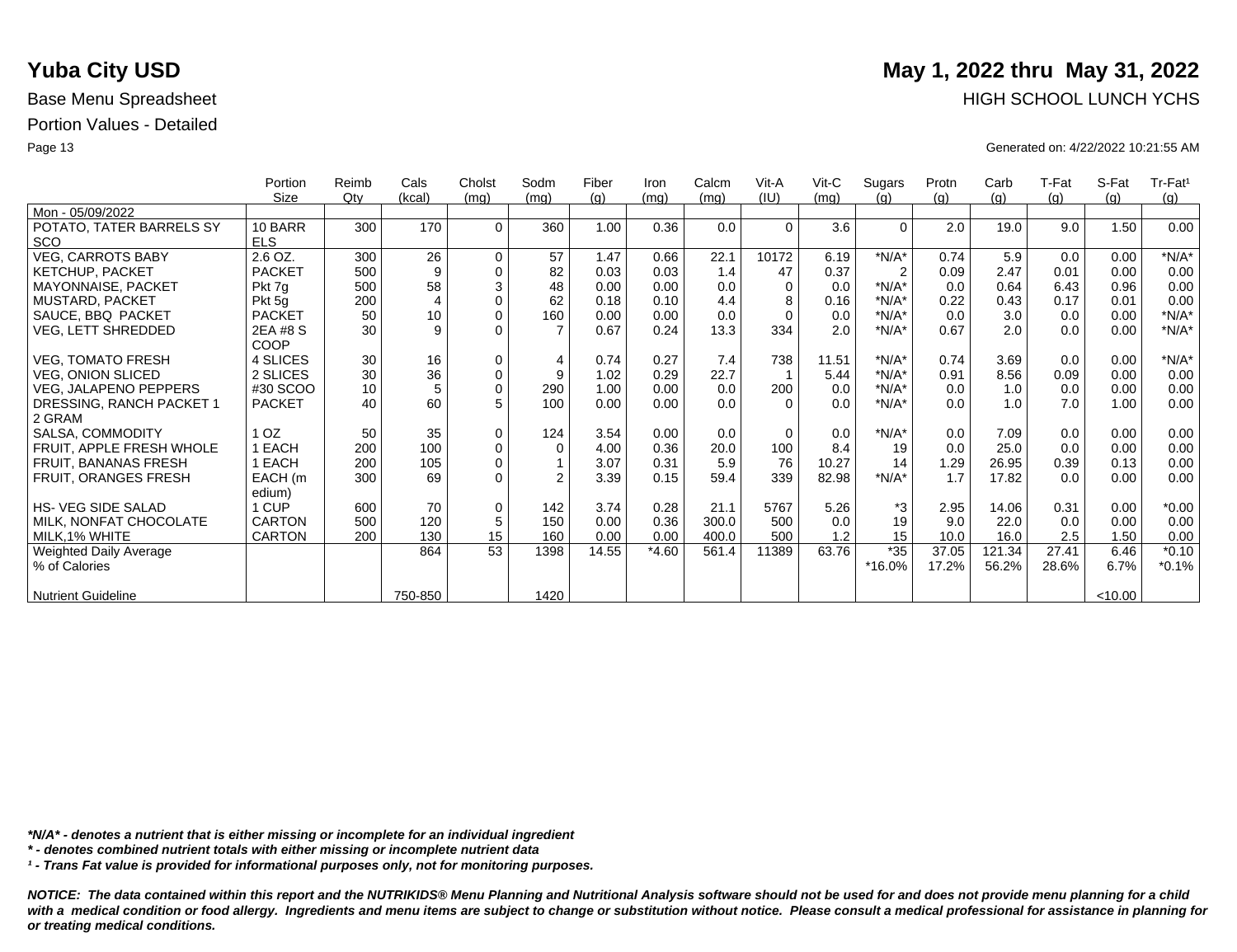# Yuba City USD

**May 1, 2022 thru May 31, 2022**

Base Menu Spreadsheet

HIGH SCHOOL LUNCH YCHS

Portion Values - Detailed

Generated on: 4/22/2022 10:21:55 AM

| | Portion Size | Reimb Qty | Cals (kcal) | Cholst (mg) | Sodm (mg) | Fiber (g) | Iron (mg) | Calcm (mg) | Vit-A (IU) | Vit-C (mg) | Sugars (g) | Protn (g) | Carb (g) | T-Fat (g) | S-Fat (g) | Tr-Fat¹ (g) |
|---|---|---|---|---|---|---|---|---|---|---|---|---|---|---|---|---|
| Mon - 05/09/2022 | | | | | | | | | | | | | | | | |
| POTATO, TATER BARRELS SY SCO | 10 BARR ELS | 300 | 170 | 0 | 360 | 1.00 | 0.36 | 0.0 | 0 | 3.6 | 0 | 2.0 | 19.0 | 9.0 | 1.50 | 0.00 |
| VEG, CARROTS BABY | 2.6 OZ. | 300 | 26 | 0 | 57 | 1.47 | 0.66 | 22.1 | 10172 | 6.19 | *N/A* | 0.74 | 5.9 | 0.0 | 0.00 | *N/A* |
| KETCHUP, PACKET | PACKET | 500 | 9 | 0 | 82 | 0.03 | 0.03 | 1.4 | 47 | 0.37 | 2 | 0.09 | 2.47 | 0.01 | 0.00 | 0.00 |
| MAYONNAISE, PACKET | Pkt 7g | 500 | 58 | 3 | 48 | 0.00 | 0.00 | 0.0 | 0 | 0.0 | *N/A* | 0.0 | 0.64 | 6.43 | 0.96 | 0.00 |
| MUSTARD, PACKET | Pkt 5g | 200 | 4 | 0 | 62 | 0.18 | 0.10 | 4.4 | 8 | 0.16 | *N/A* | 0.22 | 0.43 | 0.17 | 0.01 | 0.00 |
| SAUCE, BBQ PACKET | PACKET | 50 | 10 | 0 | 160 | 0.00 | 0.00 | 0.0 | 0 | 0.0 | *N/A* | 0.0 | 3.0 | 0.0 | 0.00 | *N/A* |
| VEG, LETT SHREDDED | 2EA #8 S COOP | 30 | 9 | 0 | 7 | 0.67 | 0.24 | 13.3 | 334 | 2.0 | *N/A* | 0.67 | 2.0 | 0.0 | 0.00 | *N/A* |
| VEG, TOMATO FRESH | 4 SLICES | 30 | 16 | 0 | 4 | 0.74 | 0.27 | 7.4 | 738 | 11.51 | *N/A* | 0.74 | 3.69 | 0.0 | 0.00 | *N/A* |
| VEG, ONION SLICED | 2 SLICES | 30 | 36 | 0 | 9 | 1.02 | 0.29 | 22.7 | 1 | 5.44 | *N/A* | 0.91 | 8.56 | 0.09 | 0.00 | 0.00 |
| VEG, JALAPENO PEPPERS | #30 SCOO | 10 | 5 | 0 | 290 | 1.00 | 0.00 | 0.0 | 200 | 0.0 | *N/A* | 0.0 | 1.0 | 0.0 | 0.00 | 0.00 |
| DRESSING, RANCH PACKET 1 2 GRAM | PACKET | 40 | 60 | 5 | 100 | 0.00 | 0.00 | 0.0 | 0 | 0.0 | *N/A* | 0.0 | 1.0 | 7.0 | 1.00 | 0.00 |
| SALSA, COMMODITY | 1 OZ | 50 | 35 | 0 | 124 | 3.54 | 0.00 | 0.0 | 0 | 0.0 | *N/A* | 0.0 | 7.09 | 0.0 | 0.00 | 0.00 |
| FRUIT, APPLE FRESH WHOLE | 1 EACH | 200 | 100 | 0 | 0 | 4.00 | 0.36 | 20.0 | 100 | 8.4 | 19 | 0.0 | 25.0 | 0.0 | 0.00 | 0.00 |
| FRUIT, BANANAS FRESH | 1 EACH | 200 | 105 | 0 | 1 | 3.07 | 0.31 | 5.9 | 76 | 10.27 | 14 | 1.29 | 26.95 | 0.39 | 0.13 | 0.00 |
| FRUIT, ORANGES FRESH | EACH (medium) | 300 | 69 | 0 | 2 | 3.39 | 0.15 | 59.4 | 339 | 82.98 | *N/A* | 1.7 | 17.82 | 0.0 | 0.00 | 0.00 |
| HS- VEG SIDE SALAD | 1 CUP | 600 | 70 | 0 | 142 | 3.74 | 0.28 | 21.1 | 5767 | 5.26 | *3 | 2.95 | 14.06 | 0.31 | 0.00 | *0.00 |
| MILK, NONFAT CHOCOLATE | CARTON | 500 | 120 | 5 | 150 | 0.00 | 0.36 | 300.0 | 500 | 0.0 | 19 | 9.0 | 22.0 | 0.0 | 0.00 | 0.00 |
| MILK,1% WHITE | CARTON | 200 | 130 | 15 | 160 | 0.00 | 0.00 | 400.0 | 500 | 1.2 | 15 | 10.0 | 16.0 | 2.5 | 1.50 | 0.00 |
| Weighted Daily Average | | | 864 | 53 | 1398 | 14.55 | *4.60 | 561.4 | 11389 | 63.76 | *35 | 37.05 | 121.34 | 27.41 | 6.46 | *0.10 |
| % of Calories | | | | | | | | | | | *16.0% | 17.2% | 56.2% | 28.6% | 6.7% | *0.1% |
| Nutrient Guideline | | | 750-850 | | 1420 | | | | | | | | | | <10.00 | |

*\*N/A\* - denotes a nutrient that is either missing or incomplete for an individual ingredient*

*\* - denotes combined nutrient totals with either missing or incomplete nutrient data*

*¹ - Trans Fat value is provided for informational purposes only, not for monitoring purposes.*

***NOTICE: The data contained within this report and the NUTRIKIDS® Menu Planning and Nutritional Analysis software should not be used for and does not provide menu planning for a child with a medical condition or food allergy. Ingredients and menu items are subject to change or substitution without notice. Please consult a medical professional for assistance in planning for or treating medical conditions.***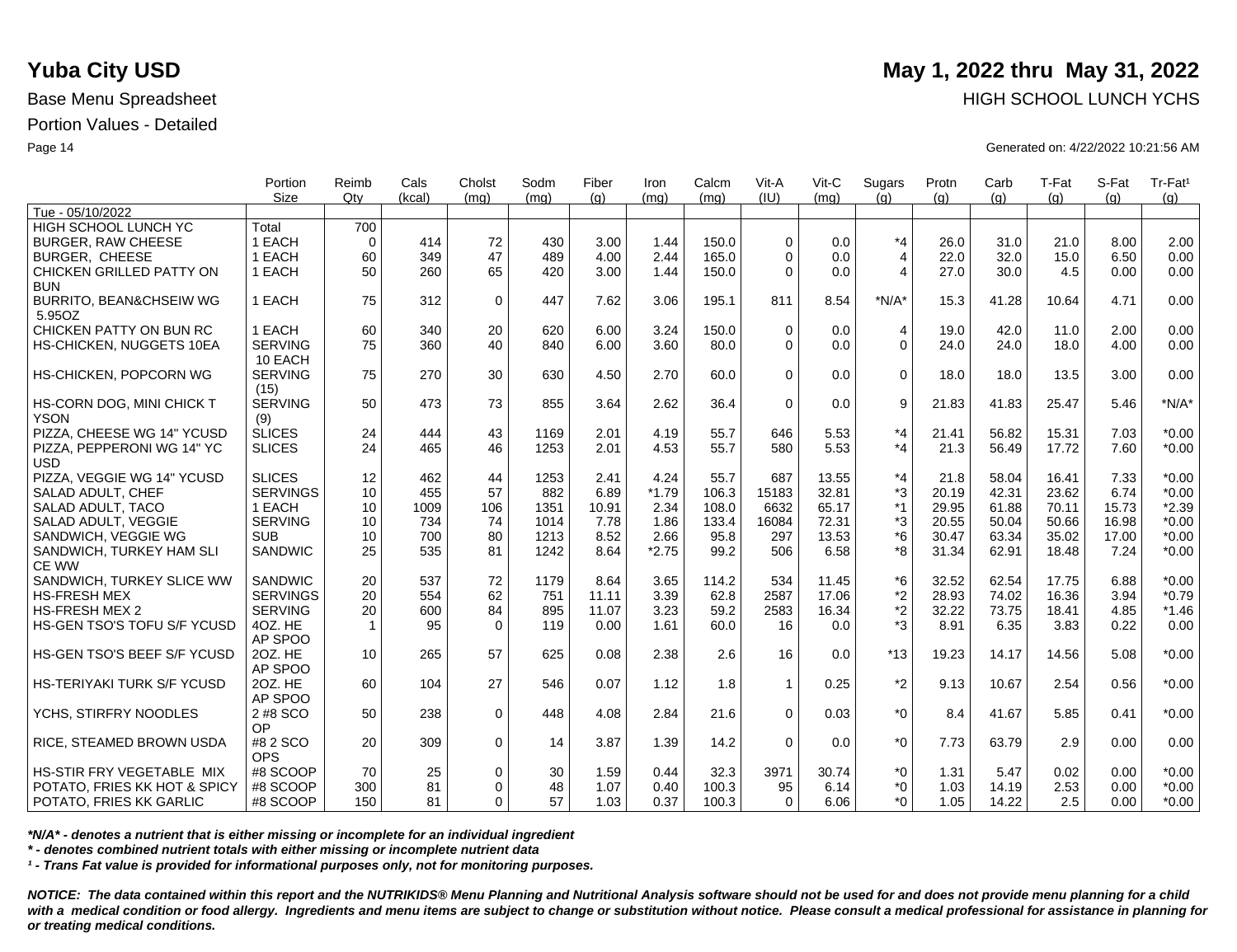# Yuba City USD

**May 1, 2022 thru May 31, 2022**

Base Menu Spreadsheet

HIGH SCHOOL LUNCH YCHS

Portion Values - Detailed

Generated on: 4/22/2022 10:21:56 AM

| | Portion Size | Reimb Qty | Cals (kcal) | Cholst (mg) | Sodm (mg) | Fiber (g) | Iron (mg) | Calcm (mg) | Vit-A (IU) | Vit-C (mg) | Sugars (g) | Protn (g) | Carb (g) | T-Fat (g) | S-Fat (g) | Tr-Fat¹ (g) |
|---|---|---|---|---|---|---|---|---|---|---|---|---|---|---|---|---|
| Tue - 05/10/2022 | | | | | | | | | | | | | | | | |
| HIGH SCHOOL LUNCH YC | Total | 700 | | | | | | | | | | | | | | |
| BURGER, RAW CHEESE | 1 EACH | 0 | 414 | 72 | 430 | 3.00 | 1.44 | 150.0 | 0 | 0.0 | *4 | 26.0 | 31.0 | 21.0 | 8.00 | 2.00 |
| BURGER, CHEESE | 1 EACH | 60 | 349 | 47 | 489 | 4.00 | 2.44 | 165.0 | 0 | 0.0 | 4 | 22.0 | 32.0 | 15.0 | 6.50 | 0.00 |
| CHICKEN GRILLED PATTY ON BUN | 1 EACH | 50 | 260 | 65 | 420 | 3.00 | 1.44 | 150.0 | 0 | 0.0 | 4 | 27.0 | 30.0 | 4.5 | 0.00 | 0.00 |
| BURRITO, BEAN&CHSEIW WG 5.95OZ | 1 EACH | 75 | 312 | 0 | 447 | 7.62 | 3.06 | 195.1 | 811 | 8.54 | *N/A* | 15.3 | 41.28 | 10.64 | 4.71 | 0.00 |
| CHICKEN PATTY ON BUN RC | 1 EACH | 60 | 340 | 20 | 620 | 6.00 | 3.24 | 150.0 | 0 | 0.0 | 4 | 19.0 | 42.0 | 11.0 | 2.00 | 0.00 |
| HS-CHICKEN, NUGGETS 10EA | SERVING 10 EACH | 75 | 360 | 40 | 840 | 6.00 | 3.60 | 80.0 | 0 | 0.0 | 0 | 24.0 | 24.0 | 18.0 | 4.00 | 0.00 |
| HS-CHICKEN, POPCORN WG | SERVING (15) | 75 | 270 | 30 | 630 | 4.50 | 2.70 | 60.0 | 0 | 0.0 | 0 | 18.0 | 18.0 | 13.5 | 3.00 | 0.00 |
| HS-CORN DOG, MINI CHICK T YSON | SERVING (9) | 50 | 473 | 73 | 855 | 3.64 | 2.62 | 36.4 | 0 | 0.0 | 9 | 21.83 | 41.83 | 25.47 | 5.46 | *N/A* |
| PIZZA, CHEESE WG 14" YCUSD | SLICES | 24 | 444 | 43 | 1169 | 2.01 | 4.19 | 55.7 | 646 | 5.53 | *4 | 21.41 | 56.82 | 15.31 | 7.03 | *0.00 |
| PIZZA, PEPPERONI WG 14" YC USD | SLICES | 24 | 465 | 46 | 1253 | 2.01 | 4.53 | 55.7 | 580 | 5.53 | *4 | 21.3 | 56.49 | 17.72 | 7.60 | *0.00 |
| PIZZA, VEGGIE WG 14" YCUSD | SLICES | 12 | 462 | 44 | 1253 | 2.41 | 4.24 | 55.7 | 687 | 13.55 | *4 | 21.8 | 58.04 | 16.41 | 7.33 | *0.00 |
| SALAD ADULT, CHEF | SERVINGS | 10 | 455 | 57 | 882 | 6.89 | *1.79 | 106.3 | 15183 | 32.81 | *3 | 20.19 | 42.31 | 23.62 | 6.74 | *0.00 |
| SALAD ADULT, TACO | 1 EACH | 10 | 1009 | 106 | 1351 | 10.91 | 2.34 | 108.0 | 6632 | 65.17 | *1 | 29.95 | 61.88 | 70.11 | 15.73 | *2.39 |
| SALAD ADULT, VEGGIE | SERVING | 10 | 734 | 74 | 1014 | 7.78 | 1.86 | 133.4 | 16084 | 72.31 | *3 | 20.55 | 50.04 | 50.66 | 16.98 | *0.00 |
| SANDWICH, VEGGIE WG | SUB | 10 | 700 | 80 | 1213 | 8.52 | 2.66 | 95.8 | 297 | 13.53 | *6 | 30.47 | 63.34 | 35.02 | 17.00 | *0.00 |
| SANDWICH, TURKEY HAM SLI CE WW | SANDWIC | 25 | 535 | 81 | 1242 | 8.64 | *2.75 | 99.2 | 506 | 6.58 | *8 | 31.34 | 62.91 | 18.48 | 7.24 | *0.00 |
| SANDWICH, TURKEY SLICE WW | SANDWIC | 20 | 537 | 72 | 1179 | 8.64 | 3.65 | 114.2 | 534 | 11.45 | *6 | 32.52 | 62.54 | 17.75 | 6.88 | *0.00 |
| HS-FRESH MEX | SERVINGS | 20 | 554 | 62 | 751 | 11.11 | 3.39 | 62.8 | 2587 | 17.06 | *2 | 28.93 | 74.02 | 16.36 | 3.94 | *0.79 |
| HS-FRESH MEX 2 | SERVING | 20 | 600 | 84 | 895 | 11.07 | 3.23 | 59.2 | 2583 | 16.34 | *2 | 32.22 | 73.75 | 18.41 | 4.85 | *1.46 |
| HS-GEN TSO'S TOFU S/F YCUSD | 4OZ. HE AP SPOO | 1 | 95 | 0 | 119 | 0.00 | 1.61 | 60.0 | 16 | 0.0 | *3 | 8.91 | 6.35 | 3.83 | 0.22 | 0.00 |
| HS-GEN TSO'S BEEF S/F YCUSD | 2OZ. HE AP SPOO | 10 | 265 | 57 | 625 | 0.08 | 2.38 | 2.6 | 16 | 0.0 | *13 | 19.23 | 14.17 | 14.56 | 5.08 | *0.00 |
| HS-TERIYAKI TURK S/F YCUSD | 2OZ. HE AP SPOO | 60 | 104 | 27 | 546 | 0.07 | 1.12 | 1.8 | 1 | 0.25 | *2 | 9.13 | 10.67 | 2.54 | 0.56 | *0.00 |
| YCHS, STIRFRY NOODLES | 2 #8 SCO OP | 50 | 238 | 0 | 448 | 4.08 | 2.84 | 21.6 | 0 | 0.03 | *0 | 8.4 | 41.67 | 5.85 | 0.41 | *0.00 |
| RICE, STEAMED BROWN USDA | #8 2 SCO OPS | 20 | 309 | 0 | 14 | 3.87 | 1.39 | 14.2 | 0 | 0.0 | *0 | 7.73 | 63.79 | 2.9 | 0.00 | 0.00 |
| HS-STIR FRY VEGETABLE MIX | #8 SCOOP | 70 | 25 | 0 | 30 | 1.59 | 0.44 | 32.3 | 3971 | 30.74 | *0 | 1.31 | 5.47 | 0.02 | 0.00 | *0.00 |
| POTATO, FRIES KK HOT & SPICY | #8 SCOOP | 300 | 81 | 0 | 48 | 1.07 | 0.40 | 100.3 | 95 | 6.14 | *0 | 1.03 | 14.19 | 2.53 | 0.00 | *0.00 |
| POTATO, FRIES KK GARLIC | #8 SCOOP | 150 | 81 | 0 | 57 | 1.03 | 0.37 | 100.3 | 0 | 6.06 | *0 | 1.05 | 14.22 | 2.5 | 0.00 | *0.00 |

*\*N/A\* - denotes a nutrient that is either missing or incomplete for an individual ingredient*

*\* - denotes combined nutrient totals with either missing or incomplete nutrient data*

*¹ - Trans Fat value is provided for informational purposes only, not for monitoring purposes.*

***NOTICE: The data contained within this report and the NUTRIKIDS® Menu Planning and Nutritional Analysis software should not be used for and does not provide menu planning for a child with a medical condition or food allergy. Ingredients and menu items are subject to change or substitution without notice. Please consult a medical professional for assistance in planning for or treating medical conditions.***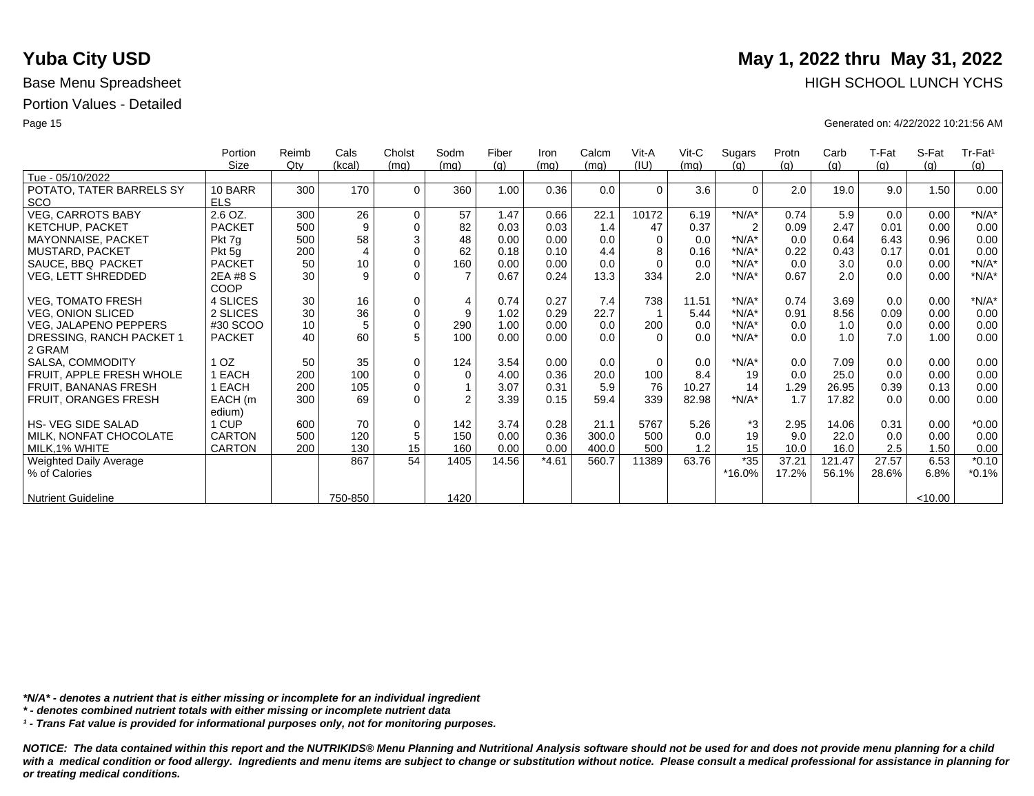# Yuba City USD

## May 1, 2022 thru May 31, 2022

Base Menu Spreadsheet

HIGH SCHOOL LUNCH YCHS

Portion Values - Detailed

Generated on: 4/22/2022 10:21:56 AM

| | Portion Size | Reimb Qty | Cals (kcal) | Cholst (mg) | Sodm (mg) | Fiber (g) | Iron (mg) | Calcm (mg) | Vit-A (IU) | Vit-C (mg) | Sugars (g) | Protn (g) | Carb (g) | T-Fat (g) | S-Fat (g) | Tr-Fat¹ (g) |
|---|---|---|---|---|---|---|---|---|---|---|---|---|---|---|---|---|
| Tue - 05/10/2022 | | | | | | | | | | | | | | | | |
| POTATO, TATER BARRELS SY SCO | 10 BARR ELS | 300 | 170 | 0 | 360 | 1.00 | 0.36 | 0.0 | 0 | 3.6 | 0 | 2.0 | 19.0 | 9.0 | 1.50 | 0.00 |
| VEG, CARROTS BABY | 2.6 OZ. | 300 | 26 | 0 | 57 | 1.47 | 0.66 | 22.1 | 10172 | 6.19 | *N/A* | 0.74 | 5.9 | 0.0 | 0.00 | *N/A* |
| KETCHUP, PACKET | PACKET | 500 | 9 | 0 | 82 | 0.03 | 0.03 | 1.4 | 47 | 0.37 | 2 | 0.09 | 2.47 | 0.01 | 0.00 | 0.00 |
| MAYONNAISE, PACKET | Pkt 7g | 500 | 58 | 3 | 48 | 0.00 | 0.00 | 0.0 | 0 | 0.0 | *N/A* | 0.0 | 0.64 | 6.43 | 0.96 | 0.00 |
| MUSTARD, PACKET | Pkt 5g | 200 | 4 | 0 | 62 | 0.18 | 0.10 | 4.4 | 8 | 0.16 | *N/A* | 0.22 | 0.43 | 0.17 | 0.01 | 0.00 |
| SAUCE, BBQ PACKET | PACKET | 50 | 10 | 0 | 160 | 0.00 | 0.00 | 0.0 | 0 | 0.0 | *N/A* | 0.0 | 3.0 | 0.0 | 0.00 | *N/A* |
| VEG, LETT SHREDDED | 2EA #8 S COOP | 30 | 9 | 0 | 7 | 0.67 | 0.24 | 13.3 | 334 | 2.0 | *N/A* | 0.67 | 2.0 | 0.0 | 0.00 | *N/A* |
| VEG, TOMATO FRESH | 4 SLICES | 30 | 16 | 0 | 4 | 0.74 | 0.27 | 7.4 | 738 | 11.51 | *N/A* | 0.74 | 3.69 | 0.0 | 0.00 | *N/A* |
| VEG, ONION SLICED | 2 SLICES | 30 | 36 | 0 | 9 | 1.02 | 0.29 | 22.7 | 1 | 5.44 | *N/A* | 0.91 | 8.56 | 0.09 | 0.00 | 0.00 |
| VEG, JALAPENO PEPPERS | #30 SCOO | 10 | 5 | 0 | 290 | 1.00 | 0.00 | 0.0 | 200 | 0.0 | *N/A* | 0.0 | 1.0 | 0.0 | 0.00 | 0.00 |
| DRESSING, RANCH PACKET 1 2 GRAM | PACKET | 40 | 60 | 5 | 100 | 0.00 | 0.00 | 0.0 | 0 | 0.0 | *N/A* | 0.0 | 1.0 | 7.0 | 1.00 | 0.00 |
| SALSA, COMMODITY | 1 OZ | 50 | 35 | 0 | 124 | 3.54 | 0.00 | 0.0 | 0 | 0.0 | *N/A* | 0.0 | 7.09 | 0.0 | 0.00 | 0.00 |
| FRUIT, APPLE FRESH WHOLE | 1 EACH | 200 | 100 | 0 | 0 | 4.00 | 0.36 | 20.0 | 100 | 8.4 | 19 | 0.0 | 25.0 | 0.0 | 0.00 | 0.00 |
| FRUIT, BANANAS FRESH | 1 EACH | 200 | 105 | 0 | 1 | 3.07 | 0.31 | 5.9 | 76 | 10.27 | 14 | 1.29 | 26.95 | 0.39 | 0.13 | 0.00 |
| FRUIT, ORANGES FRESH | EACH (m edium) | 300 | 69 | 0 | 2 | 3.39 | 0.15 | 59.4 | 339 | 82.98 | *N/A* | 1.7 | 17.82 | 0.0 | 0.00 | 0.00 |
| HS- VEG SIDE SALAD | 1 CUP | 600 | 70 | 0 | 142 | 3.74 | 0.28 | 21.1 | 5767 | 5.26 | *3 | 2.95 | 14.06 | 0.31 | 0.00 | *0.00 |
| MILK, NONFAT CHOCOLATE | CARTON | 500 | 120 | 5 | 150 | 0.00 | 0.36 | 300.0 | 500 | 0.0 | 19 | 9.0 | 22.0 | 0.0 | 0.00 | 0.00 |
| MILK,1% WHITE | CARTON | 200 | 130 | 15 | 160 | 0.00 | 0.00 | 400.0 | 500 | 1.2 | 15 | 10.0 | 16.0 | 2.5 | 1.50 | 0.00 |
| Weighted Daily Average | | | 867 | 54 | 1405 | 14.56 | *4.61 | 560.7 | 11389 | 63.76 | *35 | 37.21 | 121.47 | 27.57 | 6.53 | *0.10 |
| % of Calories | | | | | | | | | | | *16.0% | 17.2% | 56.1% | 28.6% | 6.8% | *0.1% |
| Nutrient Guideline | | | 750-850 | | 1420 | | | | | | | | | | <10.00 | |

*N/A* - denotes a nutrient that is either missing or incomplete for an individual ingredient

* - denotes combined nutrient totals with either missing or incomplete nutrient data

¹ - Trans Fat value is provided for informational purposes only, not for monitoring purposes.

*NOTICE: The data contained within this report and the NUTRIKIDS® Menu Planning and Nutritional Analysis software should not be used for and does not provide menu planning for a child with a medical condition or food allergy. Ingredients and menu items are subject to change or substitution without notice. Please consult a medical professional for assistance in planning for or treating medical conditions.*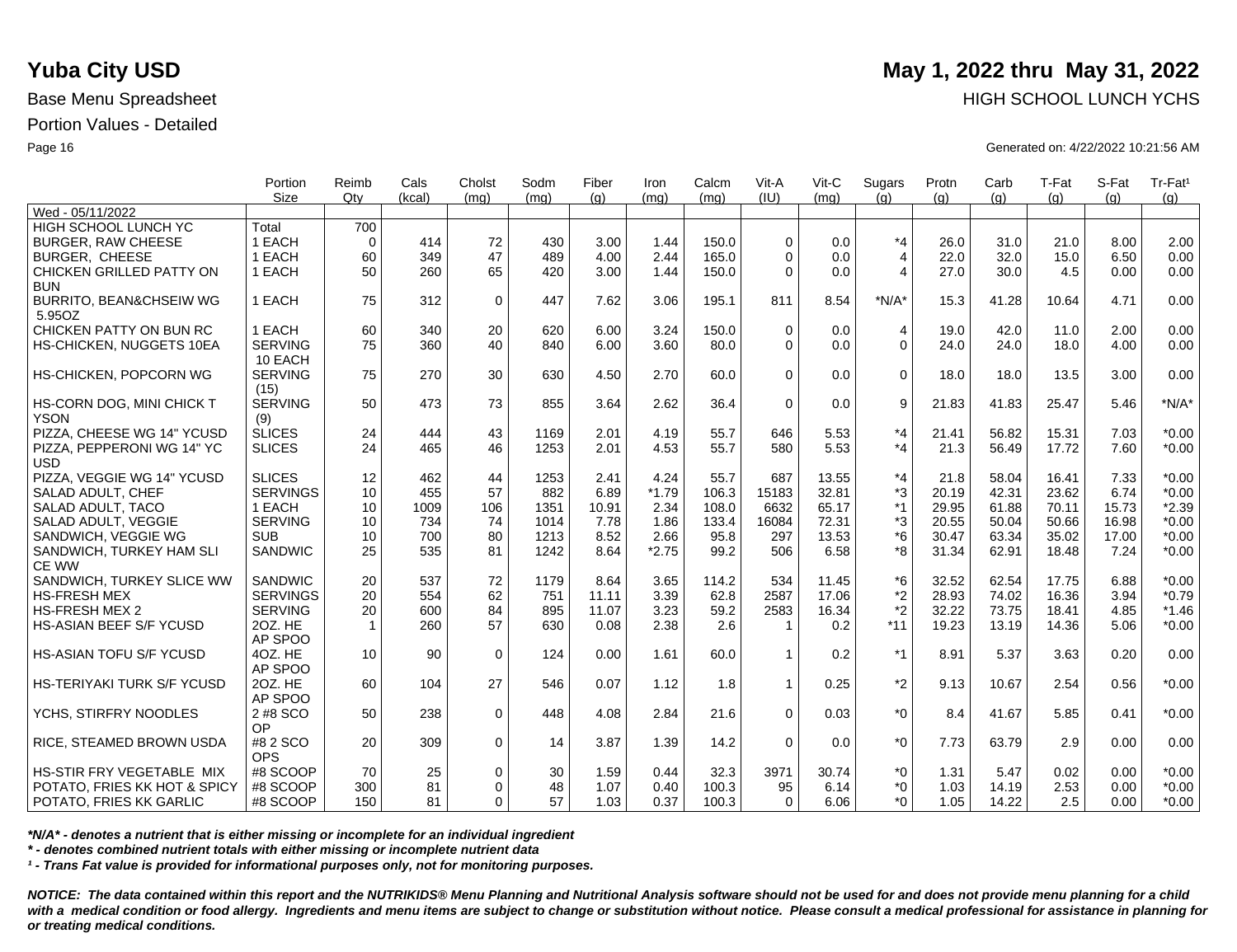# Yuba City USD

**May 1, 2022 thru May 31, 2022**

Base Menu Spreadsheet

HIGH SCHOOL LUNCH YCHS

Portion Values - Detailed

Generated on: 4/22/2022 10:21:56 AM

| | Portion Size | Reimb Qty | Cals (kcal) | Cholst (mg) | Sodm (mg) | Fiber (g) | Iron (mg) | Calcm (mg) | Vit-A (IU) | Vit-C (mg) | Sugars (g) | Protn (g) | Carb (g) | T-Fat (g) | S-Fat (g) | Tr-Fat¹ (g) |
|---|---|---|---|---|---|---|---|---|---|---|---|---|---|---|---|---|
| Wed - 05/11/2022 | | | | | | | | | | | | | | | | |
| HIGH SCHOOL LUNCH YC | Total | 700 | | | | | | | | | | | | | | |
| BURGER, RAW CHEESE | 1 EACH | 0 | 414 | 72 | 430 | 3.00 | 1.44 | 150.0 | 0 | 0.0 | *4 | 26.0 | 31.0 | 21.0 | 8.00 | 2.00 |
| BURGER, CHEESE | 1 EACH | 60 | 349 | 47 | 489 | 4.00 | 2.44 | 165.0 | 0 | 0.0 | 4 | 22.0 | 32.0 | 15.0 | 6.50 | 0.00 |
| CHICKEN GRILLED PATTY ON BUN | 1 EACH | 50 | 260 | 65 | 420 | 3.00 | 1.44 | 150.0 | 0 | 0.0 | 4 | 27.0 | 30.0 | 4.5 | 0.00 | 0.00 |
| BURRITO, BEAN&CHSEIW WG 5.95OZ | 1 EACH | 75 | 312 | 0 | 447 | 7.62 | 3.06 | 195.1 | 811 | 8.54 | *N/A* | 15.3 | 41.28 | 10.64 | 4.71 | 0.00 |
| CHICKEN PATTY ON BUN RC | 1 EACH | 60 | 340 | 20 | 620 | 6.00 | 3.24 | 150.0 | 0 | 0.0 | 4 | 19.0 | 42.0 | 11.0 | 2.00 | 0.00 |
| HS-CHICKEN, NUGGETS 10EA | SERVING 10 EACH | 75 | 360 | 40 | 840 | 6.00 | 3.60 | 80.0 | 0 | 0.0 | 0 | 24.0 | 24.0 | 18.0 | 4.00 | 0.00 |
| HS-CHICKEN, POPCORN WG | SERVING (15) | 75 | 270 | 30 | 630 | 4.50 | 2.70 | 60.0 | 0 | 0.0 | 0 | 18.0 | 18.0 | 13.5 | 3.00 | 0.00 |
| HS-CORN DOG, MINI CHICK T YSON | SERVING (9) | 50 | 473 | 73 | 855 | 3.64 | 2.62 | 36.4 | 0 | 0.0 | 9 | 21.83 | 41.83 | 25.47 | 5.46 | *N/A* |
| PIZZA, CHEESE WG 14" YCUSD | SLICES | 24 | 444 | 43 | 1169 | 2.01 | 4.19 | 55.7 | 646 | 5.53 | *4 | 21.41 | 56.82 | 15.31 | 7.03 | *0.00 |
| PIZZA, PEPPERONI WG 14" YC USD | SLICES | 24 | 465 | 46 | 1253 | 2.01 | 4.53 | 55.7 | 580 | 5.53 | *4 | 21.3 | 56.49 | 17.72 | 7.60 | *0.00 |
| PIZZA, VEGGIE WG 14" YCUSD | SLICES | 12 | 462 | 44 | 1253 | 2.41 | 4.24 | 55.7 | 687 | 13.55 | *4 | 21.8 | 58.04 | 16.41 | 7.33 | *0.00 |
| SALAD ADULT, CHEF | SERVINGS | 10 | 455 | 57 | 882 | 6.89 | *1.79 | 106.3 | 15183 | 32.81 | *3 | 20.19 | 42.31 | 23.62 | 6.74 | *0.00 |
| SALAD ADULT, TACO | 1 EACH | 10 | 1009 | 106 | 1351 | 10.91 | 2.34 | 108.0 | 6632 | 65.17 | *1 | 29.95 | 61.88 | 70.11 | 15.73 | *2.39 |
| SALAD ADULT, VEGGIE | SERVING | 10 | 734 | 74 | 1014 | 7.78 | 1.86 | 133.4 | 16084 | 72.31 | *3 | 20.55 | 50.04 | 50.66 | 16.98 | *0.00 |
| SANDWICH, VEGGIE WG | SUB | 10 | 700 | 80 | 1213 | 8.52 | 2.66 | 95.8 | 297 | 13.53 | *6 | 30.47 | 63.34 | 35.02 | 17.00 | *0.00 |
| SANDWICH, TURKEY HAM SLI CE WW | SANDWIC | 25 | 535 | 81 | 1242 | 8.64 | *2.75 | 99.2 | 506 | 6.58 | *8 | 31.34 | 62.91 | 18.48 | 7.24 | *0.00 |
| SANDWICH, TURKEY SLICE WW | SANDWIC | 20 | 537 | 72 | 1179 | 8.64 | 3.65 | 114.2 | 534 | 11.45 | *6 | 32.52 | 62.54 | 17.75 | 6.88 | *0.00 |
| HS-FRESH MEX | SERVINGS | 20 | 554 | 62 | 751 | 11.11 | 3.39 | 62.8 | 2587 | 17.06 | *2 | 28.93 | 74.02 | 16.36 | 3.94 | *0.79 |
| HS-FRESH MEX 2 | SERVING | 20 | 600 | 84 | 895 | 11.07 | 3.23 | 59.2 | 2583 | 16.34 | *2 | 32.22 | 73.75 | 18.41 | 4.85 | *1.46 |
| HS-ASIAN BEEF S/F YCUSD | 2OZ. HE AP SPOO | 1 | 260 | 57 | 630 | 0.08 | 2.38 | 2.6 | 1 | 0.2 | *11 | 19.23 | 13.19 | 14.36 | 5.06 | *0.00 |
| HS-ASIAN TOFU S/F YCUSD | 4OZ. HE AP SPOO | 10 | 90 | 0 | 124 | 0.00 | 1.61 | 60.0 | 1 | 0.2 | *1 | 8.91 | 5.37 | 3.63 | 0.20 | 0.00 |
| HS-TERIYAKI TURK S/F YCUSD | 2OZ. HE AP SPOO | 60 | 104 | 27 | 546 | 0.07 | 1.12 | 1.8 | 1 | 0.25 | *2 | 9.13 | 10.67 | 2.54 | 0.56 | *0.00 |
| YCHS, STIRFRY NOODLES | 2 #8 SCO OP | 50 | 238 | 0 | 448 | 4.08 | 2.84 | 21.6 | 0 | 0.03 | *0 | 8.4 | 41.67 | 5.85 | 0.41 | *0.00 |
| RICE, STEAMED BROWN USDA | #8 2 SCO OPS | 20 | 309 | 0 | 14 | 3.87 | 1.39 | 14.2 | 0 | 0.0 | *0 | 7.73 | 63.79 | 2.9 | 0.00 | 0.00 |
| HS-STIR FRY VEGETABLE MIX | #8 SCOOP | 70 | 25 | 0 | 30 | 1.59 | 0.44 | 32.3 | 3971 | 30.74 | *0 | 1.31 | 5.47 | 0.02 | 0.00 | *0.00 |
| POTATO, FRIES KK HOT & SPICY | #8 SCOOP | 300 | 81 | 0 | 48 | 1.07 | 0.40 | 100.3 | 95 | 6.14 | *0 | 1.03 | 14.19 | 2.53 | 0.00 | *0.00 |
| POTATO, FRIES KK GARLIC | #8 SCOOP | 150 | 81 | 0 | 57 | 1.03 | 0.37 | 100.3 | 0 | 6.06 | *0 | 1.05 | 14.22 | 2.5 | 0.00 | *0.00 |

*\*N/A\* - denotes a nutrient that is either missing or incomplete for an individual ingredient*

*\* - denotes combined nutrient totals with either missing or incomplete nutrient data*

*¹ - Trans Fat value is provided for informational purposes only, not for monitoring purposes.*

***NOTICE: The data contained within this report and the NUTRIKIDS® Menu Planning and Nutritional Analysis software should not be used for and does not provide menu planning for a child with a medical condition or food allergy. Ingredients and menu items are subject to change or substitution without notice. Please consult a medical professional for assistance in planning for or treating medical conditions.***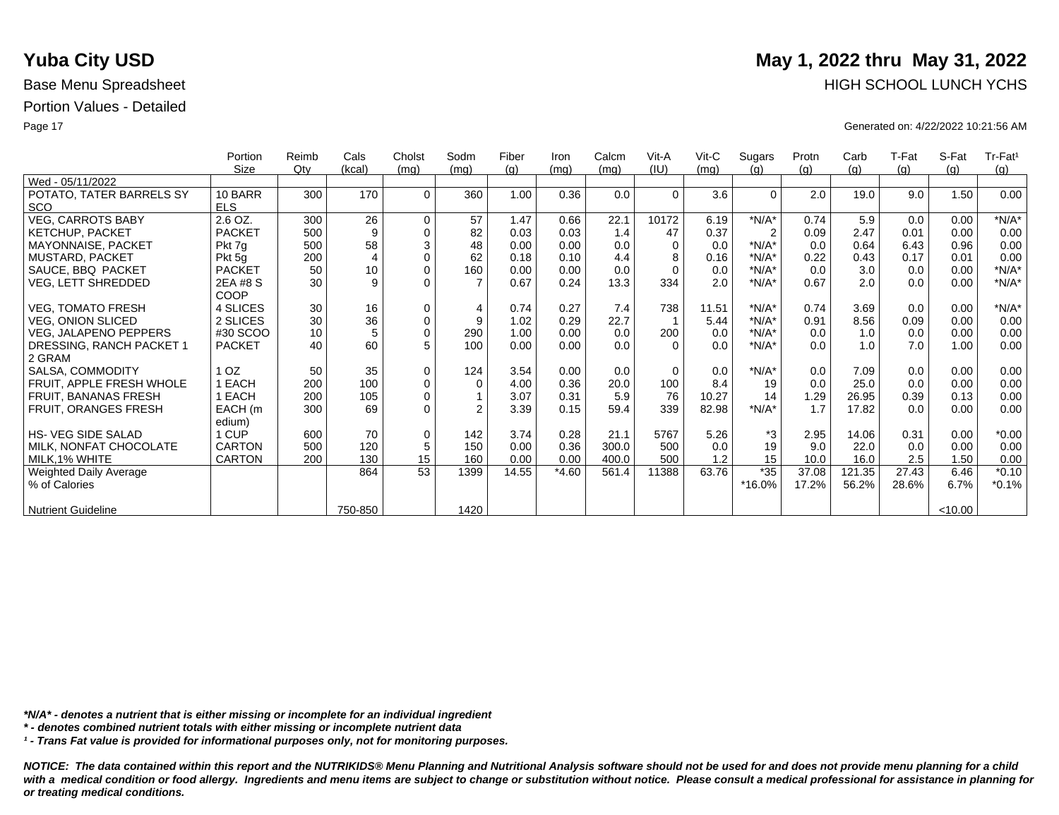# Yuba City USD

## May 1, 2022 thru May 31, 2022

Base Menu Spreadsheet

HIGH SCHOOL LUNCH YCHS

Portion Values - Detailed

Generated on: 4/22/2022 10:21:56 AM

| | Portion Size | Reimb Qty | Cals (kcal) | Cholst (mg) | Sodm (mg) | Fiber (g) | Iron (mg) | Calcm (mg) | Vit-A (IU) | Vit-C (mg) | Sugars (g) | Protn (g) | Carb (g) | T-Fat (g) | S-Fat (g) | Tr-Fat¹ (g) |
|---|---|---|---|---|---|---|---|---|---|---|---|---|---|---|---|---|
| Wed - 05/11/2022 | | | | | | | | | | | | | | | | |
| POTATO, TATER BARRELS SY SCO | 10 BARR ELS | 300 | 170 | 0 | 360 | 1.00 | 0.36 | 0.0 | 0 | 3.6 | 0 | 2.0 | 19.0 | 9.0 | 1.50 | 0.00 |
| VEG, CARROTS BABY | 2.6 OZ. | 300 | 26 | 0 | 57 | 1.47 | 0.66 | 22.1 | 10172 | 6.19 | *N/A* | 0.74 | 5.9 | 0.0 | 0.00 | *N/A* |
| KETCHUP, PACKET | PACKET | 500 | 9 | 0 | 82 | 0.03 | 0.03 | 1.4 | 47 | 0.37 | 2 | 0.09 | 2.47 | 0.01 | 0.00 | 0.00 |
| MAYONNAISE, PACKET | Pkt 7g | 500 | 58 | 3 | 48 | 0.00 | 0.00 | 0.0 | 0 | 0.0 | *N/A* | 0.0 | 0.64 | 6.43 | 0.96 | 0.00 |
| MUSTARD, PACKET | Pkt 5g | 200 | 4 | 0 | 62 | 0.18 | 0.10 | 4.4 | 8 | 0.16 | *N/A* | 0.22 | 0.43 | 0.17 | 0.01 | 0.00 |
| SAUCE, BBQ PACKET | PACKET | 50 | 10 | 0 | 160 | 0.00 | 0.00 | 0.0 | 0 | 0.0 | *N/A* | 0.0 | 3.0 | 0.0 | 0.00 | *N/A* |
| VEG, LETT SHREDDED | 2EA #8 S COOP | 30 | 9 | 0 | 7 | 0.67 | 0.24 | 13.3 | 334 | 2.0 | *N/A* | 0.67 | 2.0 | 0.0 | 0.00 | *N/A* |
| VEG, TOMATO FRESH | 4 SLICES | 30 | 16 | 0 | 4 | 0.74 | 0.27 | 7.4 | 738 | 11.51 | *N/A* | 0.74 | 3.69 | 0.0 | 0.00 | *N/A* |
| VEG, ONION SLICED | 2 SLICES | 30 | 36 | 0 | 9 | 1.02 | 0.29 | 22.7 | 1 | 5.44 | *N/A* | 0.91 | 8.56 | 0.09 | 0.00 | 0.00 |
| VEG, JALAPENO PEPPERS | #30 SCOO | 10 | 5 | 0 | 290 | 1.00 | 0.00 | 0.0 | 200 | 0.0 | *N/A* | 0.0 | 1.0 | 0.0 | 0.00 | 0.00 |
| DRESSING, RANCH PACKET 1 2 GRAM | PACKET | 40 | 60 | 5 | 100 | 0.00 | 0.00 | 0.0 | 0 | 0.0 | *N/A* | 0.0 | 1.0 | 7.0 | 1.00 | 0.00 |
| SALSA, COMMODITY | 1 OZ | 50 | 35 | 0 | 124 | 3.54 | 0.00 | 0.0 | 0 | 0.0 | *N/A* | 0.0 | 7.09 | 0.0 | 0.00 | 0.00 |
| FRUIT, APPLE FRESH WHOLE | 1 EACH | 200 | 100 | 0 | 0 | 4.00 | 0.36 | 20.0 | 100 | 8.4 | 19 | 0.0 | 25.0 | 0.0 | 0.00 | 0.00 |
| FRUIT, BANANAS FRESH | 1 EACH | 200 | 105 | 0 | 1 | 3.07 | 0.31 | 5.9 | 76 | 10.27 | 14 | 1.29 | 26.95 | 0.39 | 0.13 | 0.00 |
| FRUIT, ORANGES FRESH | EACH (m edium) | 300 | 69 | 0 | 2 | 3.39 | 0.15 | 59.4 | 339 | 82.98 | *N/A* | 1.7 | 17.82 | 0.0 | 0.00 | 0.00 |
| HS- VEG SIDE SALAD | 1 CUP | 600 | 70 | 0 | 142 | 3.74 | 0.28 | 21.1 | 5767 | 5.26 | *3 | 2.95 | 14.06 | 0.31 | 0.00 | *0.00 |
| MILK, NONFAT CHOCOLATE | CARTON | 500 | 120 | 5 | 150 | 0.00 | 0.36 | 300.0 | 500 | 0.0 | 19 | 9.0 | 22.0 | 0.0 | 0.00 | 0.00 |
| MILK,1% WHITE | CARTON | 200 | 130 | 15 | 160 | 0.00 | 0.00 | 400.0 | 500 | 1.2 | 15 | 10.0 | 16.0 | 2.5 | 1.50 | 0.00 |
| Weighted Daily Average | | | 864 | 53 | 1399 | 14.55 | *4.60 | 561.4 | 11388 | 63.76 | *35 | 37.08 | 121.35 | 27.43 | 6.46 | *0.10 |
| % of Calories | | | | | | | | | | | *16.0% | 17.2% | 56.2% | 28.6% | 6.7% | *0.1% |
| Nutrient Guideline | | | 750-850 | | 1420 | | | | | | | | | | <10.00 | |

*\*N/A\* - denotes a nutrient that is either missing or incomplete for an individual ingredient*

*\* - denotes combined nutrient totals with either missing or incomplete nutrient data*

*¹ - Trans Fat value is provided for informational purposes only, not for monitoring purposes.*

***NOTICE: The data contained within this report and the NUTRIKIDS® Menu Planning and Nutritional Analysis software should not be used for and does not provide menu planning for a child with a medical condition or food allergy. Ingredients and menu items are subject to change or substitution without notice. Please consult a medical professional for assistance in planning for or treating medical conditions.***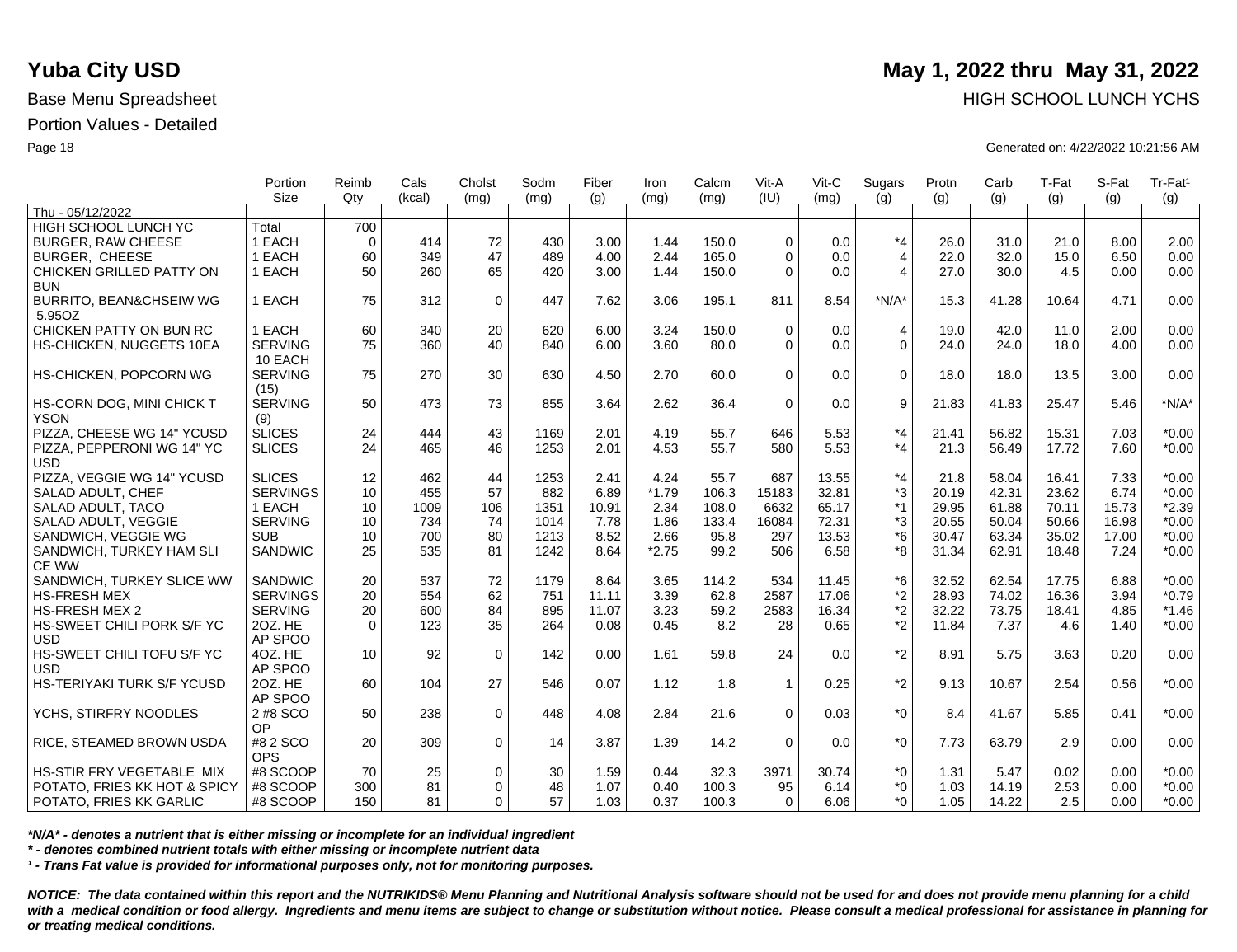# Yuba City USD

**May 1, 2022 thru May 31, 2022**

Base Menu Spreadsheet

HIGH SCHOOL LUNCH YCHS

Portion Values - Detailed

Generated on: 4/22/2022 10:21:56 AM

| | Portion Size | Reimb Qty | Cals (kcal) | Cholst (mg) | Sodm (mg) | Fiber (g) | Iron (mg) | Calcm (mg) | Vit-A (IU) | Vit-C (mg) | Sugars (g) | Protn (g) | Carb (g) | T-Fat (g) | S-Fat (g) | Tr-Fat¹ (g) |
|---|---|---|---|---|---|---|---|---|---|---|---|---|---|---|---|---|
| Thu - 05/12/2022 | | | | | | | | | | | | | | | | |
| HIGH SCHOOL LUNCH YC | Total | 700 | | | | | | | | | | | | | | |
| BURGER, RAW CHEESE | 1 EACH | 0 | 414 | 72 | 430 | 3.00 | 1.44 | 150.0 | 0 | 0.0 | *4 | 26.0 | 31.0 | 21.0 | 8.00 | 2.00 |
| BURGER, CHEESE | 1 EACH | 60 | 349 | 47 | 489 | 4.00 | 2.44 | 165.0 | 0 | 0.0 | 4 | 22.0 | 32.0 | 15.0 | 6.50 | 0.00 |
| CHICKEN GRILLED PATTY ON BUN | 1 EACH | 50 | 260 | 65 | 420 | 3.00 | 1.44 | 150.0 | 0 | 0.0 | 4 | 27.0 | 30.0 | 4.5 | 0.00 | 0.00 |
| BURRITO, BEAN&CHSEIW WG 5.95OZ | 1 EACH | 75 | 312 | 0 | 447 | 7.62 | 3.06 | 195.1 | 811 | 8.54 | *N/A* | 15.3 | 41.28 | 10.64 | 4.71 | 0.00 |
| CHICKEN PATTY ON BUN RC | 1 EACH | 60 | 340 | 20 | 620 | 6.00 | 3.24 | 150.0 | 0 | 0.0 | 4 | 19.0 | 42.0 | 11.0 | 2.00 | 0.00 |
| HS-CHICKEN, NUGGETS 10EA | SERVING 10 EACH | 75 | 360 | 40 | 840 | 6.00 | 3.60 | 80.0 | 0 | 0.0 | 0 | 24.0 | 24.0 | 18.0 | 4.00 | 0.00 |
| HS-CHICKEN, POPCORN WG | SERVING (15) | 75 | 270 | 30 | 630 | 4.50 | 2.70 | 60.0 | 0 | 0.0 | 0 | 18.0 | 18.0 | 13.5 | 3.00 | 0.00 |
| HS-CORN DOG, MINI CHICK T YSON | SERVING (9) | 50 | 473 | 73 | 855 | 3.64 | 2.62 | 36.4 | 0 | 0.0 | 9 | 21.83 | 41.83 | 25.47 | 5.46 | *N/A* |
| PIZZA, CHEESE WG 14" YCUSD | SLICES | 24 | 444 | 43 | 1169 | 2.01 | 4.19 | 55.7 | 646 | 5.53 | *4 | 21.41 | 56.82 | 15.31 | 7.03 | *0.00 |
| PIZZA, PEPPERONI WG 14" YC USD | SLICES | 24 | 465 | 46 | 1253 | 2.01 | 4.53 | 55.7 | 580 | 5.53 | *4 | 21.3 | 56.49 | 17.72 | 7.60 | *0.00 |
| PIZZA, VEGGIE WG 14" YCUSD | SLICES | 12 | 462 | 44 | 1253 | 2.41 | 4.24 | 55.7 | 687 | 13.55 | *4 | 21.8 | 58.04 | 16.41 | 7.33 | *0.00 |
| SALAD ADULT, CHEF | SERVINGS | 10 | 455 | 57 | 882 | 6.89 | *1.79 | 106.3 | 15183 | 32.81 | *3 | 20.19 | 42.31 | 23.62 | 6.74 | *0.00 |
| SALAD ADULT, TACO | 1 EACH | 10 | 1009 | 106 | 1351 | 10.91 | 2.34 | 108.0 | 6632 | 65.17 | *1 | 29.95 | 61.88 | 70.11 | 15.73 | *2.39 |
| SALAD ADULT, VEGGIE | SERVING | 10 | 734 | 74 | 1014 | 7.78 | 1.86 | 133.4 | 16084 | 72.31 | *3 | 20.55 | 50.04 | 50.66 | 16.98 | *0.00 |
| SANDWICH, VEGGIE WG | SUB | 10 | 700 | 80 | 1213 | 8.52 | 2.66 | 95.8 | 297 | 13.53 | *6 | 30.47 | 63.34 | 35.02 | 17.00 | *0.00 |
| SANDWICH, TURKEY HAM SLI CE WW | SANDWIC | 25 | 535 | 81 | 1242 | 8.64 | *2.75 | 99.2 | 506 | 6.58 | *8 | 31.34 | 62.91 | 18.48 | 7.24 | *0.00 |
| SANDWICH, TURKEY SLICE WW | SANDWIC | 20 | 537 | 72 | 1179 | 8.64 | 3.65 | 114.2 | 534 | 11.45 | *6 | 32.52 | 62.54 | 17.75 | 6.88 | *0.00 |
| HS-FRESH MEX | SERVINGS | 20 | 554 | 62 | 751 | 11.11 | 3.39 | 62.8 | 2587 | 17.06 | *2 | 28.93 | 74.02 | 16.36 | 3.94 | *0.79 |
| HS-FRESH MEX 2 | SERVING | 20 | 600 | 84 | 895 | 11.07 | 3.23 | 59.2 | 2583 | 16.34 | *2 | 32.22 | 73.75 | 18.41 | 4.85 | *1.46 |
| HS-SWEET CHILI PORK S/F YC USD | 2OZ. HE AP SPOO | 0 | 123 | 35 | 264 | 0.08 | 0.45 | 8.2 | 28 | 0.65 | *2 | 11.84 | 7.37 | 4.6 | 1.40 | *0.00 |
| HS-SWEET CHILI TOFU S/F YC USD | 4OZ. HE AP SPOO | 10 | 92 | 0 | 142 | 0.00 | 1.61 | 59.8 | 24 | 0.0 | *2 | 8.91 | 5.75 | 3.63 | 0.20 | 0.00 |
| HS-TERIYAKI TURK S/F YCUSD | 2OZ. HE AP SPOO | 60 | 104 | 27 | 546 | 0.07 | 1.12 | 1.8 | 1 | 0.25 | *2 | 9.13 | 10.67 | 2.54 | 0.56 | *0.00 |
| YCHS, STIRFRY NOODLES | 2 #8 SCO OP | 50 | 238 | 0 | 448 | 4.08 | 2.84 | 21.6 | 0 | 0.03 | *0 | 8.4 | 41.67 | 5.85 | 0.41 | *0.00 |
| RICE, STEAMED BROWN USDA | #8 2 SCO OPS | 20 | 309 | 0 | 14 | 3.87 | 1.39 | 14.2 | 0 | 0.0 | *0 | 7.73 | 63.79 | 2.9 | 0.00 | 0.00 |
| HS-STIR FRY VEGETABLE MIX | #8 SCOOP | 70 | 25 | 0 | 30 | 1.59 | 0.44 | 32.3 | 3971 | 30.74 | *0 | 1.31 | 5.47 | 0.02 | 0.00 | *0.00 |
| POTATO, FRIES KK HOT & SPICY | #8 SCOOP | 300 | 81 | 0 | 48 | 1.07 | 0.40 | 100.3 | 95 | 6.14 | *0 | 1.03 | 14.19 | 2.53 | 0.00 | *0.00 |
| POTATO, FRIES KK GARLIC | #8 SCOOP | 150 | 81 | 0 | 57 | 1.03 | 0.37 | 100.3 | 0 | 6.06 | *0 | 1.05 | 14.22 | 2.5 | 0.00 | *0.00 |

***N/A* - denotes a nutrient that is either missing or incomplete for an individual ingredient***

*** - denotes combined nutrient totals with either missing or incomplete nutrient data***

***¹ - Trans Fat value is provided for informational purposes only, not for monitoring purposes.***

***NOTICE: The data contained within this report and the NUTRIKIDS® Menu Planning and Nutritional Analysis software should not be used for and does not provide menu planning for a child with a medical condition or food allergy. Ingredients and menu items are subject to change or substitution without notice. Please consult a medical professional for assistance in planning for or treating medical conditions.***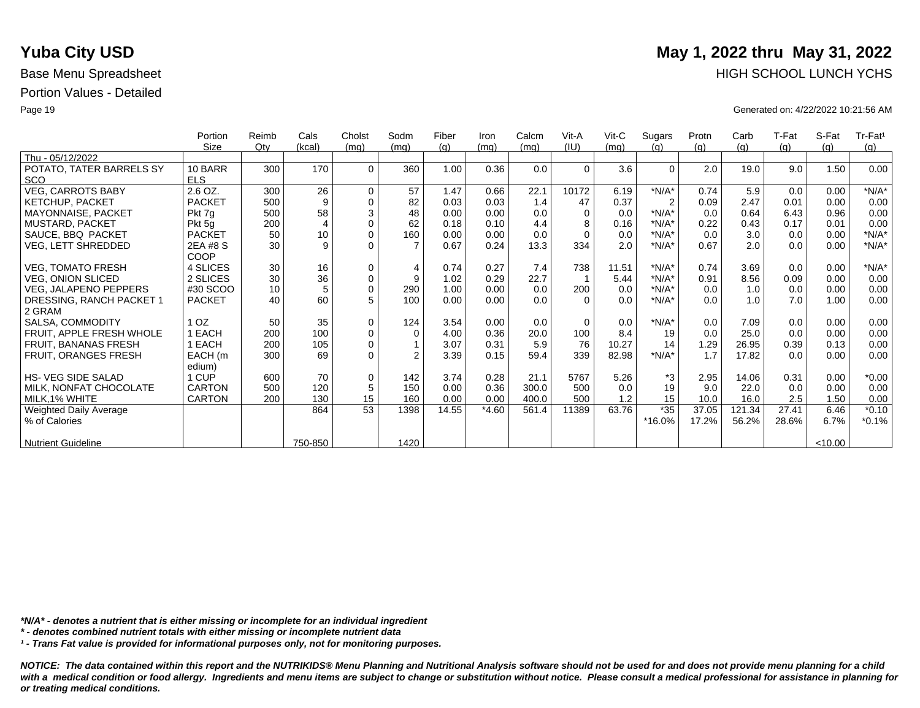# Yuba City USD

**May 1, 2022 thru May 31, 2022**

Base Menu Spreadsheet

HIGH SCHOOL LUNCH YCHS

Portion Values - Detailed

Generated on: 4/22/2022 10:21:56 AM

| | Portion Size | Reimb Qty | Cals (kcal) | Cholst (mg) | Sodm (mg) | Fiber (g) | Iron (mg) | Calcm (mg) | Vit-A (IU) | Vit-C (mg) | Sugars (g) | Protn (g) | Carb (g) | T-Fat (g) | S-Fat (g) | Tr-Fat¹ (g) |
|---|---|---|---|---|---|---|---|---|---|---|---|---|---|---|---|---|
| Thu - 05/12/2022 | | | | | | | | | | | | | | | | |
| POTATO, TATER BARRELS SY SCO | 10 BARR ELS | 300 | 170 | 0 | 360 | 1.00 | 0.36 | 0.0 | 0 | 3.6 | 0 | 2.0 | 19.0 | 9.0 | 1.50 | 0.00 |
| VEG, CARROTS BABY | 2.6 OZ. | 300 | 26 | 0 | 57 | 1.47 | 0.66 | 22.1 | 10172 | 6.19 | *N/A* | 0.74 | 5.9 | 0.0 | 0.00 | *N/A* |
| KETCHUP, PACKET | PACKET | 500 | 9 | 0 | 82 | 0.03 | 0.03 | 1.4 | 47 | 0.37 | 2 | 0.09 | 2.47 | 0.01 | 0.00 | 0.00 |
| MAYONNAISE, PACKET | Pkt 7g | 500 | 58 | 3 | 48 | 0.00 | 0.00 | 0.0 | 0 | 0.0 | *N/A* | 0.0 | 0.64 | 6.43 | 0.96 | 0.00 |
| MUSTARD, PACKET | Pkt 5g | 200 | 4 | 0 | 62 | 0.18 | 0.10 | 4.4 | 8 | 0.16 | *N/A* | 0.22 | 0.43 | 0.17 | 0.01 | 0.00 |
| SAUCE, BBQ PACKET | PACKET | 50 | 10 | 0 | 160 | 0.00 | 0.00 | 0.0 | 0 | 0.0 | *N/A* | 0.0 | 3.0 | 0.0 | 0.00 | *N/A* |
| VEG, LETT SHREDDED | 2EA #8 S COOP | 30 | 9 | 0 | 7 | 0.67 | 0.24 | 13.3 | 334 | 2.0 | *N/A* | 0.67 | 2.0 | 0.0 | 0.00 | *N/A* |
| VEG, TOMATO FRESH | 4 SLICES | 30 | 16 | 0 | 4 | 0.74 | 0.27 | 7.4 | 738 | 11.51 | *N/A* | 0.74 | 3.69 | 0.0 | 0.00 | *N/A* |
| VEG, ONION SLICED | 2 SLICES | 30 | 36 | 0 | 9 | 1.02 | 0.29 | 22.7 | 1 | 5.44 | *N/A* | 0.91 | 8.56 | 0.09 | 0.00 | 0.00 |
| VEG, JALAPENO PEPPERS | #30 SCOO | 10 | 5 | 0 | 290 | 1.00 | 0.00 | 0.0 | 200 | 0.0 | *N/A* | 0.0 | 1.0 | 0.0 | 0.00 | 0.00 |
| DRESSING, RANCH PACKET 1 2 GRAM | PACKET | 40 | 60 | 5 | 100 | 0.00 | 0.00 | 0.0 | 0 | 0.0 | *N/A* | 0.0 | 1.0 | 7.0 | 1.00 | 0.00 |
| SALSA, COMMODITY | 1 OZ | 50 | 35 | 0 | 124 | 3.54 | 0.00 | 0.0 | 0 | 0.0 | *N/A* | 0.0 | 7.09 | 0.0 | 0.00 | 0.00 |
| FRUIT, APPLE FRESH WHOLE | 1 EACH | 200 | 100 | 0 | 0 | 4.00 | 0.36 | 20.0 | 100 | 8.4 | 19 | 0.0 | 25.0 | 0.0 | 0.00 | 0.00 |
| FRUIT, BANANAS FRESH | 1 EACH | 200 | 105 | 0 | 1 | 3.07 | 0.31 | 5.9 | 76 | 10.27 | 14 | 1.29 | 26.95 | 0.39 | 0.13 | 0.00 |
| FRUIT, ORANGES FRESH | EACH (m edium) | 300 | 69 | 0 | 2 | 3.39 | 0.15 | 59.4 | 339 | 82.98 | *N/A* | 1.7 | 17.82 | 0.0 | 0.00 | 0.00 |
| HS- VEG SIDE SALAD | 1 CUP | 600 | 70 | 0 | 142 | 3.74 | 0.28 | 21.1 | 5767 | 5.26 | *3 | 2.95 | 14.06 | 0.31 | 0.00 | *0.00 |
| MILK, NONFAT CHOCOLATE | CARTON | 500 | 120 | 5 | 150 | 0.00 | 0.36 | 300.0 | 500 | 0.0 | 19 | 9.0 | 22.0 | 0.0 | 0.00 | 0.00 |
| MILK,1% WHITE | CARTON | 200 | 130 | 15 | 160 | 0.00 | 0.00 | 400.0 | 500 | 1.2 | 15 | 10.0 | 16.0 | 2.5 | 1.50 | 0.00 |
| Weighted Daily Average | | | 864 | 53 | 1398 | 14.55 | *4.60 | 561.4 | 11389 | 63.76 | *35 | 37.05 | 121.34 | 27.41 | 6.46 | *0.10 |
| % of Calories | | | | | | | | | | | *16.0% | 17.2% | 56.2% | 28.6% | 6.7% | *0.1% |
| Nutrient Guideline | | | 750-850 | | 1420 | | | | | | | | | | <10.00 | |

***N/A* - denotes a nutrient that is either missing or incomplete for an individual ingredient***

*** - denotes combined nutrient totals with either missing or incomplete nutrient data***

***¹ - Trans Fat value is provided for informational purposes only, not for monitoring purposes.***

***NOTICE: The data contained within this report and the NUTRIKIDS® Menu Planning and Nutritional Analysis software should not be used for and does not provide menu planning for a child with a medical condition or food allergy. Ingredients and menu items are subject to change or substitution without notice. Please consult a medical professional for assistance in planning for or treating medical conditions.***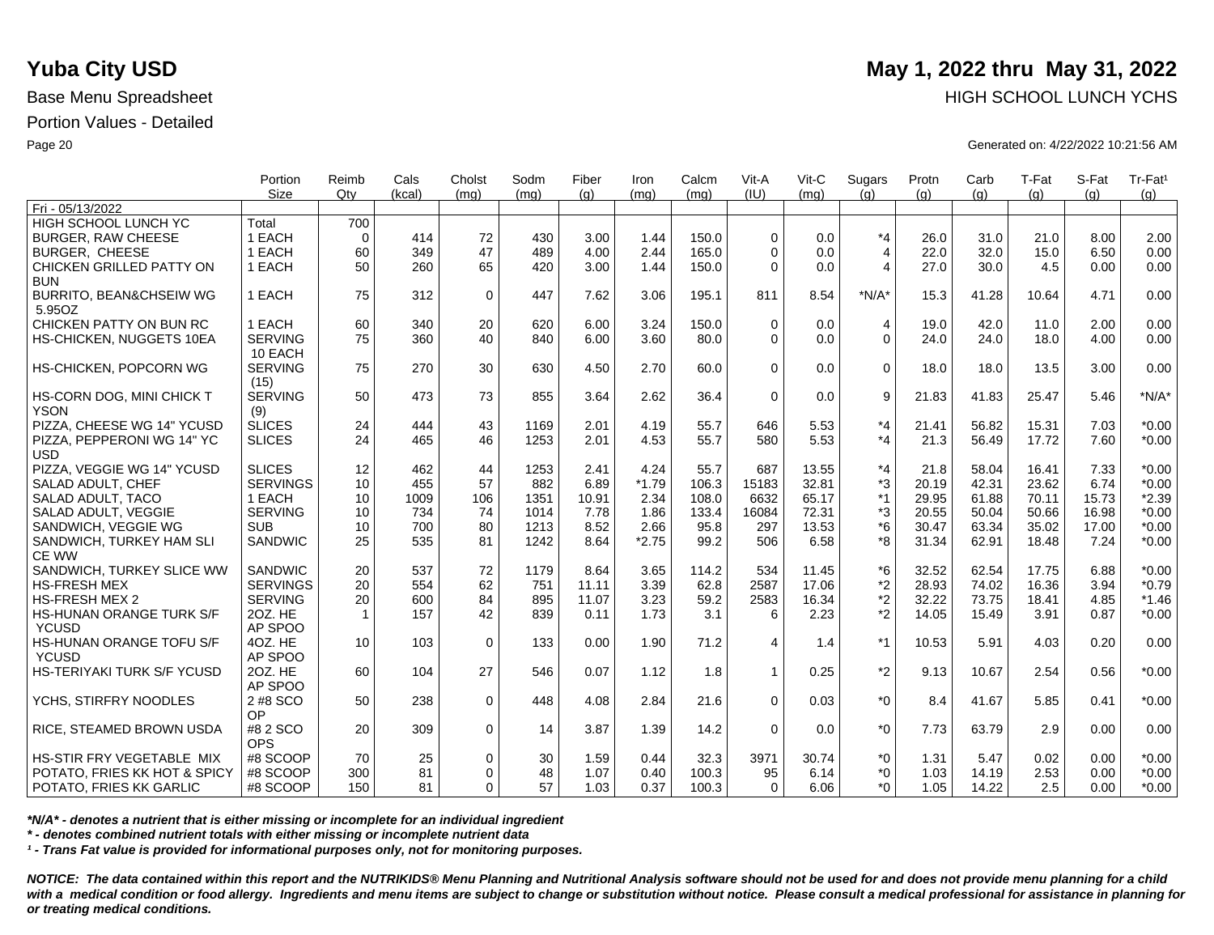# Yuba City USD

**May 1, 2022 thru May 31, 2022**

Base Menu Spreadsheet

HIGH SCHOOL LUNCH YCHS

Portion Values - Detailed

Generated on: 4/22/2022 10:21:56 AM

| | Portion Size | Reimb Qty | Cals (kcal) | Cholst (mg) | Sodm (mg) | Fiber (g) | Iron (mg) | Calcm (mg) | Vit-A (IU) | Vit-C (mg) | Sugars (g) | Protn (g) | Carb (g) | T-Fat (g) | S-Fat (g) | Tr-Fat¹ (g) |
|---|---|---|---|---|---|---|---|---|---|---|---|---|---|---|---|---|
| Fri - 05/13/2022 | | | | | | | | | | | | | | | | |
| HIGH SCHOOL LUNCH YC | Total | 700 | | | | | | | | | | | | | | |
| BURGER, RAW CHEESE | 1 EACH | 0 | 414 | 72 | 430 | 3.00 | 1.44 | 150.0 | 0 | 0.0 | *4 | 26.0 | 31.0 | 21.0 | 8.00 | 2.00 |
| BURGER, CHEESE | 1 EACH | 60 | 349 | 47 | 489 | 4.00 | 2.44 | 165.0 | 0 | 0.0 | 4 | 22.0 | 32.0 | 15.0 | 6.50 | 0.00 |
| CHICKEN GRILLED PATTY ON BUN | 1 EACH | 50 | 260 | 65 | 420 | 3.00 | 1.44 | 150.0 | 0 | 0.0 | 4 | 27.0 | 30.0 | 4.5 | 0.00 | 0.00 |
| BURRITO, BEAN&CHSEIW WG 5.95OZ | 1 EACH | 75 | 312 | 0 | 447 | 7.62 | 3.06 | 195.1 | 811 | 8.54 | *N/A* | 15.3 | 41.28 | 10.64 | 4.71 | 0.00 |
| CHICKEN PATTY ON BUN RC | 1 EACH | 60 | 340 | 20 | 620 | 6.00 | 3.24 | 150.0 | 0 | 0.0 | 4 | 19.0 | 42.0 | 11.0 | 2.00 | 0.00 |
| HS-CHICKEN, NUGGETS 10EA | SERVING 10 EACH | 75 | 360 | 40 | 840 | 6.00 | 3.60 | 80.0 | 0 | 0.0 | 0 | 24.0 | 24.0 | 18.0 | 4.00 | 0.00 |
| HS-CHICKEN, POPCORN WG | SERVING (15) | 75 | 270 | 30 | 630 | 4.50 | 2.70 | 60.0 | 0 | 0.0 | 0 | 18.0 | 18.0 | 13.5 | 3.00 | 0.00 |
| HS-CORN DOG, MINI CHICK T YSON | SERVING (9) | 50 | 473 | 73 | 855 | 3.64 | 2.62 | 36.4 | 0 | 0.0 | 9 | 21.83 | 41.83 | 25.47 | 5.46 | *N/A* |
| PIZZA, CHEESE WG 14" YCUSD | SLICES | 24 | 444 | 43 | 1169 | 2.01 | 4.19 | 55.7 | 646 | 5.53 | *4 | 21.41 | 56.82 | 15.31 | 7.03 | *0.00 |
| PIZZA, PEPPERONI WG 14" YC USD | SLICES | 24 | 465 | 46 | 1253 | 2.01 | 4.53 | 55.7 | 580 | 5.53 | *4 | 21.3 | 56.49 | 17.72 | 7.60 | *0.00 |
| PIZZA, VEGGIE WG 14" YCUSD | SLICES | 12 | 462 | 44 | 1253 | 2.41 | 4.24 | 55.7 | 687 | 13.55 | *4 | 21.8 | 58.04 | 16.41 | 7.33 | *0.00 |
| SALAD ADULT, CHEF | SERVINGS | 10 | 455 | 57 | 882 | 6.89 | *1.79 | 106.3 | 15183 | 32.81 | *3 | 20.19 | 42.31 | 23.62 | 6.74 | *0.00 |
| SALAD ADULT, TACO | 1 EACH | 10 | 1009 | 106 | 1351 | 10.91 | 2.34 | 108.0 | 6632 | 65.17 | *1 | 29.95 | 61.88 | 70.11 | 15.73 | *2.39 |
| SALAD ADULT, VEGGIE | SERVING | 10 | 734 | 74 | 1014 | 7.78 | 1.86 | 133.4 | 16084 | 72.31 | *3 | 20.55 | 50.04 | 50.66 | 16.98 | *0.00 |
| SANDWICH, VEGGIE WG | SUB | 10 | 700 | 80 | 1213 | 8.52 | 2.66 | 95.8 | 297 | 13.53 | *6 | 30.47 | 63.34 | 35.02 | 17.00 | *0.00 |
| SANDWICH, TURKEY HAM SLI CE WW | SANDWIC | 25 | 535 | 81 | 1242 | 8.64 | *2.75 | 99.2 | 506 | 6.58 | *8 | 31.34 | 62.91 | 18.48 | 7.24 | *0.00 |
| SANDWICH, TURKEY SLICE WW | SANDWIC | 20 | 537 | 72 | 1179 | 8.64 | 3.65 | 114.2 | 534 | 11.45 | *6 | 32.52 | 62.54 | 17.75 | 6.88 | *0.00 |
| HS-FRESH MEX | SERVINGS | 20 | 554 | 62 | 751 | 11.11 | 3.39 | 62.8 | 2587 | 17.06 | *2 | 28.93 | 74.02 | 16.36 | 3.94 | *0.79 |
| HS-FRESH MEX 2 | SERVING | 20 | 600 | 84 | 895 | 11.07 | 3.23 | 59.2 | 2583 | 16.34 | *2 | 32.22 | 73.75 | 18.41 | 4.85 | *1.46 |
| HS-HUNAN ORANGE TURK S/F YCUSD | 2OZ. HE AP SPOO | 1 | 157 | 42 | 839 | 0.11 | 1.73 | 3.1 | 6 | 2.23 | *2 | 14.05 | 15.49 | 3.91 | 0.87 | *0.00 |
| HS-HUNAN ORANGE TOFU S/F YCUSD | 4OZ. HE AP SPOO | 10 | 103 | 0 | 133 | 0.00 | 1.90 | 71.2 | 4 | 1.4 | *1 | 10.53 | 5.91 | 4.03 | 0.20 | 0.00 |
| HS-TERIYAKI TURK S/F YCUSD | 2OZ. HE AP SPOO | 60 | 104 | 27 | 546 | 0.07 | 1.12 | 1.8 | 1 | 0.25 | *2 | 9.13 | 10.67 | 2.54 | 0.56 | *0.00 |
| YCHS, STIRFRY NOODLES | 2 #8 SCO OP | 50 | 238 | 0 | 448 | 4.08 | 2.84 | 21.6 | 0 | 0.03 | *0 | 8.4 | 41.67 | 5.85 | 0.41 | *0.00 |
| RICE, STEAMED BROWN USDA | #8 2 SCO OPS | 20 | 309 | 0 | 14 | 3.87 | 1.39 | 14.2 | 0 | 0.0 | *0 | 7.73 | 63.79 | 2.9 | 0.00 | 0.00 |
| HS-STIR FRY VEGETABLE MIX | #8 SCOOP | 70 | 25 | 0 | 30 | 1.59 | 0.44 | 32.3 | 3971 | 30.74 | *0 | 1.31 | 5.47 | 0.02 | 0.00 | *0.00 |
| POTATO, FRIES KK HOT & SPICY | #8 SCOOP | 300 | 81 | 0 | 48 | 1.07 | 0.40 | 100.3 | 95 | 6.14 | *0 | 1.03 | 14.19 | 2.53 | 0.00 | *0.00 |
| POTATO, FRIES KK GARLIC | #8 SCOOP | 150 | 81 | 0 | 57 | 1.03 | 0.37 | 100.3 | 0 | 6.06 | *0 | 1.05 | 14.22 | 2.5 | 0.00 | *0.00 |

*\*N/A\* - denotes a nutrient that is either missing or incomplete for an individual ingredient*

*\* - denotes combined nutrient totals with either missing or incomplete nutrient data*

*¹ - Trans Fat value is provided for informational purposes only, not for monitoring purposes.*

***NOTICE: The data contained within this report and the NUTRIKIDS® Menu Planning and Nutritional Analysis software should not be used for and does not provide menu planning for a child with a medical condition or food allergy. Ingredients and menu items are subject to change or substitution without notice. Please consult a medical professional for assistance in planning for or treating medical conditions.***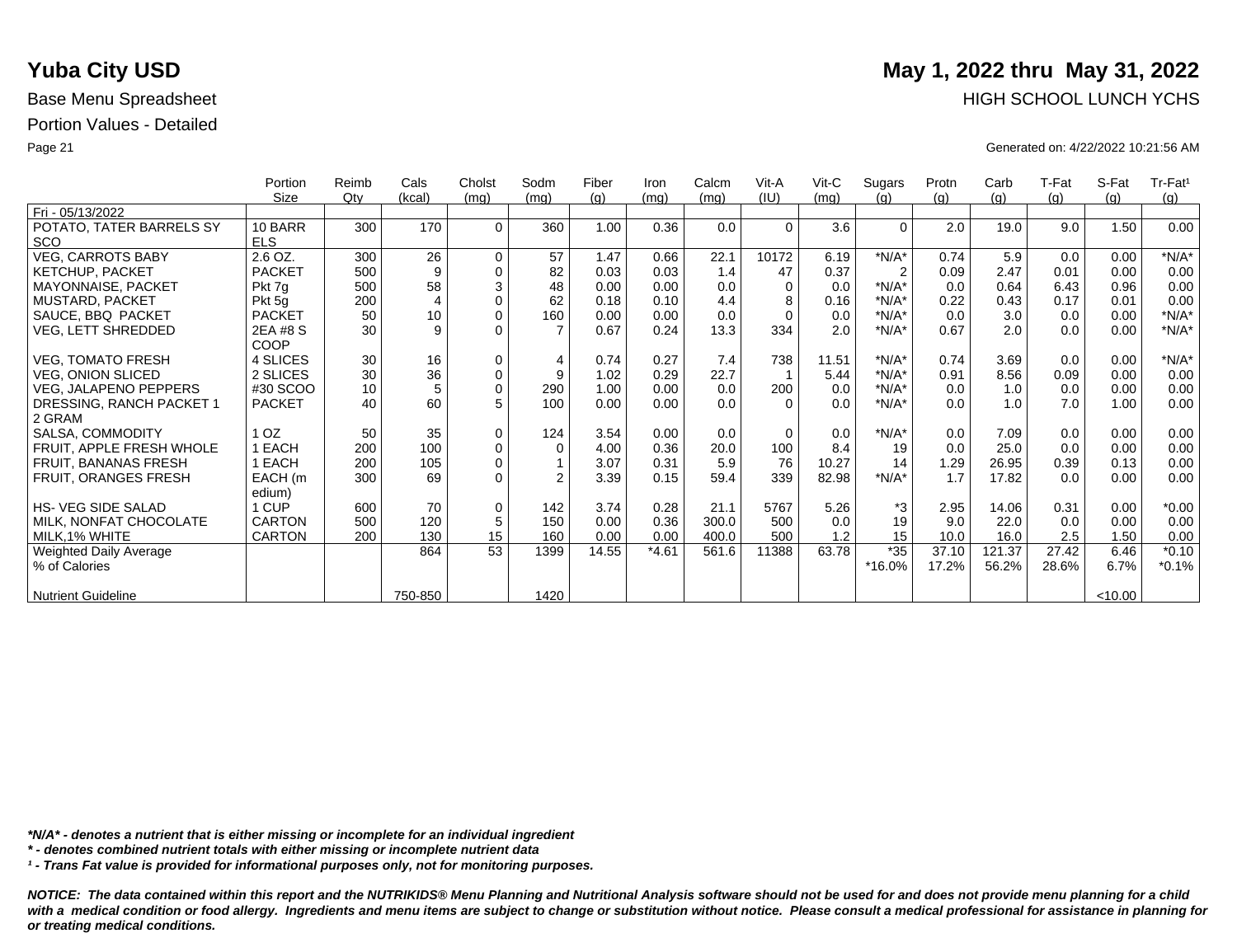# Yuba City USD

**May 1, 2022 thru May 31, 2022**

Base Menu Spreadsheet

HIGH SCHOOL LUNCH YCHS

Portion Values - Detailed

Generated on: 4/22/2022 10:21:56 AM

| | Portion Size | Reimb Qty | Cals (kcal) | Cholst (mg) | Sodm (mg) | Fiber (g) | Iron (mg) | Calcm (mg) | Vit-A (IU) | Vit-C (mg) | Sugars (g) | Protn (g) | Carb (g) | T-Fat (g) | S-Fat (g) | Tr-Fat¹ (g) |
|---|---|---|---|---|---|---|---|---|---|---|---|---|---|---|---|---|
| Fri - 05/13/2022 | | | | | | | | | | | | | | | | |
| POTATO, TATER BARRELS SY SCO | 10 BARRELS | 300 | 170 | 0 | 360 | 1.00 | 0.36 | 0.0 | 0 | 3.6 | 0 | 2.0 | 19.0 | 9.0 | 1.50 | 0.00 |
| VEG, CARROTS BABY | 2.6 OZ. | 300 | 26 | 0 | 57 | 1.47 | 0.66 | 22.1 | 10172 | 6.19 | *N/A* | 0.74 | 5.9 | 0.0 | 0.00 | *N/A* |
| KETCHUP, PACKET | PACKET | 500 | 9 | 0 | 82 | 0.03 | 0.03 | 1.4 | 47 | 0.37 | 2 | 0.09 | 2.47 | 0.01 | 0.00 | 0.00 |
| MAYONNAISE, PACKET | Pkt 7g | 500 | 58 | 3 | 48 | 0.00 | 0.00 | 0.0 | 0 | 0.0 | *N/A* | 0.0 | 0.64 | 6.43 | 0.96 | 0.00 |
| MUSTARD, PACKET | Pkt 5g | 200 | 4 | 0 | 62 | 0.18 | 0.10 | 4.4 | 8 | 0.16 | *N/A* | 0.22 | 0.43 | 0.17 | 0.01 | 0.00 |
| SAUCE, BBQ PACKET | PACKET | 50 | 10 | 0 | 160 | 0.00 | 0.00 | 0.0 | 0 | 0.0 | *N/A* | 0.0 | 3.0 | 0.0 | 0.00 | *N/A* |
| VEG, LETT SHREDDED | 2EA #8 SCOOP | 30 | 9 | 0 | 7 | 0.67 | 0.24 | 13.3 | 334 | 2.0 | *N/A* | 0.67 | 2.0 | 0.0 | 0.00 | *N/A* |
| VEG, TOMATO FRESH | 4 SLICES | 30 | 16 | 0 | 4 | 0.74 | 0.27 | 7.4 | 738 | 11.51 | *N/A* | 0.74 | 3.69 | 0.0 | 0.00 | *N/A* |
| VEG, ONION SLICED | 2 SLICES | 30 | 36 | 0 | 9 | 1.02 | 0.29 | 22.7 | 1 | 5.44 | *N/A* | 0.91 | 8.56 | 0.09 | 0.00 | 0.00 |
| VEG, JALAPENO PEPPERS | #30 SCOO | 10 | 5 | 0 | 290 | 1.00 | 0.00 | 0.0 | 200 | 0.0 | *N/A* | 0.0 | 1.0 | 0.0 | 0.00 | 0.00 |
| DRESSING, RANCH PACKET 1 2 GRAM | PACKET | 40 | 60 | 5 | 100 | 0.00 | 0.00 | 0.0 | 0 | 0.0 | *N/A* | 0.0 | 1.0 | 7.0 | 1.00 | 0.00 |
| SALSA, COMMODITY | 1 OZ | 50 | 35 | 0 | 124 | 3.54 | 0.00 | 0.0 | 0 | 0.0 | *N/A* | 0.0 | 7.09 | 0.0 | 0.00 | 0.00 |
| FRUIT, APPLE FRESH WHOLE | 1 EACH | 200 | 100 | 0 | 0 | 4.00 | 0.36 | 20.0 | 100 | 8.4 | 19 | 0.0 | 25.0 | 0.0 | 0.00 | 0.00 |
| FRUIT, BANANAS FRESH | 1 EACH | 200 | 105 | 0 | 1 | 3.07 | 0.31 | 5.9 | 76 | 10.27 | 14 | 1.29 | 26.95 | 0.39 | 0.13 | 0.00 |
| FRUIT, ORANGES FRESH | EACH (medium) | 300 | 69 | 0 | 2 | 3.39 | 0.15 | 59.4 | 339 | 82.98 | *N/A* | 1.7 | 17.82 | 0.0 | 0.00 | 0.00 |
| HS- VEG SIDE SALAD | 1 CUP | 600 | 70 | 0 | 142 | 3.74 | 0.28 | 21.1 | 5767 | 5.26 | *3 | 2.95 | 14.06 | 0.31 | 0.00 | *0.00 |
| MILK, NONFAT CHOCOLATE | CARTON | 500 | 120 | 5 | 150 | 0.00 | 0.36 | 300.0 | 500 | 0.0 | 19 | 9.0 | 22.0 | 0.0 | 0.00 | 0.00 |
| MILK,1% WHITE | CARTON | 200 | 130 | 15 | 160 | 0.00 | 0.00 | 400.0 | 500 | 1.2 | 15 | 10.0 | 16.0 | 2.5 | 1.50 | 0.00 |
| Weighted Daily Average | | | 864 | 53 | 1399 | 14.55 | *4.61 | 561.6 | 11388 | 63.78 | *35 | 37.10 | 121.37 | 27.42 | 6.46 | *0.10 |
| % of Calories | | | | | | | | | | | *16.0% | 17.2% | 56.2% | 28.6% | 6.7% | *0.1% |
| Nutrient Guideline | | | 750-850 | | 1420 | | | | | | | | | | <10.00 | |

*\*N/A\* - denotes a nutrient that is either missing or incomplete for an individual ingredient*

*\* - denotes combined nutrient totals with either missing or incomplete nutrient data*

*¹ - Trans Fat value is provided for informational purposes only, not for monitoring purposes.*

***NOTICE: The data contained within this report and the NUTRIKIDS® Menu Planning and Nutritional Analysis software should not be used for and does not provide menu planning for a child with a medical condition or food allergy. Ingredients and menu items are subject to change or substitution without notice. Please consult a medical professional for assistance in planning for or treating medical conditions.***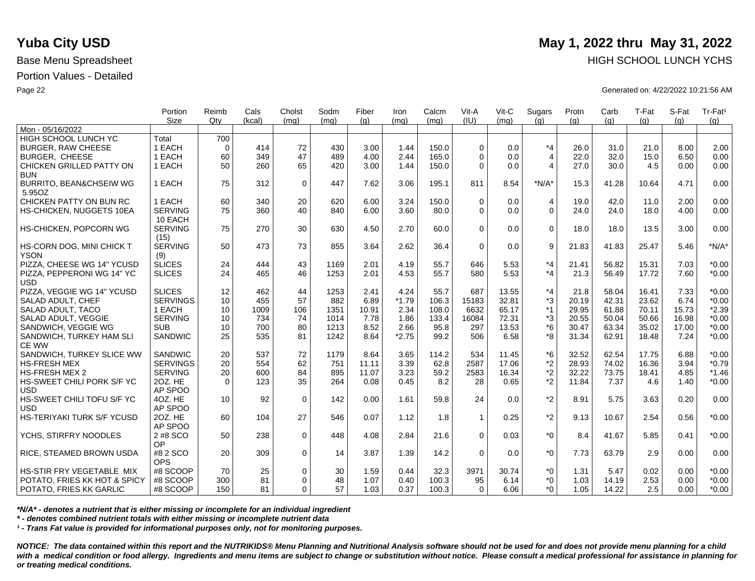# Yuba City USD

**May 1, 2022 thru May 31, 2022**

Base Menu Spreadsheet

HIGH SCHOOL LUNCH YCHS

Portion Values - Detailed

Generated on: 4/22/2022 10:21:56 AM

| | Portion Size | Reimb Qty | Cals (kcal) | Cholst (mg) | Sodm (mg) | Fiber (g) | Iron (mg) | Calcm (mg) | Vit-A (IU) | Vit-C (mg) | Sugars (g) | Protn (g) | Carb (g) | T-Fat (g) | S-Fat (g) | Tr-Fat¹ (g) |
|---|---|---|---|---|---|---|---|---|---|---|---|---|---|---|---|---|
| Mon - 05/16/2022 | | | | | | | | | | | | | | | | |
| HIGH SCHOOL LUNCH YC | Total | 700 | | | | | | | | | | | | | | |
| BURGER, RAW CHEESE | 1 EACH | 0 | 414 | 72 | 430 | 3.00 | 1.44 | 150.0 | 0 | 0.0 | *4 | 26.0 | 31.0 | 21.0 | 8.00 | 2.00 |
| BURGER, CHEESE | 1 EACH | 60 | 349 | 47 | 489 | 4.00 | 2.44 | 165.0 | 0 | 0.0 | 4 | 22.0 | 32.0 | 15.0 | 6.50 | 0.00 |
| CHICKEN GRILLED PATTY ON BUN | 1 EACH | 50 | 260 | 65 | 420 | 3.00 | 1.44 | 150.0 | 0 | 0.0 | 4 | 27.0 | 30.0 | 4.5 | 0.00 | 0.00 |
| BURRITO, BEAN&CHSEIW WG 5.95OZ | 1 EACH | 75 | 312 | 0 | 447 | 7.62 | 3.06 | 195.1 | 811 | 8.54 | *N/A* | 15.3 | 41.28 | 10.64 | 4.71 | 0.00 |
| CHICKEN PATTY ON BUN RC | 1 EACH | 60 | 340 | 20 | 620 | 6.00 | 3.24 | 150.0 | 0 | 0.0 | 4 | 19.0 | 42.0 | 11.0 | 2.00 | 0.00 |
| HS-CHICKEN, NUGGETS 10EA | SERVING 10 EACH | 75 | 360 | 40 | 840 | 6.00 | 3.60 | 80.0 | 0 | 0.0 | 0 | 24.0 | 24.0 | 18.0 | 4.00 | 0.00 |
| HS-CHICKEN, POPCORN WG | SERVING (15) | 75 | 270 | 30 | 630 | 4.50 | 2.70 | 60.0 | 0 | 0.0 | 0 | 18.0 | 18.0 | 13.5 | 3.00 | 0.00 |
| HS-CORN DOG, MINI CHICK T YSON | SERVING (9) | 50 | 473 | 73 | 855 | 3.64 | 2.62 | 36.4 | 0 | 0.0 | 9 | 21.83 | 41.83 | 25.47 | 5.46 | *N/A* |
| PIZZA, CHEESE WG 14" YCUSD | SLICES | 24 | 444 | 43 | 1169 | 2.01 | 4.19 | 55.7 | 646 | 5.53 | *4 | 21.41 | 56.82 | 15.31 | 7.03 | *0.00 |
| PIZZA, PEPPERONI WG 14" YC USD | SLICES | 24 | 465 | 46 | 1253 | 2.01 | 4.53 | 55.7 | 580 | 5.53 | *4 | 21.3 | 56.49 | 17.72 | 7.60 | *0.00 |
| PIZZA, VEGGIE WG 14" YCUSD | SLICES | 12 | 462 | 44 | 1253 | 2.41 | 4.24 | 55.7 | 687 | 13.55 | *4 | 21.8 | 58.04 | 16.41 | 7.33 | *0.00 |
| SALAD ADULT, CHEF | SERVINGS | 10 | 455 | 57 | 882 | 6.89 | *1.79 | 106.3 | 15183 | 32.81 | *3 | 20.19 | 42.31 | 23.62 | 6.74 | *0.00 |
| SALAD ADULT, TACO | 1 EACH | 10 | 1009 | 106 | 1351 | 10.91 | 2.34 | 108.0 | 6632 | 65.17 | *1 | 29.95 | 61.88 | 70.11 | 15.73 | *2.39 |
| SALAD ADULT, VEGGIE | SERVING | 10 | 734 | 74 | 1014 | 7.78 | 1.86 | 133.4 | 16084 | 72.31 | *3 | 20.55 | 50.04 | 50.66 | 16.98 | *0.00 |
| SANDWICH, VEGGIE WG | SUB | 10 | 700 | 80 | 1213 | 8.52 | 2.66 | 95.8 | 297 | 13.53 | *6 | 30.47 | 63.34 | 35.02 | 17.00 | *0.00 |
| SANDWICH, TURKEY HAM SLI CE WW | SANDWIC | 25 | 535 | 81 | 1242 | 8.64 | *2.75 | 99.2 | 506 | 6.58 | *8 | 31.34 | 62.91 | 18.48 | 7.24 | *0.00 |
| SANDWICH, TURKEY SLICE WW | SANDWIC | 20 | 537 | 72 | 1179 | 8.64 | 3.65 | 114.2 | 534 | 11.45 | *6 | 32.52 | 62.54 | 17.75 | 6.88 | *0.00 |
| HS-FRESH MEX | SERVINGS | 20 | 554 | 62 | 751 | 11.11 | 3.39 | 62.8 | 2587 | 17.06 | *2 | 28.93 | 74.02 | 16.36 | 3.94 | *0.79 |
| HS-FRESH MEX 2 | SERVING | 20 | 600 | 84 | 895 | 11.07 | 3.23 | 59.2 | 2583 | 16.34 | *2 | 32.22 | 73.75 | 18.41 | 4.85 | *1.46 |
| HS-SWEET CHILI PORK S/F YC USD | 2OZ. HE AP SPOO | 0 | 123 | 35 | 264 | 0.08 | 0.45 | 8.2 | 28 | 0.65 | *2 | 11.84 | 7.37 | 4.6 | 1.40 | *0.00 |
| HS-SWEET CHILI TOFU S/F YC USD | 4OZ. HE AP SPOO | 10 | 92 | 0 | 142 | 0.00 | 1.61 | 59.8 | 24 | 0.0 | *2 | 8.91 | 5.75 | 3.63 | 0.20 | 0.00 |
| HS-TERIYAKI TURK S/F YCUSD | 2OZ. HE AP SPOO | 60 | 104 | 27 | 546 | 0.07 | 1.12 | 1.8 | 1 | 0.25 | *2 | 9.13 | 10.67 | 2.54 | 0.56 | *0.00 |
| YCHS, STIRFRY NOODLES | 2 #8 SCO OP | 50 | 238 | 0 | 448 | 4.08 | 2.84 | 21.6 | 0 | 0.03 | *0 | 8.4 | 41.67 | 5.85 | 0.41 | *0.00 |
| RICE, STEAMED BROWN USDA | #8 2 SCO OPS | 20 | 309 | 0 | 14 | 3.87 | 1.39 | 14.2 | 0 | 0.0 | *0 | 7.73 | 63.79 | 2.9 | 0.00 | 0.00 |
| HS-STIR FRY VEGETABLE MIX | #8 SCOOP | 70 | 25 | 0 | 30 | 1.59 | 0.44 | 32.3 | 3971 | 30.74 | *0 | 1.31 | 5.47 | 0.02 | 0.00 | *0.00 |
| POTATO, FRIES KK HOT & SPICY | #8 SCOOP | 300 | 81 | 0 | 48 | 1.07 | 0.40 | 100.3 | 95 | 6.14 | *0 | 1.03 | 14.19 | 2.53 | 0.00 | *0.00 |
| POTATO, FRIES KK GARLIC | #8 SCOOP | 150 | 81 | 0 | 57 | 1.03 | 0.37 | 100.3 | 0 | 6.06 | *0 | 1.05 | 14.22 | 2.5 | 0.00 | *0.00 |

*\*N/A\* - denotes a nutrient that is either missing or incomplete for an individual ingredient*

*\* - denotes combined nutrient totals with either missing or incomplete nutrient data*

*¹ - Trans Fat value is provided for informational purposes only, not for monitoring purposes.*

***NOTICE: The data contained within this report and the NUTRIKIDS® Menu Planning and Nutritional Analysis software should not be used for and does not provide menu planning for a child with a medical condition or food allergy. Ingredients and menu items are subject to change or substitution without notice. Please consult a medical professional for assistance in planning for or treating medical conditions.***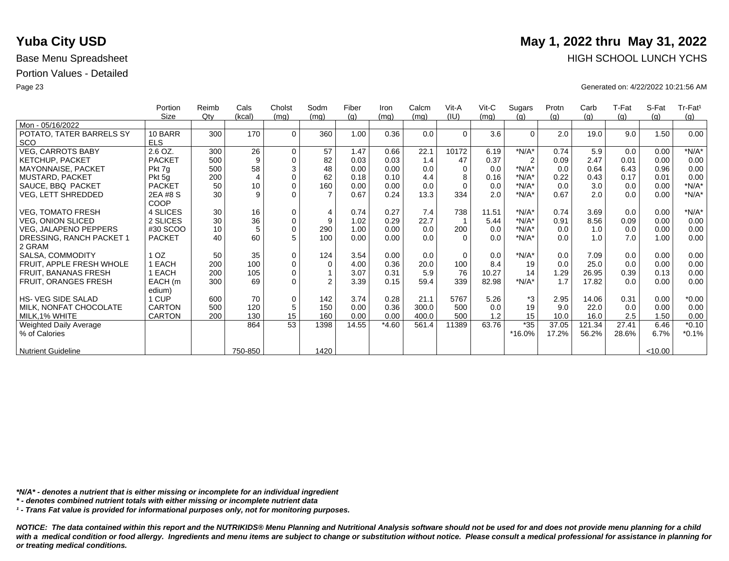# Yuba City USD

**May 1, 2022 thru May 31, 2022**

Base Menu Spreadsheet

HIGH SCHOOL LUNCH YCHS

Portion Values - Detailed

Generated on: 4/22/2022 10:21:56 AM

| | Portion Size | Reimb Qty | Cals (kcal) | Cholst (mg) | Sodm (mg) | Fiber (g) | Iron (mg) | Calcm (mg) | Vit-A (IU) | Vit-C (mg) | Sugars (g) | Protn (g) | Carb (g) | T-Fat (g) | S-Fat (g) | Tr-Fat¹ (g) |
|---|---|---|---|---|---|---|---|---|---|---|---|---|---|---|---|---|
| Mon - 05/16/2022 | | | | | | | | | | | | | | | | |
| POTATO, TATER BARRELS SY SCO | 10 BARRELS | 300 | 170 | 0 | 360 | 1.00 | 0.36 | 0.0 | 0 | 3.6 | 0 | 2.0 | 19.0 | 9.0 | 1.50 | 0.00 |
| VEG, CARROTS BABY | 2.6 OZ. | 300 | 26 | 0 | 57 | 1.47 | 0.66 | 22.1 | 10172 | 6.19 | *N/A* | 0.74 | 5.9 | 0.0 | 0.00 | *N/A* |
| KETCHUP, PACKET | PACKET | 500 | 9 | 0 | 82 | 0.03 | 0.03 | 1.4 | 47 | 0.37 | 2 | 0.09 | 2.47 | 0.01 | 0.00 | 0.00 |
| MAYONNAISE, PACKET | Pkt 7g | 500 | 58 | 3 | 48 | 0.00 | 0.00 | 0.0 | 0 | 0.0 | *N/A* | 0.0 | 0.64 | 6.43 | 0.96 | 0.00 |
| MUSTARD, PACKET | Pkt 5g | 200 | 4 | 0 | 62 | 0.18 | 0.10 | 4.4 | 8 | 0.16 | *N/A* | 0.22 | 0.43 | 0.17 | 0.01 | 0.00 |
| SAUCE, BBQ PACKET | PACKET | 50 | 10 | 0 | 160 | 0.00 | 0.00 | 0.0 | 0 | 0.0 | *N/A* | 0.0 | 3.0 | 0.0 | 0.00 | *N/A* |
| VEG, LETT SHREDDED | 2EA #8 S COOP | 30 | 9 | 0 | 7 | 0.67 | 0.24 | 13.3 | 334 | 2.0 | *N/A* | 0.67 | 2.0 | 0.0 | 0.00 | *N/A* |
| VEG, TOMATO FRESH | 4 SLICES | 30 | 16 | 0 | 4 | 0.74 | 0.27 | 7.4 | 738 | 11.51 | *N/A* | 0.74 | 3.69 | 0.0 | 0.00 | *N/A* |
| VEG, ONION SLICED | 2 SLICES | 30 | 36 | 0 | 9 | 1.02 | 0.29 | 22.7 | 1 | 5.44 | *N/A* | 0.91 | 8.56 | 0.09 | 0.00 | 0.00 |
| VEG, JALAPENO PEPPERS | #30 SCOO | 10 | 5 | 0 | 290 | 1.00 | 0.00 | 0.0 | 200 | 0.0 | *N/A* | 0.0 | 1.0 | 0.0 | 0.00 | 0.00 |
| DRESSING, RANCH PACKET 1 2 GRAM | PACKET | 40 | 60 | 5 | 100 | 0.00 | 0.00 | 0.0 | 0 | 0.0 | *N/A* | 0.0 | 1.0 | 7.0 | 1.00 | 0.00 |
| SALSA, COMMODITY | 1 OZ | 50 | 35 | 0 | 124 | 3.54 | 0.00 | 0.0 | 0 | 0.0 | *N/A* | 0.0 | 7.09 | 0.0 | 0.00 | 0.00 |
| FRUIT, APPLE FRESH WHOLE | 1 EACH | 200 | 100 | 0 | 0 | 4.00 | 0.36 | 20.0 | 100 | 8.4 | 19 | 0.0 | 25.0 | 0.0 | 0.00 | 0.00 |
| FRUIT, BANANAS FRESH | 1 EACH | 200 | 105 | 0 | 1 | 3.07 | 0.31 | 5.9 | 76 | 10.27 | 14 | 1.29 | 26.95 | 0.39 | 0.13 | 0.00 |
| FRUIT, ORANGES FRESH | EACH (medium) | 300 | 69 | 0 | 2 | 3.39 | 0.15 | 59.4 | 339 | 82.98 | *N/A* | 1.7 | 17.82 | 0.0 | 0.00 | 0.00 |
| HS- VEG SIDE SALAD | 1 CUP | 600 | 70 | 0 | 142 | 3.74 | 0.28 | 21.1 | 5767 | 5.26 | *3 | 2.95 | 14.06 | 0.31 | 0.00 | *0.00 |
| MILK, NONFAT CHOCOLATE | CARTON | 500 | 120 | 5 | 150 | 0.00 | 0.36 | 300.0 | 500 | 0.0 | 19 | 9.0 | 22.0 | 0.0 | 0.00 | 0.00 |
| MILK,1% WHITE | CARTON | 200 | 130 | 15 | 160 | 0.00 | 0.00 | 400.0 | 500 | 1.2 | 15 | 10.0 | 16.0 | 2.5 | 1.50 | 0.00 |
| Weighted Daily Average | | | 864 | 53 | 1398 | 14.55 | *4.60 | 561.4 | 11389 | 63.76 | *35 | 37.05 | 121.34 | 27.41 | 6.46 | *0.10 |
| % of Calories | | | | | | | | | | | *16.0% | 17.2% | 56.2% | 28.6% | 6.7% | *0.1% |
| Nutrient Guideline | | | 750-850 | | 1420 | | | | | | | | | | <10.00 | |

***N/A* - denotes a nutrient that is either missing or incomplete for an individual ingredient***

**** - denotes combined nutrient totals with either missing or incomplete nutrient data***

***¹ - Trans Fat value is provided for informational purposes only, not for monitoring purposes.***

***NOTICE: The data contained within this report and the NUTRIKIDS® Menu Planning and Nutritional Analysis software should not be used for and does not provide menu planning for a child with a medical condition or food allergy. Ingredients and menu items are subject to change or substitution without notice. Please consult a medical professional for assistance in planning for or treating medical conditions.***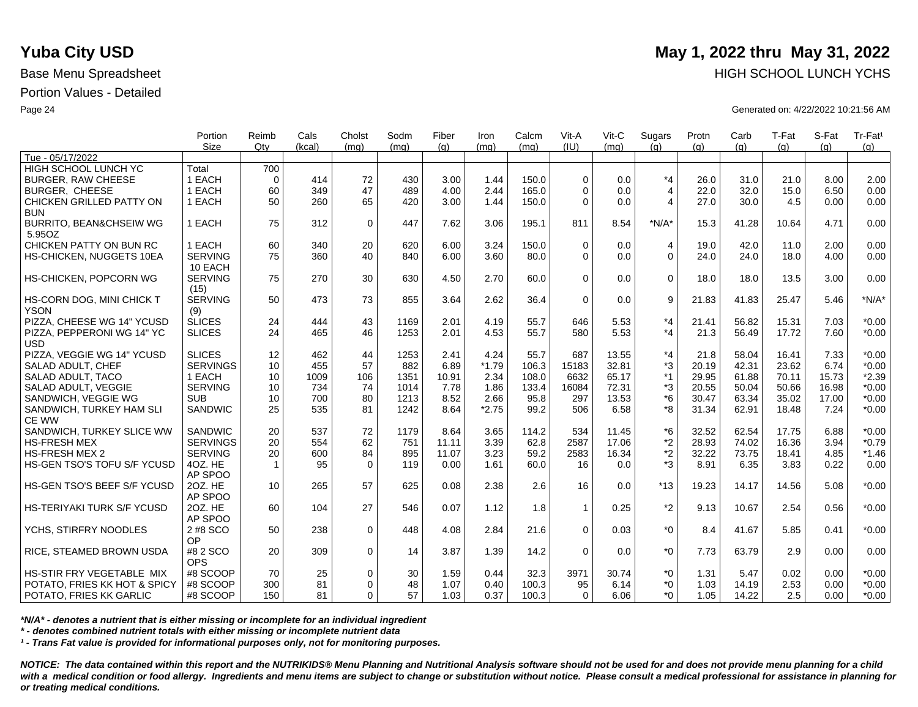# Yuba City USD

**May 1, 2022 thru May 31, 2022**

Base Menu Spreadsheet

HIGH SCHOOL LUNCH YCHS

Portion Values - Detailed

Generated on: 4/22/2022 10:21:56 AM

| | Portion Size | Reimb Qty | Cals (kcal) | Cholst (mg) | Sodm (mg) | Fiber (g) | Iron (mg) | Calcm (mg) | Vit-A (IU) | Vit-C (mg) | Sugars (g) | Protn (g) | Carb (g) | T-Fat (g) | S-Fat (g) | Tr-Fat¹ (g) |
|---|---|---|---|---|---|---|---|---|---|---|---|---|---|---|---|---|
| Tue - 05/17/2022 | | | | | | | | | | | | | | | | |
| HIGH SCHOOL LUNCH YC | Total | 700 | | | | | | | | | | | | | | |
| BURGER, RAW CHEESE | 1 EACH | 0 | 414 | 72 | 430 | 3.00 | 1.44 | 150.0 | 0 | 0.0 | *4 | 26.0 | 31.0 | 21.0 | 8.00 | 2.00 |
| BURGER, CHEESE | 1 EACH | 60 | 349 | 47 | 489 | 4.00 | 2.44 | 165.0 | 0 | 0.0 | 4 | 22.0 | 32.0 | 15.0 | 6.50 | 0.00 |
| CHICKEN GRILLED PATTY ON BUN | 1 EACH | 50 | 260 | 65 | 420 | 3.00 | 1.44 | 150.0 | 0 | 0.0 | 4 | 27.0 | 30.0 | 4.5 | 0.00 | 0.00 |
| BURRITO, BEAN&CHSEIW WG 5.95OZ | 1 EACH | 75 | 312 | 0 | 447 | 7.62 | 3.06 | 195.1 | 811 | 8.54 | *N/A* | 15.3 | 41.28 | 10.64 | 4.71 | 0.00 |
| CHICKEN PATTY ON BUN RC | 1 EACH | 60 | 340 | 20 | 620 | 6.00 | 3.24 | 150.0 | 0 | 0.0 | 4 | 19.0 | 42.0 | 11.0 | 2.00 | 0.00 |
| HS-CHICKEN, NUGGETS 10EA | SERVING 10 EACH | 75 | 360 | 40 | 840 | 6.00 | 3.60 | 80.0 | 0 | 0.0 | 0 | 24.0 | 24.0 | 18.0 | 4.00 | 0.00 |
| HS-CHICKEN, POPCORN WG | SERVING (15) | 75 | 270 | 30 | 630 | 4.50 | 2.70 | 60.0 | 0 | 0.0 | 0 | 18.0 | 18.0 | 13.5 | 3.00 | 0.00 |
| HS-CORN DOG, MINI CHICK T YSON | SERVING (9) | 50 | 473 | 73 | 855 | 3.64 | 2.62 | 36.4 | 0 | 0.0 | 9 | 21.83 | 41.83 | 25.47 | 5.46 | *N/A* |
| PIZZA, CHEESE WG 14" YCUSD | SLICES | 24 | 444 | 43 | 1169 | 2.01 | 4.19 | 55.7 | 646 | 5.53 | *4 | 21.41 | 56.82 | 15.31 | 7.03 | *0.00 |
| PIZZA, PEPPERONI WG 14" YC USD | SLICES | 24 | 465 | 46 | 1253 | 2.01 | 4.53 | 55.7 | 580 | 5.53 | *4 | 21.3 | 56.49 | 17.72 | 7.60 | *0.00 |
| PIZZA, VEGGIE WG 14" YCUSD | SLICES | 12 | 462 | 44 | 1253 | 2.41 | 4.24 | 55.7 | 687 | 13.55 | *4 | 21.8 | 58.04 | 16.41 | 7.33 | *0.00 |
| SALAD ADULT, CHEF | SERVINGS | 10 | 455 | 57 | 882 | 6.89 | *1.79 | 106.3 | 15183 | 32.81 | *3 | 20.19 | 42.31 | 23.62 | 6.74 | *0.00 |
| SALAD ADULT, TACO | 1 EACH | 10 | 1009 | 106 | 1351 | 10.91 | 2.34 | 108.0 | 6632 | 65.17 | *1 | 29.95 | 61.88 | 70.11 | 15.73 | *2.39 |
| SALAD ADULT, VEGGIE | SERVING | 10 | 734 | 74 | 1014 | 7.78 | 1.86 | 133.4 | 16084 | 72.31 | *3 | 20.55 | 50.04 | 50.66 | 16.98 | *0.00 |
| SANDWICH, VEGGIE WG | SUB | 10 | 700 | 80 | 1213 | 8.52 | 2.66 | 95.8 | 297 | 13.53 | *6 | 30.47 | 63.34 | 35.02 | 17.00 | *0.00 |
| SANDWICH, TURKEY HAM SLI CE WW | SANDWIC | 25 | 535 | 81 | 1242 | 8.64 | *2.75 | 99.2 | 506 | 6.58 | *8 | 31.34 | 62.91 | 18.48 | 7.24 | *0.00 |
| SANDWICH, TURKEY SLICE WW | SANDWIC | 20 | 537 | 72 | 1179 | 8.64 | 3.65 | 114.2 | 534 | 11.45 | *6 | 32.52 | 62.54 | 17.75 | 6.88 | *0.00 |
| HS-FRESH MEX | SERVINGS | 20 | 554 | 62 | 751 | 11.11 | 3.39 | 62.8 | 2587 | 17.06 | *2 | 28.93 | 74.02 | 16.36 | 3.94 | *0.79 |
| HS-FRESH MEX 2 | SERVING | 20 | 600 | 84 | 895 | 11.07 | 3.23 | 59.2 | 2583 | 16.34 | *2 | 32.22 | 73.75 | 18.41 | 4.85 | *1.46 |
| HS-GEN TSO'S TOFU S/F YCUSD | 4OZ. HE AP SPOO | 1 | 95 | 0 | 119 | 0.00 | 1.61 | 60.0 | 16 | 0.0 | *3 | 8.91 | 6.35 | 3.83 | 0.22 | 0.00 |
| HS-GEN TSO'S BEEF S/F YCUSD | 2OZ. HE AP SPOO | 10 | 265 | 57 | 625 | 0.08 | 2.38 | 2.6 | 16 | 0.0 | *13 | 19.23 | 14.17 | 14.56 | 5.08 | *0.00 |
| HS-TERIYAKI TURK S/F YCUSD | 2OZ. HE AP SPOO | 60 | 104 | 27 | 546 | 0.07 | 1.12 | 1.8 | 1 | 0.25 | *2 | 9.13 | 10.67 | 2.54 | 0.56 | *0.00 |
| YCHS, STIRFRY NOODLES | 2 #8 SCO OP | 50 | 238 | 0 | 448 | 4.08 | 2.84 | 21.6 | 0 | 0.03 | *0 | 8.4 | 41.67 | 5.85 | 0.41 | *0.00 |
| RICE, STEAMED BROWN USDA | #8 2 SCO OPS | 20 | 309 | 0 | 14 | 3.87 | 1.39 | 14.2 | 0 | 0.0 | *0 | 7.73 | 63.79 | 2.9 | 0.00 | 0.00 |
| HS-STIR FRY VEGETABLE MIX | #8 SCOOP | 70 | 25 | 0 | 30 | 1.59 | 0.44 | 32.3 | 3971 | 30.74 | *0 | 1.31 | 5.47 | 0.02 | 0.00 | *0.00 |
| POTATO, FRIES KK HOT & SPICY | #8 SCOOP | 300 | 81 | 0 | 48 | 1.07 | 0.40 | 100.3 | 95 | 6.14 | *0 | 1.03 | 14.19 | 2.53 | 0.00 | *0.00 |
| POTATO, FRIES KK GARLIC | #8 SCOOP | 150 | 81 | 0 | 57 | 1.03 | 0.37 | 100.3 | 0 | 6.06 | *0 | 1.05 | 14.22 | 2.5 | 0.00 | *0.00 |

*\*N/A\* - denotes a nutrient that is either missing or incomplete for an individual ingredient*

*\* - denotes combined nutrient totals with either missing or incomplete nutrient data*

*¹ - Trans Fat value is provided for informational purposes only, not for monitoring purposes.*

***NOTICE: The data contained within this report and the NUTRIKIDS® Menu Planning and Nutritional Analysis software should not be used for and does not provide menu planning for a child with a medical condition or food allergy. Ingredients and menu items are subject to change or substitution without notice. Please consult a medical professional for assistance in planning for or treating medical conditions.***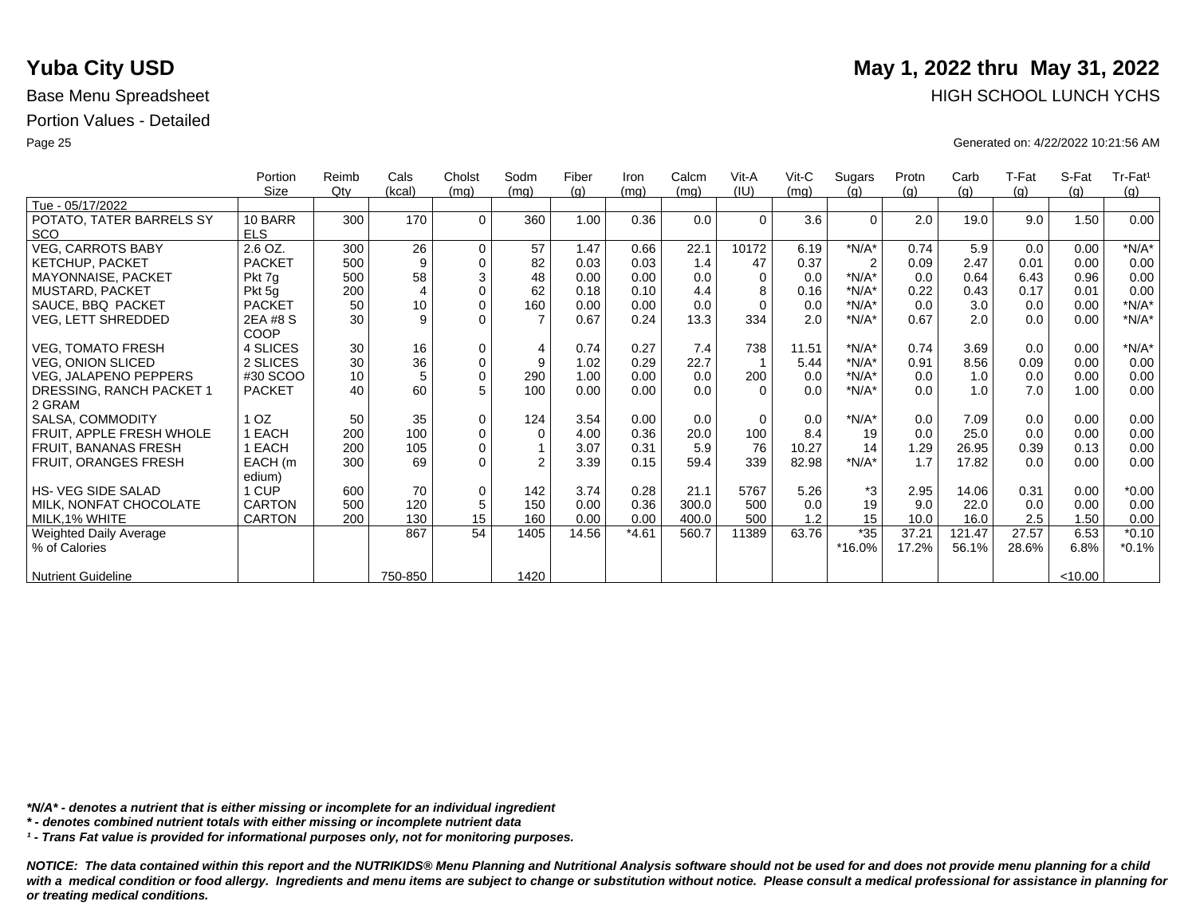**Yuba City USD** **May 1, 2022 thru May 31, 2022**

Base Menu Spreadsheet HIGH SCHOOL LUNCH YCHS

Portion Values - Detailed

Generated on: 4/22/2022 10:21:56 AM

| | Portion Size | Reimb Qty | Cals (kcal) | Cholst (mg) | Sodm (mg) | Fiber (g) | Iron (mg) | Calcm (mg) | Vit-A (IU) | Vit-C (mg) | Sugars (g) | Protn (g) | Carb (g) | T-Fat (g) | S-Fat (g) | Tr-Fat¹ (g) |
|---|---|---|---|---|---|---|---|---|---|---|---|---|---|---|---|---|
| Tue - 05/17/2022 | | | | | | | | | | | | | | | | |
| POTATO, TATER BARRELS SY SCO | 10 BARRELS | 300 | 170 | 0 | 360 | 1.00 | 0.36 | 0.0 | 0 | 3.6 | 0 | 2.0 | 19.0 | 9.0 | 1.50 | 0.00 |
| VEG, CARROTS BABY | 2.6 OZ. | 300 | 26 | 0 | 57 | 1.47 | 0.66 | 22.1 | 10172 | 6.19 | *N/A* | 0.74 | 5.9 | 0.0 | 0.00 | *N/A* |
| KETCHUP, PACKET | PACKET | 500 | 9 | 0 | 82 | 0.03 | 0.03 | 1.4 | 47 | 0.37 | 2 | 0.09 | 2.47 | 0.01 | 0.00 | 0.00 |
| MAYONNAISE, PACKET | Pkt 7g | 500 | 58 | 3 | 48 | 0.00 | 0.00 | 0.0 | 0 | 0.0 | *N/A* | 0.0 | 0.64 | 6.43 | 0.96 | 0.00 |
| MUSTARD, PACKET | Pkt 5g | 200 | 4 | 0 | 62 | 0.18 | 0.10 | 4.4 | 8 | 0.16 | *N/A* | 0.22 | 0.43 | 0.17 | 0.01 | 0.00 |
| SAUCE, BBQ PACKET | PACKET | 50 | 10 | 0 | 160 | 0.00 | 0.00 | 0.0 | 0 | 0.0 | *N/A* | 0.0 | 3.0 | 0.0 | 0.00 | *N/A* |
| VEG, LETT SHREDDED | 2EA #8 S COOP | 30 | 9 | 0 | 7 | 0.67 | 0.24 | 13.3 | 334 | 2.0 | *N/A* | 0.67 | 2.0 | 0.0 | 0.00 | *N/A* |
| VEG, TOMATO FRESH | 4 SLICES | 30 | 16 | 0 | 4 | 0.74 | 0.27 | 7.4 | 738 | 11.51 | *N/A* | 0.74 | 3.69 | 0.0 | 0.00 | *N/A* |
| VEG, ONION SLICED | 2 SLICES | 30 | 36 | 0 | 9 | 1.02 | 0.29 | 22.7 | 1 | 5.44 | *N/A* | 0.91 | 8.56 | 0.09 | 0.00 | 0.00 |
| VEG, JALAPENO PEPPERS | #30 SCOO | 10 | 5 | 0 | 290 | 1.00 | 0.00 | 0.0 | 200 | 0.0 | *N/A* | 0.0 | 1.0 | 0.0 | 0.00 | 0.00 |
| DRESSING, RANCH PACKET 1 2 GRAM | PACKET | 40 | 60 | 5 | 100 | 0.00 | 0.00 | 0.0 | 0 | 0.0 | *N/A* | 0.0 | 1.0 | 7.0 | 1.00 | 0.00 |
| SALSA, COMMODITY | 1 OZ | 50 | 35 | 0 | 124 | 3.54 | 0.00 | 0.0 | 0 | 0.0 | *N/A* | 0.0 | 7.09 | 0.0 | 0.00 | 0.00 |
| FRUIT, APPLE FRESH WHOLE | 1 EACH | 200 | 100 | 0 | 0 | 4.00 | 0.36 | 20.0 | 100 | 8.4 | 19 | 0.0 | 25.0 | 0.0 | 0.00 | 0.00 |
| FRUIT, BANANAS FRESH | 1 EACH | 200 | 105 | 0 | 1 | 3.07 | 0.31 | 5.9 | 76 | 10.27 | 14 | 1.29 | 26.95 | 0.39 | 0.13 | 0.00 |
| FRUIT, ORANGES FRESH | EACH (medium) | 300 | 69 | 0 | 2 | 3.39 | 0.15 | 59.4 | 339 | 82.98 | *N/A* | 1.7 | 17.82 | 0.0 | 0.00 | 0.00 |
| HS- VEG SIDE SALAD | 1 CUP | 600 | 70 | 0 | 142 | 3.74 | 0.28 | 21.1 | 5767 | 5.26 | *3 | 2.95 | 14.06 | 0.31 | 0.00 | *0.00 |
| MILK, NONFAT CHOCOLATE | CARTON | 500 | 120 | 5 | 150 | 0.00 | 0.36 | 300.0 | 500 | 0.0 | 19 | 9.0 | 22.0 | 0.0 | 0.00 | 0.00 |
| MILK,1% WHITE | CARTON | 200 | 130 | 15 | 160 | 0.00 | 0.00 | 400.0 | 500 | 1.2 | 15 | 10.0 | 16.0 | 2.5 | 1.50 | 0.00 |
| Weighted Daily Average | | | 867 | 54 | 1405 | 14.56 | *4.61 | 560.7 | 11389 | 63.76 | *35 | 37.21 | 121.47 | 27.57 | 6.53 | *0.10 |
| % of Calories | | | | | | | | | | | *16.0% | 17.2% | 56.1% | 28.6% | 6.8% | *0.1% |
| Nutrient Guideline | | | 750-850 | | 1420 | | | | | | | | | | <10.00 | |

*\*N/A\* - denotes a nutrient that is either missing or incomplete for an individual ingredient*

*\* - denotes combined nutrient totals with either missing or incomplete nutrient data*

*¹ - Trans Fat value is provided for informational purposes only, not for monitoring purposes.*

***NOTICE: The data contained within this report and the NUTRIKIDS® Menu Planning and Nutritional Analysis software should not be used for and does not provide menu planning for a child with a medical condition or food allergy. Ingredients and menu items are subject to change or substitution without notice. Please consult a medical professional for assistance in planning for or treating medical conditions.***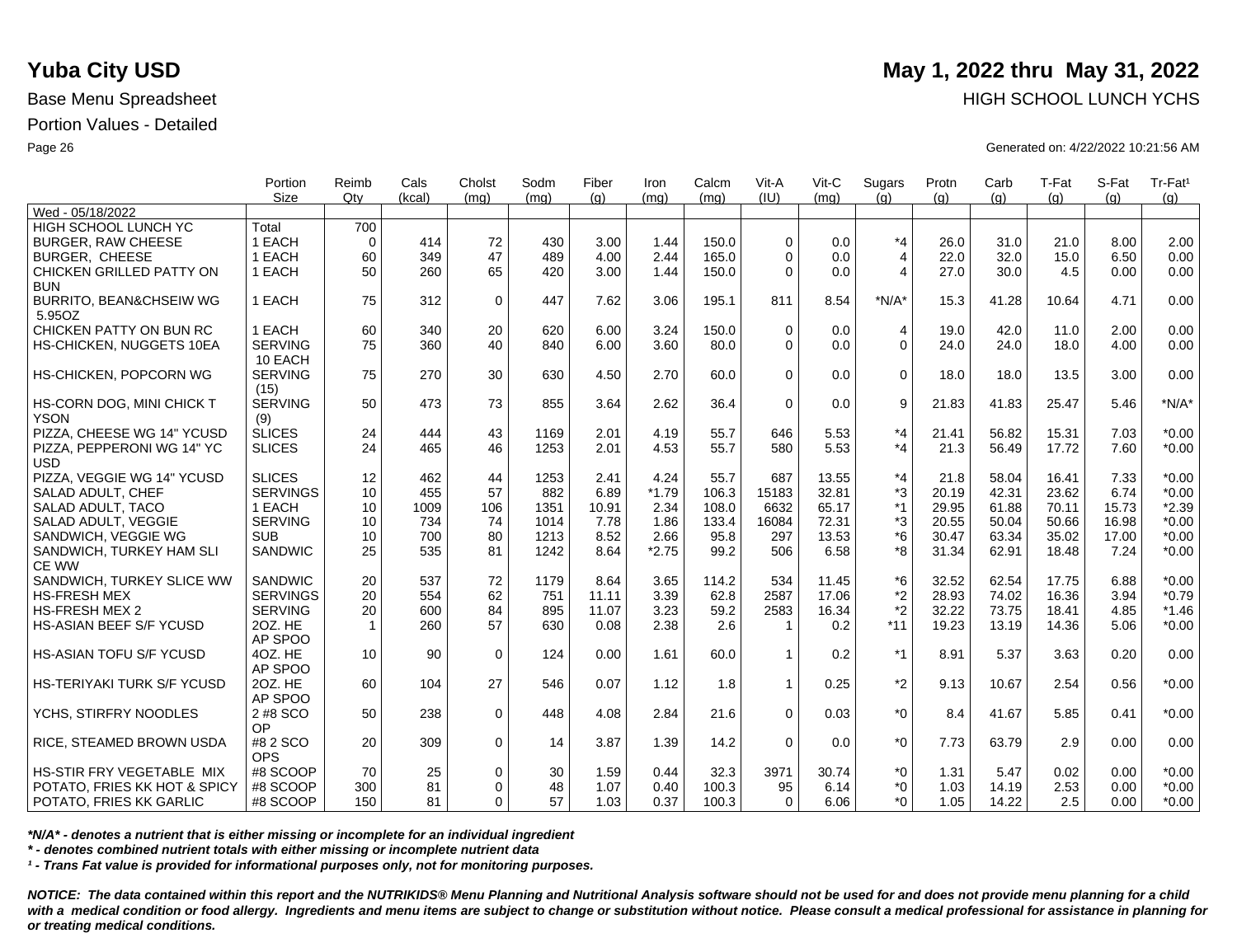# Yuba City USD

## May 1, 2022 thru May 31, 2022

Base Menu Spreadsheet

HIGH SCHOOL LUNCH YCHS

Portion Values - Detailed

Generated on: 4/22/2022 10:21:56 AM

| | Portion Size | Reimb Qty | Cals (kcal) | Cholst (mg) | Sodm (mg) | Fiber (g) | Iron (mg) | Calcm (mg) | Vit-A (IU) | Vit-C (mg) | Sugars (g) | Protn (g) | Carb (g) | T-Fat (g) | S-Fat (g) | Tr-Fat¹ (g) |
|---|---|---|---|---|---|---|---|---|---|---|---|---|---|---|---|---|
| Wed - 05/18/2022 | | | | | | | | | | | | | | | | |
| HIGH SCHOOL LUNCH YC | Total | 700 | | | | | | | | | | | | | | |
| BURGER, RAW CHEESE | 1 EACH | 0 | 414 | 72 | 430 | 3.00 | 1.44 | 150.0 | 0 | 0.0 | *4 | 26.0 | 31.0 | 21.0 | 8.00 | 2.00 |
| BURGER, CHEESE | 1 EACH | 60 | 349 | 47 | 489 | 4.00 | 2.44 | 165.0 | 0 | 0.0 | 4 | 22.0 | 32.0 | 15.0 | 6.50 | 0.00 |
| CHICKEN GRILLED PATTY ON BUN | 1 EACH | 50 | 260 | 65 | 420 | 3.00 | 1.44 | 150.0 | 0 | 0.0 | 4 | 27.0 | 30.0 | 4.5 | 0.00 | 0.00 |
| BURRITO, BEAN&CHSEIW WG 5.95OZ | 1 EACH | 75 | 312 | 0 | 447 | 7.62 | 3.06 | 195.1 | 811 | 8.54 | *N/A* | 15.3 | 41.28 | 10.64 | 4.71 | 0.00 |
| CHICKEN PATTY ON BUN RC | 1 EACH | 60 | 340 | 20 | 620 | 6.00 | 3.24 | 150.0 | 0 | 0.0 | 4 | 19.0 | 42.0 | 11.0 | 2.00 | 0.00 |
| HS-CHICKEN, NUGGETS 10EA | SERVING 10 EACH | 75 | 360 | 40 | 840 | 6.00 | 3.60 | 80.0 | 0 | 0.0 | 0 | 24.0 | 24.0 | 18.0 | 4.00 | 0.00 |
| HS-CHICKEN, POPCORN WG | SERVING (15) | 75 | 270 | 30 | 630 | 4.50 | 2.70 | 60.0 | 0 | 0.0 | 0 | 18.0 | 18.0 | 13.5 | 3.00 | 0.00 |
| HS-CORN DOG, MINI CHICK T YSON | SERVING (9) | 50 | 473 | 73 | 855 | 3.64 | 2.62 | 36.4 | 0 | 0.0 | 9 | 21.83 | 41.83 | 25.47 | 5.46 | *N/A* |
| PIZZA, CHEESE WG 14" YCUSD | SLICES | 24 | 444 | 43 | 1169 | 2.01 | 4.19 | 55.7 | 646 | 5.53 | *4 | 21.41 | 56.82 | 15.31 | 7.03 | *0.00 |
| PIZZA, PEPPERONI WG 14" YC USD | SLICES | 24 | 465 | 46 | 1253 | 2.01 | 4.53 | 55.7 | 580 | 5.53 | *4 | 21.3 | 56.49 | 17.72 | 7.60 | *0.00 |
| PIZZA, VEGGIE WG 14" YCUSD | SLICES | 12 | 462 | 44 | 1253 | 2.41 | 4.24 | 55.7 | 687 | 13.55 | *4 | 21.8 | 58.04 | 16.41 | 7.33 | *0.00 |
| SALAD ADULT, CHEF | SERVINGS | 10 | 455 | 57 | 882 | 6.89 | *1.79 | 106.3 | 15183 | 32.81 | *3 | 20.19 | 42.31 | 23.62 | 6.74 | *0.00 |
| SALAD ADULT, TACO | 1 EACH | 10 | 1009 | 106 | 1351 | 10.91 | 2.34 | 108.0 | 6632 | 65.17 | *1 | 29.95 | 61.88 | 70.11 | 15.73 | *2.39 |
| SALAD ADULT, VEGGIE | SERVING | 10 | 734 | 74 | 1014 | 7.78 | 1.86 | 133.4 | 16084 | 72.31 | *3 | 20.55 | 50.04 | 50.66 | 16.98 | *0.00 |
| SANDWICH, VEGGIE WG | SUB | 10 | 700 | 80 | 1213 | 8.52 | 2.66 | 95.8 | 297 | 13.53 | *6 | 30.47 | 63.34 | 35.02 | 17.00 | *0.00 |
| SANDWICH, TURKEY HAM SLI CE WW | SANDWIC | 25 | 535 | 81 | 1242 | 8.64 | *2.75 | 99.2 | 506 | 6.58 | *8 | 31.34 | 62.91 | 18.48 | 7.24 | *0.00 |
| SANDWICH, TURKEY SLICE WW | SANDWIC | 20 | 537 | 72 | 1179 | 8.64 | 3.65 | 114.2 | 534 | 11.45 | *6 | 32.52 | 62.54 | 17.75 | 6.88 | *0.00 |
| HS-FRESH MEX | SERVINGS | 20 | 554 | 62 | 751 | 11.11 | 3.39 | 62.8 | 2587 | 17.06 | *2 | 28.93 | 74.02 | 16.36 | 3.94 | *0.79 |
| HS-FRESH MEX 2 | SERVING | 20 | 600 | 84 | 895 | 11.07 | 3.23 | 59.2 | 2583 | 16.34 | *2 | 32.22 | 73.75 | 18.41 | 4.85 | *1.46 |
| HS-ASIAN BEEF S/F YCUSD | 2OZ. HE AP SPOO | 1 | 260 | 57 | 630 | 0.08 | 2.38 | 2.6 | 1 | 0.2 | *11 | 19.23 | 13.19 | 14.36 | 5.06 | *0.00 |
| HS-ASIAN TOFU S/F YCUSD | 4OZ. HE AP SPOO | 10 | 90 | 0 | 124 | 0.00 | 1.61 | 60.0 | 1 | 0.2 | *1 | 8.91 | 5.37 | 3.63 | 0.20 | 0.00 |
| HS-TERIYAKI TURK S/F YCUSD | 2OZ. HE AP SPOO | 60 | 104 | 27 | 546 | 0.07 | 1.12 | 1.8 | 1 | 0.25 | *2 | 9.13 | 10.67 | 2.54 | 0.56 | *0.00 |
| YCHS, STIRFRY NOODLES | 2 #8 SCO OP | 50 | 238 | 0 | 448 | 4.08 | 2.84 | 21.6 | 0 | 0.03 | *0 | 8.4 | 41.67 | 5.85 | 0.41 | *0.00 |
| RICE, STEAMED BROWN USDA | #8 2 SCO OPS | 20 | 309 | 0 | 14 | 3.87 | 1.39 | 14.2 | 0 | 0.0 | *0 | 7.73 | 63.79 | 2.9 | 0.00 | 0.00 |
| HS-STIR FRY VEGETABLE MIX | #8 SCOOP | 70 | 25 | 0 | 30 | 1.59 | 0.44 | 32.3 | 3971 | 30.74 | *0 | 1.31 | 5.47 | 0.02 | 0.00 | *0.00 |
| POTATO, FRIES KK HOT & SPICY | #8 SCOOP | 300 | 81 | 0 | 48 | 1.07 | 0.40 | 100.3 | 95 | 6.14 | *0 | 1.03 | 14.19 | 2.53 | 0.00 | *0.00 |
| POTATO, FRIES KK GARLIC | #8 SCOOP | 150 | 81 | 0 | 57 | 1.03 | 0.37 | 100.3 | 0 | 6.06 | *0 | 1.05 | 14.22 | 2.5 | 0.00 | *0.00 |

*\*N/A\* - denotes a nutrient that is either missing or incomplete for an individual ingredient*

*\* - denotes combined nutrient totals with either missing or incomplete nutrient data*

*¹ - Trans Fat value is provided for informational purposes only, not for monitoring purposes.*

***NOTICE: The data contained within this report and the NUTRIKIDS® Menu Planning and Nutritional Analysis software should not be used for and does not provide menu planning for a child with a medical condition or food allergy. Ingredients and menu items are subject to change or substitution without notice. Please consult a medical professional for assistance in planning for or treating medical conditions.***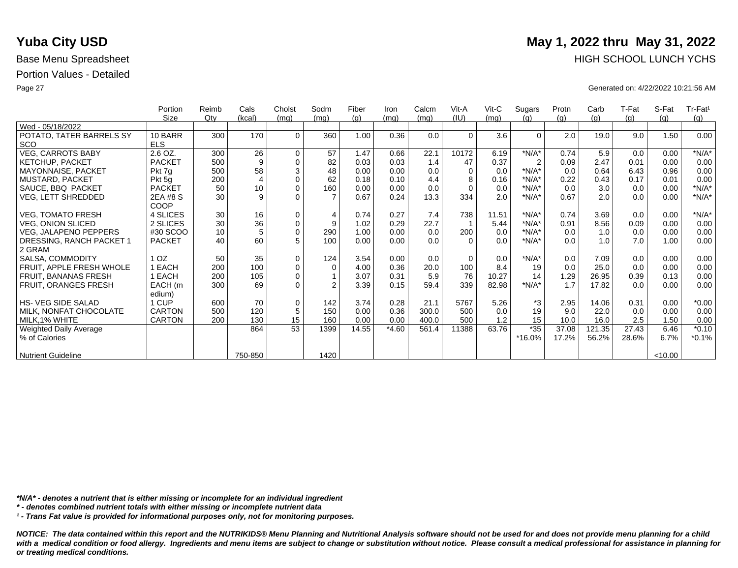# Yuba City USD

**May 1, 2022 thru May 31, 2022**

Base Menu Spreadsheet

HIGH SCHOOL LUNCH YCHS

Portion Values - Detailed

Generated on: 4/22/2022 10:21:56 AM

| | Portion Size | Reimb Qty | Cals (kcal) | Cholst (mg) | Sodm (mg) | Fiber (g) | Iron (mg) | Calcm (mg) | Vit-A (IU) | Vit-C (mg) | Sugars (g) | Protn (g) | Carb (g) | T-Fat (g) | S-Fat (g) | Tr-Fat¹ (g) |
|---|---|---|---|---|---|---|---|---|---|---|---|---|---|---|---|---|
| Wed - 05/18/2022 | | | | | | | | | | | | | | | | |
| POTATO, TATER BARRELS SY SCO | 10 BARR ELS | 300 | 170 | 0 | 360 | 1.00 | 0.36 | 0.0 | 0 | 3.6 | 0 | 2.0 | 19.0 | 9.0 | 1.50 | 0.00 |
| VEG, CARROTS BABY | 2.6 OZ. | 300 | 26 | 0 | 57 | 1.47 | 0.66 | 22.1 | 10172 | 6.19 | *N/A* | 0.74 | 5.9 | 0.0 | 0.00 | *N/A* |
| KETCHUP, PACKET | PACKET | 500 | 9 | 0 | 82 | 0.03 | 0.03 | 1.4 | 47 | 0.37 | 2 | 0.09 | 2.47 | 0.01 | 0.00 | 0.00 |
| MAYONNAISE, PACKET | Pkt 7g | 500 | 58 | 3 | 48 | 0.00 | 0.00 | 0.0 | 0 | 0.0 | *N/A* | 0.0 | 0.64 | 6.43 | 0.96 | 0.00 |
| MUSTARD, PACKET | Pkt 5g | 200 | 4 | 0 | 62 | 0.18 | 0.10 | 4.4 | 8 | 0.16 | *N/A* | 0.22 | 0.43 | 0.17 | 0.01 | 0.00 |
| SAUCE, BBQ PACKET | PACKET | 50 | 10 | 0 | 160 | 0.00 | 0.00 | 0.0 | 0 | 0.0 | *N/A* | 0.0 | 3.0 | 0.0 | 0.00 | *N/A* |
| VEG, LETT SHREDDED | 2EA #8 S COOP | 30 | 9 | 0 | 7 | 0.67 | 0.24 | 13.3 | 334 | 2.0 | *N/A* | 0.67 | 2.0 | 0.0 | 0.00 | *N/A* |
| VEG, TOMATO FRESH | 4 SLICES | 30 | 16 | 0 | 4 | 0.74 | 0.27 | 7.4 | 738 | 11.51 | *N/A* | 0.74 | 3.69 | 0.0 | 0.00 | *N/A* |
| VEG, ONION SLICED | 2 SLICES | 30 | 36 | 0 | 9 | 1.02 | 0.29 | 22.7 | 1 | 5.44 | *N/A* | 0.91 | 8.56 | 0.09 | 0.00 | 0.00 |
| VEG, JALAPENO PEPPERS | #30 SCOO | 10 | 5 | 0 | 290 | 1.00 | 0.00 | 0.0 | 200 | 0.0 | *N/A* | 0.0 | 1.0 | 0.0 | 0.00 | 0.00 |
| DRESSING, RANCH PACKET 1 2 GRAM | PACKET | 40 | 60 | 5 | 100 | 0.00 | 0.00 | 0.0 | 0 | 0.0 | *N/A* | 0.0 | 1.0 | 7.0 | 1.00 | 0.00 |
| SALSA, COMMODITY | 1 OZ | 50 | 35 | 0 | 124 | 3.54 | 0.00 | 0.0 | 0 | 0.0 | *N/A* | 0.0 | 7.09 | 0.0 | 0.00 | 0.00 |
| FRUIT, APPLE FRESH WHOLE | 1 EACH | 200 | 100 | 0 | 0 | 4.00 | 0.36 | 20.0 | 100 | 8.4 | 19 | 0.0 | 25.0 | 0.0 | 0.00 | 0.00 |
| FRUIT, BANANAS FRESH | 1 EACH | 200 | 105 | 0 | 1 | 3.07 | 0.31 | 5.9 | 76 | 10.27 | 14 | 1.29 | 26.95 | 0.39 | 0.13 | 0.00 |
| FRUIT, ORANGES FRESH | EACH (medium) | 300 | 69 | 0 | 2 | 3.39 | 0.15 | 59.4 | 339 | 82.98 | *N/A* | 1.7 | 17.82 | 0.0 | 0.00 | 0.00 |
| HS- VEG SIDE SALAD | 1 CUP | 600 | 70 | 0 | 142 | 3.74 | 0.28 | 21.1 | 5767 | 5.26 | *3 | 2.95 | 14.06 | 0.31 | 0.00 | *0.00 |
| MILK, NONFAT CHOCOLATE | CARTON | 500 | 120 | 5 | 150 | 0.00 | 0.36 | 300.0 | 500 | 0.0 | 19 | 9.0 | 22.0 | 0.0 | 0.00 | 0.00 |
| MILK,1% WHITE | CARTON | 200 | 130 | 15 | 160 | 0.00 | 0.00 | 400.0 | 500 | 1.2 | 15 | 10.0 | 16.0 | 2.5 | 1.50 | 0.00 |
| Weighted Daily Average | | | 864 | 53 | 1399 | 14.55 | *4.60 | 561.4 | 11388 | 63.76 | *35 | 37.08 | 121.35 | 27.43 | 6.46 | *0.10 |
| % of Calories | | | | | | | | | | | *16.0% | 17.2% | 56.2% | 28.6% | 6.7% | *0.1% |
| Nutrient Guideline | | | 750-850 | | 1420 | | | | | | | | | | <10.00 | |

*\*N/A\* - denotes a nutrient that is either missing or incomplete for an individual ingredient*

*\* - denotes combined nutrient totals with either missing or incomplete nutrient data*

*¹ - Trans Fat value is provided for informational purposes only, not for monitoring purposes.*

***NOTICE: The data contained within this report and the NUTRIKIDS® Menu Planning and Nutritional Analysis software should not be used for and does not provide menu planning for a child with a medical condition or food allergy. Ingredients and menu items are subject to change or substitution without notice. Please consult a medical professional for assistance in planning for or treating medical conditions.***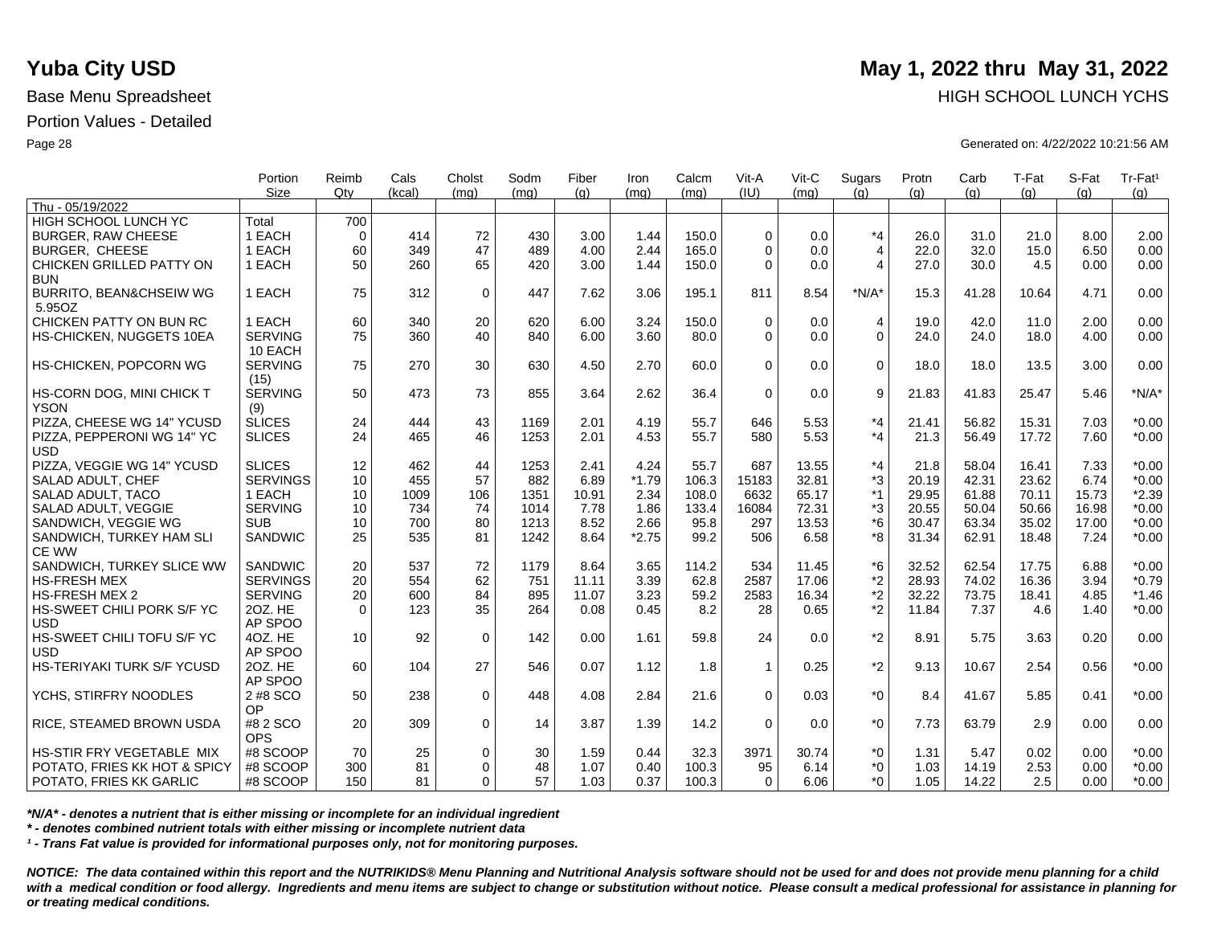# Yuba City USD

**May 1, 2022 thru May 31, 2022**

Base Menu Spreadsheet

HIGH SCHOOL LUNCH YCHS

Portion Values - Detailed

Generated on: 4/22/2022 10:21:56 AM

| | Portion Size | Reimb Qty | Cals (kcal) | Cholst (mg) | Sodm (mg) | Fiber (g) | Iron (mg) | Calcm (mg) | Vit-A (IU) | Vit-C (mg) | Sugars (g) | Protn (g) | Carb (g) | T-Fat (g) | S-Fat (g) | Tr-Fat¹ (g) |
|---|---|---|---|---|---|---|---|---|---|---|---|---|---|---|---|---|
| Thu - 05/19/2022 | | | | | | | | | | | | | | | | |
| HIGH SCHOOL LUNCH YC | Total | 700 | | | | | | | | | | | | | | |
| BURGER, RAW CHEESE | 1 EACH | 0 | 414 | 72 | 430 | 3.00 | 1.44 | 150.0 | 0 | 0.0 | *4 | 26.0 | 31.0 | 21.0 | 8.00 | 2.00 |
| BURGER, CHEESE | 1 EACH | 60 | 349 | 47 | 489 | 4.00 | 2.44 | 165.0 | 0 | 0.0 | 4 | 22.0 | 32.0 | 15.0 | 6.50 | 0.00 |
| CHICKEN GRILLED PATTY ON BUN | 1 EACH | 50 | 260 | 65 | 420 | 3.00 | 1.44 | 150.0 | 0 | 0.0 | 4 | 27.0 | 30.0 | 4.5 | 0.00 | 0.00 |
| BURRITO, BEAN&CHSEIW WG 5.95OZ | 1 EACH | 75 | 312 | 0 | 447 | 7.62 | 3.06 | 195.1 | 811 | 8.54 | *N/A* | 15.3 | 41.28 | 10.64 | 4.71 | 0.00 |
| CHICKEN PATTY ON BUN RC | 1 EACH | 60 | 340 | 20 | 620 | 6.00 | 3.24 | 150.0 | 0 | 0.0 | 4 | 19.0 | 42.0 | 11.0 | 2.00 | 0.00 |
| HS-CHICKEN, NUGGETS 10EA | SERVING 10 EACH | 75 | 360 | 40 | 840 | 6.00 | 3.60 | 80.0 | 0 | 0.0 | 0 | 24.0 | 24.0 | 18.0 | 4.00 | 0.00 |
| HS-CHICKEN, POPCORN WG | SERVING (15) | 75 | 270 | 30 | 630 | 4.50 | 2.70 | 60.0 | 0 | 0.0 | 0 | 18.0 | 18.0 | 13.5 | 3.00 | 0.00 |
| HS-CORN DOG, MINI CHICK T YSON | SERVING (9) | 50 | 473 | 73 | 855 | 3.64 | 2.62 | 36.4 | 0 | 0.0 | 9 | 21.83 | 41.83 | 25.47 | 5.46 | *N/A* |
| PIZZA, CHEESE WG 14" YCUSD | SLICES | 24 | 444 | 43 | 1169 | 2.01 | 4.19 | 55.7 | 646 | 5.53 | *4 | 21.41 | 56.82 | 15.31 | 7.03 | *0.00 |
| PIZZA, PEPPERONI WG 14" YC USD | SLICES | 24 | 465 | 46 | 1253 | 2.01 | 4.53 | 55.7 | 580 | 5.53 | *4 | 21.3 | 56.49 | 17.72 | 7.60 | *0.00 |
| PIZZA, VEGGIE WG 14" YCUSD | SLICES | 12 | 462 | 44 | 1253 | 2.41 | 4.24 | 55.7 | 687 | 13.55 | *4 | 21.8 | 58.04 | 16.41 | 7.33 | *0.00 |
| SALAD ADULT, CHEF | SERVINGS | 10 | 455 | 57 | 882 | 6.89 | *1.79 | 106.3 | 15183 | 32.81 | *3 | 20.19 | 42.31 | 23.62 | 6.74 | *0.00 |
| SALAD ADULT, TACO | 1 EACH | 10 | 1009 | 106 | 1351 | 10.91 | 2.34 | 108.0 | 6632 | 65.17 | *1 | 29.95 | 61.88 | 70.11 | 15.73 | *2.39 |
| SALAD ADULT, VEGGIE | SERVING | 10 | 734 | 74 | 1014 | 7.78 | 1.86 | 133.4 | 16084 | 72.31 | *3 | 20.55 | 50.04 | 50.66 | 16.98 | *0.00 |
| SANDWICH, VEGGIE WG | SUB | 10 | 700 | 80 | 1213 | 8.52 | 2.66 | 95.8 | 297 | 13.53 | *6 | 30.47 | 63.34 | 35.02 | 17.00 | *0.00 |
| SANDWICH, TURKEY HAM SLI CE WW | SANDWIC | 25 | 535 | 81 | 1242 | 8.64 | *2.75 | 99.2 | 506 | 6.58 | *8 | 31.34 | 62.91 | 18.48 | 7.24 | *0.00 |
| SANDWICH, TURKEY SLICE WW | SANDWIC | 20 | 537 | 72 | 1179 | 8.64 | 3.65 | 114.2 | 534 | 11.45 | *6 | 32.52 | 62.54 | 17.75 | 6.88 | *0.00 |
| HS-FRESH MEX | SERVINGS | 20 | 554 | 62 | 751 | 11.11 | 3.39 | 62.8 | 2587 | 17.06 | *2 | 28.93 | 74.02 | 16.36 | 3.94 | *0.79 |
| HS-FRESH MEX 2 | SERVING | 20 | 600 | 84 | 895 | 11.07 | 3.23 | 59.2 | 2583 | 16.34 | *2 | 32.22 | 73.75 | 18.41 | 4.85 | *1.46 |
| HS-SWEET CHILI PORK S/F YC USD | 2OZ. HE AP SPOO | 0 | 123 | 35 | 264 | 0.08 | 0.45 | 8.2 | 28 | 0.65 | *2 | 11.84 | 7.37 | 4.6 | 1.40 | *0.00 |
| HS-SWEET CHILI TOFU S/F YC USD | 4OZ. HE AP SPOO | 10 | 92 | 0 | 142 | 0.00 | 1.61 | 59.8 | 24 | 0.0 | *2 | 8.91 | 5.75 | 3.63 | 0.20 | 0.00 |
| HS-TERIYAKI TURK S/F YCUSD | 2OZ. HE AP SPOO | 60 | 104 | 27 | 546 | 0.07 | 1.12 | 1.8 | 1 | 0.25 | *2 | 9.13 | 10.67 | 2.54 | 0.56 | *0.00 |
| YCHS, STIRFRY NOODLES | 2 #8 SCO OP | 50 | 238 | 0 | 448 | 4.08 | 2.84 | 21.6 | 0 | 0.03 | *0 | 8.4 | 41.67 | 5.85 | 0.41 | *0.00 |
| RICE, STEAMED BROWN USDA | #8 2 SCO OPS | 20 | 309 | 0 | 14 | 3.87 | 1.39 | 14.2 | 0 | 0.0 | *0 | 7.73 | 63.79 | 2.9 | 0.00 | 0.00 |
| HS-STIR FRY VEGETABLE MIX | #8 SCOOP | 70 | 25 | 0 | 30 | 1.59 | 0.44 | 32.3 | 3971 | 30.74 | *0 | 1.31 | 5.47 | 0.02 | 0.00 | *0.00 |
| POTATO, FRIES KK HOT & SPICY | #8 SCOOP | 300 | 81 | 0 | 48 | 1.07 | 0.40 | 100.3 | 95 | 6.14 | *0 | 1.03 | 14.19 | 2.53 | 0.00 | *0.00 |
| POTATO, FRIES KK GARLIC | #8 SCOOP | 150 | 81 | 0 | 57 | 1.03 | 0.37 | 100.3 | 0 | 6.06 | *0 | 1.05 | 14.22 | 2.5 | 0.00 | *0.00 |

*\*N/A\* - denotes a nutrient that is either missing or incomplete for an individual ingredient*

*\* - denotes combined nutrient totals with either missing or incomplete nutrient data*

*¹ - Trans Fat value is provided for informational purposes only, not for monitoring purposes.*

***NOTICE: The data contained within this report and the NUTRIKIDS® Menu Planning and Nutritional Analysis software should not be used for and does not provide menu planning for a child with a medical condition or food allergy. Ingredients and menu items are subject to change or substitution without notice. Please consult a medical professional for assistance in planning for or treating medical conditions.***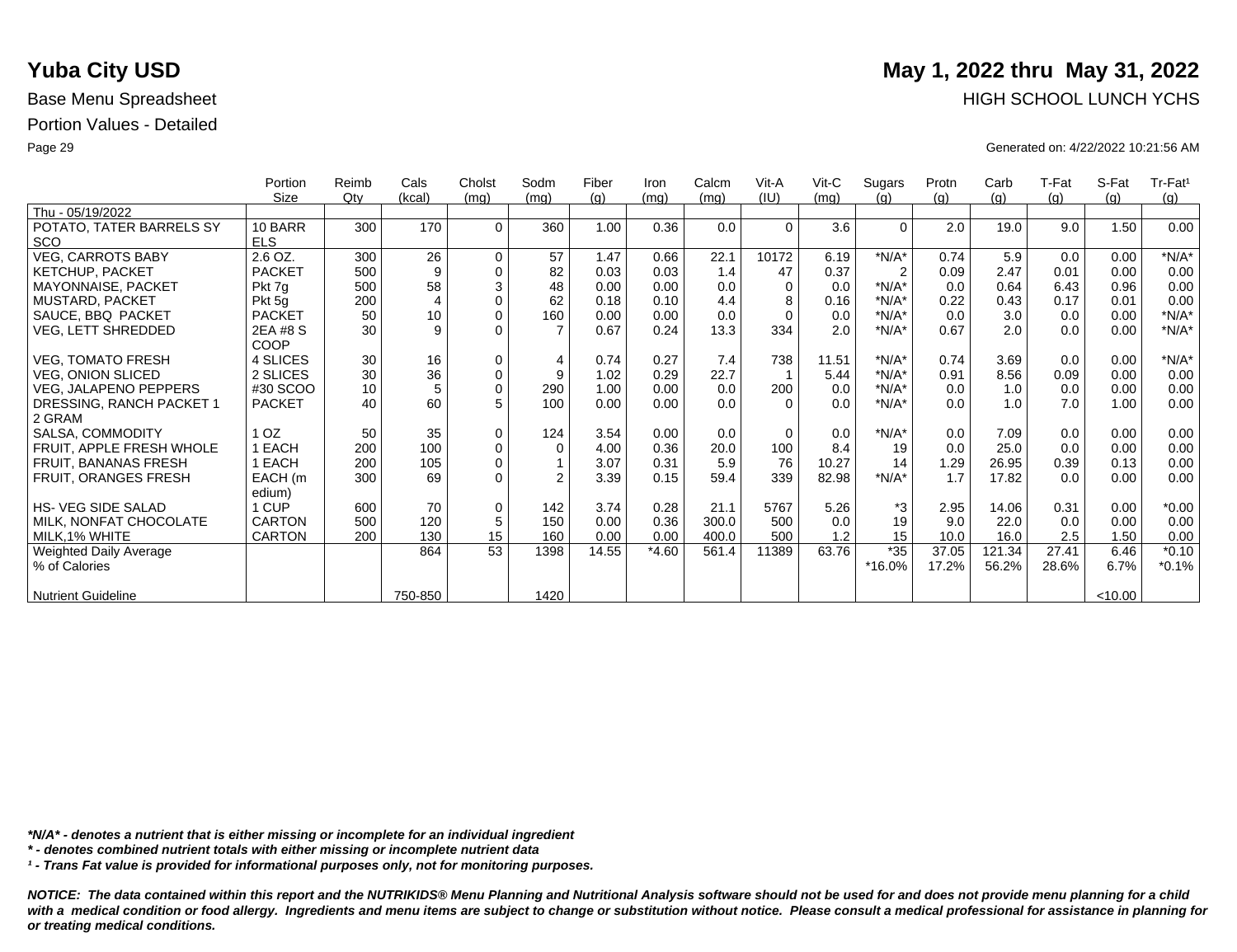# Yuba City USD

**May 1, 2022 thru May 31, 2022**

Base Menu Spreadsheet

HIGH SCHOOL LUNCH YCHS

Portion Values - Detailed

Generated on: 4/22/2022 10:21:56 AM

| | Portion Size | Reimb Qty | Cals (kcal) | Cholst (mg) | Sodm (mg) | Fiber (g) | Iron (mg) | Calcm (mg) | Vit-A (IU) | Vit-C (mg) | Sugars (g) | Protn (g) | Carb (g) | T-Fat (g) | S-Fat (g) | Tr-Fat[1] (g) |
|---|---|---|---|---|---|---|---|---|---|---|---|---|---|---|---|---|
| Thu - 05/19/2022 | | | | | | | | | | | | | | | | |
| POTATO, TATER BARRELS SY SCO | 10 BARRELS | 300 | 170 | 0 | 360 | 1.00 | 0.36 | 0.0 | 0 | 3.6 | 0 | 2.0 | 19.0 | 9.0 | 1.50 | 0.00 |
| VEG, CARROTS BABY | 2.6 OZ. | 300 | 26 | 0 | 57 | 1.47 | 0.66 | 22.1 | 10172 | 6.19 | *N/A* | 0.74 | 5.9 | 0.0 | 0.00 | *N/A* |
| KETCHUP, PACKET | PACKET | 500 | 9 | 0 | 82 | 0.03 | 0.03 | 1.4 | 47 | 0.37 | 2 | 0.09 | 2.47 | 0.01 | 0.00 | 0.00 |
| MAYONNAISE, PACKET | Pkt 7g | 500 | 58 | 3 | 48 | 0.00 | 0.00 | 0.0 | 0 | 0.0 | *N/A* | 0.0 | 0.64 | 6.43 | 0.96 | 0.00 |
| MUSTARD, PACKET | Pkt 5g | 200 | 4 | 0 | 62 | 0.18 | 0.10 | 4.4 | 8 | 0.16 | *N/A* | 0.22 | 0.43 | 0.17 | 0.01 | 0.00 |
| SAUCE, BBQ PACKET | PACKET | 50 | 10 | 0 | 160 | 0.00 | 0.00 | 0.0 | 0 | 0.0 | *N/A* | 0.0 | 3.0 | 0.0 | 0.00 | *N/A* |
| VEG, LETT SHREDDED | 2EA #8 SCOOP | 30 | 9 | 0 | 7 | 0.67 | 0.24 | 13.3 | 334 | 2.0 | *N/A* | 0.67 | 2.0 | 0.0 | 0.00 | *N/A* |
| VEG, TOMATO FRESH | 4 SLICES | 30 | 16 | 0 | 4 | 0.74 | 0.27 | 7.4 | 738 | 11.51 | *N/A* | 0.74 | 3.69 | 0.0 | 0.00 | *N/A* |
| VEG, ONION SLICED | 2 SLICES | 30 | 36 | 0 | 9 | 1.02 | 0.29 | 22.7 | 1 | 5.44 | *N/A* | 0.91 | 8.56 | 0.09 | 0.00 | 0.00 |
| VEG, JALAPENO PEPPERS | #30 SCOO | 10 | 5 | 0 | 290 | 1.00 | 0.00 | 0.0 | 200 | 0.0 | *N/A* | 0.0 | 1.0 | 0.0 | 0.00 | 0.00 |
| DRESSING, RANCH PACKET 1 2 GRAM | PACKET | 40 | 60 | 5 | 100 | 0.00 | 0.00 | 0.0 | 0 | 0.0 | *N/A* | 0.0 | 1.0 | 7.0 | 1.00 | 0.00 |
| SALSA, COMMODITY | 1 OZ | 50 | 35 | 0 | 124 | 3.54 | 0.00 | 0.0 | 0 | 0.0 | *N/A* | 0.0 | 7.09 | 0.0 | 0.00 | 0.00 |
| FRUIT, APPLE FRESH WHOLE | 1 EACH | 200 | 100 | 0 | 0 | 4.00 | 0.36 | 20.0 | 100 | 8.4 | 19 | 0.0 | 25.0 | 0.0 | 0.00 | 0.00 |
| FRUIT, BANANAS FRESH | 1 EACH | 200 | 105 | 0 | 1 | 3.07 | 0.31 | 5.9 | 76 | 10.27 | 14 | 1.29 | 26.95 | 0.39 | 0.13 | 0.00 |
| FRUIT, ORANGES FRESH | EACH (medium) | 300 | 69 | 0 | 2 | 3.39 | 0.15 | 59.4 | 339 | 82.98 | *N/A* | 1.7 | 17.82 | 0.0 | 0.00 | 0.00 |
| HS- VEG SIDE SALAD | 1 CUP | 600 | 70 | 0 | 142 | 3.74 | 0.28 | 21.1 | 5767 | 5.26 | *3 | 2.95 | 14.06 | 0.31 | 0.00 | *0.00 |
| MILK, NONFAT CHOCOLATE | CARTON | 500 | 120 | 5 | 150 | 0.00 | 0.36 | 300.0 | 500 | 0.0 | 19 | 9.0 | 22.0 | 0.0 | 0.00 | 0.00 |
| MILK,1% WHITE | CARTON | 200 | 130 | 15 | 160 | 0.00 | 0.00 | 400.0 | 500 | 1.2 | 15 | 10.0 | 16.0 | 2.5 | 1.50 | 0.00 |
| Weighted Daily Average | | | 864 | 53 | 1398 | 14.55 | *4.60 | 561.4 | 11389 | 63.76 | *35 | 37.05 | 121.34 | 27.41 | 6.46 | *0.10 |
| % of Calories | | | | | | | | | | | *16.0% | 17.2% | 56.2% | 28.6% | 6.7% | *0.1% |
| Nutrient Guideline | | | 750-850 | | 1420 | | | | | | | | | | <10.00 | |

***N/A* - denotes a nutrient that is either missing or incomplete for an individual ingredient***

***\* - denotes combined nutrient totals with either missing or incomplete nutrient data***

***[1] - Trans Fat value is provided for informational purposes only, not for monitoring purposes.***

***NOTICE: The data contained within this report and the NUTRIKIDS® Menu Planning and Nutritional Analysis software should not be used for and does not provide menu planning for a child with a medical condition or food allergy. Ingredients and menu items are subject to change or substitution without notice. Please consult a medical professional for assistance in planning for or treating medical conditions.***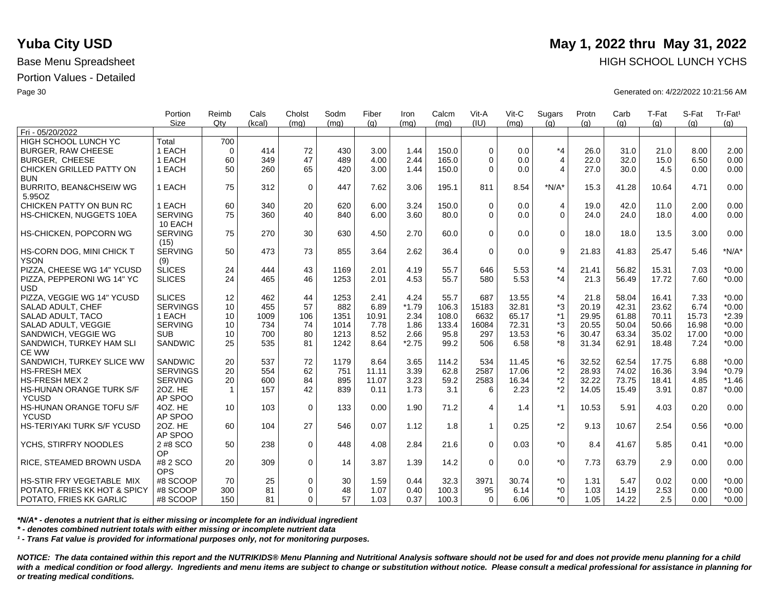# Yuba City USD

**May 1, 2022 thru May 31, 2022**

Base Menu Spreadsheet

HIGH SCHOOL LUNCH YCHS

Portion Values - Detailed

Generated on: 4/22/2022 10:21:56 AM

| | Portion Size | Reimb Qty | Cals (kcal) | Cholst (mg) | Sodm (mg) | Fiber (g) | Iron (mg) | Calcm (mg) | Vit-A (IU) | Vit-C (mg) | Sugars (g) | Protn (g) | Carb (g) | T-Fat (g) | S-Fat (g) | Tr-Fat¹ (g) |
|---|---|---|---|---|---|---|---|---|---|---|---|---|---|---|---|---|
| Fri - 05/20/2022 | | | | | | | | | | | | | | | | |
| HIGH SCHOOL LUNCH YC | Total | 700 | | | | | | | | | | | | | | |
| BURGER, RAW CHEESE | 1 EACH | 0 | 414 | 72 | 430 | 3.00 | 1.44 | 150.0 | 0 | 0.0 | *4 | 26.0 | 31.0 | 21.0 | 8.00 | 2.00 |
| BURGER, CHEESE | 1 EACH | 60 | 349 | 47 | 489 | 4.00 | 2.44 | 165.0 | 0 | 0.0 | 4 | 22.0 | 32.0 | 15.0 | 6.50 | 0.00 |
| CHICKEN GRILLED PATTY ON BUN | 1 EACH | 50 | 260 | 65 | 420 | 3.00 | 1.44 | 150.0 | 0 | 0.0 | 4 | 27.0 | 30.0 | 4.5 | 0.00 | 0.00 |
| BURRITO, BEAN&CHSEIW WG 5.95OZ | 1 EACH | 75 | 312 | 0 | 447 | 7.62 | 3.06 | 195.1 | 811 | 8.54 | *N/A* | 15.3 | 41.28 | 10.64 | 4.71 | 0.00 |
| CHICKEN PATTY ON BUN RC | 1 EACH | 60 | 340 | 20 | 620 | 6.00 | 3.24 | 150.0 | 0 | 0.0 | 4 | 19.0 | 42.0 | 11.0 | 2.00 | 0.00 |
| HS-CHICKEN, NUGGETS 10EA | SERVING 10 EACH | 75 | 360 | 40 | 840 | 6.00 | 3.60 | 80.0 | 0 | 0.0 | 0 | 24.0 | 24.0 | 18.0 | 4.00 | 0.00 |
| HS-CHICKEN, POPCORN WG | SERVING (15) | 75 | 270 | 30 | 630 | 4.50 | 2.70 | 60.0 | 0 | 0.0 | 0 | 18.0 | 18.0 | 13.5 | 3.00 | 0.00 |
| HS-CORN DOG, MINI CHICK T YSON | SERVING (9) | 50 | 473 | 73 | 855 | 3.64 | 2.62 | 36.4 | 0 | 0.0 | 9 | 21.83 | 41.83 | 25.47 | 5.46 | *N/A* |
| PIZZA, CHEESE WG 14" YCUSD | SLICES | 24 | 444 | 43 | 1169 | 2.01 | 4.19 | 55.7 | 646 | 5.53 | *4 | 21.41 | 56.82 | 15.31 | 7.03 | *0.00 |
| PIZZA, PEPPERONI WG 14" YC USD | SLICES | 24 | 465 | 46 | 1253 | 2.01 | 4.53 | 55.7 | 580 | 5.53 | *4 | 21.3 | 56.49 | 17.72 | 7.60 | *0.00 |
| PIZZA, VEGGIE WG 14" YCUSD | SLICES | 12 | 462 | 44 | 1253 | 2.41 | 4.24 | 55.7 | 687 | 13.55 | *4 | 21.8 | 58.04 | 16.41 | 7.33 | *0.00 |
| SALAD ADULT, CHEF | SERVINGS | 10 | 455 | 57 | 882 | 6.89 | *1.79 | 106.3 | 15183 | 32.81 | *3 | 20.19 | 42.31 | 23.62 | 6.74 | *0.00 |
| SALAD ADULT, TACO | 1 EACH | 10 | 1009 | 106 | 1351 | 10.91 | 2.34 | 108.0 | 6632 | 65.17 | *1 | 29.95 | 61.88 | 70.11 | 15.73 | *2.39 |
| SALAD ADULT, VEGGIE | SERVING | 10 | 734 | 74 | 1014 | 7.78 | 1.86 | 133.4 | 16084 | 72.31 | *3 | 20.55 | 50.04 | 50.66 | 16.98 | *0.00 |
| SANDWICH, VEGGIE WG | SUB | 10 | 700 | 80 | 1213 | 8.52 | 2.66 | 95.8 | 297 | 13.53 | *6 | 30.47 | 63.34 | 35.02 | 17.00 | *0.00 |
| SANDWICH, TURKEY HAM SLI CE WW | SANDWIC | 25 | 535 | 81 | 1242 | 8.64 | *2.75 | 99.2 | 506 | 6.58 | *8 | 31.34 | 62.91 | 18.48 | 7.24 | *0.00 |
| SANDWICH, TURKEY SLICE WW | SANDWIC | 20 | 537 | 72 | 1179 | 8.64 | 3.65 | 114.2 | 534 | 11.45 | *6 | 32.52 | 62.54 | 17.75 | 6.88 | *0.00 |
| HS-FRESH MEX | SERVINGS | 20 | 554 | 62 | 751 | 11.11 | 3.39 | 62.8 | 2587 | 17.06 | *2 | 28.93 | 74.02 | 16.36 | 3.94 | *0.79 |
| HS-FRESH MEX 2 | SERVING | 20 | 600 | 84 | 895 | 11.07 | 3.23 | 59.2 | 2583 | 16.34 | *2 | 32.22 | 73.75 | 18.41 | 4.85 | *1.46 |
| HS-HUNAN ORANGE TURK S/F YCUSD | 2OZ. HE AP SPOO | 1 | 157 | 42 | 839 | 0.11 | 1.73 | 3.1 | 6 | 2.23 | *2 | 14.05 | 15.49 | 3.91 | 0.87 | *0.00 |
| HS-HUNAN ORANGE TOFU S/F YCUSD | 4OZ. HE AP SPOO | 10 | 103 | 0 | 133 | 0.00 | 1.90 | 71.2 | 4 | 1.4 | *1 | 10.53 | 5.91 | 4.03 | 0.20 | 0.00 |
| HS-TERIYAKI TURK S/F YCUSD | 2OZ. HE AP SPOO | 60 | 104 | 27 | 546 | 0.07 | 1.12 | 1.8 | 1 | 0.25 | *2 | 9.13 | 10.67 | 2.54 | 0.56 | *0.00 |
| YCHS, STIRFRY NOODLES | 2 #8 SCO OP | 50 | 238 | 0 | 448 | 4.08 | 2.84 | 21.6 | 0 | 0.03 | *0 | 8.4 | 41.67 | 5.85 | 0.41 | *0.00 |
| RICE, STEAMED BROWN USDA | #8 2 SCO OPS | 20 | 309 | 0 | 14 | 3.87 | 1.39 | 14.2 | 0 | 0.0 | *0 | 7.73 | 63.79 | 2.9 | 0.00 | 0.00 |
| HS-STIR FRY VEGETABLE MIX | #8 SCOOP | 70 | 25 | 0 | 30 | 1.59 | 0.44 | 32.3 | 3971 | 30.74 | *0 | 1.31 | 5.47 | 0.02 | 0.00 | *0.00 |
| POTATO, FRIES KK HOT & SPICY | #8 SCOOP | 300 | 81 | 0 | 48 | 1.07 | 0.40 | 100.3 | 95 | 6.14 | *0 | 1.03 | 14.19 | 2.53 | 0.00 | *0.00 |
| POTATO, FRIES KK GARLIC | #8 SCOOP | 150 | 81 | 0 | 57 | 1.03 | 0.37 | 100.3 | 0 | 6.06 | *0 | 1.05 | 14.22 | 2.5 | 0.00 | *0.00 |

*\*N/A\* - denotes a nutrient that is either missing or incomplete for an individual ingredient*

*\* - denotes combined nutrient totals with either missing or incomplete nutrient data*

*¹ - Trans Fat value is provided for informational purposes only, not for monitoring purposes.*

***NOTICE: The data contained within this report and the NUTRIKIDS® Menu Planning and Nutritional Analysis software should not be used for and does not provide menu planning for a child with a medical condition or food allergy. Ingredients and menu items are subject to change or substitution without notice. Please consult a medical professional for assistance in planning for or treating medical conditions.***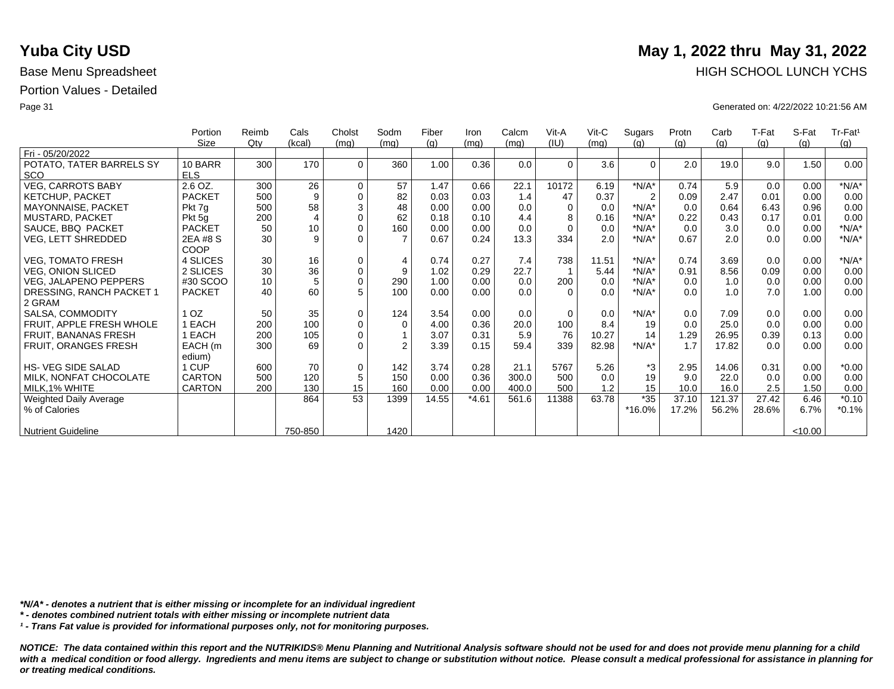# Yuba City USD

**May 1, 2022 thru May 31, 2022**

Base Menu Spreadsheet

HIGH SCHOOL LUNCH YCHS

Portion Values - Detailed

Generated on: 4/22/2022 10:21:56 AM

| | Portion Size | Reimb Qty | Cals (kcal) | Cholst (mg) | Sodm (mg) | Fiber (g) | Iron (mg) | Calcm (mg) | Vit-A (IU) | Vit-C (mg) | Sugars (g) | Protn (g) | Carb (g) | T-Fat (g) | S-Fat (g) | Tr-Fat¹ (g) |
|---|---|---|---|---|---|---|---|---|---|---|---|---|---|---|---|---|
| Fri - 05/20/2022 | | | | | | | | | | | | | | | | |
| POTATO, TATER BARRELS SY SCO | 10 BARRELS | 300 | 170 | 0 | 360 | 1.00 | 0.36 | 0.0 | 0 | 3.6 | 0 | 2.0 | 19.0 | 9.0 | 1.50 | 0.00 |
| VEG, CARROTS BABY | 2.6 OZ. | 300 | 26 | 0 | 57 | 1.47 | 0.66 | 22.1 | 10172 | 6.19 | *N/A* | 0.74 | 5.9 | 0.0 | 0.00 | *N/A* |
| KETCHUP, PACKET | PACKET | 500 | 9 | 0 | 82 | 0.03 | 0.03 | 1.4 | 47 | 0.37 | 2 | 0.09 | 2.47 | 0.01 | 0.00 | 0.00 |
| MAYONNAISE, PACKET | Pkt 7g | 500 | 58 | 3 | 48 | 0.00 | 0.00 | 0.0 | 0 | 0.0 | *N/A* | 0.0 | 0.64 | 6.43 | 0.96 | 0.00 |
| MUSTARD, PACKET | Pkt 5g | 200 | 4 | 0 | 62 | 0.18 | 0.10 | 4.4 | 8 | 0.16 | *N/A* | 0.22 | 0.43 | 0.17 | 0.01 | 0.00 |
| SAUCE, BBQ PACKET | PACKET | 50 | 10 | 0 | 160 | 0.00 | 0.00 | 0.0 | 0 | 0.0 | *N/A* | 0.0 | 3.0 | 0.0 | 0.00 | *N/A* |
| VEG, LETT SHREDDED | 2EA #8 S COOP | 30 | 9 | 0 | 7 | 0.67 | 0.24 | 13.3 | 334 | 2.0 | *N/A* | 0.67 | 2.0 | 0.0 | 0.00 | *N/A* |
| VEG, TOMATO FRESH | 4 SLICES | 30 | 16 | 0 | 4 | 0.74 | 0.27 | 7.4 | 738 | 11.51 | *N/A* | 0.74 | 3.69 | 0.0 | 0.00 | *N/A* |
| VEG, ONION SLICED | 2 SLICES | 30 | 36 | 0 | 9 | 1.02 | 0.29 | 22.7 | 1 | 5.44 | *N/A* | 0.91 | 8.56 | 0.09 | 0.00 | 0.00 |
| VEG, JALAPENO PEPPERS | #30 SCOO | 10 | 5 | 0 | 290 | 1.00 | 0.00 | 0.0 | 200 | 0.0 | *N/A* | 0.0 | 1.0 | 0.0 | 0.00 | 0.00 |
| DRESSING, RANCH PACKET 1 2 GRAM | PACKET | 40 | 60 | 5 | 100 | 0.00 | 0.00 | 0.0 | 0 | 0.0 | *N/A* | 0.0 | 1.0 | 7.0 | 1.00 | 0.00 |
| SALSA, COMMODITY | 1 OZ | 50 | 35 | 0 | 124 | 3.54 | 0.00 | 0.0 | 0 | 0.0 | *N/A* | 0.0 | 7.09 | 0.0 | 0.00 | 0.00 |
| FRUIT, APPLE FRESH WHOLE | 1 EACH | 200 | 100 | 0 | 0 | 4.00 | 0.36 | 20.0 | 100 | 8.4 | 19 | 0.0 | 25.0 | 0.0 | 0.00 | 0.00 |
| FRUIT, BANANAS FRESH | 1 EACH | 200 | 105 | 0 | 1 | 3.07 | 0.31 | 5.9 | 76 | 10.27 | 14 | 1.29 | 26.95 | 0.39 | 0.13 | 0.00 |
| FRUIT, ORANGES FRESH | EACH (medium) | 300 | 69 | 0 | 2 | 3.39 | 0.15 | 59.4 | 339 | 82.98 | *N/A* | 1.7 | 17.82 | 0.0 | 0.00 | 0.00 |
| HS- VEG SIDE SALAD | 1 CUP | 600 | 70 | 0 | 142 | 3.74 | 0.28 | 21.1 | 5767 | 5.26 | *3 | 2.95 | 14.06 | 0.31 | 0.00 | *0.00 |
| MILK, NONFAT CHOCOLATE | CARTON | 500 | 120 | 5 | 150 | 0.00 | 0.36 | 300.0 | 500 | 0.0 | 19 | 9.0 | 22.0 | 0.0 | 0.00 | 0.00 |
| MILK,1% WHITE | CARTON | 200 | 130 | 15 | 160 | 0.00 | 0.00 | 400.0 | 500 | 1.2 | 15 | 10.0 | 16.0 | 2.5 | 1.50 | 0.00 |
| Weighted Daily Average | | | 864 | 53 | 1399 | 14.55 | *4.61 | 561.6 | 11388 | 63.78 | *35 | 37.10 | 121.37 | 27.42 | 6.46 | *0.10 |
| % of Calories | | | | | | | | | | | *16.0% | 17.2% | 56.2% | 28.6% | 6.7% | *0.1% |
| Nutrient Guideline | | | 750-850 | | 1420 | | | | | | | | | | <10.00 | |

***N/A* - denotes a nutrient that is either missing or incomplete for an individual ingredient***

***\* - denotes combined nutrient totals with either missing or incomplete nutrient data***

***¹ - Trans Fat value is provided for informational purposes only, not for monitoring purposes.***

***NOTICE: The data contained within this report and the NUTRIKIDS® Menu Planning and Nutritional Analysis software should not be used for and does not provide menu planning for a child with a medical condition or food allergy. Ingredients and menu items are subject to change or substitution without notice. Please consult a medical professional for assistance in planning for or treating medical conditions.***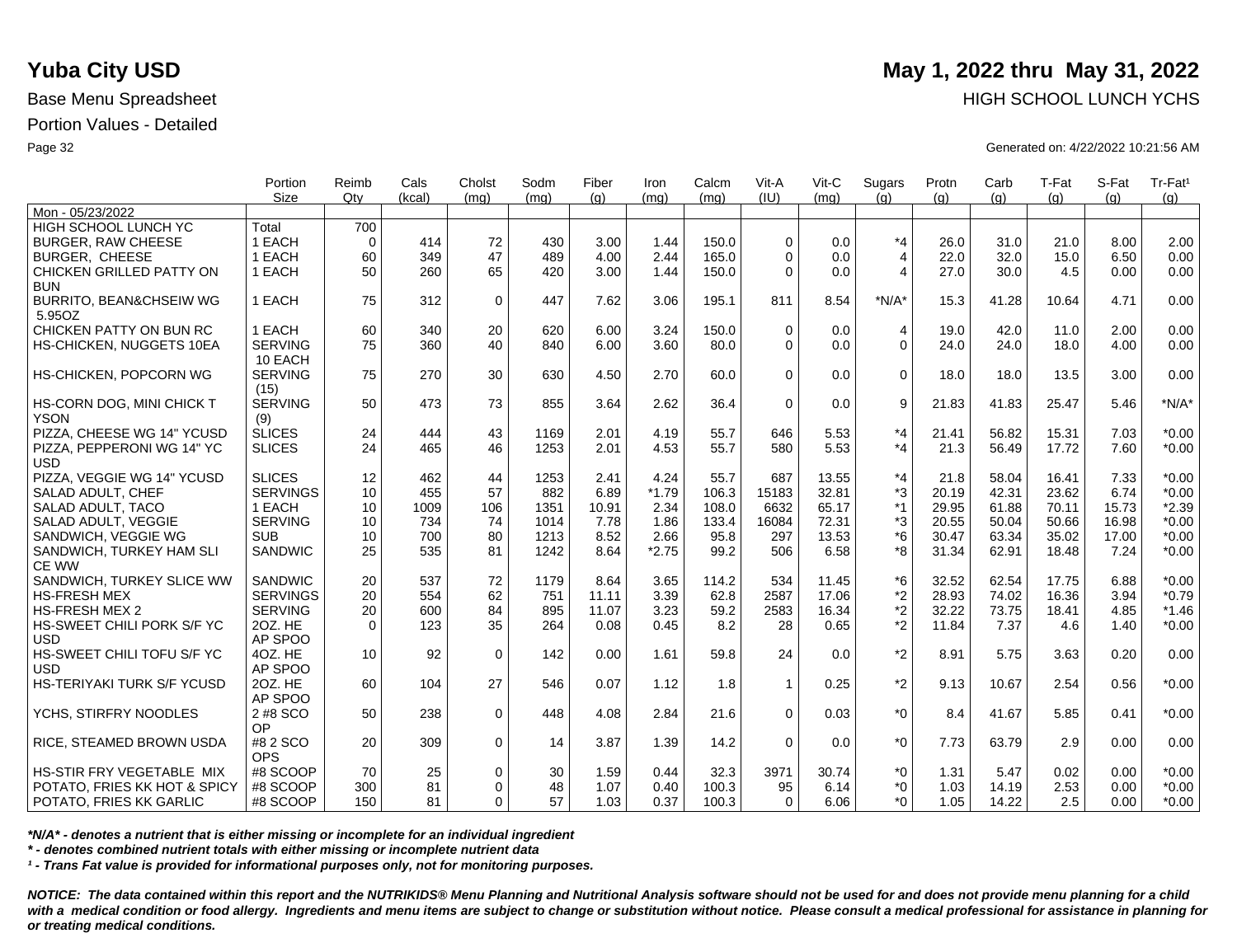# Yuba City USD

**May 1, 2022 thru May 31, 2022**

Base Menu Spreadsheet

HIGH SCHOOL LUNCH YCHS

Portion Values - Detailed

Generated on: 4/22/2022 10:21:56 AM

| | Portion Size | Reimb Qty | Cals (kcal) | Cholst (mg) | Sodm (mg) | Fiber (g) | Iron (mg) | Calcm (mg) | Vit-A (IU) | Vit-C (mg) | Sugars (g) | Protn (g) | Carb (g) | T-Fat (g) | S-Fat (g) | Tr-Fat¹ (g) |
|---|---|---|---|---|---|---|---|---|---|---|---|---|---|---|---|---|
| Mon - 05/23/2022 | | | | | | | | | | | | | | | | |
| HIGH SCHOOL LUNCH YC | Total | 700 | | | | | | | | | | | | | | |
| BURGER, RAW CHEESE | 1 EACH | 0 | 414 | 72 | 430 | 3.00 | 1.44 | 150.0 | 0 | 0.0 | *4 | 26.0 | 31.0 | 21.0 | 8.00 | 2.00 |
| BURGER, CHEESE | 1 EACH | 60 | 349 | 47 | 489 | 4.00 | 2.44 | 165.0 | 0 | 0.0 | 4 | 22.0 | 32.0 | 15.0 | 6.50 | 0.00 |
| CHICKEN GRILLED PATTY ON BUN | 1 EACH | 50 | 260 | 65 | 420 | 3.00 | 1.44 | 150.0 | 0 | 0.0 | 4 | 27.0 | 30.0 | 4.5 | 0.00 | 0.00 |
| BURRITO, BEAN&CHSEIW WG 5.95OZ | 1 EACH | 75 | 312 | 0 | 447 | 7.62 | 3.06 | 195.1 | 811 | 8.54 | *N/A* | 15.3 | 41.28 | 10.64 | 4.71 | 0.00 |
| CHICKEN PATTY ON BUN RC | 1 EACH | 60 | 340 | 20 | 620 | 6.00 | 3.24 | 150.0 | 0 | 0.0 | 4 | 19.0 | 42.0 | 11.0 | 2.00 | 0.00 |
| HS-CHICKEN, NUGGETS 10EA | SERVING 10 EACH | 75 | 360 | 40 | 840 | 6.00 | 3.60 | 80.0 | 0 | 0.0 | 0 | 24.0 | 24.0 | 18.0 | 4.00 | 0.00 |
| HS-CHICKEN, POPCORN WG | SERVING (15) | 75 | 270 | 30 | 630 | 4.50 | 2.70 | 60.0 | 0 | 0.0 | 0 | 18.0 | 18.0 | 13.5 | 3.00 | 0.00 |
| HS-CORN DOG, MINI CHICK T YSON | SERVING (9) | 50 | 473 | 73 | 855 | 3.64 | 2.62 | 36.4 | 0 | 0.0 | 9 | 21.83 | 41.83 | 25.47 | 5.46 | *N/A* |
| PIZZA, CHEESE WG 14" YCUSD | SLICES | 24 | 444 | 43 | 1169 | 2.01 | 4.19 | 55.7 | 646 | 5.53 | *4 | 21.41 | 56.82 | 15.31 | 7.03 | *0.00 |
| PIZZA, PEPPERONI WG 14" YC USD | SLICES | 24 | 465 | 46 | 1253 | 2.01 | 4.53 | 55.7 | 580 | 5.53 | *4 | 21.3 | 56.49 | 17.72 | 7.60 | *0.00 |
| PIZZA, VEGGIE WG 14" YCUSD | SLICES | 12 | 462 | 44 | 1253 | 2.41 | 4.24 | 55.7 | 687 | 13.55 | *4 | 21.8 | 58.04 | 16.41 | 7.33 | *0.00 |
| SALAD ADULT, CHEF | SERVINGS | 10 | 455 | 57 | 882 | 6.89 | *1.79 | 106.3 | 15183 | 32.81 | *3 | 20.19 | 42.31 | 23.62 | 6.74 | *0.00 |
| SALAD ADULT, TACO | 1 EACH | 10 | 1009 | 106 | 1351 | 10.91 | 2.34 | 108.0 | 6632 | 65.17 | *1 | 29.95 | 61.88 | 70.11 | 15.73 | *2.39 |
| SALAD ADULT, VEGGIE | SERVING | 10 | 734 | 74 | 1014 | 7.78 | 1.86 | 133.4 | 16084 | 72.31 | *3 | 20.55 | 50.04 | 50.66 | 16.98 | *0.00 |
| SANDWICH, VEGGIE WG | SUB | 10 | 700 | 80 | 1213 | 8.52 | 2.66 | 95.8 | 297 | 13.53 | *6 | 30.47 | 63.34 | 35.02 | 17.00 | *0.00 |
| SANDWICH, TURKEY HAM SLI CE WW | SANDWIC | 25 | 535 | 81 | 1242 | 8.64 | *2.75 | 99.2 | 506 | 6.58 | *8 | 31.34 | 62.91 | 18.48 | 7.24 | *0.00 |
| SANDWICH, TURKEY SLICE WW | SANDWIC | 20 | 537 | 72 | 1179 | 8.64 | 3.65 | 114.2 | 534 | 11.45 | *6 | 32.52 | 62.54 | 17.75 | 6.88 | *0.00 |
| HS-FRESH MEX | SERVINGS | 20 | 554 | 62 | 751 | 11.11 | 3.39 | 62.8 | 2587 | 17.06 | *2 | 28.93 | 74.02 | 16.36 | 3.94 | *0.79 |
| HS-FRESH MEX 2 | SERVING | 20 | 600 | 84 | 895 | 11.07 | 3.23 | 59.2 | 2583 | 16.34 | *2 | 32.22 | 73.75 | 18.41 | 4.85 | *1.46 |
| HS-SWEET CHILI PORK S/F YC USD | 2OZ. HE AP SPOO | 0 | 123 | 35 | 264 | 0.08 | 0.45 | 8.2 | 28 | 0.65 | *2 | 11.84 | 7.37 | 4.6 | 1.40 | *0.00 |
| HS-SWEET CHILI TOFU S/F YC USD | 4OZ. HE AP SPOO | 10 | 92 | 0 | 142 | 0.00 | 1.61 | 59.8 | 24 | 0.0 | *2 | 8.91 | 5.75 | 3.63 | 0.20 | 0.00 |
| HS-TERIYAKI TURK S/F YCUSD | 2OZ. HE AP SPOO | 60 | 104 | 27 | 546 | 0.07 | 1.12 | 1.8 | 1 | 0.25 | *2 | 9.13 | 10.67 | 2.54 | 0.56 | *0.00 |
| YCHS, STIRFRY NOODLES | 2 #8 SCO OP | 50 | 238 | 0 | 448 | 4.08 | 2.84 | 21.6 | 0 | 0.03 | *0 | 8.4 | 41.67 | 5.85 | 0.41 | *0.00 |
| RICE, STEAMED BROWN USDA | #8 2 SCO OPS | 20 | 309 | 0 | 14 | 3.87 | 1.39 | 14.2 | 0 | 0.0 | *0 | 7.73 | 63.79 | 2.9 | 0.00 | 0.00 |
| HS-STIR FRY VEGETABLE MIX | #8 SCOOP | 70 | 25 | 0 | 30 | 1.59 | 0.44 | 32.3 | 3971 | 30.74 | *0 | 1.31 | 5.47 | 0.02 | 0.00 | *0.00 |
| POTATO, FRIES KK HOT & SPICY | #8 SCOOP | 300 | 81 | 0 | 48 | 1.07 | 0.40 | 100.3 | 95 | 6.14 | *0 | 1.03 | 14.19 | 2.53 | 0.00 | *0.00 |
| POTATO, FRIES KK GARLIC | #8 SCOOP | 150 | 81 | 0 | 57 | 1.03 | 0.37 | 100.3 | 0 | 6.06 | *0 | 1.05 | 14.22 | 2.5 | 0.00 | *0.00 |

***N/A* - denotes a nutrient that is either missing or incomplete for an individual ingredient***

*** - denotes combined nutrient totals with either missing or incomplete nutrient data***

***¹ - Trans Fat value is provided for informational purposes only, not for monitoring purposes.***

***NOTICE: The data contained within this report and the NUTRIKIDS® Menu Planning and Nutritional Analysis software should not be used for and does not provide menu planning for a child with a medical condition or food allergy. Ingredients and menu items are subject to change or substitution without notice. Please consult a medical professional for assistance in planning for or treating medical conditions.***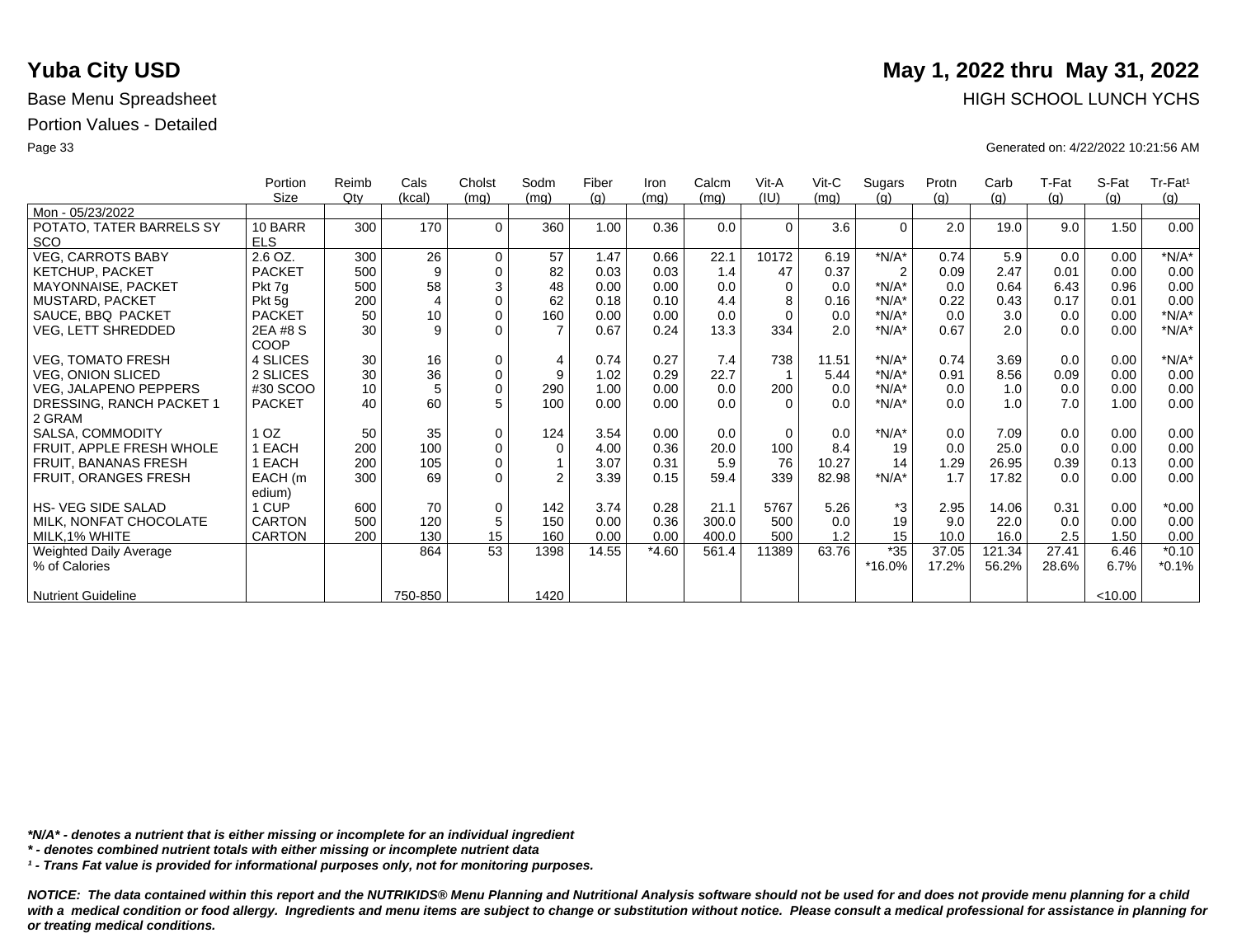# Yuba City USD

## May 1, 2022 thru May 31, 2022

Base Menu Spreadsheet

HIGH SCHOOL LUNCH YCHS

Portion Values - Detailed

Generated on: 4/22/2022 10:21:56 AM

| | Portion Size | Reimb Qty | Cals (kcal) | Cholst (mg) | Sodm (mg) | Fiber (g) | Iron (mg) | Calcm (mg) | Vit-A (IU) | Vit-C (mg) | Sugars (g) | Protn (g) | Carb (g) | T-Fat (g) | S-Fat (g) | Tr-Fat¹ (g) |
|---|---|---|---|---|---|---|---|---|---|---|---|---|---|---|---|---|
| Mon - 05/23/2022 | | | | | | | | | | | | | | | | |
| POTATO, TATER BARRELS SY SCO | 10 BARRELS | 300 | 170 | 0 | 360 | 1.00 | 0.36 | 0.0 | 0 | 3.6 | 0 | 2.0 | 19.0 | 9.0 | 1.50 | 0.00 |
| VEG, CARROTS BABY | 2.6 OZ. | 300 | 26 | 0 | 57 | 1.47 | 0.66 | 22.1 | 10172 | 6.19 | *N/A* | 0.74 | 5.9 | 0.0 | 0.00 | *N/A* |
| KETCHUP, PACKET | PACKET | 500 | 9 | 0 | 82 | 0.03 | 0.03 | 1.4 | 47 | 0.37 | 2 | 0.09 | 2.47 | 0.01 | 0.00 | 0.00 |
| MAYONNAISE, PACKET | Pkt 7g | 500 | 58 | 3 | 48 | 0.00 | 0.00 | 0.0 | 0 | 0.0 | *N/A* | 0.0 | 0.64 | 6.43 | 0.96 | 0.00 |
| MUSTARD, PACKET | Pkt 5g | 200 | 4 | 0 | 62 | 0.18 | 0.10 | 4.4 | 8 | 0.16 | *N/A* | 0.22 | 0.43 | 0.17 | 0.01 | 0.00 |
| SAUCE, BBQ PACKET | PACKET | 50 | 10 | 0 | 160 | 0.00 | 0.00 | 0.0 | 0 | 0.0 | *N/A* | 0.0 | 3.0 | 0.0 | 0.00 | *N/A* |
| VEG, LETT SHREDDED | 2EA #8 SCOOP | 30 | 9 | 0 | 7 | 0.67 | 0.24 | 13.3 | 334 | 2.0 | *N/A* | 0.67 | 2.0 | 0.0 | 0.00 | *N/A* |
| VEG, TOMATO FRESH | 4 SLICES | 30 | 16 | 0 | 4 | 0.74 | 0.27 | 7.4 | 738 | 11.51 | *N/A* | 0.74 | 3.69 | 0.0 | 0.00 | *N/A* |
| VEG, ONION SLICED | 2 SLICES | 30 | 36 | 0 | 9 | 1.02 | 0.29 | 22.7 | 1 | 5.44 | *N/A* | 0.91 | 8.56 | 0.09 | 0.00 | 0.00 |
| VEG, JALAPENO PEPPERS | #30 SCOO | 10 | 5 | 0 | 290 | 1.00 | 0.00 | 0.0 | 200 | 0.0 | *N/A* | 0.0 | 1.0 | 0.0 | 0.00 | 0.00 |
| DRESSING, RANCH PACKET 1 2 GRAM | PACKET | 40 | 60 | 5 | 100 | 0.00 | 0.00 | 0.0 | 0 | 0.0 | *N/A* | 0.0 | 1.0 | 7.0 | 1.00 | 0.00 |
| SALSA, COMMODITY | 1 OZ | 50 | 35 | 0 | 124 | 3.54 | 0.00 | 0.0 | 0 | 0.0 | *N/A* | 0.0 | 7.09 | 0.0 | 0.00 | 0.00 |
| FRUIT, APPLE FRESH WHOLE | 1 EACH | 200 | 100 | 0 | 0 | 4.00 | 0.36 | 20.0 | 100 | 8.4 | 19 | 0.0 | 25.0 | 0.0 | 0.00 | 0.00 |
| FRUIT, BANANAS FRESH | 1 EACH | 200 | 105 | 0 | 1 | 3.07 | 0.31 | 5.9 | 76 | 10.27 | 14 | 1.29 | 26.95 | 0.39 | 0.13 | 0.00 |
| FRUIT, ORANGES FRESH | EACH (medium) | 300 | 69 | 0 | 2 | 3.39 | 0.15 | 59.4 | 339 | 82.98 | *N/A* | 1.7 | 17.82 | 0.0 | 0.00 | 0.00 |
| HS- VEG SIDE SALAD | 1 CUP | 600 | 70 | 0 | 142 | 3.74 | 0.28 | 21.1 | 5767 | 5.26 | *3 | 2.95 | 14.06 | 0.31 | 0.00 | *0.00 |
| MILK, NONFAT CHOCOLATE | CARTON | 500 | 120 | 5 | 150 | 0.00 | 0.36 | 300.0 | 500 | 0.0 | 19 | 9.0 | 22.0 | 0.0 | 0.00 | 0.00 |
| MILK,1% WHITE | CARTON | 200 | 130 | 15 | 160 | 0.00 | 0.00 | 400.0 | 500 | 1.2 | 15 | 10.0 | 16.0 | 2.5 | 1.50 | 0.00 |
| Weighted Daily Average | | | 864 | 53 | 1398 | 14.55 | *4.60 | 561.4 | 11389 | 63.76 | *35 | 37.05 | 121.34 | 27.41 | 6.46 | *0.10 |
| % of Calories | | | | | | | | | | | *16.0% | 17.2% | 56.2% | 28.6% | 6.7% | *0.1% |
| Nutrient Guideline | | | 750-850 | | 1420 | | | | | | | | | | <10.00 | |

*****N/A* - denotes a nutrient that is either missing or incomplete for an individual ingredient***

***\* - denotes combined nutrient totals with either missing or incomplete nutrient data***

***¹ - Trans Fat value is provided for informational purposes only, not for monitoring purposes.***

***NOTICE: The data contained within this report and the NUTRIKIDS® Menu Planning and Nutritional Analysis software should not be used for and does not provide menu planning for a child with a medical condition or food allergy. Ingredients and menu items are subject to change or substitution without notice. Please consult a medical professional for assistance in planning for or treating medical conditions.***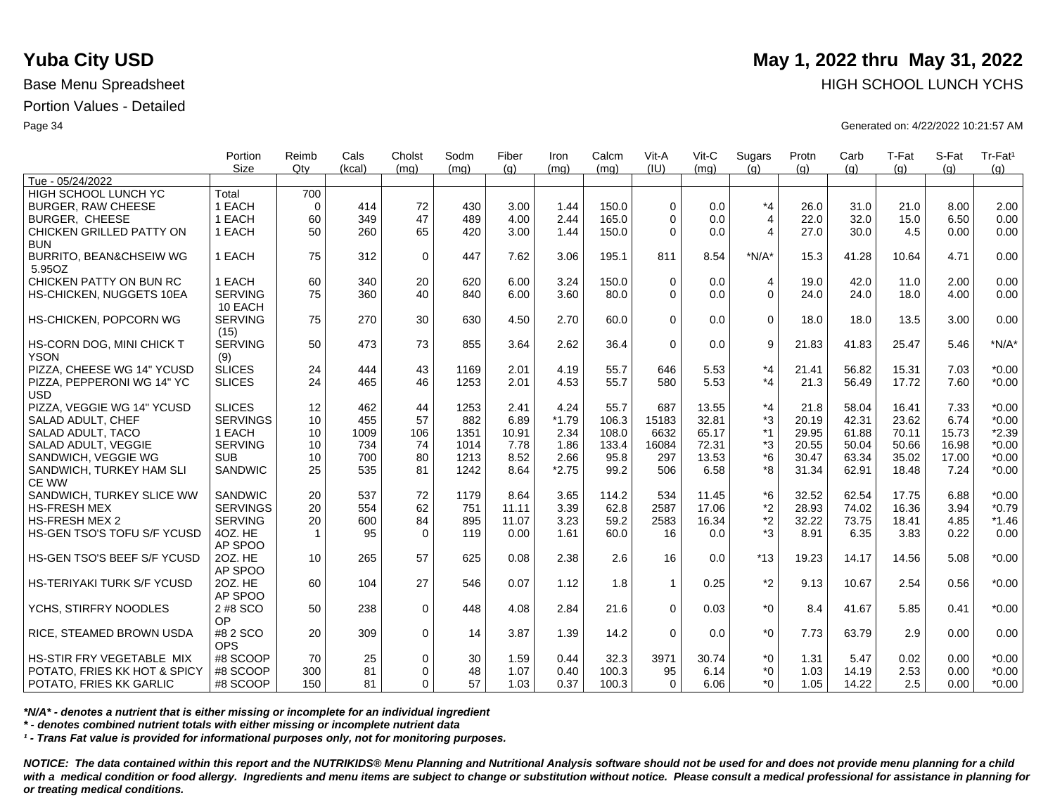# Yuba City USD

**May 1, 2022 thru May 31, 2022**

Base Menu Spreadsheet

HIGH SCHOOL LUNCH YCHS

Portion Values - Detailed

Generated on: 4/22/2022 10:21:57 AM

| | Portion Size | Reimb Qty | Cals (kcal) | Cholst (mg) | Sodm (mg) | Fiber (g) | Iron (mg) | Calcm (mg) | Vit-A (IU) | Vit-C (mg) | Sugars (g) | Protn (g) | Carb (g) | T-Fat (g) | S-Fat (g) | Tr-Fat¹ (g) |
|---|---|---|---|---|---|---|---|---|---|---|---|---|---|---|---|---|
| Tue - 05/24/2022 | | | | | | | | | | | | | | | | |
| HIGH SCHOOL LUNCH YC | Total | 700 | | | | | | | | | | | | | | |
| BURGER, RAW CHEESE | 1 EACH | 0 | 414 | 72 | 430 | 3.00 | 1.44 | 150.0 | 0 | 0.0 | *4 | 26.0 | 31.0 | 21.0 | 8.00 | 2.00 |
| BURGER, CHEESE | 1 EACH | 60 | 349 | 47 | 489 | 4.00 | 2.44 | 165.0 | 0 | 0.0 | 4 | 22.0 | 32.0 | 15.0 | 6.50 | 0.00 |
| CHICKEN GRILLED PATTY ON BUN | 1 EACH | 50 | 260 | 65 | 420 | 3.00 | 1.44 | 150.0 | 0 | 0.0 | 4 | 27.0 | 30.0 | 4.5 | 0.00 | 0.00 |
| BURRITO, BEAN&CHSEIW WG 5.95OZ | 1 EACH | 75 | 312 | 0 | 447 | 7.62 | 3.06 | 195.1 | 811 | 8.54 | *N/A* | 15.3 | 41.28 | 10.64 | 4.71 | 0.00 |
| CHICKEN PATTY ON BUN RC | 1 EACH | 60 | 340 | 20 | 620 | 6.00 | 3.24 | 150.0 | 0 | 0.0 | 4 | 19.0 | 42.0 | 11.0 | 2.00 | 0.00 |
| HS-CHICKEN, NUGGETS 10EA | SERVING 10 EACH | 75 | 360 | 40 | 840 | 6.00 | 3.60 | 80.0 | 0 | 0.0 | 0 | 24.0 | 24.0 | 18.0 | 4.00 | 0.00 |
| HS-CHICKEN, POPCORN WG | SERVING (15) | 75 | 270 | 30 | 630 | 4.50 | 2.70 | 60.0 | 0 | 0.0 | 0 | 18.0 | 18.0 | 13.5 | 3.00 | 0.00 |
| HS-CORN DOG, MINI CHICK T YSON | SERVING (9) | 50 | 473 | 73 | 855 | 3.64 | 2.62 | 36.4 | 0 | 0.0 | 9 | 21.83 | 41.83 | 25.47 | 5.46 | *N/A* |
| PIZZA, CHEESE WG 14" YCUSD | SLICES | 24 | 444 | 43 | 1169 | 2.01 | 4.19 | 55.7 | 646 | 5.53 | *4 | 21.41 | 56.82 | 15.31 | 7.03 | *0.00 |
| PIZZA, PEPPERONI WG 14" YC USD | SLICES | 24 | 465 | 46 | 1253 | 2.01 | 4.53 | 55.7 | 580 | 5.53 | *4 | 21.3 | 56.49 | 17.72 | 7.60 | *0.00 |
| PIZZA, VEGGIE WG 14" YCUSD | SLICES | 12 | 462 | 44 | 1253 | 2.41 | 4.24 | 55.7 | 687 | 13.55 | *4 | 21.8 | 58.04 | 16.41 | 7.33 | *0.00 |
| SALAD ADULT, CHEF | SERVINGS | 10 | 455 | 57 | 882 | 6.89 | *1.79 | 106.3 | 15183 | 32.81 | *3 | 20.19 | 42.31 | 23.62 | 6.74 | *0.00 |
| SALAD ADULT, TACO | 1 EACH | 10 | 1009 | 106 | 1351 | 10.91 | 2.34 | 108.0 | 6632 | 65.17 | *1 | 29.95 | 61.88 | 70.11 | 15.73 | *2.39 |
| SALAD ADULT, VEGGIE | SERVING | 10 | 734 | 74 | 1014 | 7.78 | 1.86 | 133.4 | 16084 | 72.31 | *3 | 20.55 | 50.04 | 50.66 | 16.98 | *0.00 |
| SANDWICH, VEGGIE WG | SUB | 10 | 700 | 80 | 1213 | 8.52 | 2.66 | 95.8 | 297 | 13.53 | *6 | 30.47 | 63.34 | 35.02 | 17.00 | *0.00 |
| SANDWICH, TURKEY HAM SLI CE WW | SANDWIC | 25 | 535 | 81 | 1242 | 8.64 | *2.75 | 99.2 | 506 | 6.58 | *8 | 31.34 | 62.91 | 18.48 | 7.24 | *0.00 |
| SANDWICH, TURKEY SLICE WW | SANDWIC | 20 | 537 | 72 | 1179 | 8.64 | 3.65 | 114.2 | 534 | 11.45 | *6 | 32.52 | 62.54 | 17.75 | 6.88 | *0.00 |
| HS-FRESH MEX | SERVINGS | 20 | 554 | 62 | 751 | 11.11 | 3.39 | 62.8 | 2587 | 17.06 | *2 | 28.93 | 74.02 | 16.36 | 3.94 | *0.79 |
| HS-FRESH MEX 2 | SERVING | 20 | 600 | 84 | 895 | 11.07 | 3.23 | 59.2 | 2583 | 16.34 | *2 | 32.22 | 73.75 | 18.41 | 4.85 | *1.46 |
| HS-GEN TSO'S TOFU S/F YCUSD | 4OZ. HE AP SPOO | 1 | 95 | 0 | 119 | 0.00 | 1.61 | 60.0 | 16 | 0.0 | *3 | 8.91 | 6.35 | 3.83 | 0.22 | 0.00 |
| HS-GEN TSO'S BEEF S/F YCUSD | 2OZ. HE AP SPOO | 10 | 265 | 57 | 625 | 0.08 | 2.38 | 2.6 | 16 | 0.0 | *13 | 19.23 | 14.17 | 14.56 | 5.08 | *0.00 |
| HS-TERIYAKI TURK S/F YCUSD | 2OZ. HE AP SPOO | 60 | 104 | 27 | 546 | 0.07 | 1.12 | 1.8 | 1 | 0.25 | *2 | 9.13 | 10.67 | 2.54 | 0.56 | *0.00 |
| YCHS, STIRFRY NOODLES | 2 #8 SCO OP | 50 | 238 | 0 | 448 | 4.08 | 2.84 | 21.6 | 0 | 0.03 | *0 | 8.4 | 41.67 | 5.85 | 0.41 | *0.00 |
| RICE, STEAMED BROWN USDA | #8 2 SCO OPS | 20 | 309 | 0 | 14 | 3.87 | 1.39 | 14.2 | 0 | 0.0 | *0 | 7.73 | 63.79 | 2.9 | 0.00 | 0.00 |
| HS-STIR FRY VEGETABLE MIX | #8 SCOOP | 70 | 25 | 0 | 30 | 1.59 | 0.44 | 32.3 | 3971 | 30.74 | *0 | 1.31 | 5.47 | 0.02 | 0.00 | *0.00 |
| POTATO, FRIES KK HOT & SPICY | #8 SCOOP | 300 | 81 | 0 | 48 | 1.07 | 0.40 | 100.3 | 95 | 6.14 | *0 | 1.03 | 14.19 | 2.53 | 0.00 | *0.00 |
| POTATO, FRIES KK GARLIC | #8 SCOOP | 150 | 81 | 0 | 57 | 1.03 | 0.37 | 100.3 | 0 | 6.06 | *0 | 1.05 | 14.22 | 2.5 | 0.00 | *0.00 |

*\*N/A\* - denotes a nutrient that is either missing or incomplete for an individual ingredient*

*\* - denotes combined nutrient totals with either missing or incomplete nutrient data*

*¹ - Trans Fat value is provided for informational purposes only, not for monitoring purposes.*

***NOTICE: The data contained within this report and the NUTRIKIDS® Menu Planning and Nutritional Analysis software should not be used for and does not provide menu planning for a child with a medical condition or food allergy. Ingredients and menu items are subject to change or substitution without notice. Please consult a medical professional for assistance in planning for or treating medical conditions.***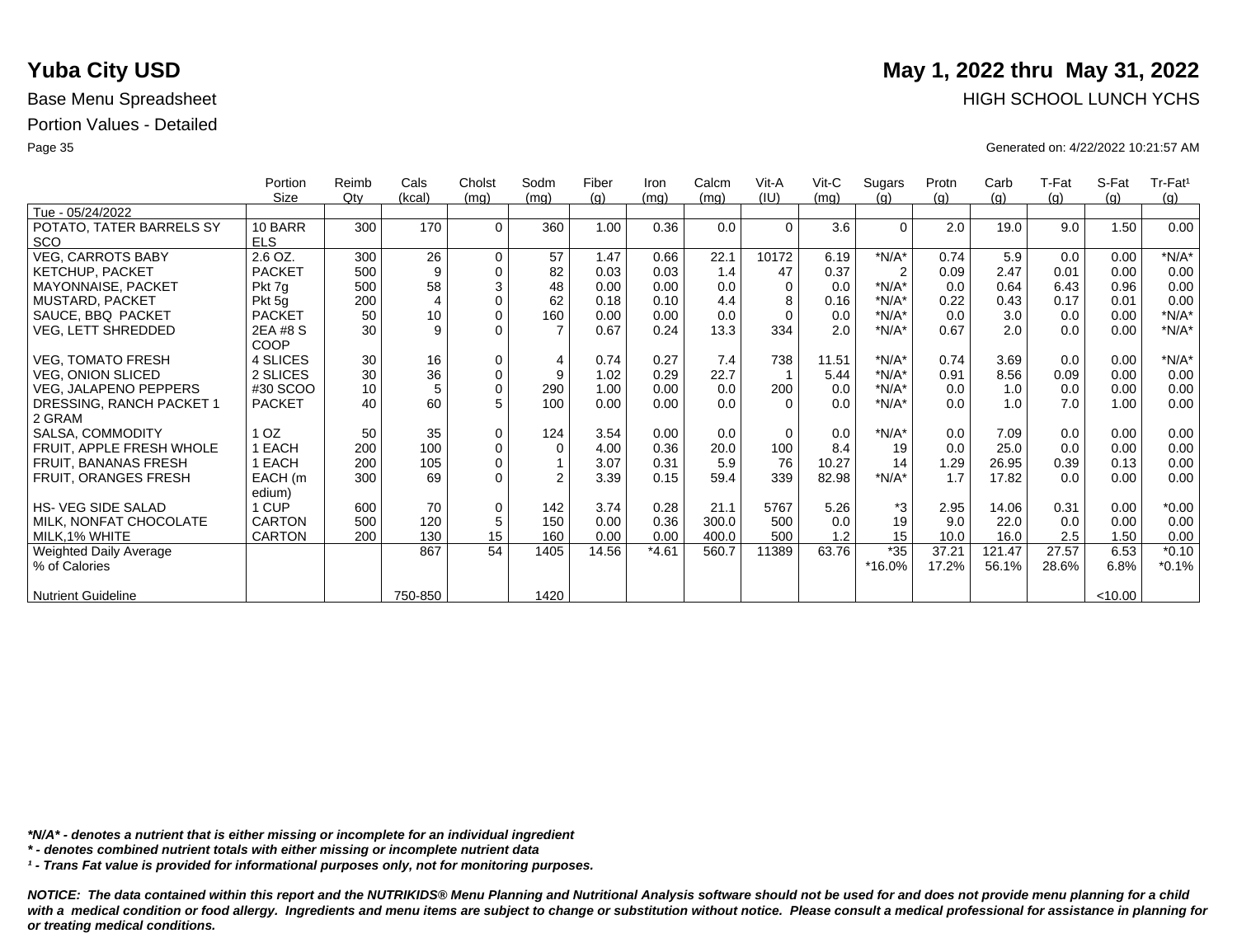# Yuba City USD

**May 1, 2022 thru May 31, 2022**

Base Menu Spreadsheet

HIGH SCHOOL LUNCH YCHS

Portion Values - Detailed

Generated on: 4/22/2022 10:21:57 AM

| | Portion Size | Reimb Qty | Cals (kcal) | Cholst (mg) | Sodm (mg) | Fiber (g) | Iron (mg) | Calcm (mg) | Vit-A (IU) | Vit-C (mg) | Sugars (g) | Protn (g) | Carb (g) | T-Fat (g) | S-Fat (g) | Tr-Fat[1] (g) |
|---|---|---|---|---|---|---|---|---|---|---|---|---|---|---|---|---|
| Tue - 05/24/2022 | | | | | | | | | | | | | | | | |
| POTATO, TATER BARRELS SY SCO | 10 BARRELS | 300 | 170 | 0 | 360 | 1.00 | 0.36 | 0.0 | 0 | 3.6 | 0 | 2.0 | 19.0 | 9.0 | 1.50 | 0.00 |
| VEG, CARROTS BABY | 2.6 OZ. | 300 | 26 | 0 | 57 | 1.47 | 0.66 | 22.1 | 10172 | 6.19 | *N/A* | 0.74 | 5.9 | 0.0 | 0.00 | *N/A* |
| KETCHUP, PACKET | PACKET | 500 | 9 | 0 | 82 | 0.03 | 0.03 | 1.4 | 47 | 0.37 | 2 | 0.09 | 2.47 | 0.01 | 0.00 | 0.00 |
| MAYONNAISE, PACKET | Pkt 7g | 500 | 58 | 3 | 48 | 0.00 | 0.00 | 0.0 | 0 | 0.0 | *N/A* | 0.0 | 0.64 | 6.43 | 0.96 | 0.00 |
| MUSTARD, PACKET | Pkt 5g | 200 | 4 | 0 | 62 | 0.18 | 0.10 | 4.4 | 8 | 0.16 | *N/A* | 0.22 | 0.43 | 0.17 | 0.01 | 0.00 |
| SAUCE, BBQ PACKET | PACKET | 50 | 10 | 0 | 160 | 0.00 | 0.00 | 0.0 | 0 | 0.0 | *N/A* | 0.0 | 3.0 | 0.0 | 0.00 | *N/A* |
| VEG, LETT SHREDDED | 2EA #8 S COOP | 30 | 9 | 0 | 7 | 0.67 | 0.24 | 13.3 | 334 | 2.0 | *N/A* | 0.67 | 2.0 | 0.0 | 0.00 | *N/A* |
| VEG, TOMATO FRESH | 4 SLICES | 30 | 16 | 0 | 4 | 0.74 | 0.27 | 7.4 | 738 | 11.51 | *N/A* | 0.74 | 3.69 | 0.0 | 0.00 | *N/A* |
| VEG, ONION SLICED | 2 SLICES | 30 | 36 | 0 | 9 | 1.02 | 0.29 | 22.7 | 1 | 5.44 | *N/A* | 0.91 | 8.56 | 0.09 | 0.00 | 0.00 |
| VEG, JALAPENO PEPPERS | #30 SCOO | 10 | 5 | 0 | 290 | 1.00 | 0.00 | 0.0 | 200 | 0.0 | *N/A* | 0.0 | 1.0 | 0.0 | 0.00 | 0.00 |
| DRESSING, RANCH PACKET 1 2 GRAM | PACKET | 40 | 60 | 5 | 100 | 0.00 | 0.00 | 0.0 | 0 | 0.0 | *N/A* | 0.0 | 1.0 | 7.0 | 1.00 | 0.00 |
| SALSA, COMMODITY | 1 OZ | 50 | 35 | 0 | 124 | 3.54 | 0.00 | 0.0 | 0 | 0.0 | *N/A* | 0.0 | 7.09 | 0.0 | 0.00 | 0.00 |
| FRUIT, APPLE FRESH WHOLE | 1 EACH | 200 | 100 | 0 | 0 | 4.00 | 0.36 | 20.0 | 100 | 8.4 | 19 | 0.0 | 25.0 | 0.0 | 0.00 | 0.00 |
| FRUIT, BANANAS FRESH | 1 EACH | 200 | 105 | 0 | 1 | 3.07 | 0.31 | 5.9 | 76 | 10.27 | 14 | 1.29 | 26.95 | 0.39 | 0.13 | 0.00 |
| FRUIT, ORANGES FRESH | EACH (medium) | 300 | 69 | 0 | 2 | 3.39 | 0.15 | 59.4 | 339 | 82.98 | *N/A* | 1.7 | 17.82 | 0.0 | 0.00 | 0.00 |
| HS- VEG SIDE SALAD | 1 CUP | 600 | 70 | 0 | 142 | 3.74 | 0.28 | 21.1 | 5767 | 5.26 | *3 | 2.95 | 14.06 | 0.31 | 0.00 | *0.00 |
| MILK, NONFAT CHOCOLATE | CARTON | 500 | 120 | 5 | 150 | 0.00 | 0.36 | 300.0 | 500 | 0.0 | 19 | 9.0 | 22.0 | 0.0 | 0.00 | 0.00 |
| MILK,1% WHITE | CARTON | 200 | 130 | 15 | 160 | 0.00 | 0.00 | 400.0 | 500 | 1.2 | 15 | 10.0 | 16.0 | 2.5 | 1.50 | 0.00 |
| Weighted Daily Average | | | 867 | 54 | 1405 | 14.56 | *4.61 | 560.7 | 11389 | 63.76 | *35 | 37.21 | 121.47 | 27.57 | 6.53 | *0.10 |
| % of Calories | | | | | | | | | | | *16.0% | 17.2% | 56.1% | 28.6% | 6.8% | *0.1% |
| Nutrient Guideline | | | 750-850 | | 1420 | | | | | | | | | | <10.00 | |

***N/A* - denotes a nutrient that is either missing or incomplete for an individual ingredient***

***\* - denotes combined nutrient totals with either missing or incomplete nutrient data***

***¹ - Trans Fat value is provided for informational purposes only, not for monitoring purposes.***

***NOTICE: The data contained within this report and the NUTRIKIDS® Menu Planning and Nutritional Analysis software should not be used for and does not provide menu planning for a child with a medical condition or food allergy. Ingredients and menu items are subject to change or substitution without notice. Please consult a medical professional for assistance in planning for or treating medical conditions.***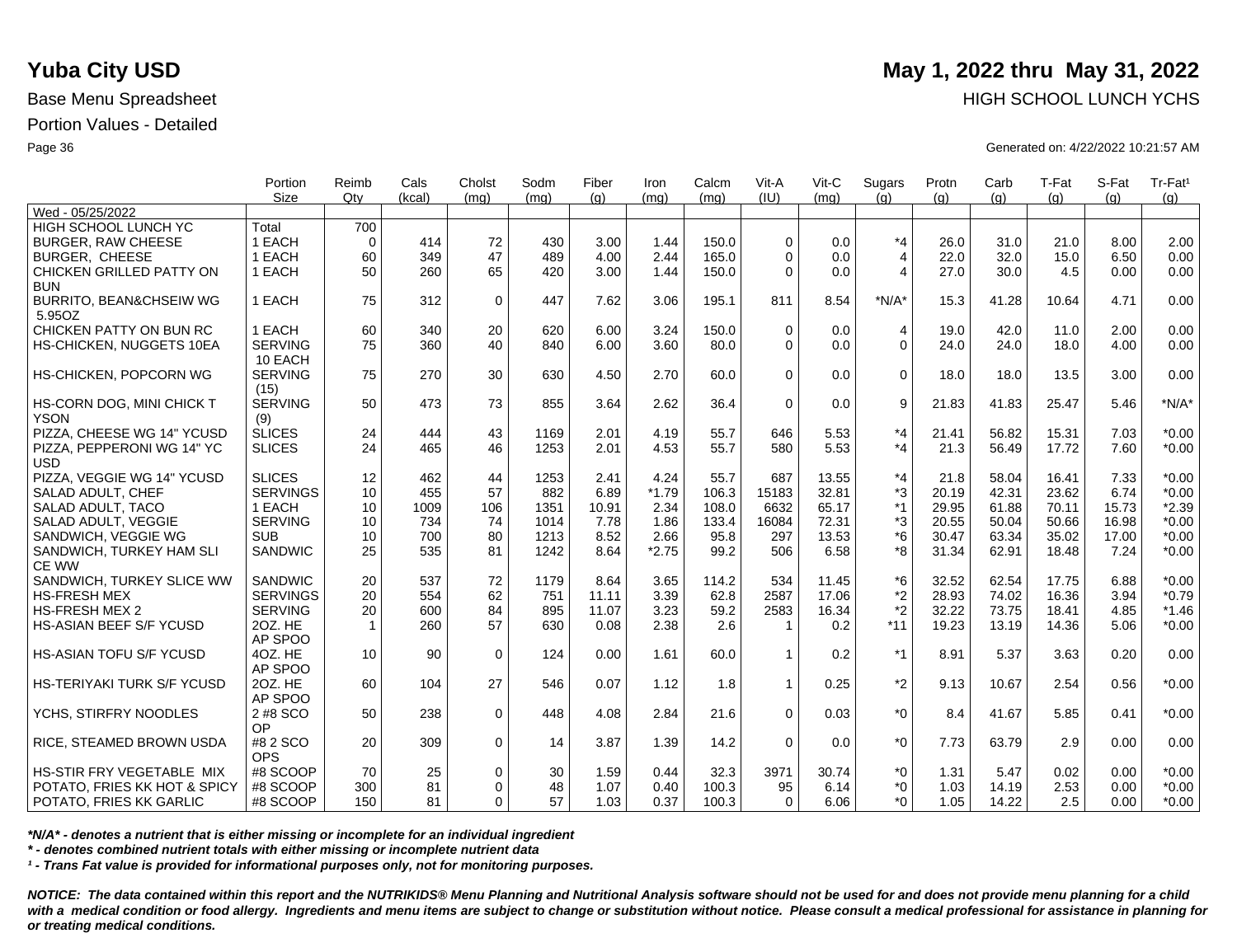# Yuba City USD

**May 1, 2022 thru May 31, 2022**

Base Menu Spreadsheet

HIGH SCHOOL LUNCH YCHS

Portion Values - Detailed

Generated on: 4/22/2022 10:21:57 AM

| | Portion Size | Reimb Qty | Cals (kcal) | Cholst (mg) | Sodm (mg) | Fiber (g) | Iron (mg) | Calcm (mg) | Vit-A (IU) | Vit-C (mg) | Sugars (g) | Protn (g) | Carb (g) | T-Fat (g) | S-Fat (g) | Tr-Fat¹ (g) |
|---|---|---|---|---|---|---|---|---|---|---|---|---|---|---|---|---|
| Wed - 05/25/2022 | | | | | | | | | | | | | | | | |
| HIGH SCHOOL LUNCH YC | Total | 700 | | | | | | | | | | | | | | |
| BURGER, RAW CHEESE | 1 EACH | 0 | 414 | 72 | 430 | 3.00 | 1.44 | 150.0 | 0 | 0.0 | *4 | 26.0 | 31.0 | 21.0 | 8.00 | 2.00 |
| BURGER, CHEESE | 1 EACH | 60 | 349 | 47 | 489 | 4.00 | 2.44 | 165.0 | 0 | 0.0 | 4 | 22.0 | 32.0 | 15.0 | 6.50 | 0.00 |
| CHICKEN GRILLED PATTY ON BUN | 1 EACH | 50 | 260 | 65 | 420 | 3.00 | 1.44 | 150.0 | 0 | 0.0 | 4 | 27.0 | 30.0 | 4.5 | 0.00 | 0.00 |
| BURRITO, BEAN&CHSEIW WG 5.95OZ | 1 EACH | 75 | 312 | 0 | 447 | 7.62 | 3.06 | 195.1 | 811 | 8.54 | *N/A* | 15.3 | 41.28 | 10.64 | 4.71 | 0.00 |
| CHICKEN PATTY ON BUN RC | 1 EACH | 60 | 340 | 20 | 620 | 6.00 | 3.24 | 150.0 | 0 | 0.0 | 4 | 19.0 | 42.0 | 11.0 | 2.00 | 0.00 |
| HS-CHICKEN, NUGGETS 10EA | SERVING 10 EACH | 75 | 360 | 40 | 840 | 6.00 | 3.60 | 80.0 | 0 | 0.0 | 0 | 24.0 | 24.0 | 18.0 | 4.00 | 0.00 |
| HS-CHICKEN, POPCORN WG | SERVING (15) | 75 | 270 | 30 | 630 | 4.50 | 2.70 | 60.0 | 0 | 0.0 | 0 | 18.0 | 18.0 | 13.5 | 3.00 | 0.00 |
| HS-CORN DOG, MINI CHICK T YSON | SERVING (9) | 50 | 473 | 73 | 855 | 3.64 | 2.62 | 36.4 | 0 | 0.0 | 9 | 21.83 | 41.83 | 25.47 | 5.46 | *N/A* |
| PIZZA, CHEESE WG 14" YCUSD | SLICES | 24 | 444 | 43 | 1169 | 2.01 | 4.19 | 55.7 | 646 | 5.53 | *4 | 21.41 | 56.82 | 15.31 | 7.03 | *0.00 |
| PIZZA, PEPPERONI WG 14" YC USD | SLICES | 24 | 465 | 46 | 1253 | 2.01 | 4.53 | 55.7 | 580 | 5.53 | *4 | 21.3 | 56.49 | 17.72 | 7.60 | *0.00 |
| PIZZA, VEGGIE WG 14" YCUSD | SLICES | 12 | 462 | 44 | 1253 | 2.41 | 4.24 | 55.7 | 687 | 13.55 | *4 | 21.8 | 58.04 | 16.41 | 7.33 | *0.00 |
| SALAD ADULT, CHEF | SERVINGS | 10 | 455 | 57 | 882 | 6.89 | *1.79 | 106.3 | 15183 | 32.81 | *3 | 20.19 | 42.31 | 23.62 | 6.74 | *0.00 |
| SALAD ADULT, TACO | 1 EACH | 10 | 1009 | 106 | 1351 | 10.91 | 2.34 | 108.0 | 6632 | 65.17 | *1 | 29.95 | 61.88 | 70.11 | 15.73 | *2.39 |
| SALAD ADULT, VEGGIE | SERVING | 10 | 734 | 74 | 1014 | 7.78 | 1.86 | 133.4 | 16084 | 72.31 | *3 | 20.55 | 50.04 | 50.66 | 16.98 | *0.00 |
| SANDWICH, VEGGIE WG | SUB | 10 | 700 | 80 | 1213 | 8.52 | 2.66 | 95.8 | 297 | 13.53 | *6 | 30.47 | 63.34 | 35.02 | 17.00 | *0.00 |
| SANDWICH, TURKEY HAM SLI CE WW | SANDWIC | 25 | 535 | 81 | 1242 | 8.64 | *2.75 | 99.2 | 506 | 6.58 | *8 | 31.34 | 62.91 | 18.48 | 7.24 | *0.00 |
| SANDWICH, TURKEY SLICE WW | SANDWIC | 20 | 537 | 72 | 1179 | 8.64 | 3.65 | 114.2 | 534 | 11.45 | *6 | 32.52 | 62.54 | 17.75 | 6.88 | *0.00 |
| HS-FRESH MEX | SERVINGS | 20 | 554 | 62 | 751 | 11.11 | 3.39 | 62.8 | 2587 | 17.06 | *2 | 28.93 | 74.02 | 16.36 | 3.94 | *0.79 |
| HS-FRESH MEX 2 | SERVING | 20 | 600 | 84 | 895 | 11.07 | 3.23 | 59.2 | 2583 | 16.34 | *2 | 32.22 | 73.75 | 18.41 | 4.85 | *1.46 |
| HS-ASIAN BEEF S/F YCUSD | 2OZ. HE AP SPOO | 1 | 260 | 57 | 630 | 0.08 | 2.38 | 2.6 | 1 | 0.2 | *11 | 19.23 | 13.19 | 14.36 | 5.06 | *0.00 |
| HS-ASIAN TOFU S/F YCUSD | 4OZ. HE AP SPOO | 10 | 90 | 0 | 124 | 0.00 | 1.61 | 60.0 | 1 | 0.2 | *1 | 8.91 | 5.37 | 3.63 | 0.20 | 0.00 |
| HS-TERIYAKI TURK S/F YCUSD | 2OZ. HE AP SPOO | 60 | 104 | 27 | 546 | 0.07 | 1.12 | 1.8 | 1 | 0.25 | *2 | 9.13 | 10.67 | 2.54 | 0.56 | *0.00 |
| YCHS, STIRFRY NOODLES | 2 #8 SCO OP | 50 | 238 | 0 | 448 | 4.08 | 2.84 | 21.6 | 0 | 0.03 | *0 | 8.4 | 41.67 | 5.85 | 0.41 | *0.00 |
| RICE, STEAMED BROWN USDA | #8 2 SCO OPS | 20 | 309 | 0 | 14 | 3.87 | 1.39 | 14.2 | 0 | 0.0 | *0 | 7.73 | 63.79 | 2.9 | 0.00 | 0.00 |
| HS-STIR FRY VEGETABLE MIX | #8 SCOOP | 70 | 25 | 0 | 30 | 1.59 | 0.44 | 32.3 | 3971 | 30.74 | *0 | 1.31 | 5.47 | 0.02 | 0.00 | *0.00 |
| POTATO, FRIES KK HOT & SPICY | #8 SCOOP | 300 | 81 | 0 | 48 | 1.07 | 0.40 | 100.3 | 95 | 6.14 | *0 | 1.03 | 14.19 | 2.53 | 0.00 | *0.00 |
| POTATO, FRIES KK GARLIC | #8 SCOOP | 150 | 81 | 0 | 57 | 1.03 | 0.37 | 100.3 | 0 | 6.06 | *0 | 1.05 | 14.22 | 2.5 | 0.00 | *0.00 |

*\*N/A\* - denotes a nutrient that is either missing or incomplete for an individual ingredient*

*\* - denotes combined nutrient totals with either missing or incomplete nutrient data*

*¹ - Trans Fat value is provided for informational purposes only, not for monitoring purposes.*

***NOTICE: The data contained within this report and the NUTRIKIDS® Menu Planning and Nutritional Analysis software should not be used for and does not provide menu planning for a child with a medical condition or food allergy. Ingredients and menu items are subject to change or substitution without notice. Please consult a medical professional for assistance in planning for or treating medical conditions.***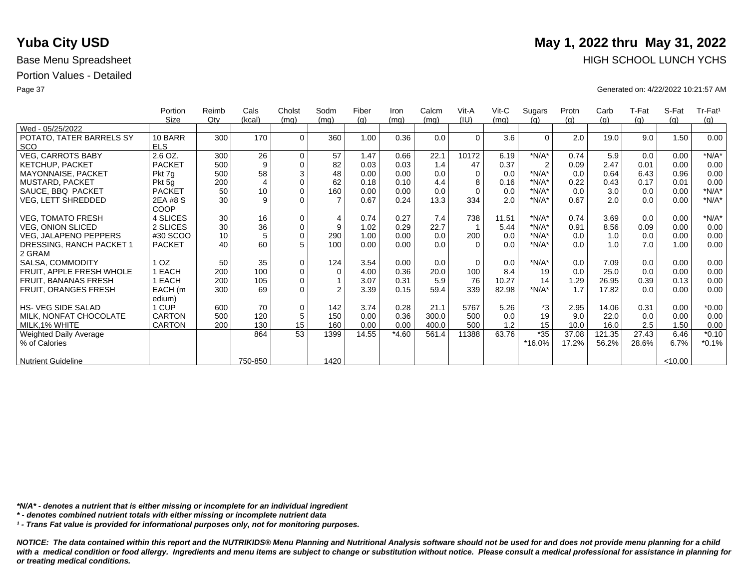# Yuba City USD

## May 1, 2022 thru May 31, 2022

Base Menu Spreadsheet

HIGH SCHOOL LUNCH YCHS

Portion Values - Detailed

Generated on: 4/22/2022 10:21:57 AM

| | Portion Size | Reimb Qty | Cals (kcal) | Cholst (mg) | Sodm (mg) | Fiber (g) | Iron (mg) | Calcm (mg) | Vit-A (IU) | Vit-C (mg) | Sugars (g) | Protn (g) | Carb (g) | T-Fat (g) | S-Fat (g) | Tr-Fat¹ (g) |
|---|---|---|---|---|---|---|---|---|---|---|---|---|---|---|---|---|
| Wed - 05/25/2022 | | | | | | | | | | | | | | | | |
| POTATO, TATER BARRELS SY SCO | 10 BARRELS | 300 | 170 | 0 | 360 | 1.00 | 0.36 | 0.0 | 0 | 3.6 | 0 | 2.0 | 19.0 | 9.0 | 1.50 | 0.00 |
| VEG, CARROTS BABY | 2.6 OZ. | 300 | 26 | 0 | 57 | 1.47 | 0.66 | 22.1 | 10172 | 6.19 | *N/A* | 0.74 | 5.9 | 0.0 | 0.00 | *N/A* |
| KETCHUP, PACKET | PACKET | 500 | 9 | 0 | 82 | 0.03 | 0.03 | 1.4 | 47 | 0.37 | 2 | 0.09 | 2.47 | 0.01 | 0.00 | 0.00 |
| MAYONNAISE, PACKET | Pkt 7g | 500 | 58 | 3 | 48 | 0.00 | 0.00 | 0.0 | 0 | 0.0 | *N/A* | 0.0 | 0.64 | 6.43 | 0.96 | 0.00 |
| MUSTARD, PACKET | Pkt 5g | 200 | 4 | 0 | 62 | 0.18 | 0.10 | 4.4 | 8 | 0.16 | *N/A* | 0.22 | 0.43 | 0.17 | 0.01 | 0.00 |
| SAUCE, BBQ PACKET | PACKET | 50 | 10 | 0 | 160 | 0.00 | 0.00 | 0.0 | 0 | 0.0 | *N/A* | 0.0 | 3.0 | 0.0 | 0.00 | *N/A* |
| VEG, LETT SHREDDED | 2EA #8 SCOOP | 30 | 9 | 0 | 7 | 0.67 | 0.24 | 13.3 | 334 | 2.0 | *N/A* | 0.67 | 2.0 | 0.0 | 0.00 | *N/A* |
| VEG, TOMATO FRESH | 4 SLICES | 30 | 16 | 0 | 4 | 0.74 | 0.27 | 7.4 | 738 | 11.51 | *N/A* | 0.74 | 3.69 | 0.0 | 0.00 | *N/A* |
| VEG, ONION SLICED | 2 SLICES | 30 | 36 | 0 | 9 | 1.02 | 0.29 | 22.7 | 1 | 5.44 | *N/A* | 0.91 | 8.56 | 0.09 | 0.00 | 0.00 |
| VEG, JALAPENO PEPPERS | #30 SCOO | 10 | 5 | 0 | 290 | 1.00 | 0.00 | 0.0 | 200 | 0.0 | *N/A* | 0.0 | 1.0 | 0.0 | 0.00 | 0.00 |
| DRESSING, RANCH PACKET 1 2 GRAM | PACKET | 40 | 60 | 5 | 100 | 0.00 | 0.00 | 0.0 | 0 | 0.0 | *N/A* | 0.0 | 1.0 | 7.0 | 1.00 | 0.00 |
| SALSA, COMMODITY | 1 OZ | 50 | 35 | 0 | 124 | 3.54 | 0.00 | 0.0 | 0 | 0.0 | *N/A* | 0.0 | 7.09 | 0.0 | 0.00 | 0.00 |
| FRUIT, APPLE FRESH WHOLE | 1 EACH | 200 | 100 | 0 | 0 | 4.00 | 0.36 | 20.0 | 100 | 8.4 | 19 | 0.0 | 25.0 | 0.0 | 0.00 | 0.00 |
| FRUIT, BANANAS FRESH | 1 EACH | 200 | 105 | 0 | 1 | 3.07 | 0.31 | 5.9 | 76 | 10.27 | 14 | 1.29 | 26.95 | 0.39 | 0.13 | 0.00 |
| FRUIT, ORANGES FRESH | EACH (medium) | 300 | 69 | 0 | 2 | 3.39 | 0.15 | 59.4 | 339 | 82.98 | *N/A* | 1.7 | 17.82 | 0.0 | 0.00 | 0.00 |
| HS- VEG SIDE SALAD | 1 CUP | 600 | 70 | 0 | 142 | 3.74 | 0.28 | 21.1 | 5767 | 5.26 | *3 | 2.95 | 14.06 | 0.31 | 0.00 | *0.00 |
| MILK, NONFAT CHOCOLATE | CARTON | 500 | 120 | 5 | 150 | 0.00 | 0.36 | 300.0 | 500 | 0.0 | 19 | 9.0 | 22.0 | 0.0 | 0.00 | 0.00 |
| MILK,1% WHITE | CARTON | 200 | 130 | 15 | 160 | 0.00 | 0.00 | 400.0 | 500 | 1.2 | 15 | 10.0 | 16.0 | 2.5 | 1.50 | 0.00 |
| Weighted Daily Average | | | 864 | 53 | 1399 | 14.55 | *4.60 | 561.4 | 11388 | 63.76 | *35 | 37.08 | 121.35 | 27.43 | 6.46 | *0.10 |
| % of Calories | | | | | | | | | | | *16.0% | 17.2% | 56.2% | 28.6% | 6.7% | *0.1% |
| Nutrient Guideline | | | 750-850 | | 1420 | | | | | | | | | | <10.00 | |

***N/A* - denotes a nutrient that is either missing or incomplete for an individual ingredient***

***\* - denotes combined nutrient totals with either missing or incomplete nutrient data***

***¹ - Trans Fat value is provided for informational purposes only, not for monitoring purposes.***

***NOTICE: The data contained within this report and the NUTRIKIDS® Menu Planning and Nutritional Analysis software should not be used for and does not provide menu planning for a child with a medical condition or food allergy. Ingredients and menu items are subject to change or substitution without notice. Please consult a medical professional for assistance in planning for or treating medical conditions.***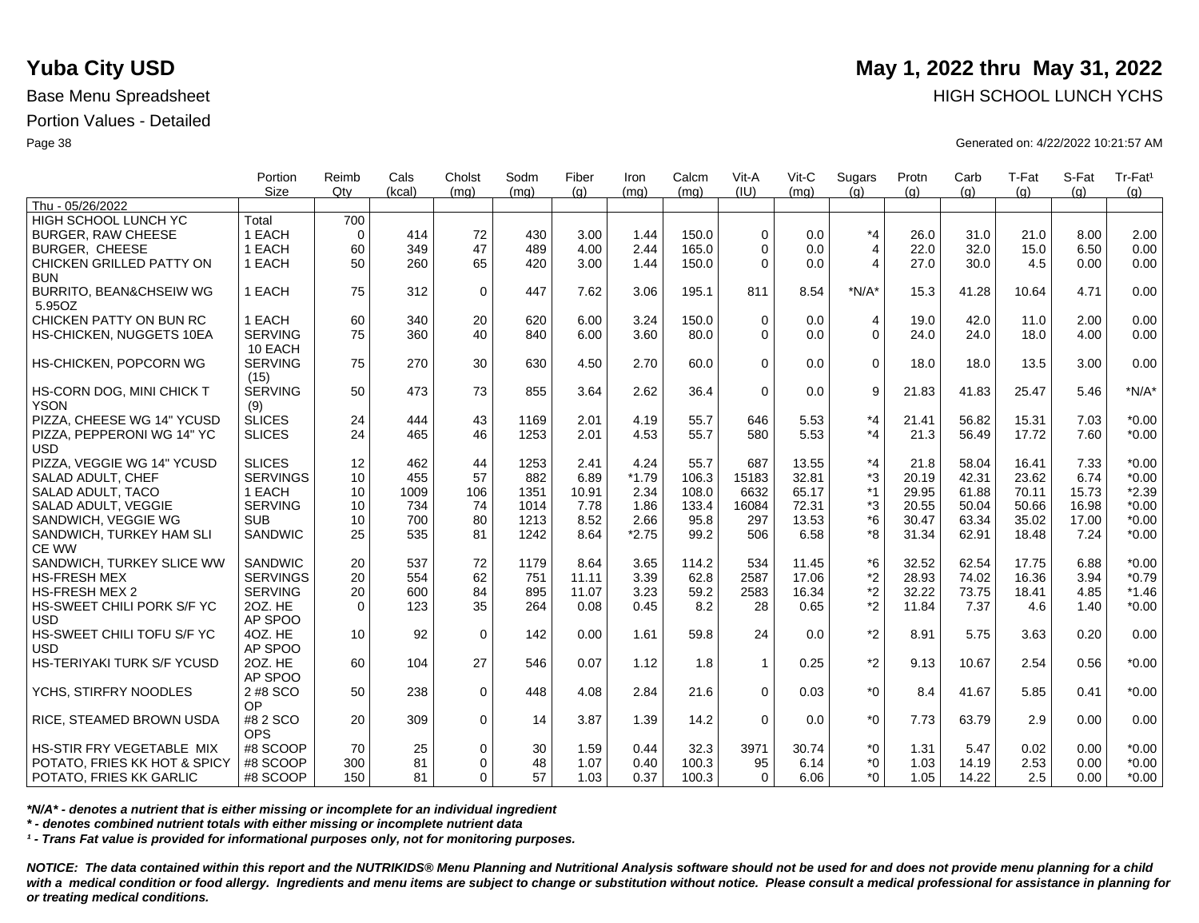# Yuba City USD

**May 1, 2022 thru May 31, 2022**

Base Menu Spreadsheet

HIGH SCHOOL LUNCH YCHS

Portion Values - Detailed

Generated on: 4/22/2022 10:21:57 AM

| | Portion Size | Reimb Qty | Cals (kcal) | Cholst (mg) | Sodm (mg) | Fiber (g) | Iron (mg) | Calcm (mg) | Vit-A (IU) | Vit-C (mg) | Sugars (g) | Protn (g) | Carb (g) | T-Fat (g) | S-Fat (g) | Tr-Fat¹ (g) |
|---|---|---|---|---|---|---|---|---|---|---|---|---|---|---|---|---|
| Thu - 05/26/2022 | | | | | | | | | | | | | | | | |
| HIGH SCHOOL LUNCH YC | Total | 700 | | | | | | | | | | | | | | |
| BURGER, RAW CHEESE | 1 EACH | 0 | 414 | 72 | 430 | 3.00 | 1.44 | 150.0 | 0 | 0.0 | *4 | 26.0 | 31.0 | 21.0 | 8.00 | 2.00 |
| BURGER, CHEESE | 1 EACH | 60 | 349 | 47 | 489 | 4.00 | 2.44 | 165.0 | 0 | 0.0 | 4 | 22.0 | 32.0 | 15.0 | 6.50 | 0.00 |
| CHICKEN GRILLED PATTY ON BUN | 1 EACH | 50 | 260 | 65 | 420 | 3.00 | 1.44 | 150.0 | 0 | 0.0 | 4 | 27.0 | 30.0 | 4.5 | 0.00 | 0.00 |
| BURRITO, BEAN&CHSEIW WG 5.95OZ | 1 EACH | 75 | 312 | 0 | 447 | 7.62 | 3.06 | 195.1 | 811 | 8.54 | *N/A* | 15.3 | 41.28 | 10.64 | 4.71 | 0.00 |
| CHICKEN PATTY ON BUN RC | 1 EACH | 60 | 340 | 20 | 620 | 6.00 | 3.24 | 150.0 | 0 | 0.0 | 4 | 19.0 | 42.0 | 11.0 | 2.00 | 0.00 |
| HS-CHICKEN, NUGGETS 10EA | SERVING 10 EACH | 75 | 360 | 40 | 840 | 6.00 | 3.60 | 80.0 | 0 | 0.0 | 0 | 24.0 | 24.0 | 18.0 | 4.00 | 0.00 |
| HS-CHICKEN, POPCORN WG | SERVING (15) | 75 | 270 | 30 | 630 | 4.50 | 2.70 | 60.0 | 0 | 0.0 | 0 | 18.0 | 18.0 | 13.5 | 3.00 | 0.00 |
| HS-CORN DOG, MINI CHICK T YSON | SERVING (9) | 50 | 473 | 73 | 855 | 3.64 | 2.62 | 36.4 | 0 | 0.0 | 9 | 21.83 | 41.83 | 25.47 | 5.46 | *N/A* |
| PIZZA, CHEESE WG 14" YCUSD | SLICES | 24 | 444 | 43 | 1169 | 2.01 | 4.19 | 55.7 | 646 | 5.53 | *4 | 21.41 | 56.82 | 15.31 | 7.03 | *0.00 |
| PIZZA, PEPPERONI WG 14" YC USD | SLICES | 24 | 465 | 46 | 1253 | 2.01 | 4.53 | 55.7 | 580 | 5.53 | *4 | 21.3 | 56.49 | 17.72 | 7.60 | *0.00 |
| PIZZA, VEGGIE WG 14" YCUSD | SLICES | 12 | 462 | 44 | 1253 | 2.41 | 4.24 | 55.7 | 687 | 13.55 | *4 | 21.8 | 58.04 | 16.41 | 7.33 | *0.00 |
| SALAD ADULT, CHEF | SERVINGS | 10 | 455 | 57 | 882 | 6.89 | *1.79 | 106.3 | 15183 | 32.81 | *3 | 20.19 | 42.31 | 23.62 | 6.74 | *0.00 |
| SALAD ADULT, TACO | 1 EACH | 10 | 1009 | 106 | 1351 | 10.91 | 2.34 | 108.0 | 6632 | 65.17 | *1 | 29.95 | 61.88 | 70.11 | 15.73 | *2.39 |
| SALAD ADULT, VEGGIE | SERVING | 10 | 734 | 74 | 1014 | 7.78 | 1.86 | 133.4 | 16084 | 72.31 | *3 | 20.55 | 50.04 | 50.66 | 16.98 | *0.00 |
| SANDWICH, VEGGIE WG | SUB | 10 | 700 | 80 | 1213 | 8.52 | 2.66 | 95.8 | 297 | 13.53 | *6 | 30.47 | 63.34 | 35.02 | 17.00 | *0.00 |
| SANDWICH, TURKEY HAM SLI CE WW | SANDWIC | 25 | 535 | 81 | 1242 | 8.64 | *2.75 | 99.2 | 506 | 6.58 | *8 | 31.34 | 62.91 | 18.48 | 7.24 | *0.00 |
| SANDWICH, TURKEY SLICE WW | SANDWIC | 20 | 537 | 72 | 1179 | 8.64 | 3.65 | 114.2 | 534 | 11.45 | *6 | 32.52 | 62.54 | 17.75 | 6.88 | *0.00 |
| HS-FRESH MEX | SERVINGS | 20 | 554 | 62 | 751 | 11.11 | 3.39 | 62.8 | 2587 | 17.06 | *2 | 28.93 | 74.02 | 16.36 | 3.94 | *0.79 |
| HS-FRESH MEX 2 | SERVING | 20 | 600 | 84 | 895 | 11.07 | 3.23 | 59.2 | 2583 | 16.34 | *2 | 32.22 | 73.75 | 18.41 | 4.85 | *1.46 |
| HS-SWEET CHILI PORK S/F YC USD | 2OZ. HE AP SPOO | 0 | 123 | 35 | 264 | 0.08 | 0.45 | 8.2 | 28 | 0.65 | *2 | 11.84 | 7.37 | 4.6 | 1.40 | *0.00 |
| HS-SWEET CHILI TOFU S/F YC USD | 4OZ. HE AP SPOO | 10 | 92 | 0 | 142 | 0.00 | 1.61 | 59.8 | 24 | 0.0 | *2 | 8.91 | 5.75 | 3.63 | 0.20 | 0.00 |
| HS-TERIYAKI TURK S/F YCUSD | 2OZ. HE AP SPOO | 60 | 104 | 27 | 546 | 0.07 | 1.12 | 1.8 | 1 | 0.25 | *2 | 9.13 | 10.67 | 2.54 | 0.56 | *0.00 |
| YCHS, STIRFRY NOODLES | 2 #8 SCO OP | 50 | 238 | 0 | 448 | 4.08 | 2.84 | 21.6 | 0 | 0.03 | *0 | 8.4 | 41.67 | 5.85 | 0.41 | *0.00 |
| RICE, STEAMED BROWN USDA | #8 2 SCO OPS | 20 | 309 | 0 | 14 | 3.87 | 1.39 | 14.2 | 0 | 0.0 | *0 | 7.73 | 63.79 | 2.9 | 0.00 | 0.00 |
| HS-STIR FRY VEGETABLE MIX | #8 SCOOP | 70 | 25 | 0 | 30 | 1.59 | 0.44 | 32.3 | 3971 | 30.74 | *0 | 1.31 | 5.47 | 0.02 | 0.00 | *0.00 |
| POTATO, FRIES KK HOT & SPICY | #8 SCOOP | 300 | 81 | 0 | 48 | 1.07 | 0.40 | 100.3 | 95 | 6.14 | *0 | 1.03 | 14.19 | 2.53 | 0.00 | *0.00 |
| POTATO, FRIES KK GARLIC | #8 SCOOP | 150 | 81 | 0 | 57 | 1.03 | 0.37 | 100.3 | 0 | 6.06 | *0 | 1.05 | 14.22 | 2.5 | 0.00 | *0.00 |

***N/A* - denotes a nutrient that is either missing or incomplete for an individual ingredient***

***\* - denotes combined nutrient totals with either missing or incomplete nutrient data***

***¹ - Trans Fat value is provided for informational purposes only, not for monitoring purposes.***

***NOTICE: The data contained within this report and the NUTRIKIDS® Menu Planning and Nutritional Analysis software should not be used for and does not provide menu planning for a child with a medical condition or food allergy. Ingredients and menu items are subject to change or substitution without notice. Please consult a medical professional for assistance in planning for or treating medical conditions.***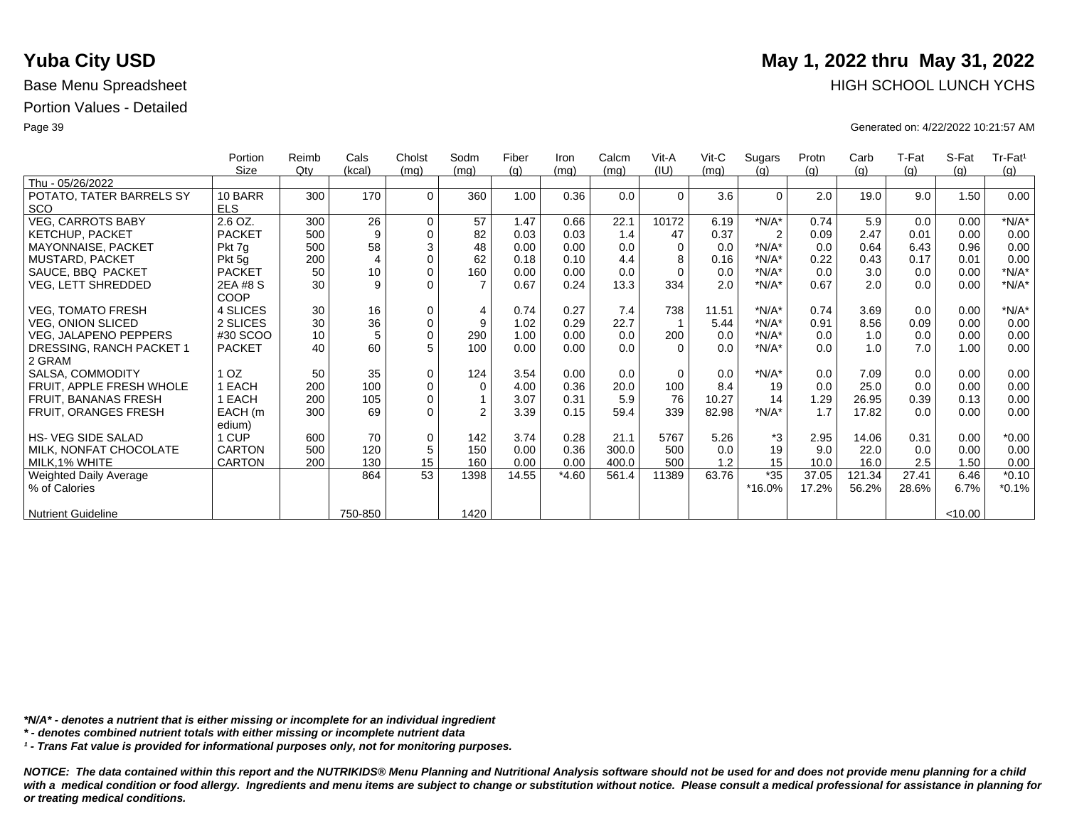# Yuba City USD

**May 1, 2022 thru May 31, 2022**

Base Menu Spreadsheet

HIGH SCHOOL LUNCH YCHS

Portion Values - Detailed

Generated on: 4/22/2022 10:21:57 AM

| | Portion Size | Reimb Qty | Cals (kcal) | Cholst (mg) | Sodm (mg) | Fiber (g) | Iron (mg) | Calcm (mg) | Vit-A (IU) | Vit-C (mg) | Sugars (g) | Protn (g) | Carb (g) | T-Fat (g) | S-Fat (g) | Tr-Fat¹ (g) |
|---|---|---|---|---|---|---|---|---|---|---|---|---|---|---|---|---|
| Thu - 05/26/2022 | | | | | | | | | | | | | | | | |
| POTATO, TATER BARRELS SY SCO | 10 BARRELS | 300 | 170 | 0 | 360 | 1.00 | 0.36 | 0.0 | 0 | 3.6 | 0 | 2.0 | 19.0 | 9.0 | 1.50 | 0.00 |
| VEG, CARROTS BABY | 2.6 OZ. | 300 | 26 | 0 | 57 | 1.47 | 0.66 | 22.1 | 10172 | 6.19 | *N/A* | 0.74 | 5.9 | 0.0 | 0.00 | *N/A* |
| KETCHUP, PACKET | PACKET | 500 | 9 | 0 | 82 | 0.03 | 0.03 | 1.4 | 47 | 0.37 | 2 | 0.09 | 2.47 | 0.01 | 0.00 | 0.00 |
| MAYONNAISE, PACKET | Pkt 7g | 500 | 58 | 3 | 48 | 0.00 | 0.00 | 0.0 | 0 | 0.0 | *N/A* | 0.0 | 0.64 | 6.43 | 0.96 | 0.00 |
| MUSTARD, PACKET | Pkt 5g | 200 | 4 | 0 | 62 | 0.18 | 0.10 | 4.4 | 8 | 0.16 | *N/A* | 0.22 | 0.43 | 0.17 | 0.01 | 0.00 |
| SAUCE, BBQ PACKET | PACKET | 50 | 10 | 0 | 160 | 0.00 | 0.00 | 0.0 | 0 | 0.0 | *N/A* | 0.0 | 3.0 | 0.0 | 0.00 | *N/A* |
| VEG, LETT SHREDDED | 2EA #8 S COOP | 30 | 9 | 0 | 7 | 0.67 | 0.24 | 13.3 | 334 | 2.0 | *N/A* | 0.67 | 2.0 | 0.0 | 0.00 | *N/A* |
| VEG, TOMATO FRESH | 4 SLICES | 30 | 16 | 0 | 4 | 0.74 | 0.27 | 7.4 | 738 | 11.51 | *N/A* | 0.74 | 3.69 | 0.0 | 0.00 | *N/A* |
| VEG, ONION SLICED | 2 SLICES | 30 | 36 | 0 | 9 | 1.02 | 0.29 | 22.7 | 1 | 5.44 | *N/A* | 0.91 | 8.56 | 0.09 | 0.00 | 0.00 |
| VEG, JALAPENO PEPPERS | #30 SCOO | 10 | 5 | 0 | 290 | 1.00 | 0.00 | 0.0 | 200 | 0.0 | *N/A* | 0.0 | 1.0 | 0.0 | 0.00 | 0.00 |
| DRESSING, RANCH PACKET 1 2 GRAM | PACKET | 40 | 60 | 5 | 100 | 0.00 | 0.00 | 0.0 | 0 | 0.0 | *N/A* | 0.0 | 1.0 | 7.0 | 1.00 | 0.00 |
| SALSA, COMMODITY | 1 OZ | 50 | 35 | 0 | 124 | 3.54 | 0.00 | 0.0 | 0 | 0.0 | *N/A* | 0.0 | 7.09 | 0.0 | 0.00 | 0.00 |
| FRUIT, APPLE FRESH WHOLE | 1 EACH | 200 | 100 | 0 | 0 | 4.00 | 0.36 | 20.0 | 100 | 8.4 | 19 | 0.0 | 25.0 | 0.0 | 0.00 | 0.00 |
| FRUIT, BANANAS FRESH | 1 EACH | 200 | 105 | 0 | 1 | 3.07 | 0.31 | 5.9 | 76 | 10.27 | 14 | 1.29 | 26.95 | 0.39 | 0.13 | 0.00 |
| FRUIT, ORANGES FRESH | EACH (medium) | 300 | 69 | 0 | 2 | 3.39 | 0.15 | 59.4 | 339 | 82.98 | *N/A* | 1.7 | 17.82 | 0.0 | 0.00 | 0.00 |
| HS- VEG SIDE SALAD | 1 CUP | 600 | 70 | 0 | 142 | 3.74 | 0.28 | 21.1 | 5767 | 5.26 | *3 | 2.95 | 14.06 | 0.31 | 0.00 | *0.00 |
| MILK, NONFAT CHOCOLATE | CARTON | 500 | 120 | 5 | 150 | 0.00 | 0.36 | 300.0 | 500 | 0.0 | 19 | 9.0 | 22.0 | 0.0 | 0.00 | 0.00 |
| MILK,1% WHITE | CARTON | 200 | 130 | 15 | 160 | 0.00 | 0.00 | 400.0 | 500 | 1.2 | 15 | 10.0 | 16.0 | 2.5 | 1.50 | 0.00 |
| Weighted Daily Average | | | 864 | 53 | 1398 | 14.55 | *4.60 | 561.4 | 11389 | 63.76 | *35 | 37.05 | 121.34 | 27.41 | 6.46 | *0.10 |
| % of Calories | | | | | | | | | | | *16.0% | 17.2% | 56.2% | 28.6% | 6.7% | *0.1% |
| Nutrient Guideline | | | 750-850 | | 1420 | | | | | | | | | | <10.00 | |

***N/A* - denotes a nutrient that is either missing or incomplete for an individual ingredient***

***\* - denotes combined nutrient totals with either missing or incomplete nutrient data***

***¹ - Trans Fat value is provided for informational purposes only, not for monitoring purposes.***

***NOTICE: The data contained within this report and the NUTRIKIDS® Menu Planning and Nutritional Analysis software should not be used for and does not provide menu planning for a child with a medical condition or food allergy. Ingredients and menu items are subject to change or substitution without notice. Please consult a medical professional for assistance in planning for or treating medical conditions.***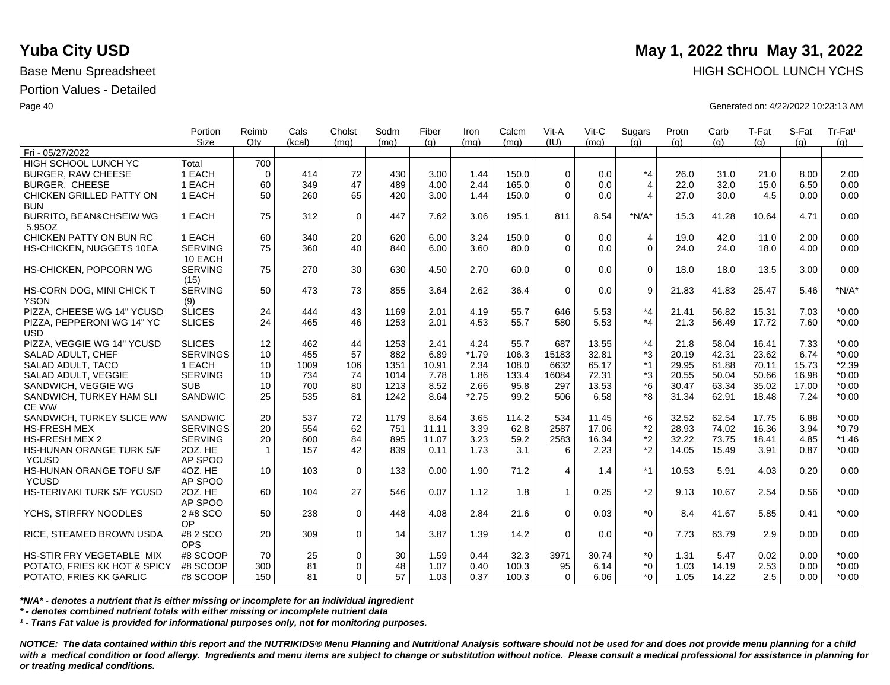# Yuba City USD

**May 1, 2022 thru May 31, 2022**

Base Menu Spreadsheet

HIGH SCHOOL LUNCH YCHS

Portion Values - Detailed

Generated on: 4/22/2022 10:23:13 AM

| | Portion Size | Reimb Qty | Cals (kcal) | Cholst (mg) | Sodm (mg) | Fiber (g) | Iron (mg) | Calcm (mg) | Vit-A (IU) | Vit-C (mg) | Sugars (g) | Protn (g) | Carb (g) | T-Fat (g) | S-Fat (g) | Tr-Fat¹ (g) |
|---|---|---|---|---|---|---|---|---|---|---|---|---|---|---|---|---|
| Fri - 05/27/2022 | | | | | | | | | | | | | | | | |
| HIGH SCHOOL LUNCH YC | Total | 700 | | | | | | | | | | | | | | |
| BURGER, RAW CHEESE | 1 EACH | 0 | 414 | 72 | 430 | 3.00 | 1.44 | 150.0 | 0 | 0.0 | *4 | 26.0 | 31.0 | 21.0 | 8.00 | 2.00 |
| BURGER, CHEESE | 1 EACH | 60 | 349 | 47 | 489 | 4.00 | 2.44 | 165.0 | 0 | 0.0 | 4 | 22.0 | 32.0 | 15.0 | 6.50 | 0.00 |
| CHICKEN GRILLED PATTY ON BUN | 1 EACH | 50 | 260 | 65 | 420 | 3.00 | 1.44 | 150.0 | 0 | 0.0 | 4 | 27.0 | 30.0 | 4.5 | 0.00 | 0.00 |
| BURRITO, BEAN&CHSEIW WG 5.95OZ | 1 EACH | 75 | 312 | 0 | 447 | 7.62 | 3.06 | 195.1 | 811 | 8.54 | *N/A* | 15.3 | 41.28 | 10.64 | 4.71 | 0.00 |
| CHICKEN PATTY ON BUN RC | 1 EACH | 60 | 340 | 20 | 620 | 6.00 | 3.24 | 150.0 | 0 | 0.0 | 4 | 19.0 | 42.0 | 11.0 | 2.00 | 0.00 |
| HS-CHICKEN, NUGGETS 10EA | SERVING 10 EACH | 75 | 360 | 40 | 840 | 6.00 | 3.60 | 80.0 | 0 | 0.0 | 0 | 24.0 | 24.0 | 18.0 | 4.00 | 0.00 |
| HS-CHICKEN, POPCORN WG | SERVING (15) | 75 | 270 | 30 | 630 | 4.50 | 2.70 | 60.0 | 0 | 0.0 | 0 | 18.0 | 18.0 | 13.5 | 3.00 | 0.00 |
| HS-CORN DOG, MINI CHICK T YSON | SERVING (9) | 50 | 473 | 73 | 855 | 3.64 | 2.62 | 36.4 | 0 | 0.0 | 9 | 21.83 | 41.83 | 25.47 | 5.46 | *N/A* |
| PIZZA, CHEESE WG 14" YCUSD | SLICES | 24 | 444 | 43 | 1169 | 2.01 | 4.19 | 55.7 | 646 | 5.53 | *4 | 21.41 | 56.82 | 15.31 | 7.03 | *0.00 |
| PIZZA, PEPPERONI WG 14" YC USD | SLICES | 24 | 465 | 46 | 1253 | 2.01 | 4.53 | 55.7 | 580 | 5.53 | *4 | 21.3 | 56.49 | 17.72 | 7.60 | *0.00 |
| PIZZA, VEGGIE WG 14" YCUSD | SLICES | 12 | 462 | 44 | 1253 | 2.41 | 4.24 | 55.7 | 687 | 13.55 | *4 | 21.8 | 58.04 | 16.41 | 7.33 | *0.00 |
| SALAD ADULT, CHEF | SERVINGS | 10 | 455 | 57 | 882 | 6.89 | *1.79 | 106.3 | 15183 | 32.81 | *3 | 20.19 | 42.31 | 23.62 | 6.74 | *0.00 |
| SALAD ADULT, TACO | 1 EACH | 10 | 1009 | 106 | 1351 | 10.91 | 2.34 | 108.0 | 6632 | 65.17 | *1 | 29.95 | 61.88 | 70.11 | 15.73 | *2.39 |
| SALAD ADULT, VEGGIE | SERVING | 10 | 734 | 74 | 1014 | 7.78 | 1.86 | 133.4 | 16084 | 72.31 | *3 | 20.55 | 50.04 | 50.66 | 16.98 | *0.00 |
| SANDWICH, VEGGIE WG | SUB | 10 | 700 | 80 | 1213 | 8.52 | 2.66 | 95.8 | 297 | 13.53 | *6 | 30.47 | 63.34 | 35.02 | 17.00 | *0.00 |
| SANDWICH, TURKEY HAM SLI CE WW | SANDWIC | 25 | 535 | 81 | 1242 | 8.64 | *2.75 | 99.2 | 506 | 6.58 | *8 | 31.34 | 62.91 | 18.48 | 7.24 | *0.00 |
| SANDWICH, TURKEY SLICE WW | SANDWIC | 20 | 537 | 72 | 1179 | 8.64 | 3.65 | 114.2 | 534 | 11.45 | *6 | 32.52 | 62.54 | 17.75 | 6.88 | *0.00 |
| HS-FRESH MEX | SERVINGS | 20 | 554 | 62 | 751 | 11.11 | 3.39 | 62.8 | 2587 | 17.06 | *2 | 28.93 | 74.02 | 16.36 | 3.94 | *0.79 |
| HS-FRESH MEX 2 | SERVING | 20 | 600 | 84 | 895 | 11.07 | 3.23 | 59.2 | 2583 | 16.34 | *2 | 32.22 | 73.75 | 18.41 | 4.85 | *1.46 |
| HS-HUNAN ORANGE TURK S/F YCUSD | 2OZ. HE AP SPOO | 1 | 157 | 42 | 839 | 0.11 | 1.73 | 3.1 | 6 | 2.23 | *2 | 14.05 | 15.49 | 3.91 | 0.87 | *0.00 |
| HS-HUNAN ORANGE TOFU S/F YCUSD | 4OZ. HE AP SPOO | 10 | 103 | 0 | 133 | 0.00 | 1.90 | 71.2 | 4 | 1.4 | *1 | 10.53 | 5.91 | 4.03 | 0.20 | 0.00 |
| HS-TERIYAKI TURK S/F YCUSD | 2OZ. HE AP SPOO | 60 | 104 | 27 | 546 | 0.07 | 1.12 | 1.8 | 1 | 0.25 | *2 | 9.13 | 10.67 | 2.54 | 0.56 | *0.00 |
| YCHS, STIRFRY NOODLES | 2 #8 SCO OP | 50 | 238 | 0 | 448 | 4.08 | 2.84 | 21.6 | 0 | 0.03 | *0 | 8.4 | 41.67 | 5.85 | 0.41 | *0.00 |
| RICE, STEAMED BROWN USDA | #8 2 SCO OPS | 20 | 309 | 0 | 14 | 3.87 | 1.39 | 14.2 | 0 | 0.0 | *0 | 7.73 | 63.79 | 2.9 | 0.00 | 0.00 |
| HS-STIR FRY VEGETABLE MIX | #8 SCOOP | 70 | 25 | 0 | 30 | 1.59 | 0.44 | 32.3 | 3971 | 30.74 | *0 | 1.31 | 5.47 | 0.02 | 0.00 | *0.00 |
| POTATO, FRIES KK HOT & SPICY | #8 SCOOP | 300 | 81 | 0 | 48 | 1.07 | 0.40 | 100.3 | 95 | 6.14 | *0 | 1.03 | 14.19 | 2.53 | 0.00 | *0.00 |
| POTATO, FRIES KK GARLIC | #8 SCOOP | 150 | 81 | 0 | 57 | 1.03 | 0.37 | 100.3 | 0 | 6.06 | *0 | 1.05 | 14.22 | 2.5 | 0.00 | *0.00 |

*\*N/A\* - denotes a nutrient that is either missing or incomplete for an individual ingredient*

*\* - denotes combined nutrient totals with either missing or incomplete nutrient data*

*¹ - Trans Fat value is provided for informational purposes only, not for monitoring purposes.*

***NOTICE: The data contained within this report and the NUTRIKIDS® Menu Planning and Nutritional Analysis software should not be used for and does not provide menu planning for a child with a medical condition or food allergy. Ingredients and menu items are subject to change or substitution without notice. Please consult a medical professional for assistance in planning for or treating medical conditions.***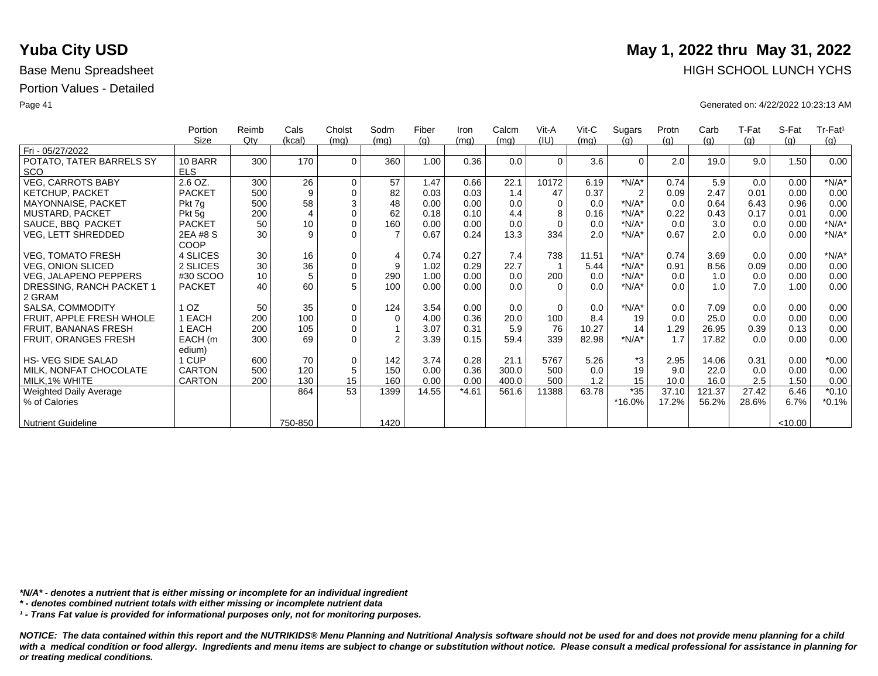# Yuba City USD

**May 1, 2022 thru May 31, 2022**

Base Menu Spreadsheet

HIGH SCHOOL LUNCH YCHS

Portion Values - Detailed

Generated on: 4/22/2022 10:23:13 AM

| | Portion Size | Reimb Qty | Cals (kcal) | Cholst (mg) | Sodm (mg) | Fiber (g) | Iron (mg) | Calcm (mg) | Vit-A (IU) | Vit-C (mg) | Sugars (g) | Protn (g) | Carb (g) | T-Fat (g) | S-Fat (g) | Tr-Fat[1] (g) |
|---|---|---|---|---|---|---|---|---|---|---|---|---|---|---|---|---|
| Fri - 05/27/2022 | | | | | | | | | | | | | | | | |
| POTATO, TATER BARRELS SY SCO | 10 BARR ELS | 300 | 170 | 0 | 360 | 1.00 | 0.36 | 0.0 | 0 | 3.6 | 0 | 2.0 | 19.0 | 9.0 | 1.50 | 0.00 |
| VEG, CARROTS BABY | 2.6 OZ. | 300 | 26 | 0 | 57 | 1.47 | 0.66 | 22.1 | 10172 | 6.19 | *N/A* | 0.74 | 5.9 | 0.0 | 0.00 | *N/A* |
| KETCHUP, PACKET | PACKET | 500 | 9 | 0 | 82 | 0.03 | 0.03 | 1.4 | 47 | 0.37 | 2 | 0.09 | 2.47 | 0.01 | 0.00 | 0.00 |
| MAYONNAISE, PACKET | Pkt 7g | 500 | 58 | 3 | 48 | 0.00 | 0.00 | 0.0 | 0 | 0.0 | *N/A* | 0.0 | 0.64 | 6.43 | 0.96 | 0.00 |
| MUSTARD, PACKET | Pkt 5g | 200 | 4 | 0 | 62 | 0.18 | 0.10 | 4.4 | 8 | 0.16 | *N/A* | 0.22 | 0.43 | 0.17 | 0.01 | 0.00 |
| SAUCE, BBQ PACKET | PACKET | 50 | 10 | 0 | 160 | 0.00 | 0.00 | 0.0 | 0 | 0.0 | *N/A* | 0.0 | 3.0 | 0.0 | 0.00 | *N/A* |
| VEG, LETT SHREDDED | 2EA #8 S COOP | 30 | 9 | 0 | 7 | 0.67 | 0.24 | 13.3 | 334 | 2.0 | *N/A* | 0.67 | 2.0 | 0.0 | 0.00 | *N/A* |
| VEG, TOMATO FRESH | 4 SLICES | 30 | 16 | 0 | 4 | 0.74 | 0.27 | 7.4 | 738 | 11.51 | *N/A* | 0.74 | 3.69 | 0.0 | 0.00 | *N/A* |
| VEG, ONION SLICED | 2 SLICES | 30 | 36 | 0 | 9 | 1.02 | 0.29 | 22.7 | 1 | 5.44 | *N/A* | 0.91 | 8.56 | 0.09 | 0.00 | 0.00 |
| VEG, JALAPENO PEPPERS | #30 SCOO | 10 | 5 | 0 | 290 | 1.00 | 0.00 | 0.0 | 200 | 0.0 | *N/A* | 0.0 | 1.0 | 0.0 | 0.00 | 0.00 |
| DRESSING, RANCH PACKET 1 2 GRAM | PACKET | 40 | 60 | 5 | 100 | 0.00 | 0.00 | 0.0 | 0 | 0.0 | *N/A* | 0.0 | 1.0 | 7.0 | 1.00 | 0.00 |
| SALSA, COMMODITY | 1 OZ | 50 | 35 | 0 | 124 | 3.54 | 0.00 | 0.0 | 0 | 0.0 | *N/A* | 0.0 | 7.09 | 0.0 | 0.00 | 0.00 |
| FRUIT, APPLE FRESH WHOLE | 1 EACH | 200 | 100 | 0 | 0 | 4.00 | 0.36 | 20.0 | 100 | 8.4 | 19 | 0.0 | 25.0 | 0.0 | 0.00 | 0.00 |
| FRUIT, BANANAS FRESH | 1 EACH | 200 | 105 | 0 | 1 | 3.07 | 0.31 | 5.9 | 76 | 10.27 | 14 | 1.29 | 26.95 | 0.39 | 0.13 | 0.00 |
| FRUIT, ORANGES FRESH | EACH (m edium) | 300 | 69 | 0 | 2 | 3.39 | 0.15 | 59.4 | 339 | 82.98 | *N/A* | 1.7 | 17.82 | 0.0 | 0.00 | 0.00 |
| HS- VEG SIDE SALAD | 1 CUP | 600 | 70 | 0 | 142 | 3.74 | 0.28 | 21.1 | 5767 | 5.26 | *3 | 2.95 | 14.06 | 0.31 | 0.00 | *0.00 |
| MILK, NONFAT CHOCOLATE | CARTON | 500 | 120 | 5 | 150 | 0.00 | 0.36 | 300.0 | 500 | 0.0 | 19 | 9.0 | 22.0 | 0.0 | 0.00 | 0.00 |
| MILK,1% WHITE | CARTON | 200 | 130 | 15 | 160 | 0.00 | 0.00 | 400.0 | 500 | 1.2 | 15 | 10.0 | 16.0 | 2.5 | 1.50 | 0.00 |
| Weighted Daily Average | | | 864 | 53 | 1399 | 14.55 | *4.61 | 561.6 | 11388 | 63.78 | *35 | 37.10 | 121.37 | 27.42 | 6.46 | *0.10 |
| % of Calories | | | | | | | | | | | *16.0% | 17.2% | 56.2% | 28.6% | 6.7% | *0.1% |
| Nutrient Guideline | | | 750-850 | | 1420 | | | | | | | | | | <10.00 | |

***N/A* - denotes a nutrient that is either missing or incomplete for an individual ingredient***

***\* - denotes combined nutrient totals with either missing or incomplete nutrient data***

***[1] - Trans Fat value is provided for informational purposes only, not for monitoring purposes.***

***NOTICE: The data contained within this report and the NUTRIKIDS® Menu Planning and Nutritional Analysis software should not be used for and does not provide menu planning for a child with a medical condition or food allergy. Ingredients and menu items are subject to change or substitution without notice. Please consult a medical professional for assistance in planning for or treating medical conditions.***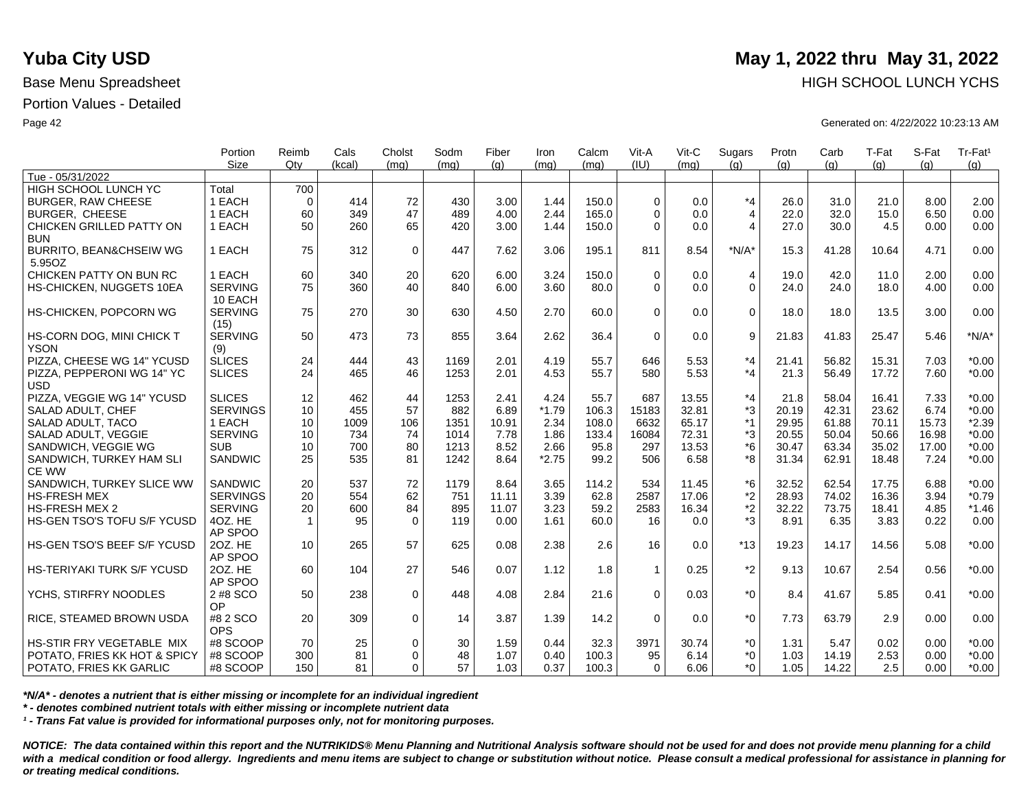# Yuba City USD

**May 1, 2022 thru May 31, 2022**

Base Menu Spreadsheet

HIGH SCHOOL LUNCH YCHS

Portion Values - Detailed

Generated on: 4/22/2022 10:23:13 AM

| | Portion Size | Reimb Qty | Cals (kcal) | Cholst (mg) | Sodm (mg) | Fiber (g) | Iron (mg) | Calcm (mg) | Vit-A (IU) | Vit-C (mg) | Sugars (g) | Protn (g) | Carb (g) | T-Fat (g) | S-Fat (g) | Tr-Fat¹ (g) |
|---|---|---|---|---|---|---|---|---|---|---|---|---|---|---|---|---|
| Tue - 05/31/2022 | | | | | | | | | | | | | | | | |
| HIGH SCHOOL LUNCH YC | Total | 700 | | | | | | | | | | | | | | |
| BURGER, RAW CHEESE | 1 EACH | 0 | 414 | 72 | 430 | 3.00 | 1.44 | 150.0 | 0 | 0.0 | *4 | 26.0 | 31.0 | 21.0 | 8.00 | 2.00 |
| BURGER, CHEESE | 1 EACH | 60 | 349 | 47 | 489 | 4.00 | 2.44 | 165.0 | 0 | 0.0 | 4 | 22.0 | 32.0 | 15.0 | 6.50 | 0.00 |
| CHICKEN GRILLED PATTY ON BUN | 1 EACH | 50 | 260 | 65 | 420 | 3.00 | 1.44 | 150.0 | 0 | 0.0 | 4 | 27.0 | 30.0 | 4.5 | 0.00 | 0.00 |
| BURRITO, BEAN&CHSEIW WG 5.95OZ | 1 EACH | 75 | 312 | 0 | 447 | 7.62 | 3.06 | 195.1 | 811 | 8.54 | *N/A* | 15.3 | 41.28 | 10.64 | 4.71 | 0.00 |
| CHICKEN PATTY ON BUN RC | 1 EACH | 60 | 340 | 20 | 620 | 6.00 | 3.24 | 150.0 | 0 | 0.0 | 4 | 19.0 | 42.0 | 11.0 | 2.00 | 0.00 |
| HS-CHICKEN, NUGGETS 10EA | SERVING 10 EACH | 75 | 360 | 40 | 840 | 6.00 | 3.60 | 80.0 | 0 | 0.0 | 0 | 24.0 | 24.0 | 18.0 | 4.00 | 0.00 |
| HS-CHICKEN, POPCORN WG | SERVING (15) | 75 | 270 | 30 | 630 | 4.50 | 2.70 | 60.0 | 0 | 0.0 | 0 | 18.0 | 18.0 | 13.5 | 3.00 | 0.00 |
| HS-CORN DOG, MINI CHICK T YSON | SERVING (9) | 50 | 473 | 73 | 855 | 3.64 | 2.62 | 36.4 | 0 | 0.0 | 9 | 21.83 | 41.83 | 25.47 | 5.46 | *N/A* |
| PIZZA, CHEESE WG 14" YCUSD | SLICES | 24 | 444 | 43 | 1169 | 2.01 | 4.19 | 55.7 | 646 | 5.53 | *4 | 21.41 | 56.82 | 15.31 | 7.03 | *0.00 |
| PIZZA, PEPPERONI WG 14" YC USD | SLICES | 24 | 465 | 46 | 1253 | 2.01 | 4.53 | 55.7 | 580 | 5.53 | *4 | 21.3 | 56.49 | 17.72 | 7.60 | *0.00 |
| PIZZA, VEGGIE WG 14" YCUSD | SLICES | 12 | 462 | 44 | 1253 | 2.41 | 4.24 | 55.7 | 687 | 13.55 | *4 | 21.8 | 58.04 | 16.41 | 7.33 | *0.00 |
| SALAD ADULT, CHEF | SERVINGS | 10 | 455 | 57 | 882 | 6.89 | *1.79 | 106.3 | 15183 | 32.81 | *3 | 20.19 | 42.31 | 23.62 | 6.74 | *0.00 |
| SALAD ADULT, TACO | 1 EACH | 10 | 1009 | 106 | 1351 | 10.91 | 2.34 | 108.0 | 6632 | 65.17 | *1 | 29.95 | 61.88 | 70.11 | 15.73 | *2.39 |
| SALAD ADULT, VEGGIE | SERVING | 10 | 734 | 74 | 1014 | 7.78 | 1.86 | 133.4 | 16084 | 72.31 | *3 | 20.55 | 50.04 | 50.66 | 16.98 | *0.00 |
| SANDWICH, VEGGIE WG | SUB | 10 | 700 | 80 | 1213 | 8.52 | 2.66 | 95.8 | 297 | 13.53 | *6 | 30.47 | 63.34 | 35.02 | 17.00 | *0.00 |
| SANDWICH, TURKEY HAM SLI CE WW | SANDWIC | 25 | 535 | 81 | 1242 | 8.64 | *2.75 | 99.2 | 506 | 6.58 | *8 | 31.34 | 62.91 | 18.48 | 7.24 | *0.00 |
| SANDWICH, TURKEY SLICE WW | SANDWIC | 20 | 537 | 72 | 1179 | 8.64 | 3.65 | 114.2 | 534 | 11.45 | *6 | 32.52 | 62.54 | 17.75 | 6.88 | *0.00 |
| HS-FRESH MEX | SERVINGS | 20 | 554 | 62 | 751 | 11.11 | 3.39 | 62.8 | 2587 | 17.06 | *2 | 28.93 | 74.02 | 16.36 | 3.94 | *0.79 |
| HS-FRESH MEX 2 | SERVING | 20 | 600 | 84 | 895 | 11.07 | 3.23 | 59.2 | 2583 | 16.34 | *2 | 32.22 | 73.75 | 18.41 | 4.85 | *1.46 |
| HS-GEN TSO'S TOFU S/F YCUSD | 4OZ. HE AP SPOO | 1 | 95 | 0 | 119 | 0.00 | 1.61 | 60.0 | 16 | 0.0 | *3 | 8.91 | 6.35 | 3.83 | 0.22 | 0.00 |
| HS-GEN TSO'S BEEF S/F YCUSD | 2OZ. HE AP SPOO | 10 | 265 | 57 | 625 | 0.08 | 2.38 | 2.6 | 16 | 0.0 | *13 | 19.23 | 14.17 | 14.56 | 5.08 | *0.00 |
| HS-TERIYAKI TURK S/F YCUSD | 2OZ. HE AP SPOO | 60 | 104 | 27 | 546 | 0.07 | 1.12 | 1.8 | 1 | 0.25 | *2 | 9.13 | 10.67 | 2.54 | 0.56 | *0.00 |
| YCHS, STIRFRY NOODLES | 2 #8 SCO OP | 50 | 238 | 0 | 448 | 4.08 | 2.84 | 21.6 | 0 | 0.03 | *0 | 8.4 | 41.67 | 5.85 | 0.41 | *0.00 |
| RICE, STEAMED BROWN USDA | #8 2 SCO OPS | 20 | 309 | 0 | 14 | 3.87 | 1.39 | 14.2 | 0 | 0.0 | *0 | 7.73 | 63.79 | 2.9 | 0.00 | 0.00 |
| HS-STIR FRY VEGETABLE MIX | #8 SCOOP | 70 | 25 | 0 | 30 | 1.59 | 0.44 | 32.3 | 3971 | 30.74 | *0 | 1.31 | 5.47 | 0.02 | 0.00 | *0.00 |
| POTATO, FRIES KK HOT & SPICY | #8 SCOOP | 300 | 81 | 0 | 48 | 1.07 | 0.40 | 100.3 | 95 | 6.14 | *0 | 1.03 | 14.19 | 2.53 | 0.00 | *0.00 |
| POTATO, FRIES KK GARLIC | #8 SCOOP | 150 | 81 | 0 | 57 | 1.03 | 0.37 | 100.3 | 0 | 6.06 | *0 | 1.05 | 14.22 | 2.5 | 0.00 | *0.00 |

***N/A* - denotes a nutrient that is either missing or incomplete for an individual ingredient***

*** - denotes combined nutrient totals with either missing or incomplete nutrient data***

***¹ - Trans Fat value is provided for informational purposes only, not for monitoring purposes.***

***NOTICE: The data contained within this report and the NUTRIKIDS® Menu Planning and Nutritional Analysis software should not be used for and does not provide menu planning for a child with a medical condition or food allergy. Ingredients and menu items are subject to change or substitution without notice. Please consult a medical professional for assistance in planning for or treating medical conditions.***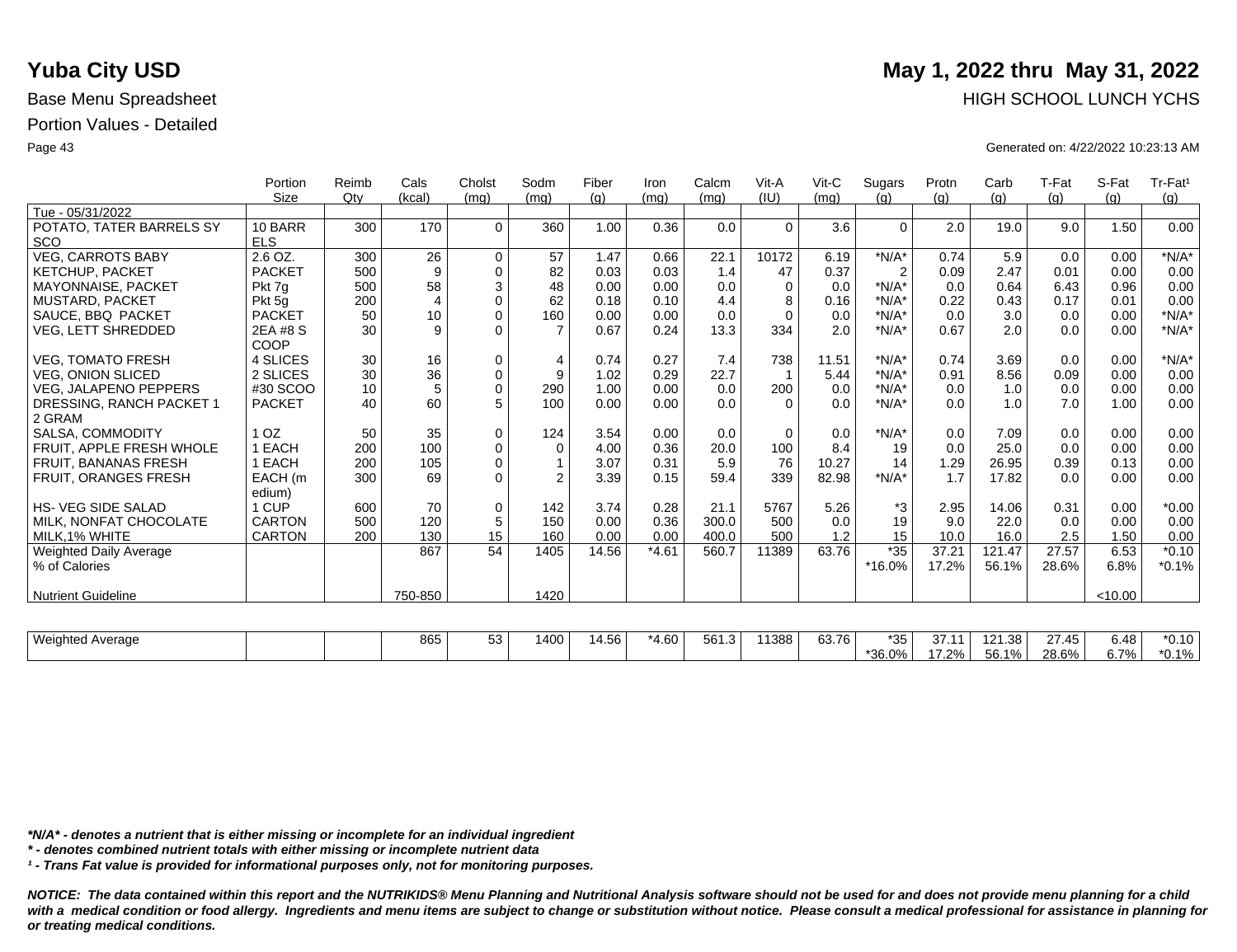# Yuba City USD

**May 1, 2022 thru May 31, 2022**

Base Menu Spreadsheet

HIGH SCHOOL LUNCH YCHS

Portion Values - Detailed

Generated on: 4/22/2022 10:23:13 AM

| | Portion Size | Reimb Qty | Cals (kcal) | Cholst (mg) | Sodm (mg) | Fiber (g) | Iron (mg) | Calcm (mg) | Vit-A (IU) | Vit-C (mg) | Sugars (g) | Protn (g) | Carb (g) | T-Fat (g) | S-Fat (g) | Tr-Fat¹ (g) |
|---|---|---|---|---|---|---|---|---|---|---|---|---|---|---|---|---|
| Tue - 05/31/2022 | | | | | | | | | | | | | | | | |
| POTATO, TATER BARRELS SY SCO | 10 BARRELS | 300 | 170 | 0 | 360 | 1.00 | 0.36 | 0.0 | 0 | 3.6 | 0 | 2.0 | 19.0 | 9.0 | 1.50 | 0.00 |
| VEG, CARROTS BABY | 2.6 OZ. | 300 | 26 | 0 | 57 | 1.47 | 0.66 | 22.1 | 10172 | 6.19 | *N/A* | 0.74 | 5.9 | 0.0 | 0.00 | *N/A* |
| KETCHUP, PACKET | PACKET | 500 | 9 | 0 | 82 | 0.03 | 0.03 | 1.4 | 47 | 0.37 | 2 | 0.09 | 2.47 | 0.01 | 0.00 | 0.00 |
| MAYONNAISE, PACKET | Pkt 7g | 500 | 58 | 3 | 48 | 0.00 | 0.00 | 0.0 | 0 | 0.0 | *N/A* | 0.0 | 0.64 | 6.43 | 0.96 | 0.00 |
| MUSTARD, PACKET | Pkt 5g | 200 | 4 | 0 | 62 | 0.18 | 0.10 | 4.4 | 8 | 0.16 | *N/A* | 0.22 | 0.43 | 0.17 | 0.01 | 0.00 |
| SAUCE, BBQ PACKET | PACKET | 50 | 10 | 0 | 160 | 0.00 | 0.00 | 0.0 | 0 | 0.0 | *N/A* | 0.0 | 3.0 | 0.0 | 0.00 | *N/A* |
| VEG, LETT SHREDDED | 2EA #8 SCOOP | 30 | 9 | 0 | 7 | 0.67 | 0.24 | 13.3 | 334 | 2.0 | *N/A* | 0.67 | 2.0 | 0.0 | 0.00 | *N/A* |
| VEG, TOMATO FRESH | 4 SLICES | 30 | 16 | 0 | 4 | 0.74 | 0.27 | 7.4 | 738 | 11.51 | *N/A* | 0.74 | 3.69 | 0.0 | 0.00 | *N/A* |
| VEG, ONION SLICED | 2 SLICES | 30 | 36 | 0 | 9 | 1.02 | 0.29 | 22.7 | 1 | 5.44 | *N/A* | 0.91 | 8.56 | 0.09 | 0.00 | 0.00 |
| VEG, JALAPENO PEPPERS | #30 SCOO | 10 | 5 | 0 | 290 | 1.00 | 0.00 | 0.0 | 200 | 0.0 | *N/A* | 0.0 | 1.0 | 0.0 | 0.00 | 0.00 |
| DRESSING, RANCH PACKET 1 2 GRAM | PACKET | 40 | 60 | 5 | 100 | 0.00 | 0.00 | 0.0 | 0 | 0.0 | *N/A* | 0.0 | 1.0 | 7.0 | 1.00 | 0.00 |
| SALSA, COMMODITY | 1 OZ | 50 | 35 | 0 | 124 | 3.54 | 0.00 | 0.0 | 0 | 0.0 | *N/A* | 0.0 | 7.09 | 0.0 | 0.00 | 0.00 |
| FRUIT, APPLE FRESH WHOLE | 1 EACH | 200 | 100 | 0 | 0 | 4.00 | 0.36 | 20.0 | 100 | 8.4 | 19 | 0.0 | 25.0 | 0.0 | 0.00 | 0.00 |
| FRUIT, BANANAS FRESH | 1 EACH | 200 | 105 | 0 | 1 | 3.07 | 0.31 | 5.9 | 76 | 10.27 | 14 | 1.29 | 26.95 | 0.39 | 0.13 | 0.00 |
| FRUIT, ORANGES FRESH | EACH (medium) | 300 | 69 | 0 | 2 | 3.39 | 0.15 | 59.4 | 339 | 82.98 | *N/A* | 1.7 | 17.82 | 0.0 | 0.00 | 0.00 |
| HS- VEG SIDE SALAD | 1 CUP | 600 | 70 | 0 | 142 | 3.74 | 0.28 | 21.1 | 5767 | 5.26 | *3 | 2.95 | 14.06 | 0.31 | 0.00 | *0.00 |
| MILK, NONFAT CHOCOLATE | CARTON | 500 | 120 | 5 | 150 | 0.00 | 0.36 | 300.0 | 500 | 0.0 | 19 | 9.0 | 22.0 | 0.0 | 0.00 | 0.00 |
| MILK,1% WHITE | CARTON | 200 | 130 | 15 | 160 | 0.00 | 0.00 | 400.0 | 500 | 1.2 | 15 | 10.0 | 16.0 | 2.5 | 1.50 | 0.00 |
| Weighted Daily Average | | | 867 | 54 | 1405 | 14.56 | *4.61 | 560.7 | 11389 | 63.76 | *35 | 37.21 | 121.47 | 27.57 | 6.53 | *0.10 |
| % of Calories | | | | | | | | | | | *16.0% | 17.2% | 56.1% | 28.6% | 6.8% | *0.1% |
| Nutrient Guideline | | | 750-850 | | 1420 | | | | | | | | | | <10.00 | |

| | | | Cals | Cholst | Sodm | Fiber | Iron | Calcm | Vit-A | Vit-C | Sugars | Protn | Carb | T-Fat | S-Fat | Tr-Fat |
|---|---|---|---|---|---|---|---|---|---|---|---|---|---|---|---|---|
| Weighted Average | | | 865 | 53 | 1400 | 14.56 | *4.60 | 561.3 | 11388 | 63.76 | *35 | 37.11 | 121.38 | 27.45 | 6.48 | *0.10 |
| | | | | | | | | | | | *36.0% | 17.2% | 56.1% | 28.6% | 6.7% | *0.1% |

***N/A* - denotes a nutrient that is either missing or incomplete for an individual ingredient**

***\* - denotes combined nutrient totals with either missing or incomplete nutrient data***

***¹ - Trans Fat value is provided for informational purposes only, not for monitoring purposes.***

***NOTICE: The data contained within this report and the NUTRIKIDS® Menu Planning and Nutritional Analysis software should not be used for and does not provide menu planning for a child with a medical condition or food allergy. Ingredients and menu items are subject to change or substitution without notice. Please consult a medical professional for assistance in planning for or treating medical conditions.***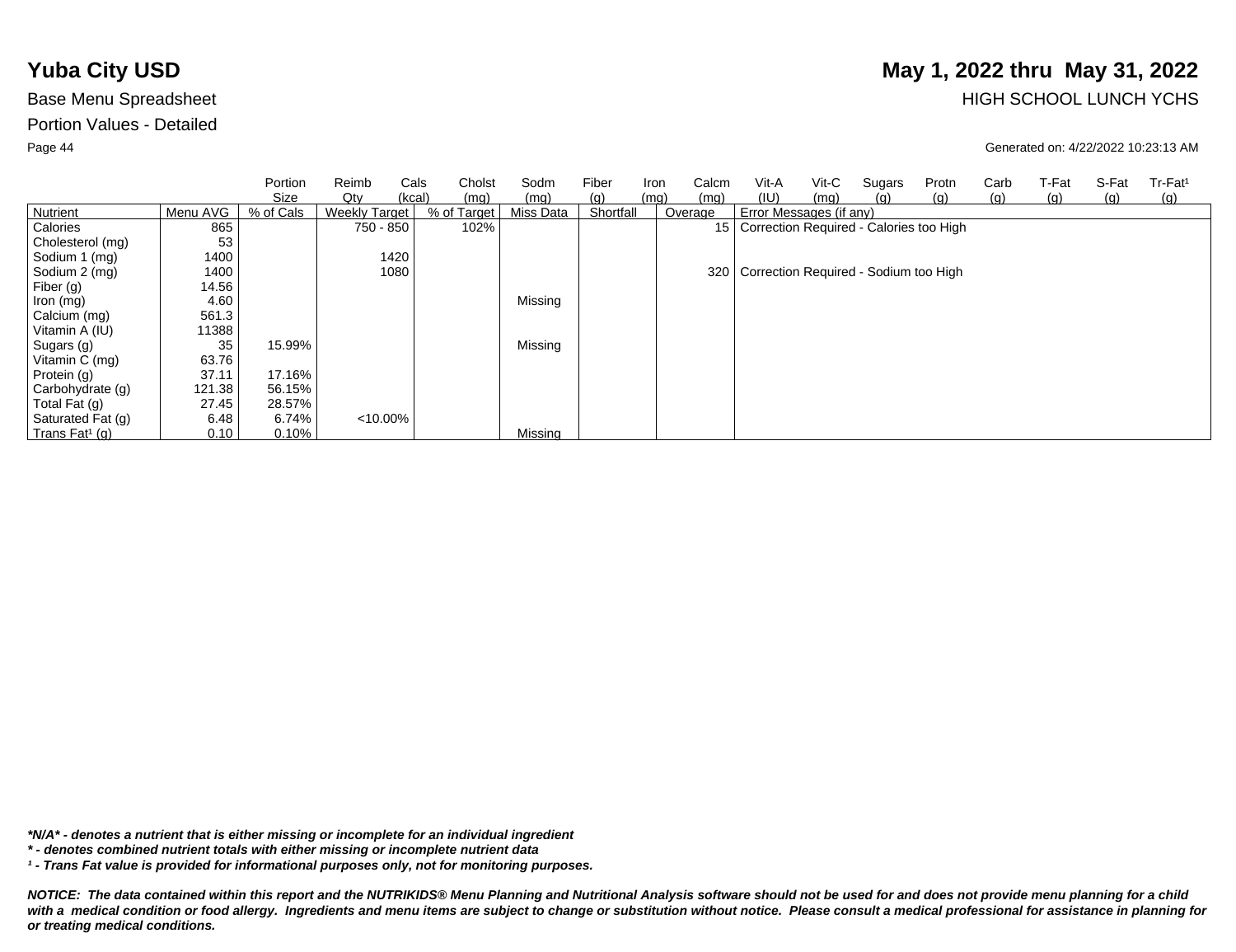**Yuba City USD** **May 1, 2022 thru May 31, 2022**

Base Menu Spreadsheet HIGH SCHOOL LUNCH YCHS

Portion Values - Detailed

Generated on: 4/22/2022 10:23:13 AM

| Portion Size | Reimb Qty | Cals (kcal) | Cholst (mg) | Sodm (mg) | Fiber (g) | Iron (mg) | Calcm (mg) | Vit-A (IU) | Vit-C (mg) | Sugars (g) | Protn (g) | Carb (g) | T-Fat (g) | S-Fat (g) | Tr-Fat¹ (g) |
|---|---|---|---|---|---|---|---|---|---|---|---|---|---|---|---|

| Nutrient | Menu AVG | % of Cals | Weekly Target | % of Target | Miss Data | Shortfall | Overage | Error Messages (if any) |
|---|---|---|---|---|---|---|---|---|
| Calories | 865 | | 750 - 850 | 102% | | | 15 | Correction Required - Calories too High |
| Cholesterol (mg) | 53 | | | | | | | |
| Sodium 1 (mg) | 1400 | | 1420 | | | | | |
| Sodium 2 (mg) | 1400 | | 1080 | | | | 320 | Correction Required - Sodium too High |
| Fiber (g) | 14.56 | | | | | | | |
| Iron (mg) | 4.60 | | | | Missing | | | |
| Calcium (mg) | 561.3 | | | | | | | |
| Vitamin A (IU) | 11388 | | | | | | | |
| Sugars (g) | 35 | 15.99% | | | Missing | | | |
| Vitamin C (mg) | 63.76 | | | | | | | |
| Protein (g) | 37.11 | 17.16% | | | | | | |
| Carbohydrate (g) | 121.38 | 56.15% | | | | | | |
| Total Fat (g) | 27.45 | 28.57% | | | | | | |
| Saturated Fat (g) | 6.48 | 6.74% | <10.00% | | | | | |
| Trans Fat¹ (g) | 0.10 | 0.10% | | | Missing | | | |

***N/A* - denotes a nutrient that is either missing or incomplete for an individual ingredient**

***\* - denotes combined nutrient totals with either missing or incomplete nutrient data***

***¹ - Trans Fat value is provided for informational purposes only, not for monitoring purposes.***

***NOTICE: The data contained within this report and the NUTRIKIDS® Menu Planning and Nutritional Analysis software should not be used for and does not provide menu planning for a child with a medical condition or food allergy. Ingredients and menu items are subject to change or substitution without notice. Please consult a medical professional for assistance in planning for or treating medical conditions.***